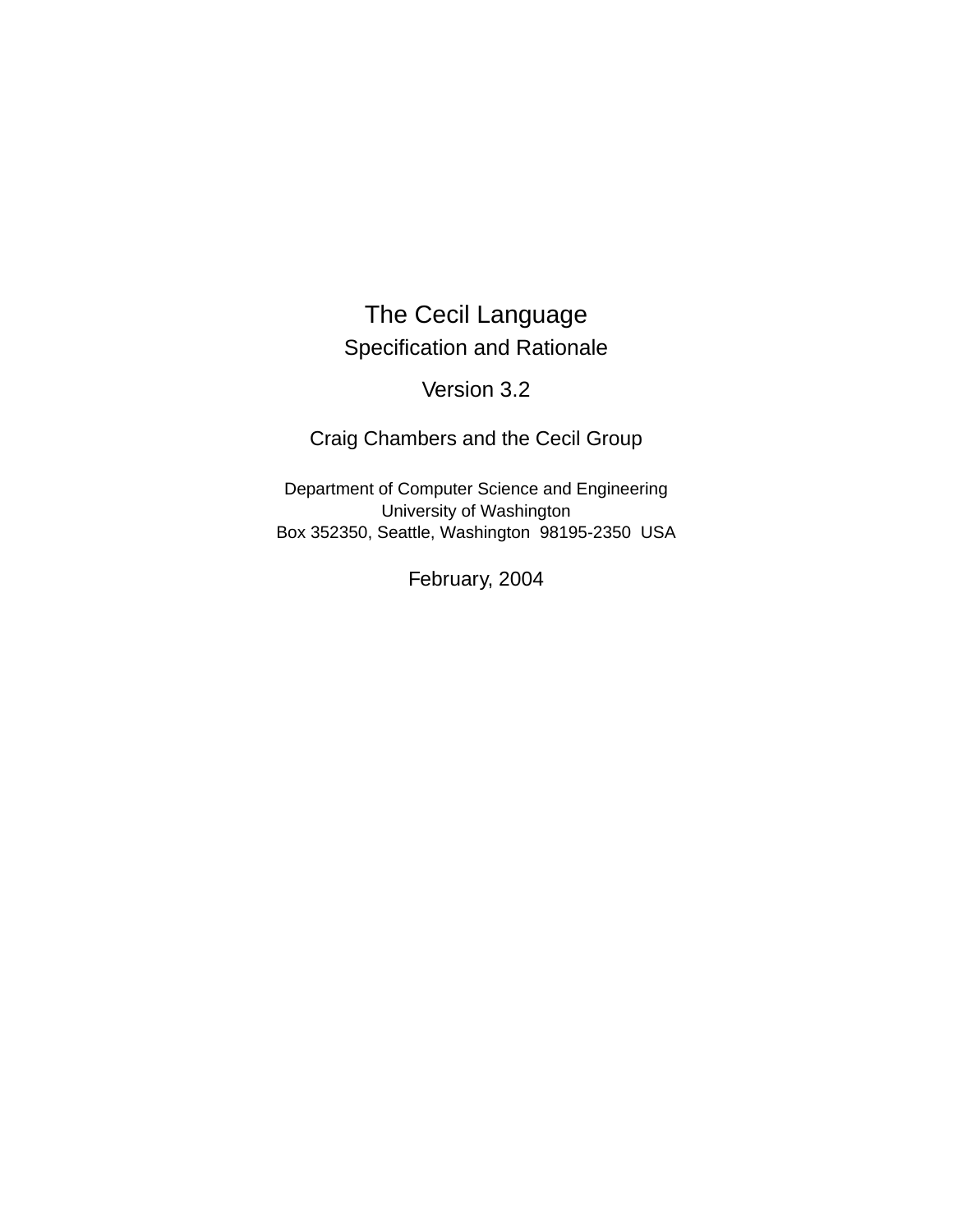# The Cecil Language

## Specification and Rationale

Version 3.2

Craig Chambers and the Cecil Group

Department of Computer Science and Engineering
University of Washington
Box 352350, Seattle, Washington 98195-2350 USA

February, 2004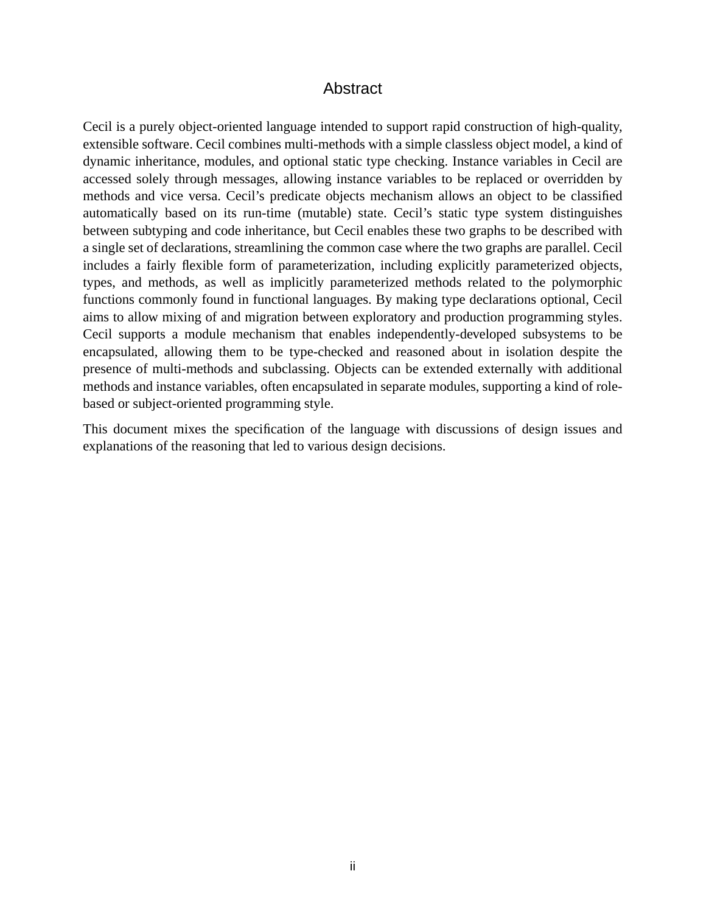# Abstract

Cecil is a purely object-oriented language intended to support rapid construction of high-quality, extensible software. Cecil combines multi-methods with a simple classless object model, a kind of dynamic inheritance, modules, and optional static type checking. Instance variables in Cecil are accessed solely through messages, allowing instance variables to be replaced or overridden by methods and vice versa. Cecil's predicate objects mechanism allows an object to be classified automatically based on its run-time (mutable) state. Cecil's static type system distinguishes between subtyping and code inheritance, but Cecil enables these two graphs to be described with a single set of declarations, streamlining the common case where the two graphs are parallel. Cecil includes a fairly flexible form of parameterization, including explicitly parameterized objects, types, and methods, as well as implicitly parameterized methods related to the polymorphic functions commonly found in functional languages. By making type declarations optional, Cecil aims to allow mixing of and migration between exploratory and production programming styles. Cecil supports a module mechanism that enables independently-developed subsystems to be encapsulated, allowing them to be type-checked and reasoned about in isolation despite the presence of multi-methods and subclassing. Objects can be extended externally with additional methods and instance variables, often encapsulated in separate modules, supporting a kind of role-based or subject-oriented programming style.

This document mixes the specification of the language with discussions of design issues and explanations of the reasoning that led to various design decisions.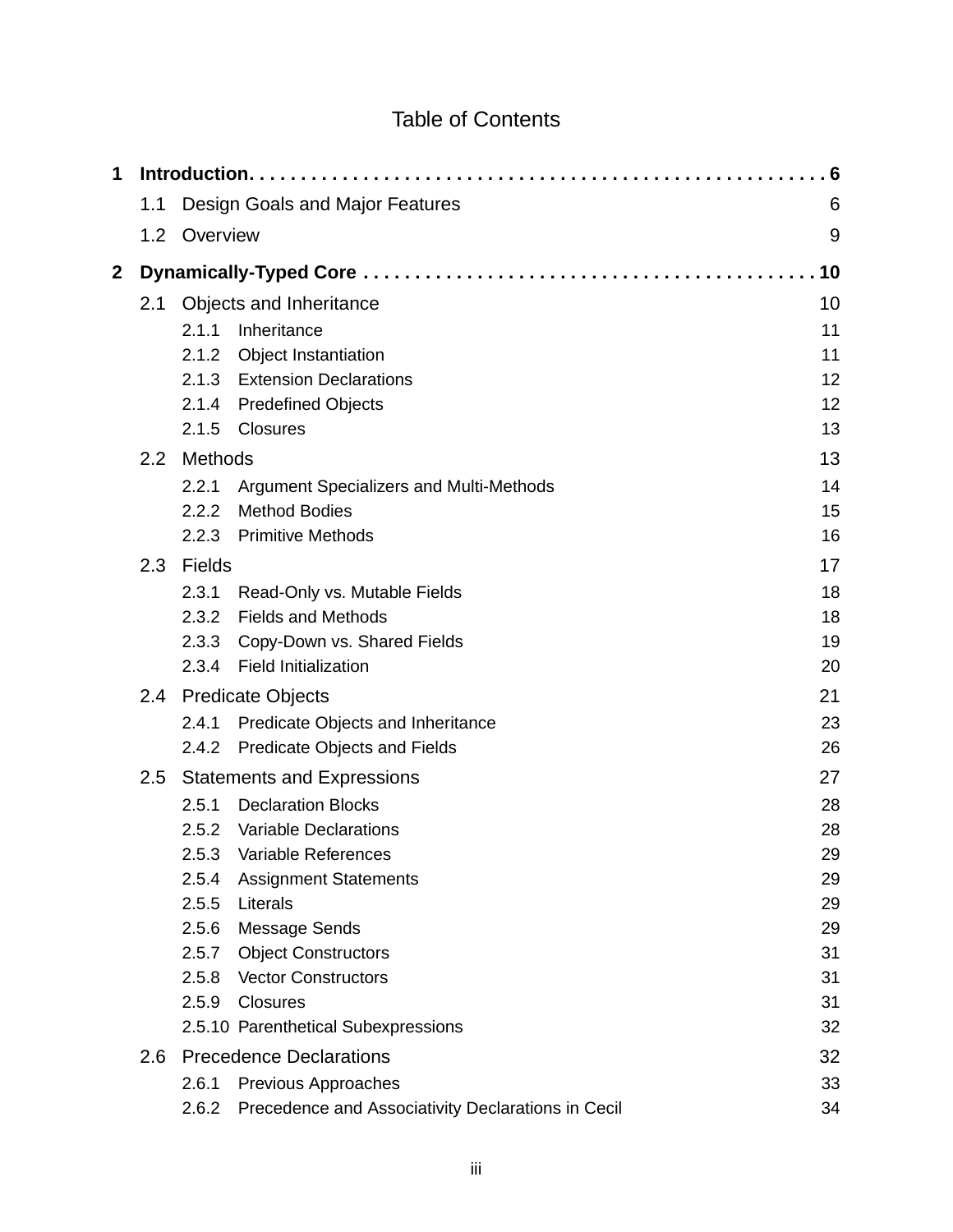# Table of Contents

**1 Introduction** . . . . . . . . . . . . . . . . . . . . . . . . . . . . . . . . . . . . . . . . . . . . . . . . . . . . **6**

- 1.1 Design Goals and Major Features 6
- 1.2 Overview 9

**2 Dynamically-Typed Core** . . . . . . . . . . . . . . . . . . . . . . . . . . . . . . . . . . . . . . . . . . . **10**

- 2.1 Objects and Inheritance 10
  - 2.1.1 Inheritance 11
  - 2.1.2 Object Instantiation 11
  - 2.1.3 Extension Declarations 12
  - 2.1.4 Predefined Objects 12
  - 2.1.5 Closures 13
- 2.2 Methods 13
  - 2.2.1 Argument Specializers and Multi-Methods 14
  - 2.2.2 Method Bodies 15
  - 2.2.3 Primitive Methods 16
- 2.3 Fields 17
  - 2.3.1 Read-Only vs. Mutable Fields 18
  - 2.3.2 Fields and Methods 18
  - 2.3.3 Copy-Down vs. Shared Fields 19
  - 2.3.4 Field Initialization 20
- 2.4 Predicate Objects 21
  - 2.4.1 Predicate Objects and Inheritance 23
  - 2.4.2 Predicate Objects and Fields 26
- 2.5 Statements and Expressions 27
  - 2.5.1 Declaration Blocks 28
  - 2.5.2 Variable Declarations 28
  - 2.5.3 Variable References 29
  - 2.5.4 Assignment Statements 29
  - 2.5.5 Literals 29
  - 2.5.6 Message Sends 29
  - 2.5.7 Object Constructors 31
  - 2.5.8 Vector Constructors 31
  - 2.5.9 Closures 31
  - 2.5.10 Parenthetical Subexpressions 32
- 2.6 Precedence Declarations 32
  - 2.6.1 Previous Approaches 33
  - 2.6.2 Precedence and Associativity Declarations in Cecil 34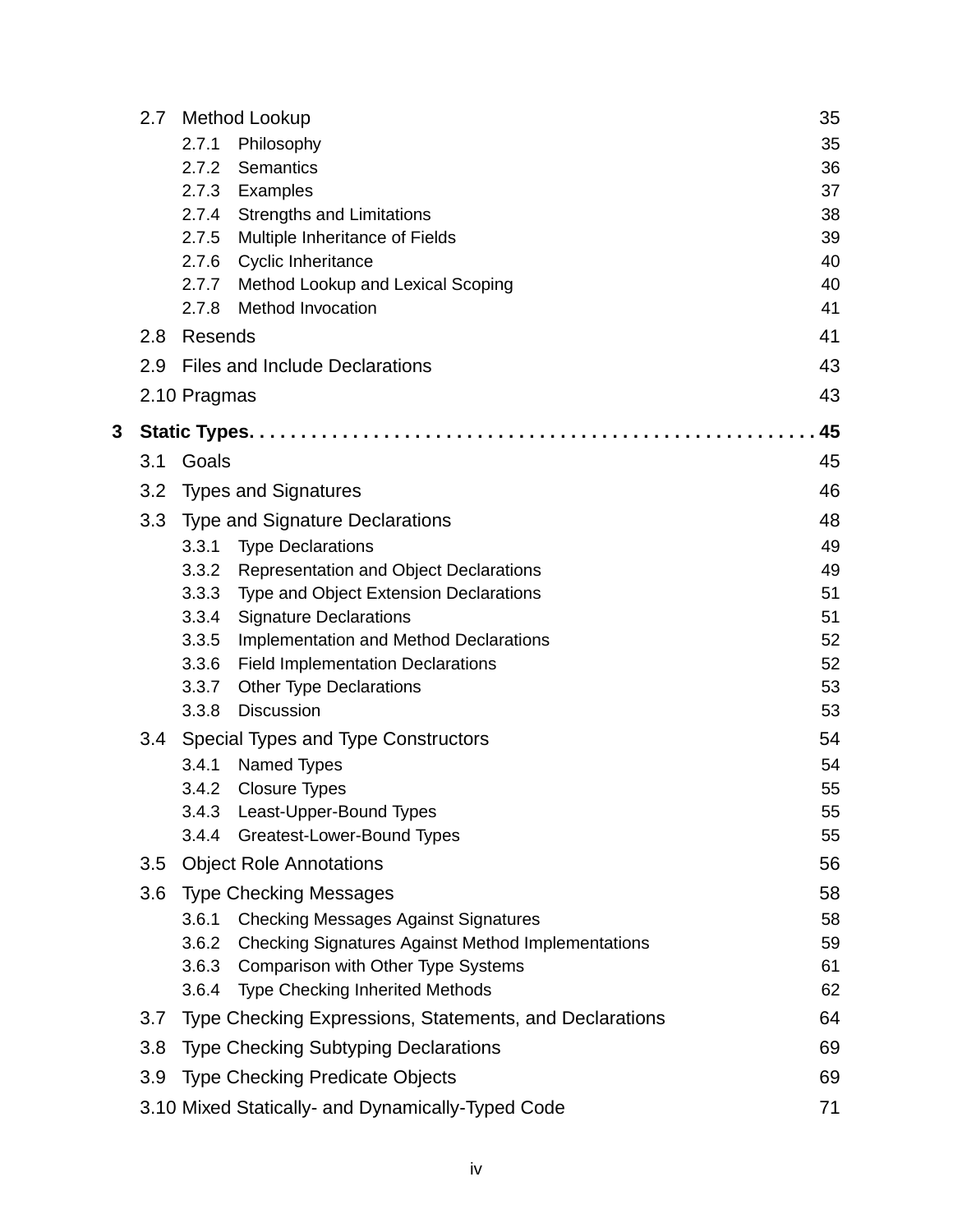2.7 Method Lookup 35

- 2.7.1 Philosophy 35
- 2.7.2 Semantics 36
- 2.7.3 Examples 37
- 2.7.4 Strengths and Limitations 38
- 2.7.5 Multiple Inheritance of Fields 39
- 2.7.6 Cyclic Inheritance 40
- 2.7.7 Method Lookup and Lexical Scoping 40
- 2.7.8 Method Invocation 41

2.8 Resends 41

2.9 Files and Include Declarations 43

2.10 Pragmas 43

**3 Static Types. . . . . . . . . . . . . . . . . . . . . . . . . . . . . . . . . . . . . . . . . . . . . . . . . . . 45**

3.1 Goals 45

3.2 Types and Signatures 46

3.3 Type and Signature Declarations 48

- 3.3.1 Type Declarations 49
- 3.3.2 Representation and Object Declarations 49
- 3.3.3 Type and Object Extension Declarations 51
- 3.3.4 Signature Declarations 51
- 3.3.5 Implementation and Method Declarations 52
- 3.3.6 Field Implementation Declarations 52
- 3.3.7 Other Type Declarations 53
- 3.3.8 Discussion 53

3.4 Special Types and Type Constructors 54

- 3.4.1 Named Types 54
- 3.4.2 Closure Types 55
- 3.4.3 Least-Upper-Bound Types 55
- 3.4.4 Greatest-Lower-Bound Types 55

3.5 Object Role Annotations 56

3.6 Type Checking Messages 58

- 3.6.1 Checking Messages Against Signatures 58
- 3.6.2 Checking Signatures Against Method Implementations 59
- 3.6.3 Comparison with Other Type Systems 61
- 3.6.4 Type Checking Inherited Methods 62

3.7 Type Checking Expressions, Statements, and Declarations 64

3.8 Type Checking Subtyping Declarations 69

3.9 Type Checking Predicate Objects 69

3.10 Mixed Statically- and Dynamically-Typed Code 71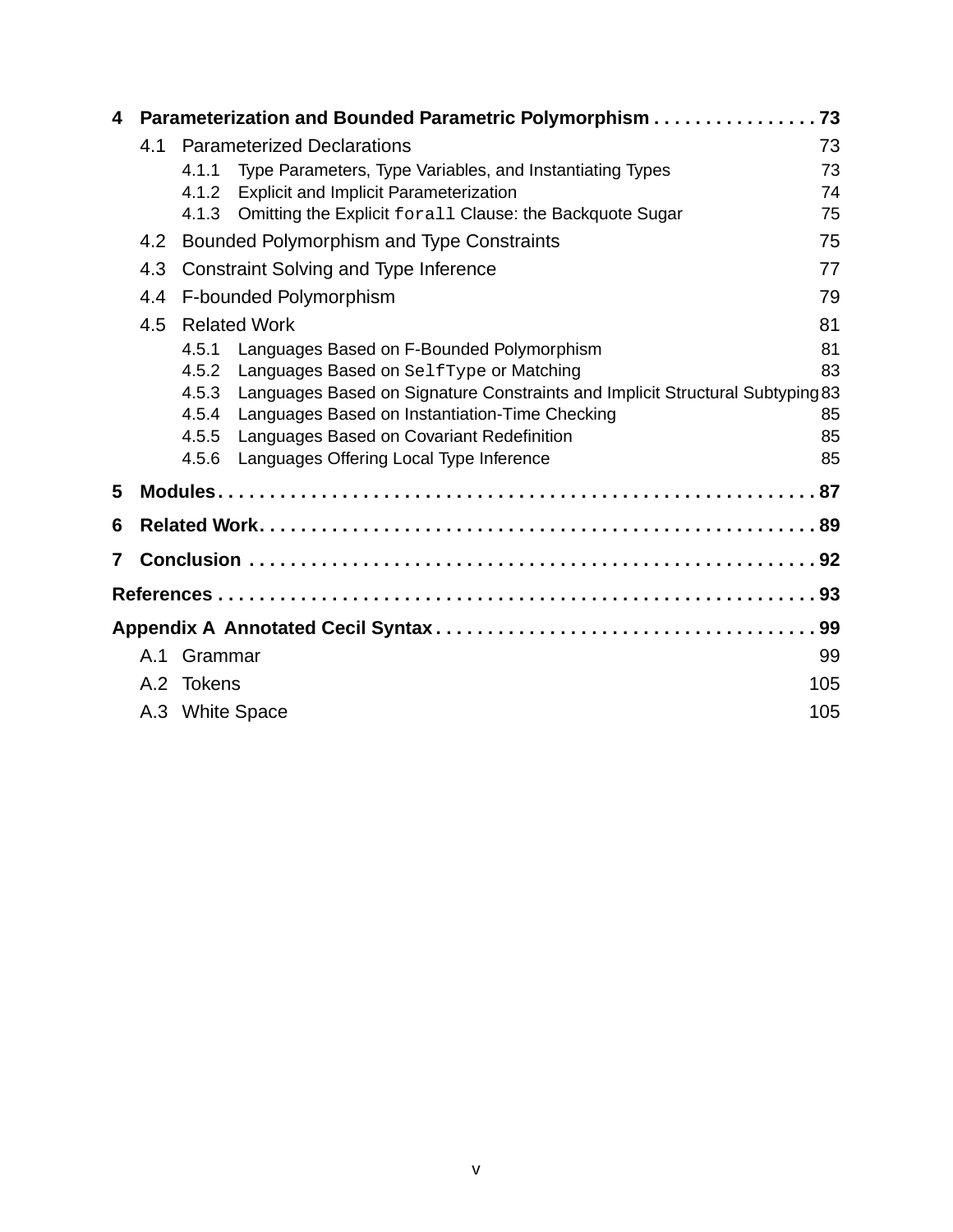**4 Parameterization and Bounded Parametric Polymorphism . . . . . . . . . . . . . . . . 73**

- 4.1 Parameterized Declarations 73
  - 4.1.1 Type Parameters, Type Variables, and Instantiating Types 73
  - 4.1.2 Explicit and Implicit Parameterization 74
  - 4.1.3 Omitting the Explicit `forall` Clause: the Backquote Sugar 75
- 4.2 Bounded Polymorphism and Type Constraints 75
- 4.3 Constraint Solving and Type Inference 77
- 4.4 F-bounded Polymorphism 79
- 4.5 Related Work 81
  - 4.5.1 Languages Based on F-Bounded Polymorphism 81
  - 4.5.2 Languages Based on `SelfType` or Matching 83
  - 4.5.3 Languages Based on Signature Constraints and Implicit Structural Subtyping 83
  - 4.5.4 Languages Based on Instantiation-Time Checking 85
  - 4.5.5 Languages Based on Covariant Redefinition 85
  - 4.5.6 Languages Offering Local Type Inference 85

**5 Modules . . . . . . . . . . . . . . . . . . . . . . . . . . . . . . . . . . . . . . . . . . . . . . . . . . . . . . . 87**

**6 Related Work . . . . . . . . . . . . . . . . . . . . . . . . . . . . . . . . . . . . . . . . . . . . . . . . . . . 89**

**7 Conclusion . . . . . . . . . . . . . . . . . . . . . . . . . . . . . . . . . . . . . . . . . . . . . . . . . . . . 92**

**References . . . . . . . . . . . . . . . . . . . . . . . . . . . . . . . . . . . . . . . . . . . . . . . . . . . . . . . 93**

**Appendix A Annotated Cecil Syntax . . . . . . . . . . . . . . . . . . . . . . . . . . . . . . . . . . . . 99**

- A.1 Grammar 99
- A.2 Tokens 105
- A.3 White Space 105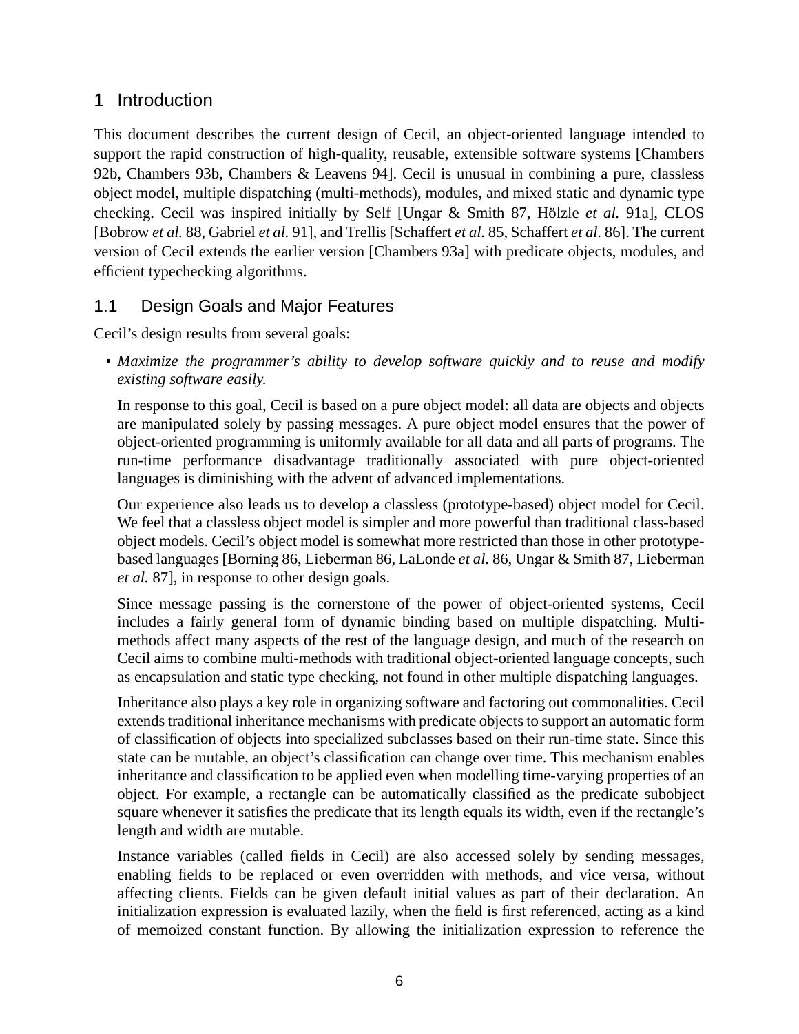# 1 Introduction

This document describes the current design of Cecil, an object-oriented language intended to support the rapid construction of high-quality, reusable, extensible software systems [Chambers 92b, Chambers 93b, Chambers & Leavens 94]. Cecil is unusual in combining a pure, classless object model, multiple dispatching (multi-methods), modules, and mixed static and dynamic type checking. Cecil was inspired initially by Self [Ungar & Smith 87, Hölzle *et al.* 91a], CLOS [Bobrow *et al.* 88, Gabriel *et al.* 91], and Trellis [Schaffert *et al.* 85, Schaffert *et al.* 86]. The current version of Cecil extends the earlier version [Chambers 93a] with predicate objects, modules, and efficient typechecking algorithms.

## 1.1 Design Goals and Major Features

Cecil's design results from several goals:

- *Maximize the programmer's ability to develop software quickly and to reuse and modify existing software easily.*

  In response to this goal, Cecil is based on a pure object model: all data are objects and objects are manipulated solely by passing messages. A pure object model ensures that the power of object-oriented programming is uniformly available for all data and all parts of programs. The run-time performance disadvantage traditionally associated with pure object-oriented languages is diminishing with the advent of advanced implementations.

  Our experience also leads us to develop a classless (prototype-based) object model for Cecil. We feel that a classless object model is simpler and more powerful than traditional class-based object models. Cecil's object model is somewhat more restricted than those in other prototype-based languages [Borning 86, Lieberman 86, LaLonde *et al.* 86, Ungar & Smith 87, Lieberman *et al.* 87], in response to other design goals.

  Since message passing is the cornerstone of the power of object-oriented systems, Cecil includes a fairly general form of dynamic binding based on multiple dispatching. Multi-methods affect many aspects of the rest of the language design, and much of the research on Cecil aims to combine multi-methods with traditional object-oriented language concepts, such as encapsulation and static type checking, not found in other multiple dispatching languages.

  Inheritance also plays a key role in organizing software and factoring out commonalities. Cecil extends traditional inheritance mechanisms with predicate objects to support an automatic form of classification of objects into specialized subclasses based on their run-time state. Since this state can be mutable, an object's classification can change over time. This mechanism enables inheritance and classification to be applied even when modelling time-varying properties of an object. For example, a rectangle can be automatically classified as the predicate subobject square whenever it satisfies the predicate that its length equals its width, even if the rectangle's length and width are mutable.

  Instance variables (called fields in Cecil) are also accessed solely by sending messages, enabling fields to be replaced or even overridden with methods, and vice versa, without affecting clients. Fields can be given default initial values as part of their declaration. An initialization expression is evaluated lazily, when the field is first referenced, acting as a kind of memoized constant function. By allowing the initialization expression to reference the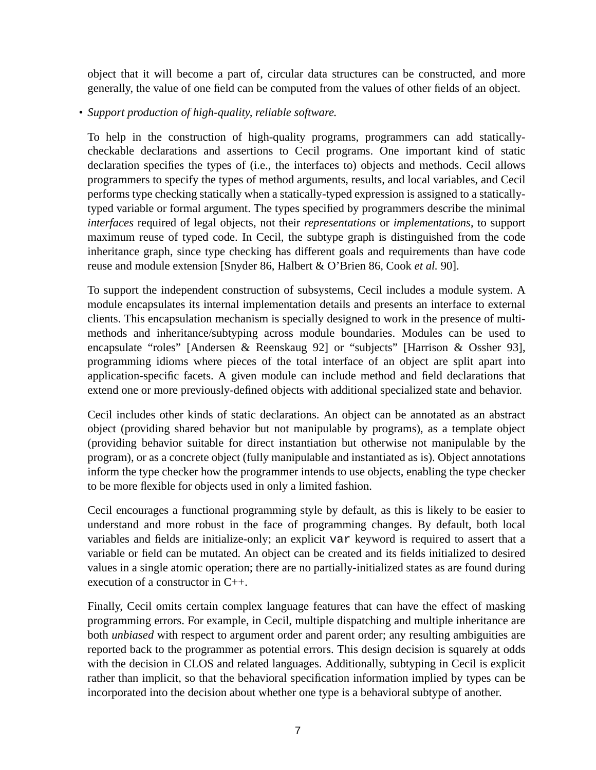object that it will become a part of, circular data structures can be constructed, and more generally, the value of one field can be computed from the values of other fields of an object.

- *Support production of high-quality, reliable software.*

  To help in the construction of high-quality programs, programmers can add statically-checkable declarations and assertions to Cecil programs. One important kind of static declaration specifies the types of (i.e., the interfaces to) objects and methods. Cecil allows programmers to specify the types of method arguments, results, and local variables, and Cecil performs type checking statically when a statically-typed expression is assigned to a statically-typed variable or formal argument. The types specified by programmers describe the minimal *interfaces* required of legal objects, not their *representations* or *implementations*, to support maximum reuse of typed code. In Cecil, the subtype graph is distinguished from the code inheritance graph, since type checking has different goals and requirements than have code reuse and module extension [Snyder 86, Halbert & O'Brien 86, Cook *et al.* 90].

  To support the independent construction of subsystems, Cecil includes a module system. A module encapsulates its internal implementation details and presents an interface to external clients. This encapsulation mechanism is specially designed to work in the presence of multi-methods and inheritance/subtyping across module boundaries. Modules can be used to encapsulate "roles" [Andersen & Reenskaug 92] or "subjects" [Harrison & Ossher 93], programming idioms where pieces of the total interface of an object are split apart into application-specific facets. A given module can include method and field declarations that extend one or more previously-defined objects with additional specialized state and behavior.

  Cecil includes other kinds of static declarations. An object can be annotated as an abstract object (providing shared behavior but not manipulable by programs), as a template object (providing behavior suitable for direct instantiation but otherwise not manipulable by the program), or as a concrete object (fully manipulable and instantiated as is). Object annotations inform the type checker how the programmer intends to use objects, enabling the type checker to be more flexible for objects used in only a limited fashion.

  Cecil encourages a functional programming style by default, as this is likely to be easier to understand and more robust in the face of programming changes. By default, both local variables and fields are initialize-only; an explicit `var` keyword is required to assert that a variable or field can be mutated. An object can be created and its fields initialized to desired values in a single atomic operation; there are no partially-initialized states as are found during execution of a constructor in C++.

  Finally, Cecil omits certain complex language features that can have the effect of masking programming errors. For example, in Cecil, multiple dispatching and multiple inheritance are both *unbiased* with respect to argument order and parent order; any resulting ambiguities are reported back to the programmer as potential errors. This design decision is squarely at odds with the decision in CLOS and related languages. Additionally, subtyping in Cecil is explicit rather than implicit, so that the behavioral specification information implied by types can be incorporated into the decision about whether one type is a behavioral subtype of another.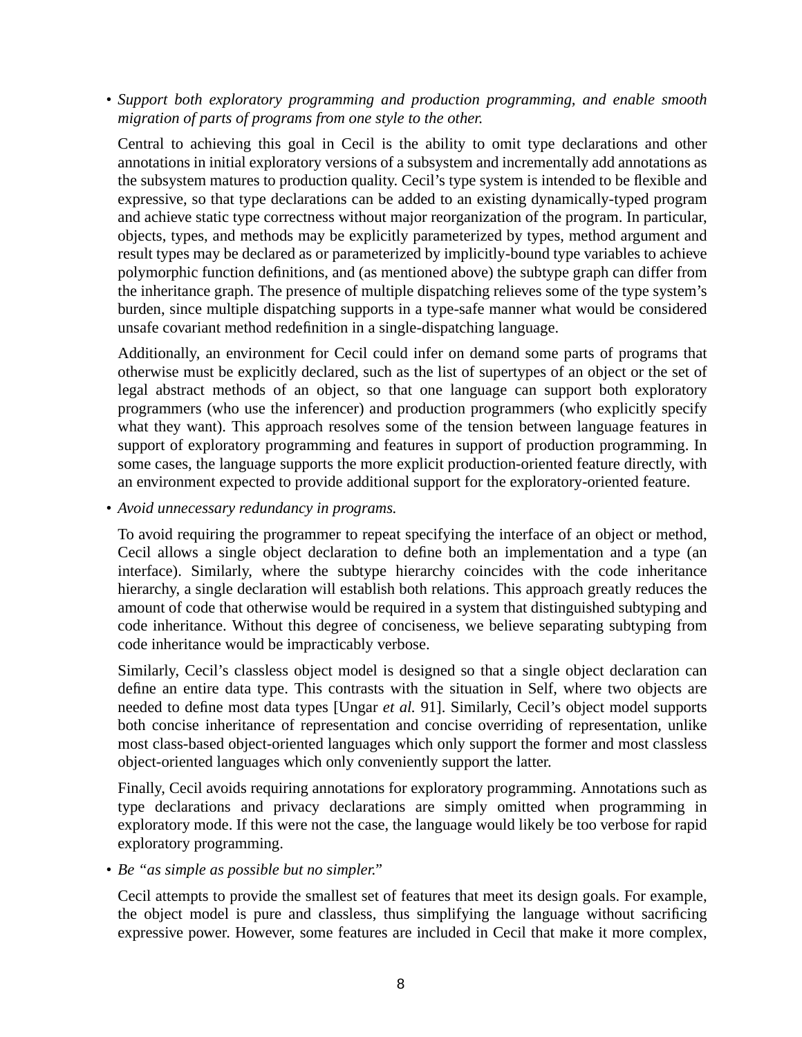- *Support both exploratory programming and production programming, and enable smooth migration of parts of programs from one style to the other.*

  Central to achieving this goal in Cecil is the ability to omit type declarations and other annotations in initial exploratory versions of a subsystem and incrementally add annotations as the subsystem matures to production quality. Cecil's type system is intended to be flexible and expressive, so that type declarations can be added to an existing dynamically-typed program and achieve static type correctness without major reorganization of the program. In particular, objects, types, and methods may be explicitly parameterized by types, method argument and result types may be declared as or parameterized by implicitly-bound type variables to achieve polymorphic function definitions, and (as mentioned above) the subtype graph can differ from the inheritance graph. The presence of multiple dispatching relieves some of the type system's burden, since multiple dispatching supports in a type-safe manner what would be considered unsafe covariant method redefinition in a single-dispatching language.

  Additionally, an environment for Cecil could infer on demand some parts of programs that otherwise must be explicitly declared, such as the list of supertypes of an object or the set of legal abstract methods of an object, so that one language can support both exploratory programmers (who use the inferencer) and production programmers (who explicitly specify what they want). This approach resolves some of the tension between language features in support of exploratory programming and features in support of production programming. In some cases, the language supports the more explicit production-oriented feature directly, with an environment expected to provide additional support for the exploratory-oriented feature.

- *Avoid unnecessary redundancy in programs.*

  To avoid requiring the programmer to repeat specifying the interface of an object or method, Cecil allows a single object declaration to define both an implementation and a type (an interface). Similarly, where the subtype hierarchy coincides with the code inheritance hierarchy, a single declaration will establish both relations. This approach greatly reduces the amount of code that otherwise would be required in a system that distinguished subtyping and code inheritance. Without this degree of conciseness, we believe separating subtyping from code inheritance would be impracticably verbose.

  Similarly, Cecil's classless object model is designed so that a single object declaration can define an entire data type. This contrasts with the situation in Self, where two objects are needed to define most data types [Ungar *et al.* 91]. Similarly, Cecil's object model supports both concise inheritance of representation and concise overriding of representation, unlike most class-based object-oriented languages which only support the former and most classless object-oriented languages which only conveniently support the latter.

  Finally, Cecil avoids requiring annotations for exploratory programming. Annotations such as type declarations and privacy declarations are simply omitted when programming in exploratory mode. If this were not the case, the language would likely be too verbose for rapid exploratory programming.

- *Be "as simple as possible but no simpler."*

  Cecil attempts to provide the smallest set of features that meet its design goals. For example, the object model is pure and classless, thus simplifying the language without sacrificing expressive power. However, some features are included in Cecil that make it more complex,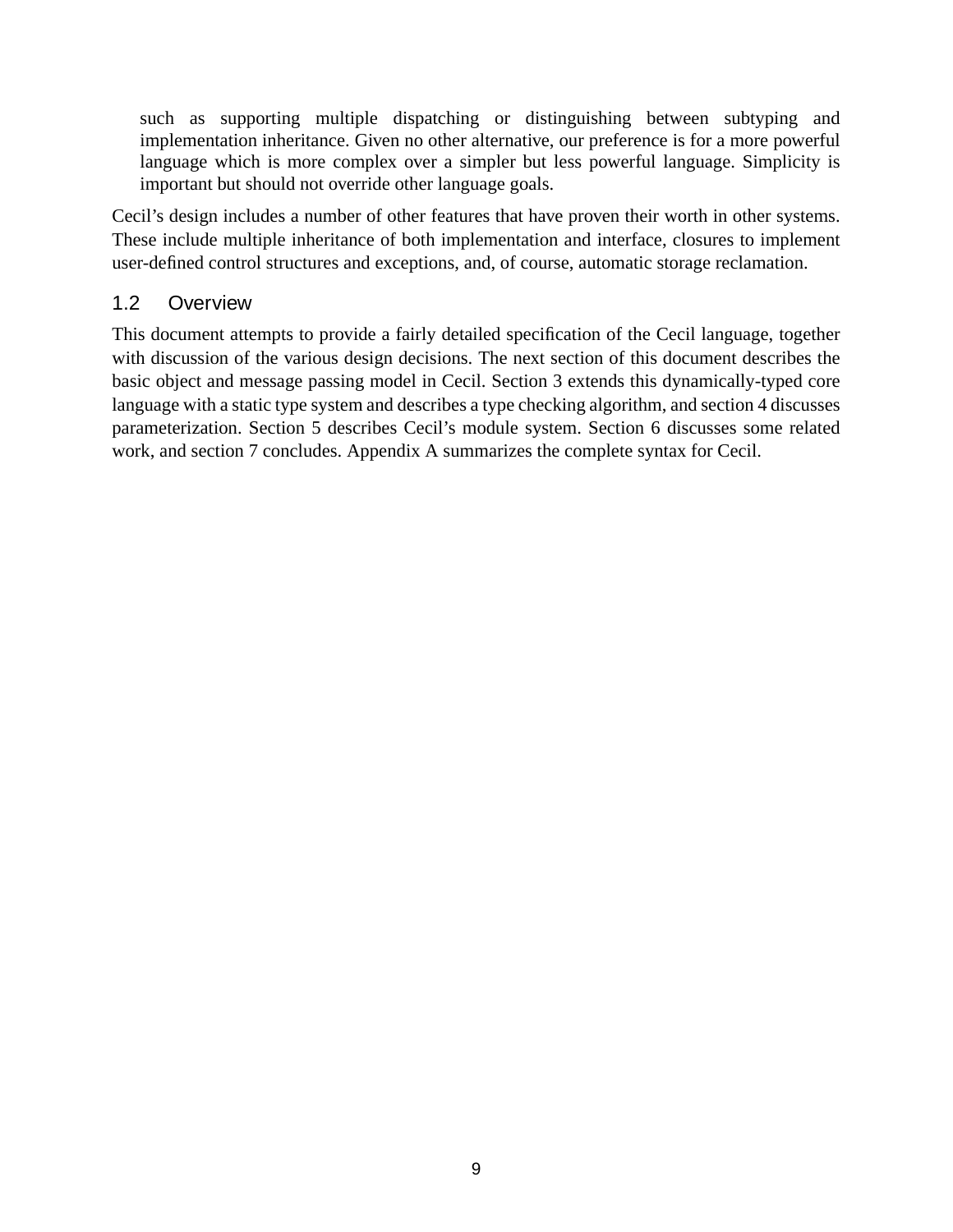such as supporting multiple dispatching or distinguishing between subtyping and implementation inheritance. Given no other alternative, our preference is for a more powerful language which is more complex over a simpler but less powerful language. Simplicity is important but should not override other language goals.

Cecil's design includes a number of other features that have proven their worth in other systems. These include multiple inheritance of both implementation and interface, closures to implement user-defined control structures and exceptions, and, of course, automatic storage reclamation.

## 1.2 Overview

This document attempts to provide a fairly detailed specification of the Cecil language, together with discussion of the various design decisions. The next section of this document describes the basic object and message passing model in Cecil. Section 3 extends this dynamically-typed core language with a static type system and describes a type checking algorithm, and section 4 discusses parameterization. Section 5 describes Cecil's module system. Section 6 discusses some related work, and section 7 concludes. Appendix A summarizes the complete syntax for Cecil.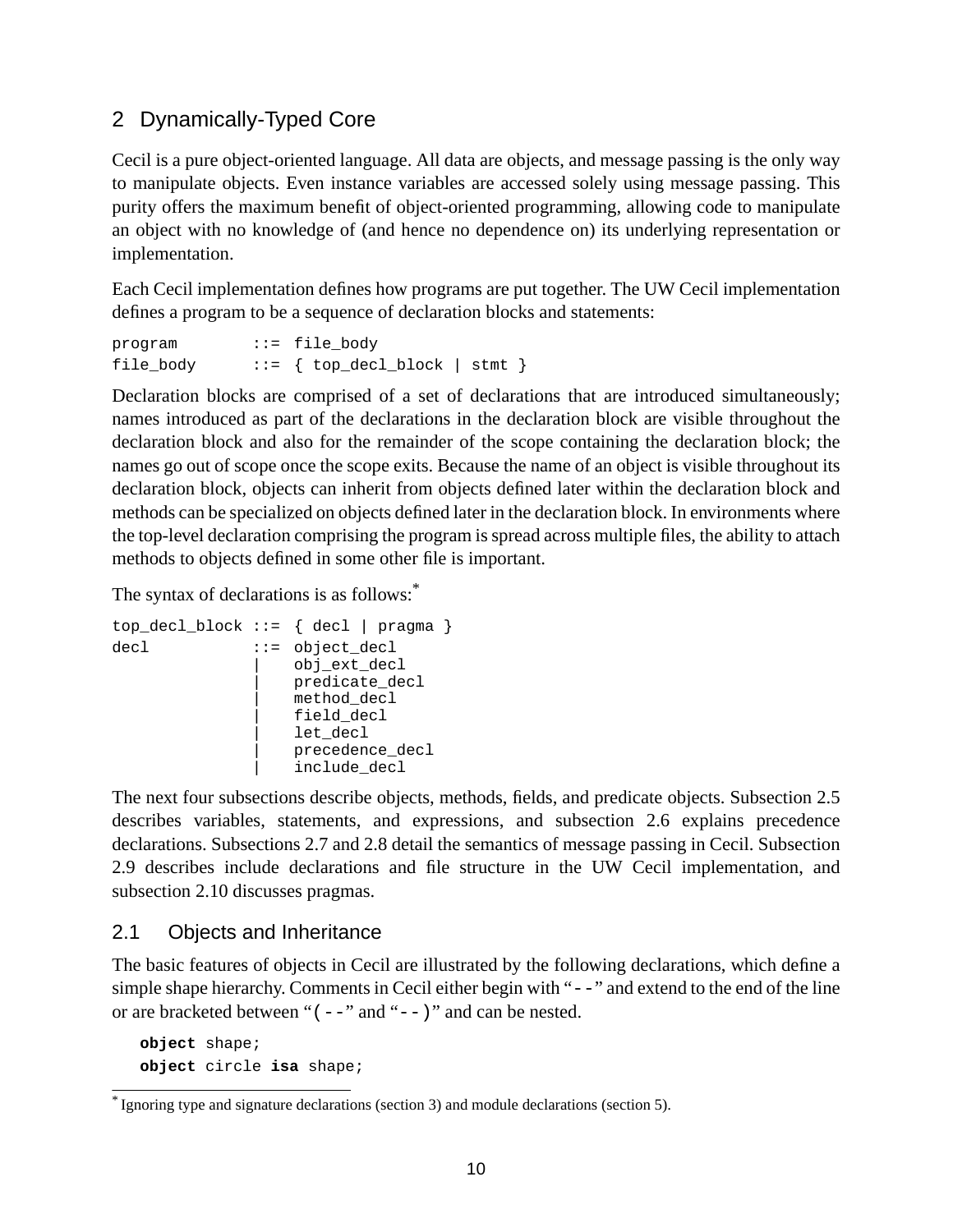## 2 Dynamically-Typed Core

Cecil is a pure object-oriented language. All data are objects, and message passing is the only way to manipulate objects. Even instance variables are accessed solely using message passing. This purity offers the maximum benefit of object-oriented programming, allowing code to manipulate an object with no knowledge of (and hence no dependence on) its underlying representation or implementation.

Each Cecil implementation defines how programs are put together. The UW Cecil implementation defines a program to be a sequence of declaration blocks and statements:

```
program        ::= file_body
file_body      ::= { top_decl_block | stmt }
```

Declaration blocks are comprised of a set of declarations that are introduced simultaneously; names introduced as part of the declarations in the declaration block are visible throughout the declaration block and also for the remainder of the scope containing the declaration block; the names go out of scope once the scope exits. Because the name of an object is visible throughout its declaration block, objects can inherit from objects defined later within the declaration block and methods can be specialized on objects defined later in the declaration block. In environments where the top-level declaration comprising the program is spread across multiple files, the ability to attach methods to objects defined in some other file is important.

The syntax of declarations is as follows:*

```
top_decl_block ::= { decl | pragma }
decl           ::= object_decl
               |   obj_ext_decl
               |   predicate_decl
               |   method_decl
               |   field_decl
               |   let_decl
               |   precedence_decl
               |   include_decl
```

The next four subsections describe objects, methods, fields, and predicate objects. Subsection 2.5 describes variables, statements, and expressions, and subsection 2.6 explains precedence declarations. Subsections 2.7 and 2.8 detail the semantics of message passing in Cecil. Subsection 2.9 describes include declarations and file structure in the UW Cecil implementation, and subsection 2.10 discusses pragmas.

### 2.1 Objects and Inheritance

The basic features of objects in Cecil are illustrated by the following declarations, which define a simple shape hierarchy. Comments in Cecil either begin with "`--`" and extend to the end of the line or are bracketed between "`(--`" and "`--)`" and can be nested.

```
object shape;
object circle isa shape;
```

* Ignoring type and signature declarations (section 3) and module declarations (section 5).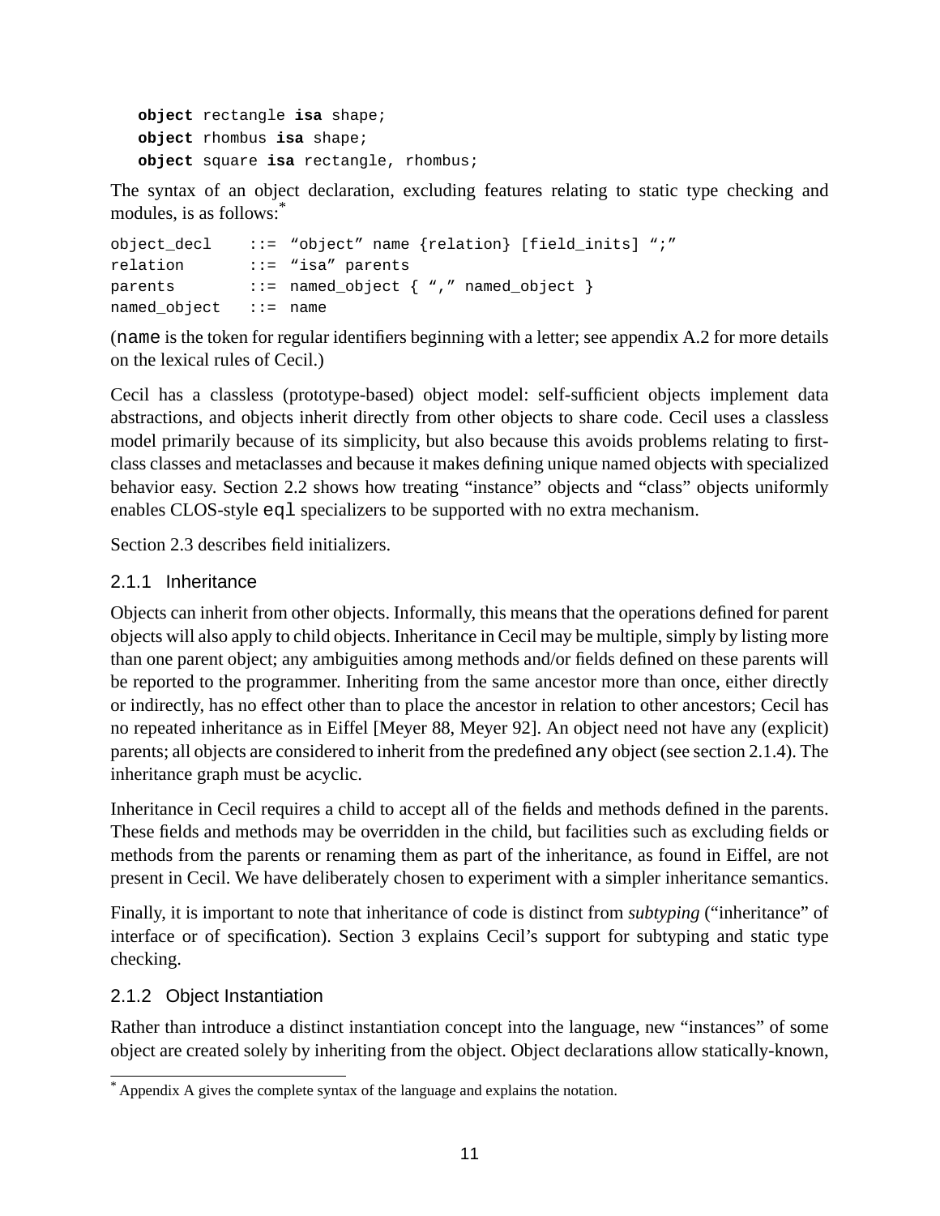```
object rectangle isa shape;
object rhombus isa shape;
object square isa rectangle, rhombus;
```

The syntax of an object declaration, excluding features relating to static type checking and modules, is as follows:*

```
object_decl    ::= "object" name {relation} [field_inits] ";"
relation       ::= "isa" parents
parents        ::= named_object { "," named_object }
named_object   ::= name
```

(`name` is the token for regular identifiers beginning with a letter; see appendix A.2 for more details on the lexical rules of Cecil.)

Cecil has a classless (prototype-based) object model: self-sufficient objects implement data abstractions, and objects inherit directly from other objects to share code. Cecil uses a classless model primarily because of its simplicity, but also because this avoids problems relating to first-class classes and metaclasses and because it makes defining unique named objects with specialized behavior easy. Section 2.2 shows how treating "instance" objects and "class" objects uniformly enables CLOS-style `eql` specializers to be supported with no extra mechanism.

Section 2.3 describes field initializers.

### 2.1.1 Inheritance

Objects can inherit from other objects. Informally, this means that the operations defined for parent objects will also apply to child objects. Inheritance in Cecil may be multiple, simply by listing more than one parent object; any ambiguities among methods and/or fields defined on these parents will be reported to the programmer. Inheriting from the same ancestor more than once, either directly or indirectly, has no effect other than to place the ancestor in relation to other ancestors; Cecil has no repeated inheritance as in Eiffel [Meyer 88, Meyer 92]. An object need not have any (explicit) parents; all objects are considered to inherit from the predefined `any` object (see section 2.1.4). The inheritance graph must be acyclic.

Inheritance in Cecil requires a child to accept all of the fields and methods defined in the parents. These fields and methods may be overridden in the child, but facilities such as excluding fields or methods from the parents or renaming them as part of the inheritance, as found in Eiffel, are not present in Cecil. We have deliberately chosen to experiment with a simpler inheritance semantics.

Finally, it is important to note that inheritance of code is distinct from *subtyping* ("inheritance" of interface or of specification). Section 3 explains Cecil's support for subtyping and static type checking.

### 2.1.2 Object Instantiation

Rather than introduce a distinct instantiation concept into the language, new "instances" of some object are created solely by inheriting from the object. Object declarations allow statically-known,

* Appendix A gives the complete syntax of the language and explains the notation.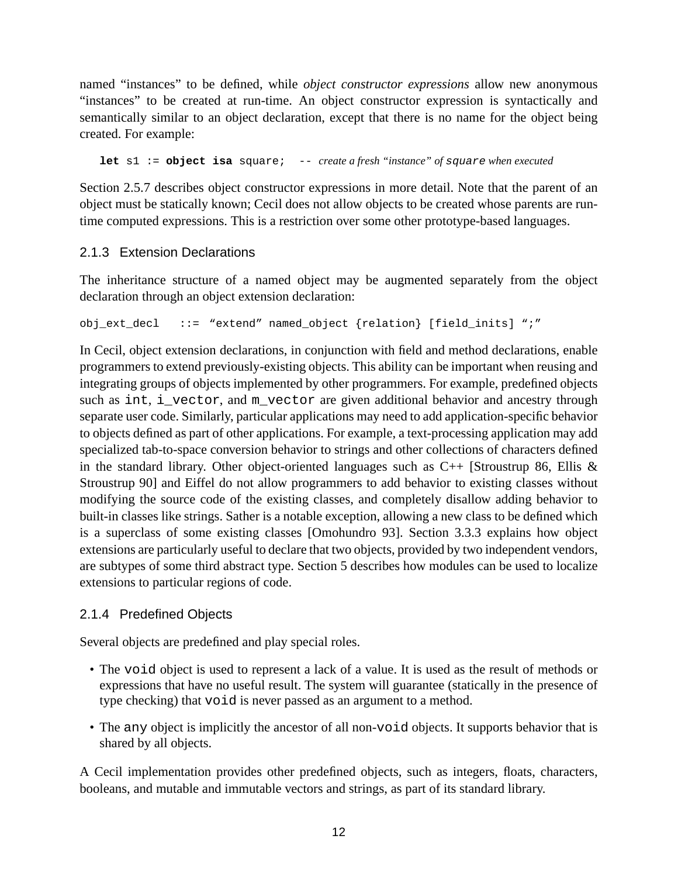named “instances” to be defined, while *object constructor expressions* allow new anonymous “instances” to be created at run-time. An object constructor expression is syntactically and semantically similar to an object declaration, except that there is no name for the object being created. For example:

```
let s1 := object isa square;  -- create a fresh “instance” of square when executed
```

Section 2.5.7 describes object constructor expressions in more detail. Note that the parent of an object must be statically known; Cecil does not allow objects to be created whose parents are run-time computed expressions. This is a restriction over some other prototype-based languages.

### 2.1.3 Extension Declarations

The inheritance structure of a named object may be augmented separately from the object declaration through an object extension declaration:

```
obj_ext_decl   ::= “extend” named_object {relation} [field_inits] “;”
```

In Cecil, object extension declarations, in conjunction with field and method declarations, enable programmers to extend previously-existing objects. This ability can be important when reusing and integrating groups of objects implemented by other programmers. For example, predefined objects such as `int`, `i_vector`, and `m_vector` are given additional behavior and ancestry through separate user code. Similarly, particular applications may need to add application-specific behavior to objects defined as part of other applications. For example, a text-processing application may add specialized tab-to-space conversion behavior to strings and other collections of characters defined in the standard library. Other object-oriented languages such as C++ [Stroustrup 86, Ellis & Stroustrup 90] and Eiffel do not allow programmers to add behavior to existing classes without modifying the source code of the existing classes, and completely disallow adding behavior to built-in classes like strings. Sather is a notable exception, allowing a new class to be defined which is a superclass of some existing classes [Omohundro 93]. Section 3.3.3 explains how object extensions are particularly useful to declare that two objects, provided by two independent vendors, are subtypes of some third abstract type. Section 5 describes how modules can be used to localize extensions to particular regions of code.

### 2.1.4 Predefined Objects

Several objects are predefined and play special roles.

- The `void` object is used to represent a lack of a value. It is used as the result of methods or expressions that have no useful result. The system will guarantee (statically in the presence of type checking) that `void` is never passed as an argument to a method.
- The `any` object is implicitly the ancestor of all non-`void` objects. It supports behavior that is shared by all objects.

A Cecil implementation provides other predefined objects, such as integers, floats, characters, booleans, and mutable and immutable vectors and strings, as part of its standard library.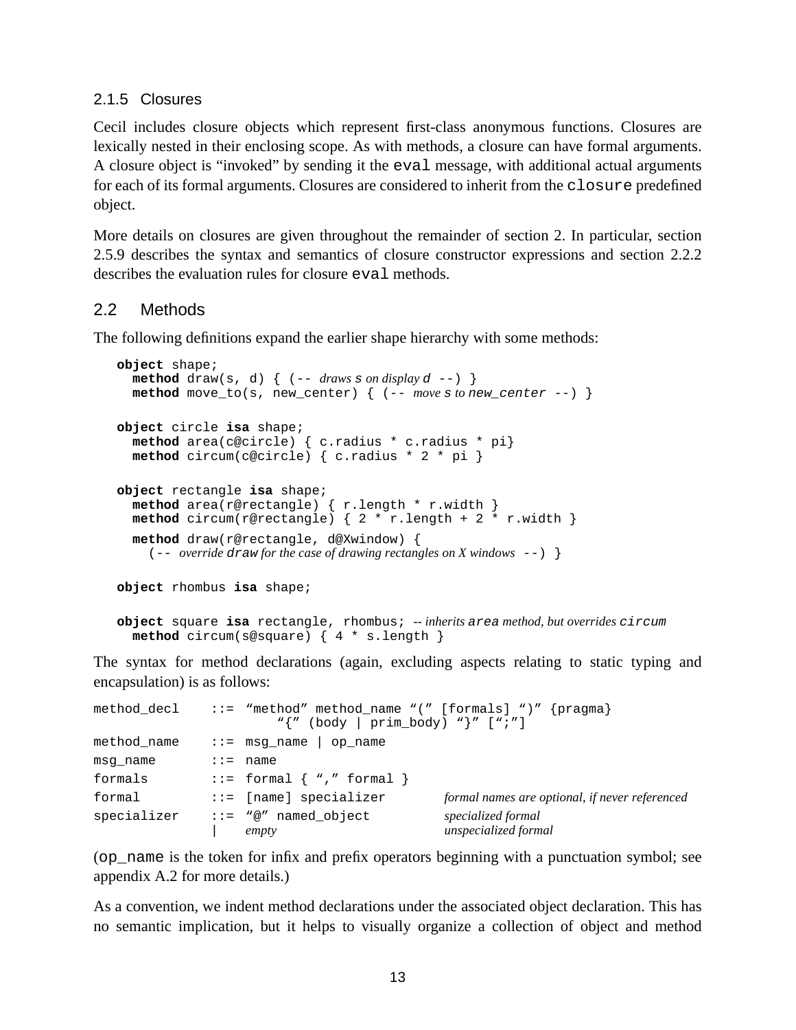### 2.1.5 Closures

Cecil includes closure objects which represent first-class anonymous functions. Closures are lexically nested in their enclosing scope. As with methods, a closure can have formal arguments. A closure object is "invoked" by sending it the `eval` message, with additional actual arguments for each of its formal arguments. Closures are considered to inherit from the `closure` predefined object.

More details on closures are given throughout the remainder of section 2. In particular, section 2.5.9 describes the syntax and semantics of closure constructor expressions and section 2.2.2 describes the evaluation rules for closure `eval` methods.

## 2.2 Methods

The following definitions expand the earlier shape hierarchy with some methods:

```
object shape;
  method draw(s, d) { (-- draws s on display d --) }
  method move_to(s, new_center) { (-- move s to new_center --) }

object circle isa shape;
  method area(c@circle) { c.radius * c.radius * pi}
  method circum(c@circle) { c.radius * 2 * pi }

object rectangle isa shape;
  method area(r@rectangle) { r.length * r.width }
  method circum(r@rectangle) { 2 * r.length + 2 * r.width }
  method draw(r@rectangle, d@Xwindow) {
    (-- override draw for the case of drawing rectangles on X windows --) }

object rhombus isa shape;

object square isa rectangle, rhombus; -- inherits area method, but overrides circum
  method circum(s@square) { 4 * s.length }
```

The syntax for method declarations (again, excluding aspects relating to static typing and encapsulation) is as follows:

```
method_decl    ::= "method" method_name "(" [formals] ")" {pragma}
                       "{" (body | prim_body) "}" [";"]
method_name    ::= msg_name | op_name
msg_name       ::= name
formals        ::= formal { "," formal }
formal         ::= [name] specializer        formal names are optional, if never referenced
specializer    ::= "@" named_object          specialized formal
               |   empty                     unspecialized formal
```

(`op_name` is the token for infix and prefix operators beginning with a punctuation symbol; see appendix A.2 for more details.)

As a convention, we indent method declarations under the associated object declaration. This has no semantic implication, but it helps to visually organize a collection of object and method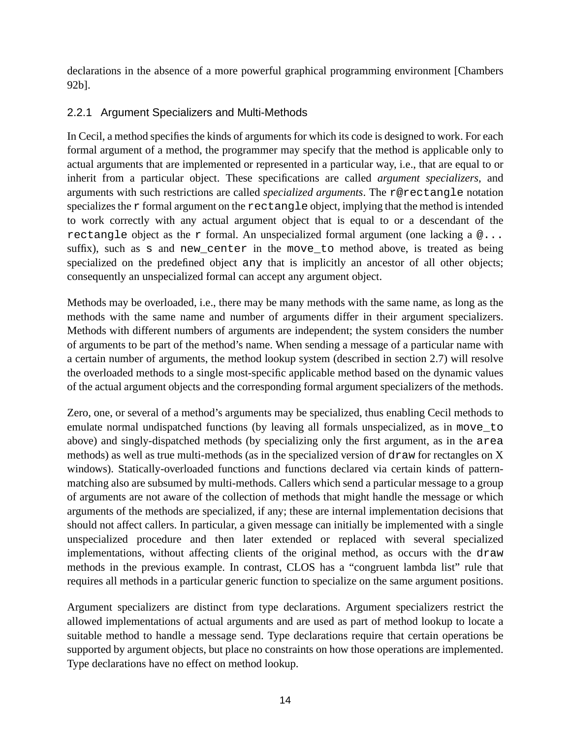declarations in the absence of a more powerful graphical programming environment [Chambers 92b].

### 2.2.1 Argument Specializers and Multi-Methods

In Cecil, a method specifies the kinds of arguments for which its code is designed to work. For each formal argument of a method, the programmer may specify that the method is applicable only to actual arguments that are implemented or represented in a particular way, i.e., that are equal to or inherit from a particular object. These specifications are called *argument specializers*, and arguments with such restrictions are called *specialized arguments*. The `r@rectangle` notation specializes the `r` formal argument on the `rectangle` object, implying that the method is intended to work correctly with any actual argument object that is equal to or a descendant of the `rectangle` object as the `r` formal. An unspecialized formal argument (one lacking a `@...` suffix), such as `s` and `new_center` in the `move_to` method above, is treated as being specialized on the predefined object `any` that is implicitly an ancestor of all other objects; consequently an unspecialized formal can accept any argument object.

Methods may be overloaded, i.e., there may be many methods with the same name, as long as the methods with the same name and number of arguments differ in their argument specializers. Methods with different numbers of arguments are independent; the system considers the number of arguments to be part of the method's name. When sending a message of a particular name with a certain number of arguments, the method lookup system (described in section 2.7) will resolve the overloaded methods to a single most-specific applicable method based on the dynamic values of the actual argument objects and the corresponding formal argument specializers of the methods.

Zero, one, or several of a method's arguments may be specialized, thus enabling Cecil methods to emulate normal undispatched functions (by leaving all formals unspecialized, as in `move_to` above) and singly-dispatched methods (by specializing only the first argument, as in the `area` methods) as well as true multi-methods (as in the specialized version of `draw` for rectangles on X windows). Statically-overloaded functions and functions declared via certain kinds of pattern-matching also are subsumed by multi-methods. Callers which send a particular message to a group of arguments are not aware of the collection of methods that might handle the message or which arguments of the methods are specialized, if any; these are internal implementation decisions that should not affect callers. In particular, a given message can initially be implemented with a single unspecialized procedure and then later extended or replaced with several specialized implementations, without affecting clients of the original method, as occurs with the `draw` methods in the previous example. In contrast, CLOS has a "congruent lambda list" rule that requires all methods in a particular generic function to specialize on the same argument positions.

Argument specializers are distinct from type declarations. Argument specializers restrict the allowed implementations of actual arguments and are used as part of method lookup to locate a suitable method to handle a message send. Type declarations require that certain operations be supported by argument objects, but place no constraints on how those operations are implemented. Type declarations have no effect on method lookup.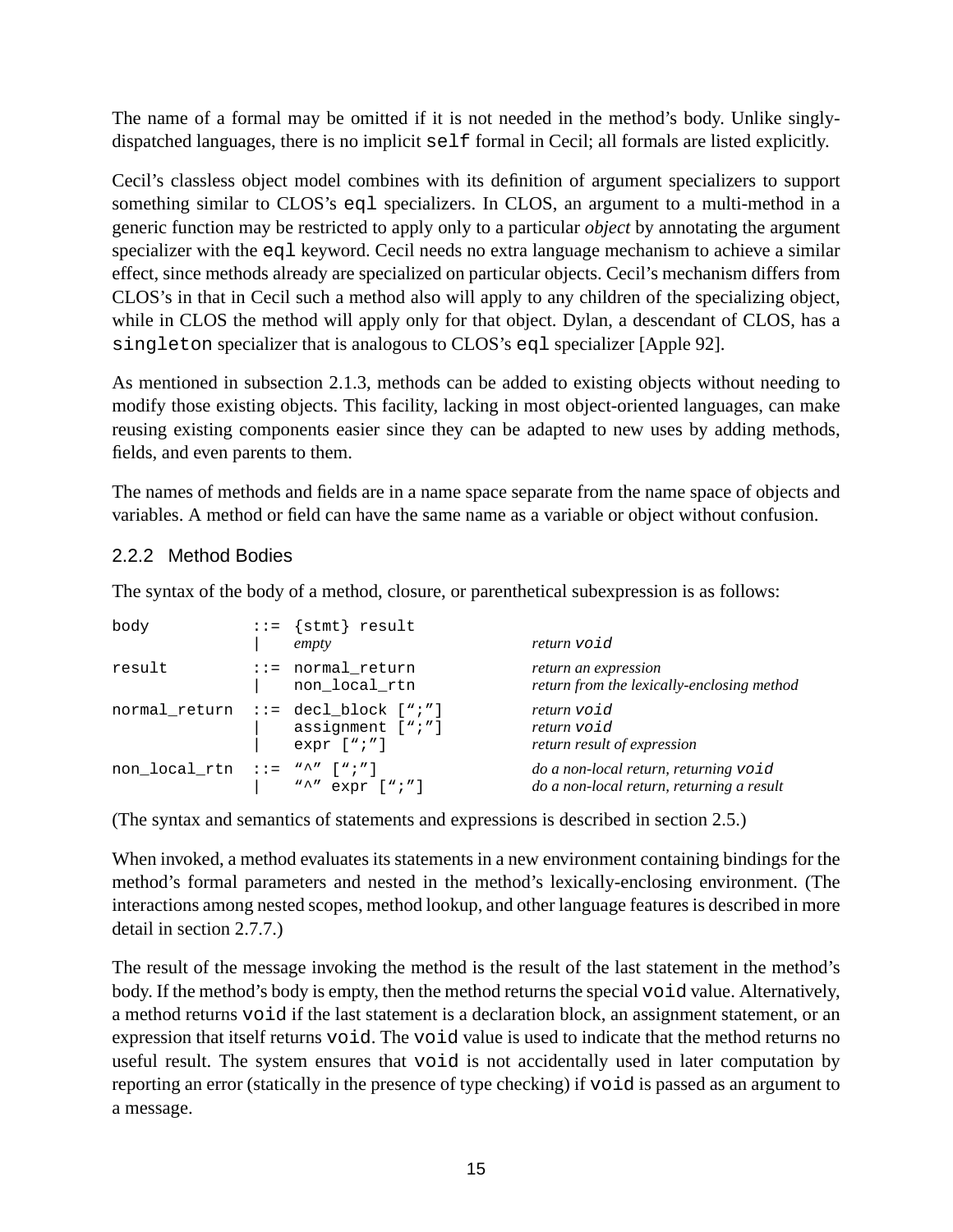The name of a formal may be omitted if it is not needed in the method's body. Unlike singly-dispatched languages, there is no implicit `self` formal in Cecil; all formals are listed explicitly.

Cecil's classless object model combines with its definition of argument specializers to support something similar to CLOS's `eql` specializers. In CLOS, an argument to a multi-method in a generic function may be restricted to apply only to a particular *object* by annotating the argument specializer with the `eql` keyword. Cecil needs no extra language mechanism to achieve a similar effect, since methods already are specialized on particular objects. Cecil's mechanism differs from CLOS's in that in Cecil such a method also will apply to any children of the specializing object, while in CLOS the method will apply only for that object. Dylan, a descendant of CLOS, has a `singleton` specializer that is analogous to CLOS's `eql` specializer [Apple 92].

As mentioned in subsection 2.1.3, methods can be added to existing objects without needing to modify those existing objects. This facility, lacking in most object-oriented languages, can make reusing existing components easier since they can be adapted to new uses by adding methods, fields, and even parents to them.

The names of methods and fields are in a name space separate from the name space of objects and variables. A method or field can have the same name as a variable or object without confusion.

### 2.2.2 Method Bodies

The syntax of the body of a method, closure, or parenthetical subexpression is as follows:

```
body          ::= {stmt} result
                | empty                   return void
result        ::= normal_return           return an expression
                | non_local_rtn           return from the lexically-enclosing method
normal_return ::= decl_block [";"]        return void
                | assignment [";"]        return void
                | expr [";"]              return result of expression
non_local_rtn ::= "^" [";"]               do a non-local return, returning void
                | "^" expr [";"]          do a non-local return, returning a result
```

(The syntax and semantics of statements and expressions is described in section 2.5.)

When invoked, a method evaluates its statements in a new environment containing bindings for the method's formal parameters and nested in the method's lexically-enclosing environment. (The interactions among nested scopes, method lookup, and other language features is described in more detail in section 2.7.7.)

The result of the message invoking the method is the result of the last statement in the method's body. If the method's body is empty, then the method returns the special `void` value. Alternatively, a method returns `void` if the last statement is a declaration block, an assignment statement, or an expression that itself returns `void`. The `void` value is used to indicate that the method returns no useful result. The system ensures that `void` is not accidentally used in later computation by reporting an error (statically in the presence of type checking) if `void` is passed as an argument to a message.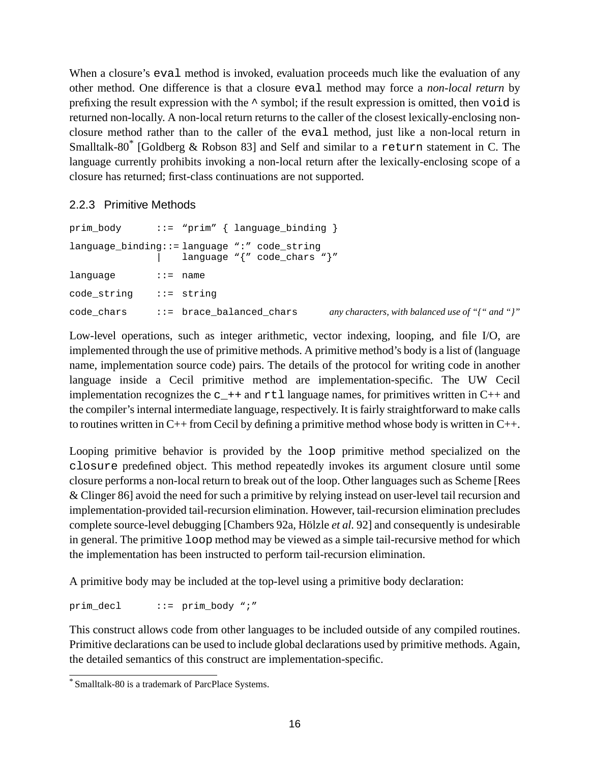When a closure's `eval` method is invoked, evaluation proceeds much like the evaluation of any other method. One difference is that a closure `eval` method may force a *non-local return* by prefixing the result expression with the `^` symbol; if the result expression is omitted, then `void` is returned non-locally. A non-local return returns to the caller of the closest lexically-enclosing non-closure method rather than to the caller of the `eval` method, just like a non-local return in Smalltalk-80* [Goldberg & Robson 83] and Self and similar to a `return` statement in C. The language currently prohibits invoking a non-local return after the lexically-enclosing scope of a closure has returned; first-class continuations are not supported.

### 2.2.3 Primitive Methods

```
prim_body       ::= "prim" { language_binding }
language_binding::= language ":" code_string
                |   language "{" code_chars "}"
language        ::= name
code_string     ::= string
code_chars      ::= brace_balanced_chars      any characters, with balanced use of "{" and "}"
```

Low-level operations, such as integer arithmetic, vector indexing, looping, and file I/O, are implemented through the use of primitive methods. A primitive method's body is a list of (language name, implementation source code) pairs. The details of the protocol for writing code in another language inside a Cecil primitive method are implementation-specific. The UW Cecil implementation recognizes the `c_++` and `rtl` language names, for primitives written in C++ and the compiler's internal intermediate language, respectively. It is fairly straightforward to make calls to routines written in C++ from Cecil by defining a primitive method whose body is written in C++.

Looping primitive behavior is provided by the `loop` primitive method specialized on the `closure` predefined object. This method repeatedly invokes its argument closure until some closure performs a non-local return to break out of the loop. Other languages such as Scheme [Rees & Clinger 86] avoid the need for such a primitive by relying instead on user-level tail recursion and implementation-provided tail-recursion elimination. However, tail-recursion elimination precludes complete source-level debugging [Chambers 92a, Hölzle *et al.* 92] and consequently is undesirable in general. The primitive `loop` method may be viewed as a simple tail-recursive method for which the implementation has been instructed to perform tail-recursion elimination.

A primitive body may be included at the top-level using a primitive body declaration:

```
prim_decl       ::= prim_body ";"
```

This construct allows code from other languages to be included outside of any compiled routines. Primitive declarations can be used to include global declarations used by primitive methods. Again, the detailed semantics of this construct are implementation-specific.

---

* Smalltalk-80 is a trademark of ParcPlace Systems.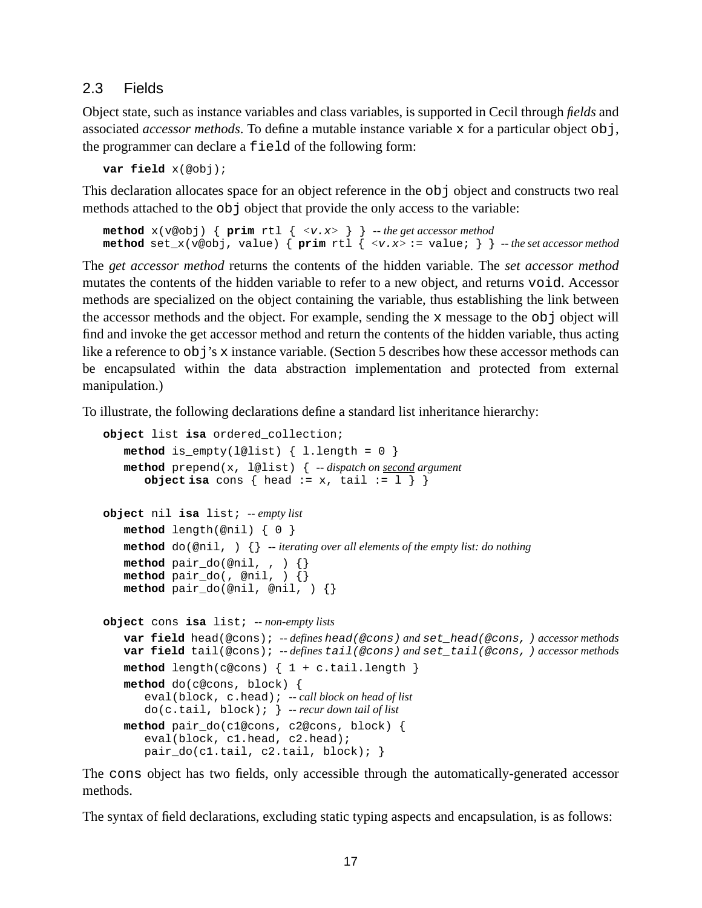## 2.3 Fields

Object state, such as instance variables and class variables, is supported in Cecil through *fields* and associated *accessor methods*. To define a mutable instance variable `x` for a particular object `obj`, the programmer can declare a `field` of the following form:

```
var field x(@obj);
```

This declaration allocates space for an object reference in the `obj` object and constructs two real methods attached to the `obj` object that provide the only access to the variable:

```
method x(v@obj) { prim rtl { <v.x> } } -- the get accessor method
method set_x(v@obj, value) { prim rtl { <v.x> := value; } } -- the set accessor method
```

The *get accessor method* returns the contents of the hidden variable. The *set accessor method* mutates the contents of the hidden variable to refer to a new object, and returns `void`. Accessor methods are specialized on the object containing the variable, thus establishing the link between the accessor methods and the object. For example, sending the `x` message to the `obj` object will find and invoke the get accessor method and return the contents of the hidden variable, thus acting like a reference to `obj`'s `x` instance variable. (Section 5 describes how these accessor methods can be encapsulated within the data abstraction implementation and protected from external manipulation.)

To illustrate, the following declarations define a standard list inheritance hierarchy:

```
object list isa ordered_collection;
   method is_empty(l@list) { l.length = 0 }
   method prepend(x, l@list) { -- dispatch on second argument
      object isa cons { head := x, tail := l } }

object nil isa list; -- empty list
   method length(@nil) { 0 }
   method do(@nil, ) {} -- iterating over all elements of the empty list: do nothing
   method pair_do(@nil, , ) {}
   method pair_do(, @nil, ) {}
   method pair_do(@nil, @nil, ) {}

object cons isa list; -- non-empty lists
   var field head(@cons); -- defines head(@cons) and set_head(@cons, ) accessor methods
   var field tail(@cons); -- defines tail(@cons) and set_tail(@cons, ) accessor methods
   method length(c@cons) { 1 + c.tail.length }
   method do(c@cons, block) {
      eval(block, c.head); -- call block on head of list
      do(c.tail, block); } -- recur down tail of list
   method pair_do(c1@cons, c2@cons, block) {
      eval(block, c1.head, c2.head);
      pair_do(c1.tail, c2.tail, block); }
```

The `cons` object has two fields, only accessible through the automatically-generated accessor methods.

The syntax of field declarations, excluding static typing aspects and encapsulation, is as follows: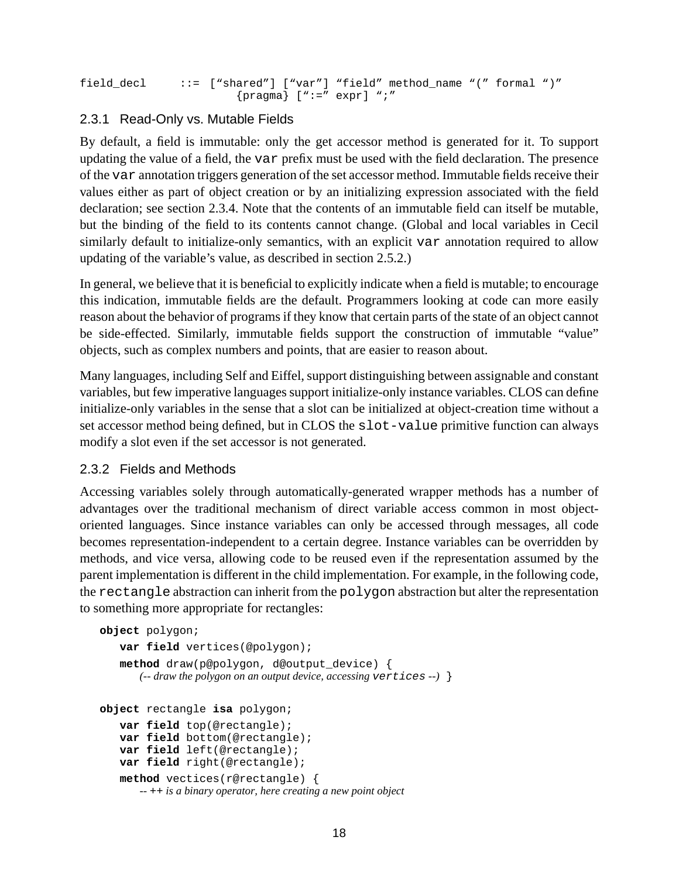```
field_decl      ::= ["shared"] ["var"] "field" method_name "(" formal ")"
                        {pragma} [":=" expr] ";"
```

### 2.3.1 Read-Only vs. Mutable Fields

By default, a field is immutable: only the get accessor method is generated for it. To support updating the value of a field, the `var` prefix must be used with the field declaration. The presence of the `var` annotation triggers generation of the set accessor method. Immutable fields receive their values either as part of object creation or by an initializing expression associated with the field declaration; see section 2.3.4. Note that the contents of an immutable field can itself be mutable, but the binding of the field to its contents cannot change. (Global and local variables in Cecil similarly default to initialize-only semantics, with an explicit `var` annotation required to allow updating of the variable's value, as described in section 2.5.2.)

In general, we believe that it is beneficial to explicitly indicate when a field is mutable; to encourage this indication, immutable fields are the default. Programmers looking at code can more easily reason about the behavior of programs if they know that certain parts of the state of an object cannot be side-effected. Similarly, immutable fields support the construction of immutable "value" objects, such as complex numbers and points, that are easier to reason about.

Many languages, including Self and Eiffel, support distinguishing between assignable and constant variables, but few imperative languages support initialize-only instance variables. CLOS can define initialize-only variables in the sense that a slot can be initialized at object-creation time without a set accessor method being defined, but in CLOS the `slot-value` primitive function can always modify a slot even if the set accessor is not generated.

### 2.3.2 Fields and Methods

Accessing variables solely through automatically-generated wrapper methods has a number of advantages over the traditional mechanism of direct variable access common in most object-oriented languages. Since instance variables can only be accessed through messages, all code becomes representation-independent to a certain degree. Instance variables can be overridden by methods, and vice versa, allowing code to be reused even if the representation assumed by the parent implementation is different in the child implementation. For example, in the following code, the `rectangle` abstraction can inherit from the `polygon` abstraction but alter the representation to something more appropriate for rectangles:

```
object polygon;
   var field vertices(@polygon);
   method draw(p@polygon, d@output_device) {
      (-- draw the polygon on an output device, accessing vertices --) }

object rectangle isa polygon;
   var field top(@rectangle);
   var field bottom(@rectangle);
   var field left(@rectangle);
   var field right(@rectangle);
   method vectices(r@rectangle) {
      -- ++ is a binary operator, here creating a new point object
```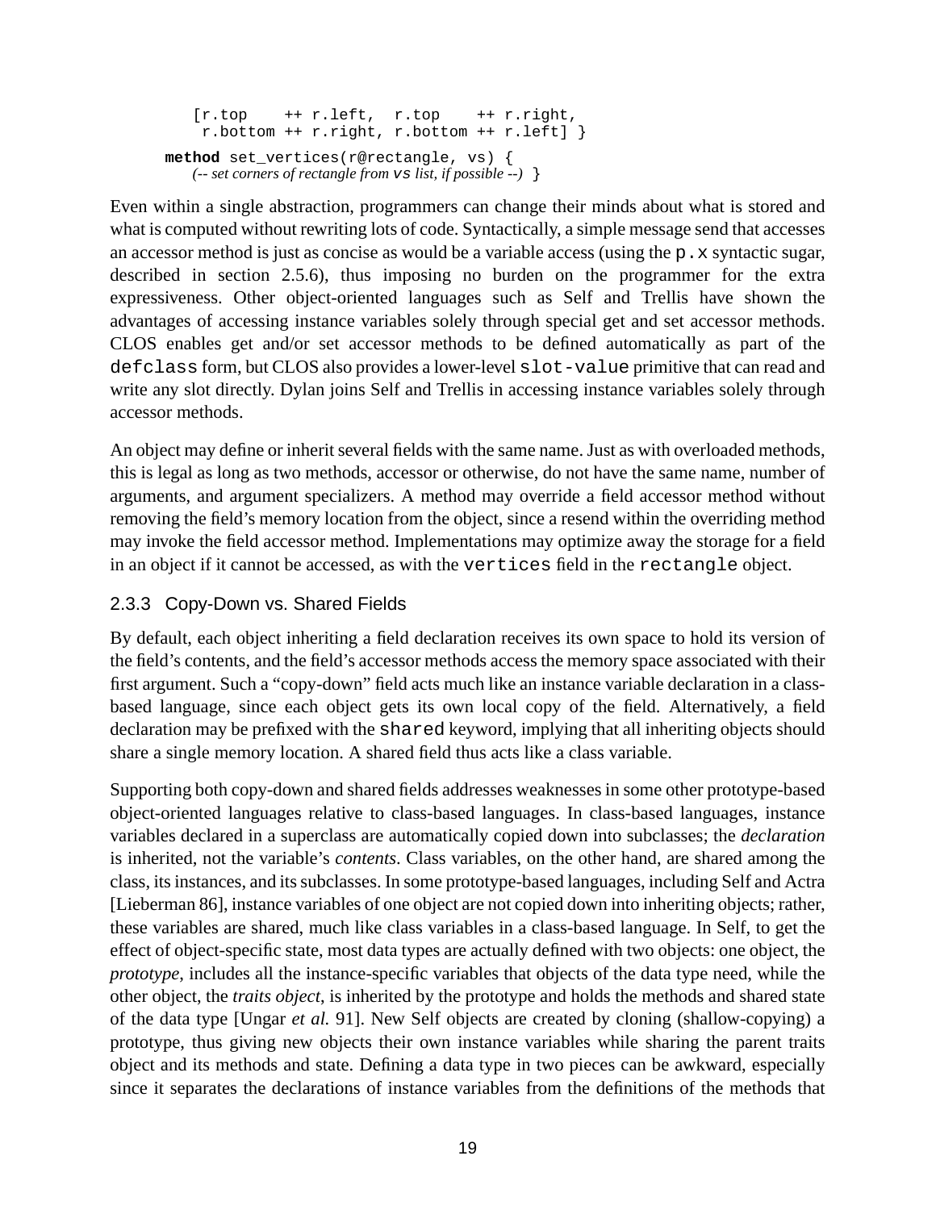```
    [r.top    ++ r.left,  r.top    ++ r.right,
     r.bottom ++ r.right, r.bottom ++ r.left] }
method set_vertices(r@rectangle, vs) {
    (-- set corners of rectangle from vs list, if possible --) }
```

Even within a single abstraction, programmers can change their minds about what is stored and what is computed without rewriting lots of code. Syntactically, a simple message send that accesses an accessor method is just as concise as would be a variable access (using the `p.x` syntactic sugar, described in section 2.5.6), thus imposing no burden on the programmer for the extra expressiveness. Other object-oriented languages such as Self and Trellis have shown the advantages of accessing instance variables solely through special get and set accessor methods. CLOS enables get and/or set accessor methods to be defined automatically as part of the `defclass` form, but CLOS also provides a lower-level `slot-value` primitive that can read and write any slot directly. Dylan joins Self and Trellis in accessing instance variables solely through accessor methods.

An object may define or inherit several fields with the same name. Just as with overloaded methods, this is legal as long as two methods, accessor or otherwise, do not have the same name, number of arguments, and argument specializers. A method may override a field accessor method without removing the field's memory location from the object, since a resend within the overriding method may invoke the field accessor method. Implementations may optimize away the storage for a field in an object if it cannot be accessed, as with the `vertices` field in the `rectangle` object.

### 2.3.3 Copy-Down vs. Shared Fields

By default, each object inheriting a field declaration receives its own space to hold its version of the field's contents, and the field's accessor methods access the memory space associated with their first argument. Such a "copy-down" field acts much like an instance variable declaration in a class-based language, since each object gets its own local copy of the field. Alternatively, a field declaration may be prefixed with the `shared` keyword, implying that all inheriting objects should share a single memory location. A shared field thus acts like a class variable.

Supporting both copy-down and shared fields addresses weaknesses in some other prototype-based object-oriented languages relative to class-based languages. In class-based languages, instance variables declared in a superclass are automatically copied down into subclasses; the *declaration* is inherited, not the variable's *contents*. Class variables, on the other hand, are shared among the class, its instances, and its subclasses. In some prototype-based languages, including Self and Actra [Lieberman 86], instance variables of one object are not copied down into inheriting objects; rather, these variables are shared, much like class variables in a class-based language. In Self, to get the effect of object-specific state, most data types are actually defined with two objects: one object, the *prototype*, includes all the instance-specific variables that objects of the data type need, while the other object, the *traits object*, is inherited by the prototype and holds the methods and shared state of the data type [Ungar *et al.* 91]. New Self objects are created by cloning (shallow-copying) a prototype, thus giving new objects their own instance variables while sharing the parent traits object and its methods and state. Defining a data type in two pieces can be awkward, especially since it separates the declarations of instance variables from the definitions of the methods that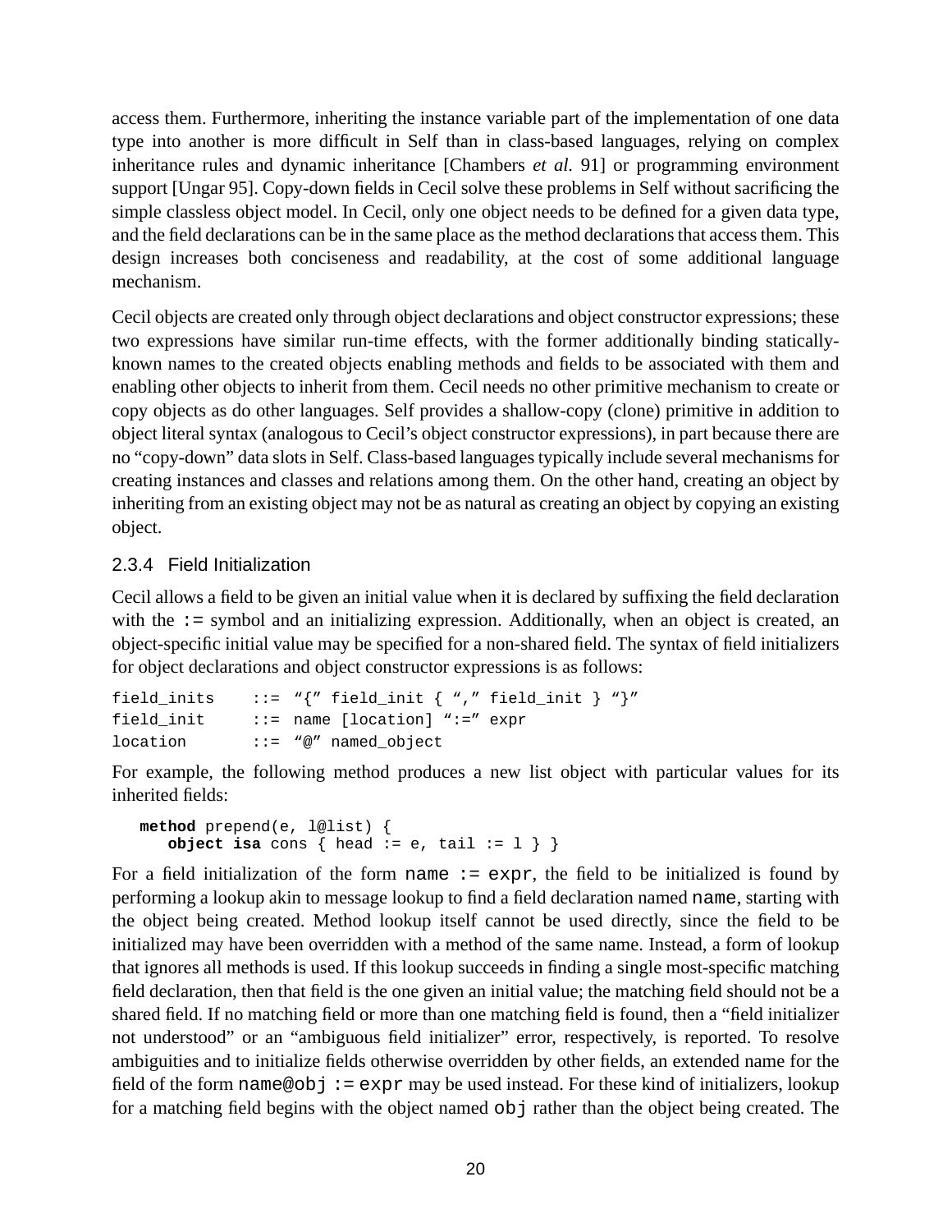access them. Furthermore, inheriting the instance variable part of the implementation of one data type into another is more difficult in Self than in class-based languages, relying on complex inheritance rules and dynamic inheritance [Chambers *et al*. 91] or programming environment support [Ungar 95]. Copy-down fields in Cecil solve these problems in Self without sacrificing the simple classless object model. In Cecil, only one object needs to be defined for a given data type, and the field declarations can be in the same place as the method declarations that access them. This design increases both conciseness and readability, at the cost of some additional language mechanism.

Cecil objects are created only through object declarations and object constructor expressions; these two expressions have similar run-time effects, with the former additionally binding statically-known names to the created objects enabling methods and fields to be associated with them and enabling other objects to inherit from them. Cecil needs no other primitive mechanism to create or copy objects as do other languages. Self provides a shallow-copy (clone) primitive in addition to object literal syntax (analogous to Cecil's object constructor expressions), in part because there are no "copy-down" data slots in Self. Class-based languages typically include several mechanisms for creating instances and classes and relations among them. On the other hand, creating an object by inheriting from an existing object may not be as natural as creating an object by copying an existing object.

### 2.3.4 Field Initialization

Cecil allows a field to be given an initial value when it is declared by suffixing the field declaration with the `:=` symbol and an initializing expression. Additionally, when an object is created, an object-specific initial value may be specified for a non-shared field. The syntax of field initializers for object declarations and object constructor expressions is as follows:

```
field_inits    ::=  "{" field_init { "," field_init } "}"
field_init     ::=  name [location] ":=" expr
location       ::=  "@" named_object
```

For example, the following method produces a new list object with particular values for its inherited fields:

```
method prepend(e, l@list) {
   object isa cons { head := e, tail := l } }
```

For a field initialization of the form `name := expr`, the field to be initialized is found by performing a lookup akin to message lookup to find a field declaration named `name`, starting with the object being created. Method lookup itself cannot be used directly, since the field to be initialized may have been overridden with a method of the same name. Instead, a form of lookup that ignores all methods is used. If this lookup succeeds in finding a single most-specific matching field declaration, then that field is the one given an initial value; the matching field should not be a shared field. If no matching field or more than one matching field is found, then a "field initializer not understood" or an "ambiguous field initializer" error, respectively, is reported. To resolve ambiguities and to initialize fields otherwise overridden by other fields, an extended name for the field of the form `name@obj := expr` may be used instead. For these kind of initializers, lookup for a matching field begins with the object named `obj` rather than the object being created. The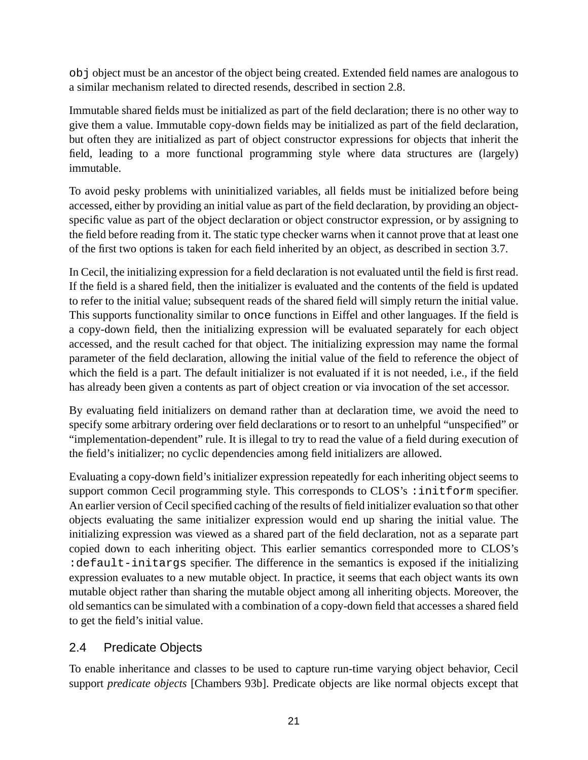`obj` object must be an ancestor of the object being created. Extended field names are analogous to a similar mechanism related to directed resends, described in section 2.8.

Immutable shared fields must be initialized as part of the field declaration; there is no other way to give them a value. Immutable copy-down fields may be initialized as part of the field declaration, but often they are initialized as part of object constructor expressions for objects that inherit the field, leading to a more functional programming style where data structures are (largely) immutable.

To avoid pesky problems with uninitialized variables, all fields must be initialized before being accessed, either by providing an initial value as part of the field declaration, by providing an object-specific value as part of the object declaration or object constructor expression, or by assigning to the field before reading from it. The static type checker warns when it cannot prove that at least one of the first two options is taken for each field inherited by an object, as described in section 3.7.

In Cecil, the initializing expression for a field declaration is not evaluated until the field is first read. If the field is a shared field, then the initializer is evaluated and the contents of the field is updated to refer to the initial value; subsequent reads of the shared field will simply return the initial value. This supports functionality similar to `once` functions in Eiffel and other languages. If the field is a copy-down field, then the initializing expression will be evaluated separately for each object accessed, and the result cached for that object. The initializing expression may name the formal parameter of the field declaration, allowing the initial value of the field to reference the object of which the field is a part. The default initializer is not evaluated if it is not needed, i.e., if the field has already been given a contents as part of object creation or via invocation of the set accessor.

By evaluating field initializers on demand rather than at declaration time, we avoid the need to specify some arbitrary ordering over field declarations or to resort to an unhelpful "unspecified" or "implementation-dependent" rule. It is illegal to try to read the value of a field during execution of the field's initializer; no cyclic dependencies among field initializers are allowed.

Evaluating a copy-down field's initializer expression repeatedly for each inheriting object seems to support common Cecil programming style. This corresponds to CLOS's `:initform` specifier. An earlier version of Cecil specified caching of the results of field initializer evaluation so that other objects evaluating the same initializer expression would end up sharing the initial value. The initializing expression was viewed as a shared part of the field declaration, not as a separate part copied down to each inheriting object. This earlier semantics corresponded more to CLOS's `:default-initargs` specifier. The difference in the semantics is exposed if the initializing expression evaluates to a new mutable object. In practice, it seems that each object wants its own mutable object rather than sharing the mutable object among all inheriting objects. Moreover, the old semantics can be simulated with a combination of a copy-down field that accesses a shared field to get the field's initial value.

## 2.4 Predicate Objects

To enable inheritance and classes to be used to capture run-time varying object behavior, Cecil support *predicate objects* [Chambers 93b]. Predicate objects are like normal objects except that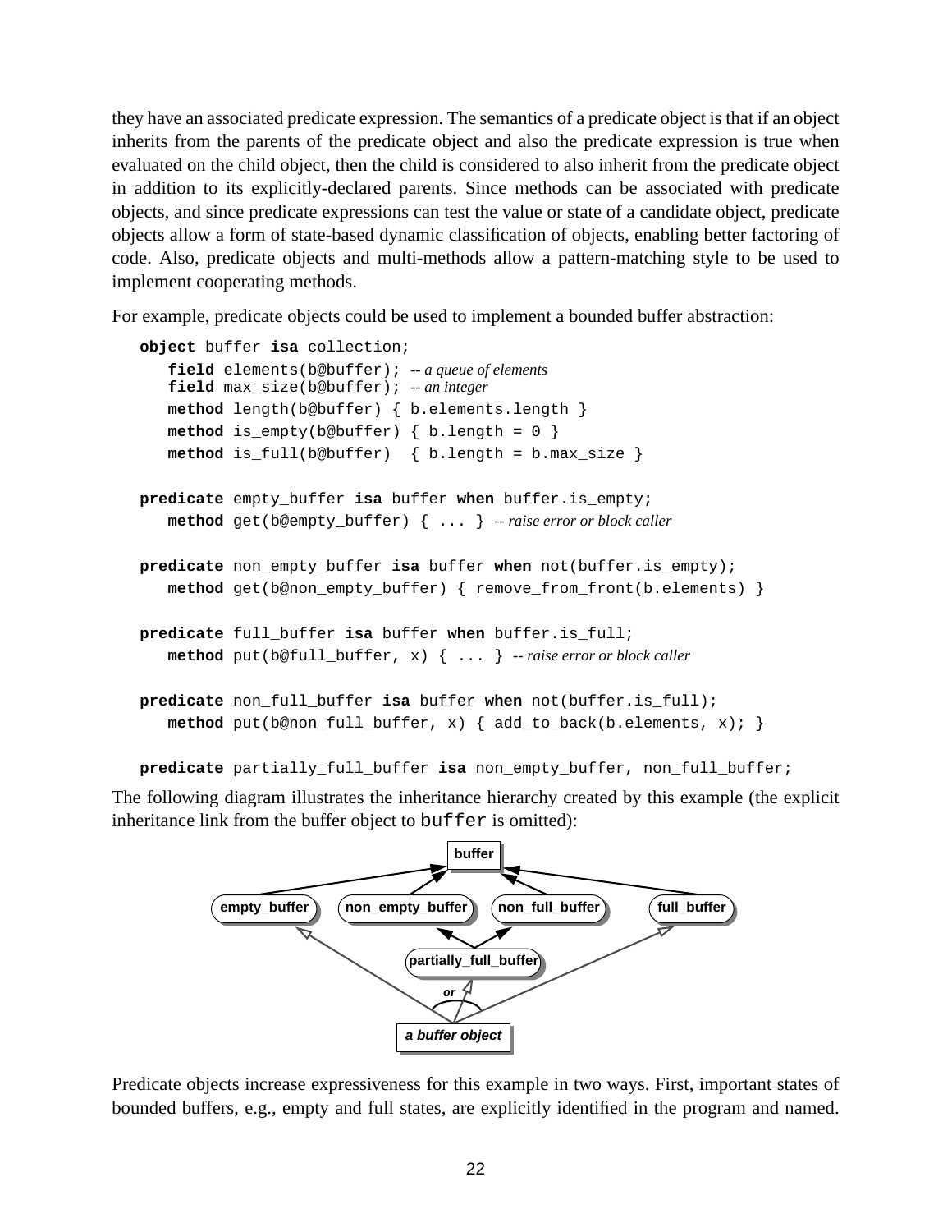they have an associated predicate expression. The semantics of a predicate object is that if an object inherits from the parents of the predicate object and also the predicate expression is true when evaluated on the child object, then the child is considered to also inherit from the predicate object in addition to its explicitly-declared parents. Since methods can be associated with predicate objects, and since predicate expressions can test the value or state of a candidate object, predicate objects allow a form of state-based dynamic classification of objects, enabling better factoring of code. Also, predicate objects and multi-methods allow a pattern-matching style to be used to implement cooperating methods.

For example, predicate objects could be used to implement a bounded buffer abstraction:

```
object buffer isa collection;
   field elements(b@buffer); -- a queue of elements
   field max_size(b@buffer); -- an integer
   method length(b@buffer) { b.elements.length }
   method is_empty(b@buffer) { b.length = 0 }
   method is_full(b@buffer)  { b.length = b.max_size }

predicate empty_buffer isa buffer when buffer.is_empty;
   method get(b@empty_buffer) { ... } -- raise error or block caller

predicate non_empty_buffer isa buffer when not(buffer.is_empty);
   method get(b@non_empty_buffer) { remove_from_front(b.elements) }

predicate full_buffer isa buffer when buffer.is_full;
   method put(b@full_buffer, x) { ... } -- raise error or block caller

predicate non_full_buffer isa buffer when not(buffer.is_full);
   method put(b@non_full_buffer, x) { add_to_back(b.elements, x); }

predicate partially_full_buffer isa non_empty_buffer, non_full_buffer;
```

The following diagram illustrates the inheritance hierarchy created by this example (the explicit inheritance link from the buffer object to `buffer` is omitted):

Predicate objects increase expressiveness for this example in two ways. First, important states of bounded buffers, e.g., empty and full states, are explicitly identified in the program and named.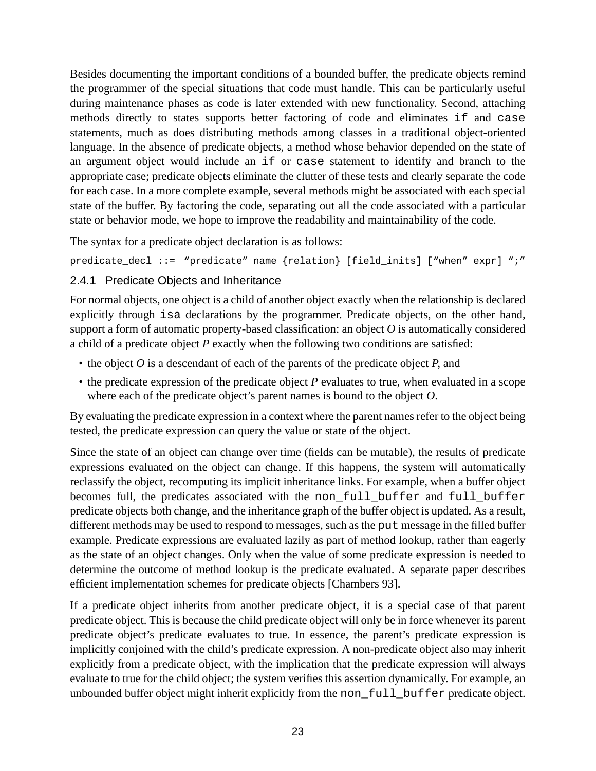Besides documenting the important conditions of a bounded buffer, the predicate objects remind the programmer of the special situations that code must handle. This can be particularly useful during maintenance phases as code is later extended with new functionality. Second, attaching methods directly to states supports better factoring of code and eliminates `if` and `case` statements, much as does distributing methods among classes in a traditional object-oriented language. In the absence of predicate objects, a method whose behavior depended on the state of an argument object would include an `if` or `case` statement to identify and branch to the appropriate case; predicate objects eliminate the clutter of these tests and clearly separate the code for each case. In a more complete example, several methods might be associated with each special state of the buffer. By factoring the code, separating out all the code associated with a particular state or behavior mode, we hope to improve the readability and maintainability of the code.

The syntax for a predicate object declaration is as follows:

```
predicate_decl ::= "predicate" name {relation} [field_inits] ["when" expr] ";"
```

### 2.4.1 Predicate Objects and Inheritance

For normal objects, one object is a child of another object exactly when the relationship is declared explicitly through `isa` declarations by the programmer. Predicate objects, on the other hand, support a form of automatic property-based classification: an object *O* is automatically considered a child of a predicate object *P* exactly when the following two conditions are satisfied:

- the object *O* is a descendant of each of the parents of the predicate object *P*, and
- the predicate expression of the predicate object *P* evaluates to true, when evaluated in a scope where each of the predicate object's parent names is bound to the object *O*.

By evaluating the predicate expression in a context where the parent names refer to the object being tested, the predicate expression can query the value or state of the object.

Since the state of an object can change over time (fields can be mutable), the results of predicate expressions evaluated on the object can change. If this happens, the system will automatically reclassify the object, recomputing its implicit inheritance links. For example, when a buffer object becomes full, the predicates associated with the `non_full_buffer` and `full_buffer` predicate objects both change, and the inheritance graph of the buffer object is updated. As a result, different methods may be used to respond to messages, such as the `put` message in the filled buffer example. Predicate expressions are evaluated lazily as part of method lookup, rather than eagerly as the state of an object changes. Only when the value of some predicate expression is needed to determine the outcome of method lookup is the predicate evaluated. A separate paper describes efficient implementation schemes for predicate objects [Chambers 93].

If a predicate object inherits from another predicate object, it is a special case of that parent predicate object. This is because the child predicate object will only be in force whenever its parent predicate object's predicate evaluates to true. In essence, the parent's predicate expression is implicitly conjoined with the child's predicate expression. A non-predicate object also may inherit explicitly from a predicate object, with the implication that the predicate expression will always evaluate to true for the child object; the system verifies this assertion dynamically. For example, an unbounded buffer object might inherit explicitly from the `non_full_buffer` predicate object.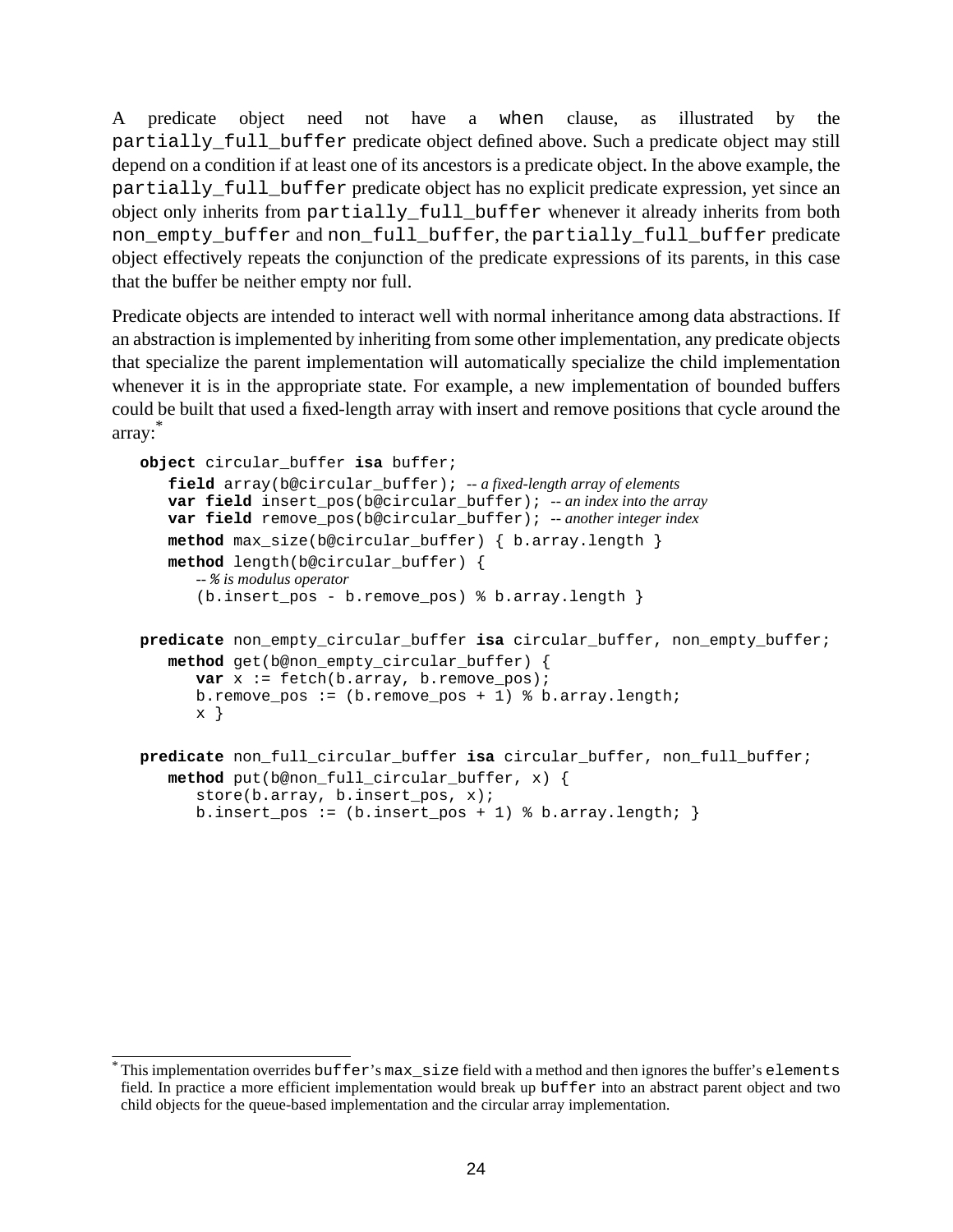A predicate object need not have a `when` clause, as illustrated by the `partially_full_buffer` predicate object defined above. Such a predicate object may still depend on a condition if at least one of its ancestors is a predicate object. In the above example, the `partially_full_buffer` predicate object has no explicit predicate expression, yet since an object only inherits from `partially_full_buffer` whenever it already inherits from both `non_empty_buffer` and `non_full_buffer`, the `partially_full_buffer` predicate object effectively repeats the conjunction of the predicate expressions of its parents, in this case that the buffer be neither empty nor full.

Predicate objects are intended to interact well with normal inheritance among data abstractions. If an abstraction is implemented by inheriting from some other implementation, any predicate objects that specialize the parent implementation will automatically specialize the child implementation whenever it is in the appropriate state. For example, a new implementation of bounded buffers could be built that used a fixed-length array with insert and remove positions that cycle around the array:[*]

```
object circular_buffer isa buffer;
   field array(b@circular_buffer);  -- a fixed-length array of elements
   var field insert_pos(b@circular_buffer);  -- an index into the array
   var field remove_pos(b@circular_buffer);  -- another integer index
   method max_size(b@circular_buffer) { b.array.length }
   method length(b@circular_buffer) {
      -- % is modulus operator
      (b.insert_pos - b.remove_pos) % b.array.length }

predicate non_empty_circular_buffer isa circular_buffer, non_empty_buffer;
   method get(b@non_empty_circular_buffer) {
      var x := fetch(b.array, b.remove_pos);
      b.remove_pos := (b.remove_pos + 1) % b.array.length;
      x }

predicate non_full_circular_buffer isa circular_buffer, non_full_buffer;
   method put(b@non_full_circular_buffer, x) {
      store(b.array, b.insert_pos, x);
      b.insert_pos := (b.insert_pos + 1) % b.array.length; }
```

---

[*] This implementation overrides `buffer`'s `max_size` field with a method and then ignores the buffer's `elements` field. In practice a more efficient implementation would break up `buffer` into an abstract parent object and two child objects for the queue-based implementation and the circular array implementation.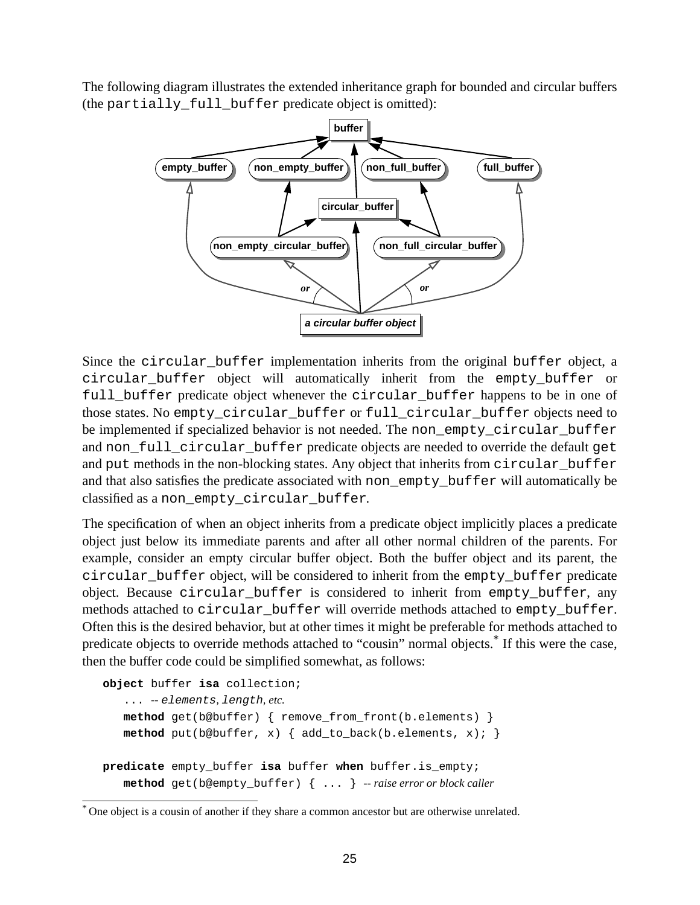The following diagram illustrates the extended inheritance graph for bounded and circular buffers (the `partially_full_buffer` predicate object is omitted):

Since the `circular_buffer` implementation inherits from the original `buffer` object, a `circular_buffer` object will automatically inherit from the `empty_buffer` or `full_buffer` predicate object whenever the `circular_buffer` happens to be in one of those states. No `empty_circular_buffer` or `full_circular_buffer` objects need to be implemented if specialized behavior is not needed. The `non_empty_circular_buffer` and `non_full_circular_buffer` predicate objects are needed to override the default `get` and `put` methods in the non-blocking states. Any object that inherits from `circular_buffer` and that also satisfies the predicate associated with `non_empty_buffer` will automatically be classified as a `non_empty_circular_buffer`.

The specification of when an object inherits from a predicate object implicitly places a predicate object just below its immediate parents and after all other normal children of the parents. For example, consider an empty circular buffer object. Both the buffer object and its parent, the `circular_buffer` object, will be considered to inherit from the `empty_buffer` predicate object. Because `circular_buffer` is considered to inherit from `empty_buffer`, any methods attached to `circular_buffer` will override methods attached to `empty_buffer`. Often this is the desired behavior, but at other times it might be preferable for methods attached to predicate objects to override methods attached to "cousin" normal objects.* If this were the case, then the buffer code could be simplified somewhat, as follows:

```
object buffer isa collection;
    ... -- elements, length, etc.
    method get(b@buffer) { remove_from_front(b.elements) }
    method put(b@buffer, x) { add_to_back(b.elements, x); }

predicate empty_buffer isa buffer when buffer.is_empty;
    method get(b@empty_buffer) { ... } -- raise error or block caller
```

* One object is a cousin of another if they share a common ancestor but are otherwise unrelated.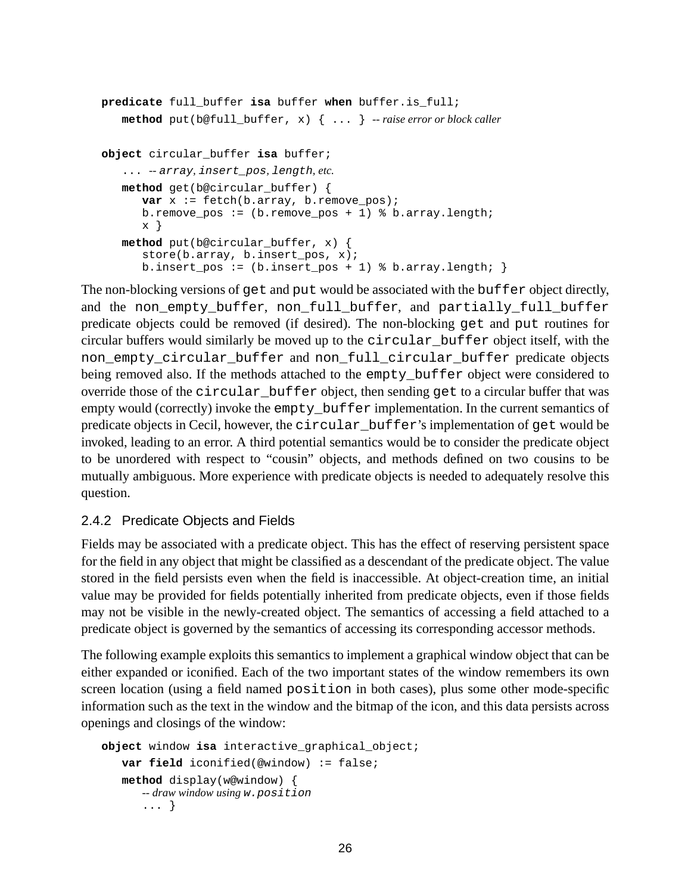```
predicate full_buffer isa buffer when buffer.is_full;
   method put(b@full_buffer, x) { ... } -- raise error or block caller

object circular_buffer isa buffer;
   ... -- array, insert_pos, length, etc.
   method get(b@circular_buffer) {
      var x := fetch(b.array, b.remove_pos);
      b.remove_pos := (b.remove_pos + 1) % b.array.length;
      x }
   method put(b@circular_buffer, x) {
      store(b.array, b.insert_pos, x);
      b.insert_pos := (b.insert_pos + 1) % b.array.length; }
```

The non-blocking versions of `get` and `put` would be associated with the `buffer` object directly, and the `non_empty_buffer`, `non_full_buffer`, and `partially_full_buffer` predicate objects could be removed (if desired). The non-blocking `get` and `put` routines for circular buffers would similarly be moved up to the `circular_buffer` object itself, with the `non_empty_circular_buffer` and `non_full_circular_buffer` predicate objects being removed also. If the methods attached to the `empty_buffer` object were considered to override those of the `circular_buffer` object, then sending `get` to a circular buffer that was empty would (correctly) invoke the `empty_buffer` implementation. In the current semantics of predicate objects in Cecil, however, the `circular_buffer`'s implementation of `get` would be invoked, leading to an error. A third potential semantics would be to consider the predicate object to be unordered with respect to "cousin" objects, and methods defined on two cousins to be mutually ambiguous. More experience with predicate objects is needed to adequately resolve this question.

### 2.4.2 Predicate Objects and Fields

Fields may be associated with a predicate object. This has the effect of reserving persistent space for the field in any object that might be classified as a descendant of the predicate object. The value stored in the field persists even when the field is inaccessible. At object-creation time, an initial value may be provided for fields potentially inherited from predicate objects, even if those fields may not be visible in the newly-created object. The semantics of accessing a field attached to a predicate object is governed by the semantics of accessing its corresponding accessor methods.

The following example exploits this semantics to implement a graphical window object that can be either expanded or iconified. Each of the two important states of the window remembers its own screen location (using a field named `position` in both cases), plus some other mode-specific information such as the text in the window and the bitmap of the icon, and this data persists across openings and closings of the window:

```
object window isa interactive_graphical_object;
   var field iconified(@window) := false;
   method display(w@window) {
      -- draw window using w.position
      ... }
```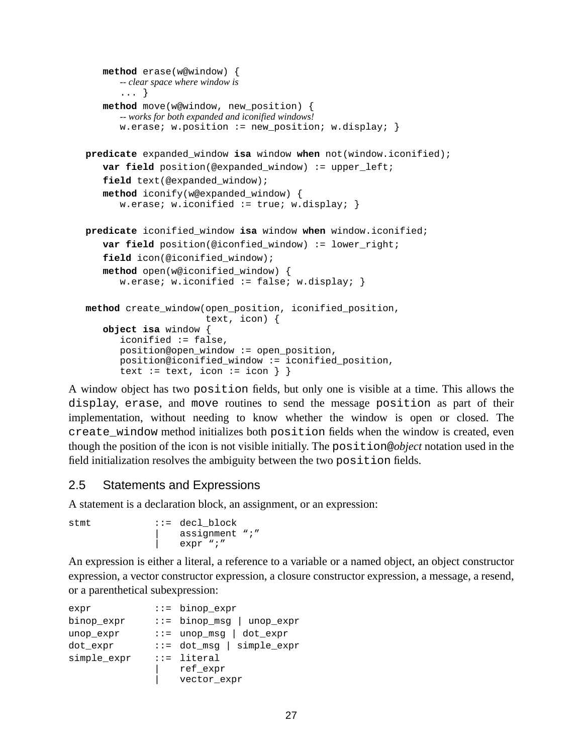```
   method erase(w@window) {
      -- clear space where window is
      ... }
   method move(w@window, new_position) {
      -- works for both expanded and iconified windows!
      w.erase; w.position := new_position; w.display; }

predicate expanded_window isa window when not(window.iconified);
   var field position(@expanded_window) := upper_left;
   field text(@expanded_window);
   method iconify(w@expanded_window) {
      w.erase; w.iconified := true; w.display; }

predicate iconified_window isa window when window.iconified;
   var field position(@iconfied_window) := lower_right;
   field icon(@iconified_window);
   method open(w@iconified_window) {
      w.erase; w.iconified := false; w.display; }

method create_window(open_position, iconified_position,
                     text, icon) {
   object isa window {
      iconified := false,
      position@open_window := open_position,
      position@iconified_window := iconified_position,
      text := text, icon := icon } }
```

A window object has two `position` fields, but only one is visible at a time. This allows the `display`, `erase`, and `move` routines to send the message `position` as part of their implementation, without needing to know whether the window is open or closed. The `create_window` method initializes both `position` fields when the window is created, even though the position of the icon is not visible initially. The `position@`*object* notation used in the field initialization resolves the ambiguity between the two `position` fields.

## 2.5 Statements and Expressions

A statement is a declaration block, an assignment, or an expression:

```
stmt            ::= decl_block
                |   assignment ";"
                |   expr ";"
```

An expression is either a literal, a reference to a variable or a named object, an object constructor expression, a vector constructor expression, a closure constructor expression, a message, a resend, or a parenthetical subexpression:

```
expr            ::= binop_expr
binop_expr      ::= binop_msg | unop_expr
unop_expr       ::= unop_msg | dot_expr
dot_expr        ::= dot_msg | simple_expr
simple_expr     ::= literal
                |   ref_expr
                |   vector_expr
```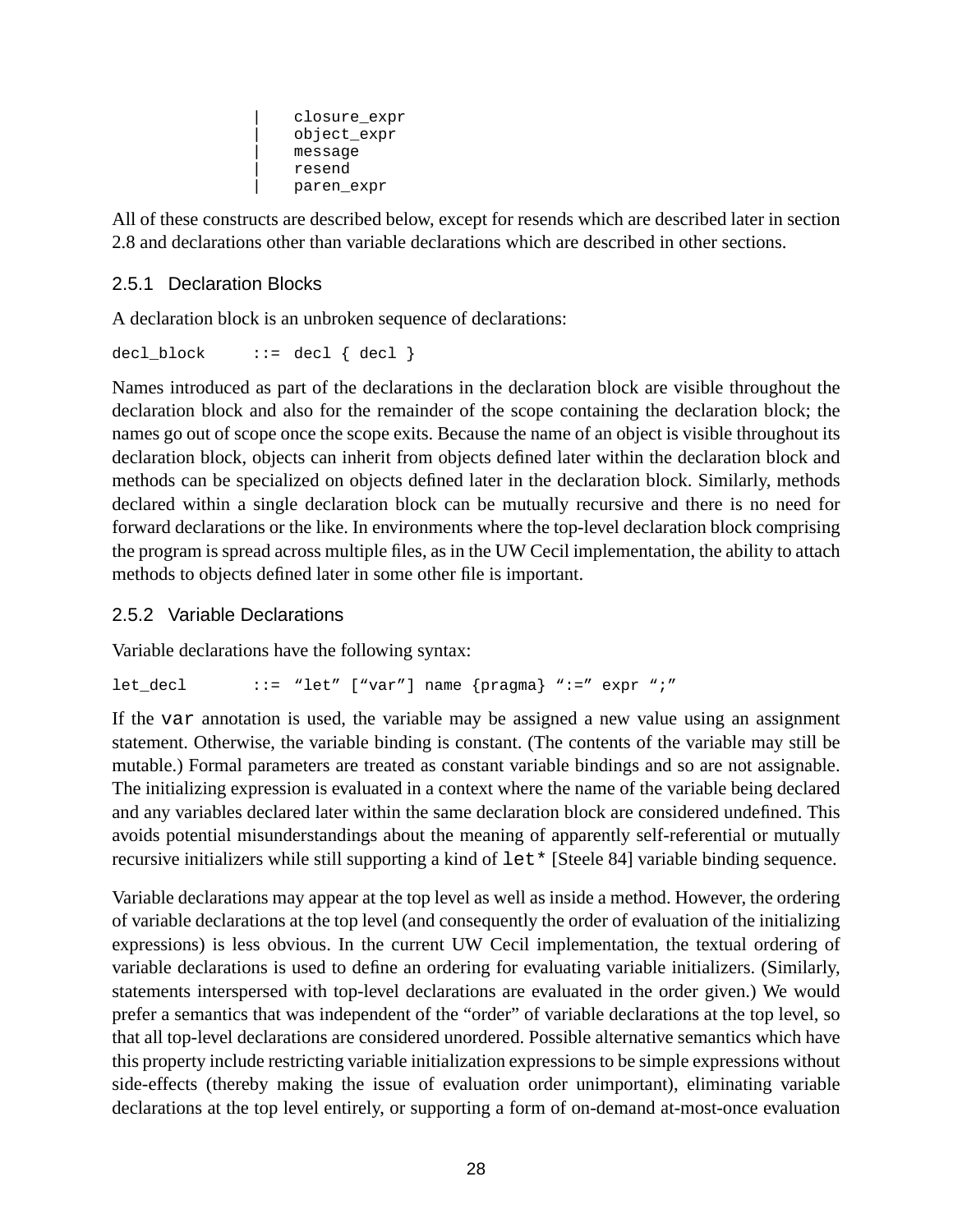```
                | closure_expr
                | object_expr
                | message
                | resend
                | paren_expr
```

All of these constructs are described below, except for resends which are described later in section 2.8 and declarations other than variable declarations which are described in other sections.

### 2.5.1 Declaration Blocks

A declaration block is an unbroken sequence of declarations:

```
decl_block     ::= decl { decl }
```

Names introduced as part of the declarations in the declaration block are visible throughout the declaration block and also for the remainder of the scope containing the declaration block; the names go out of scope once the scope exits. Because the name of an object is visible throughout its declaration block, objects can inherit from objects defined later within the declaration block and methods can be specialized on objects defined later in the declaration block. Similarly, methods declared within a single declaration block can be mutually recursive and there is no need for forward declarations or the like. In environments where the top-level declaration block comprising the program is spread across multiple files, as in the UW Cecil implementation, the ability to attach methods to objects defined later in some other file is important.

### 2.5.2 Variable Declarations

Variable declarations have the following syntax:

```
let_decl       ::= "let" ["var"] name {pragma} ":=" expr ";"
```

If the `var` annotation is used, the variable may be assigned a new value using an assignment statement. Otherwise, the variable binding is constant. (The contents of the variable may still be mutable.) Formal parameters are treated as constant variable bindings and so are not assignable. The initializing expression is evaluated in a context where the name of the variable being declared and any variables declared later within the same declaration block are considered undefined. This avoids potential misunderstandings about the meaning of apparently self-referential or mutually recursive initializers while still supporting a kind of `let*` [Steele 84] variable binding sequence.

Variable declarations may appear at the top level as well as inside a method. However, the ordering of variable declarations at the top level (and consequently the order of evaluation of the initializing expressions) is less obvious. In the current UW Cecil implementation, the textual ordering of variable declarations is used to define an ordering for evaluating variable initializers. (Similarly, statements interspersed with top-level declarations are evaluated in the order given.) We would prefer a semantics that was independent of the "order" of variable declarations at the top level, so that all top-level declarations are considered unordered. Possible alternative semantics which have this property include restricting variable initialization expressions to be simple expressions without side-effects (thereby making the issue of evaluation order unimportant), eliminating variable declarations at the top level entirely, or supporting a form of on-demand at-most-once evaluation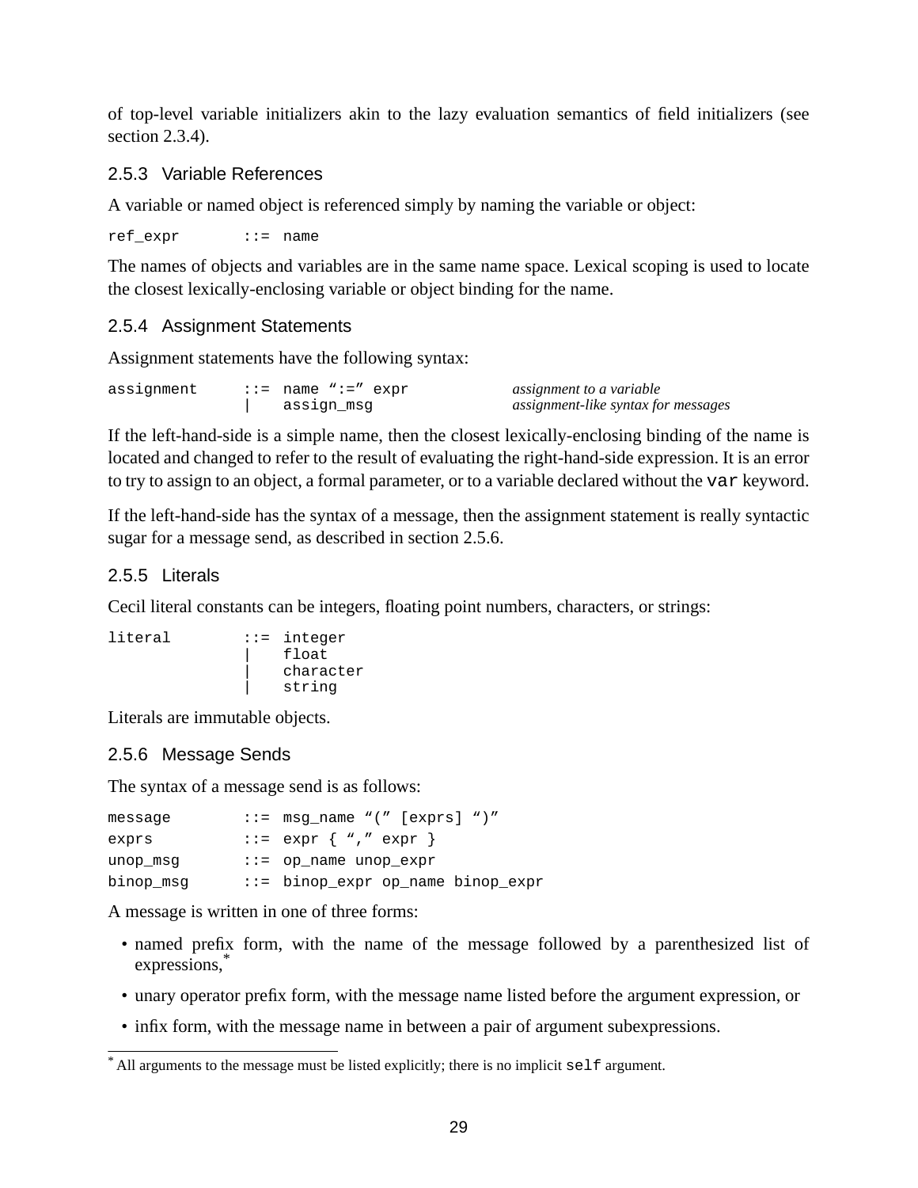of top-level variable initializers akin to the lazy evaluation semantics of field initializers (see section 2.3.4).

### 2.5.3 Variable References

A variable or named object is referenced simply by naming the variable or object:

```
ref_expr       ::= name
```

The names of objects and variables are in the same name space. Lexical scoping is used to locate the closest lexically-enclosing variable or object binding for the name.

### 2.5.4 Assignment Statements

Assignment statements have the following syntax:

```
assignment     ::= name ":=" expr           assignment to a variable
                |  assign_msg               assignment-like syntax for messages
```

If the left-hand-side is a simple name, then the closest lexically-enclosing binding of the name is located and changed to refer to the result of evaluating the right-hand-side expression. It is an error to try to assign to an object, a formal parameter, or to a variable declared without the `var` keyword.

If the left-hand-side has the syntax of a message, then the assignment statement is really syntactic sugar for a message send, as described in section 2.5.6.

### 2.5.5 Literals

Cecil literal constants can be integers, floating point numbers, characters, or strings:

```
literal        ::= integer
                |  float
                |  character
                |  string
```

Literals are immutable objects.

### 2.5.6 Message Sends

The syntax of a message send is as follows:

```
message        ::= msg_name "(" [exprs] ")"
exprs          ::= expr { "," expr }
unop_msg       ::= op_name unop_expr
binop_msg      ::= binop_expr op_name binop_expr
```

A message is written in one of three forms:

- named prefix form, with the name of the message followed by a parenthesized list of expressions,[*]
- unary operator prefix form, with the message name listed before the argument expression, or
- infix form, with the message name in between a pair of argument subexpressions.

[*] All arguments to the message must be listed explicitly; there is no implicit `self` argument.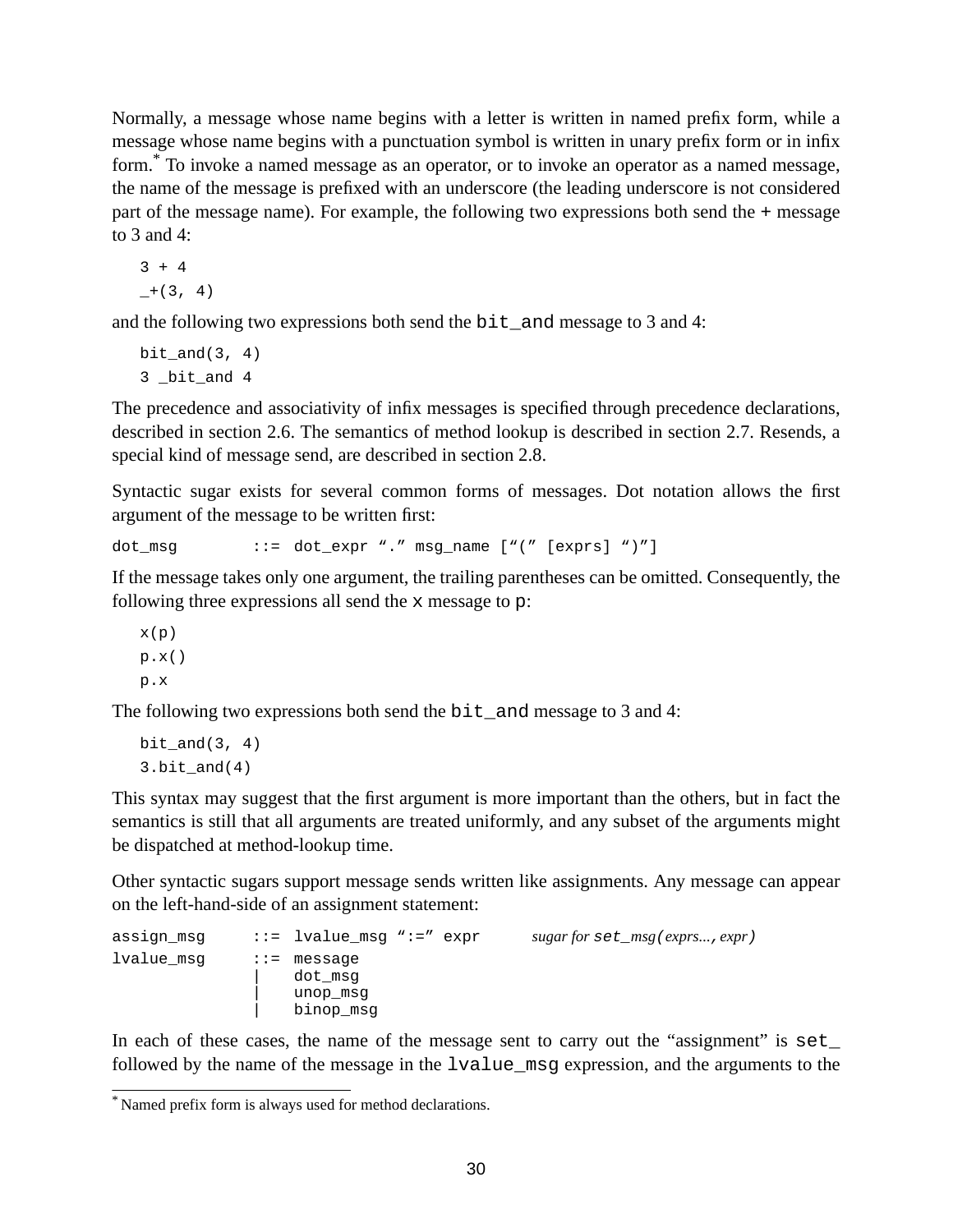Normally, a message whose name begins with a letter is written in named prefix form, while a message whose name begins with a punctuation symbol is written in unary prefix form or in infix form.[*] To invoke a named message as an operator, or to invoke an operator as a named message, the name of the message is prefixed with an underscore (the leading underscore is not considered part of the message name). For example, the following two expressions both send the + message to 3 and 4:

```
3 + 4
_+(3, 4)
```

and the following two expressions both send the `bit_and` message to 3 and 4:

```
bit_and(3, 4)
3 _bit_and 4
```

The precedence and associativity of infix messages is specified through precedence declarations, described in section 2.6. The semantics of method lookup is described in section 2.7. Resends, a special kind of message send, are described in section 2.8.

Syntactic sugar exists for several common forms of messages. Dot notation allows the first argument of the message to be written first:

```
dot_msg        ::=  dot_expr "." msg_name ["(" [exprs] ")"]
```

If the message takes only one argument, the trailing parentheses can be omitted. Consequently, the following three expressions all send the `x` message to `p`:

```
x(p)
p.x()
p.x
```

The following two expressions both send the `bit_and` message to 3 and 4:

```
bit_and(3, 4)
3.bit_and(4)
```

This syntax may suggest that the first argument is more important than the others, but in fact the semantics is still that all arguments are treated uniformly, and any subset of the arguments might be dispatched at method-lookup time.

Other syntactic sugars support message sends written like assignments. Any message can appear on the left-hand-side of an assignment statement:

```
assign_msg     ::=  lvalue_msg ":=" expr       sugar for set_msg(exprs..., expr)
lvalue_msg     ::=  message
               |    dot_msg
               |    unop_msg
               |    binop_msg
```

In each of these cases, the name of the message sent to carry out the "assignment" is `set_` followed by the name of the message in the `lvalue_msg` expression, and the arguments to the

[*] Named prefix form is always used for method declarations.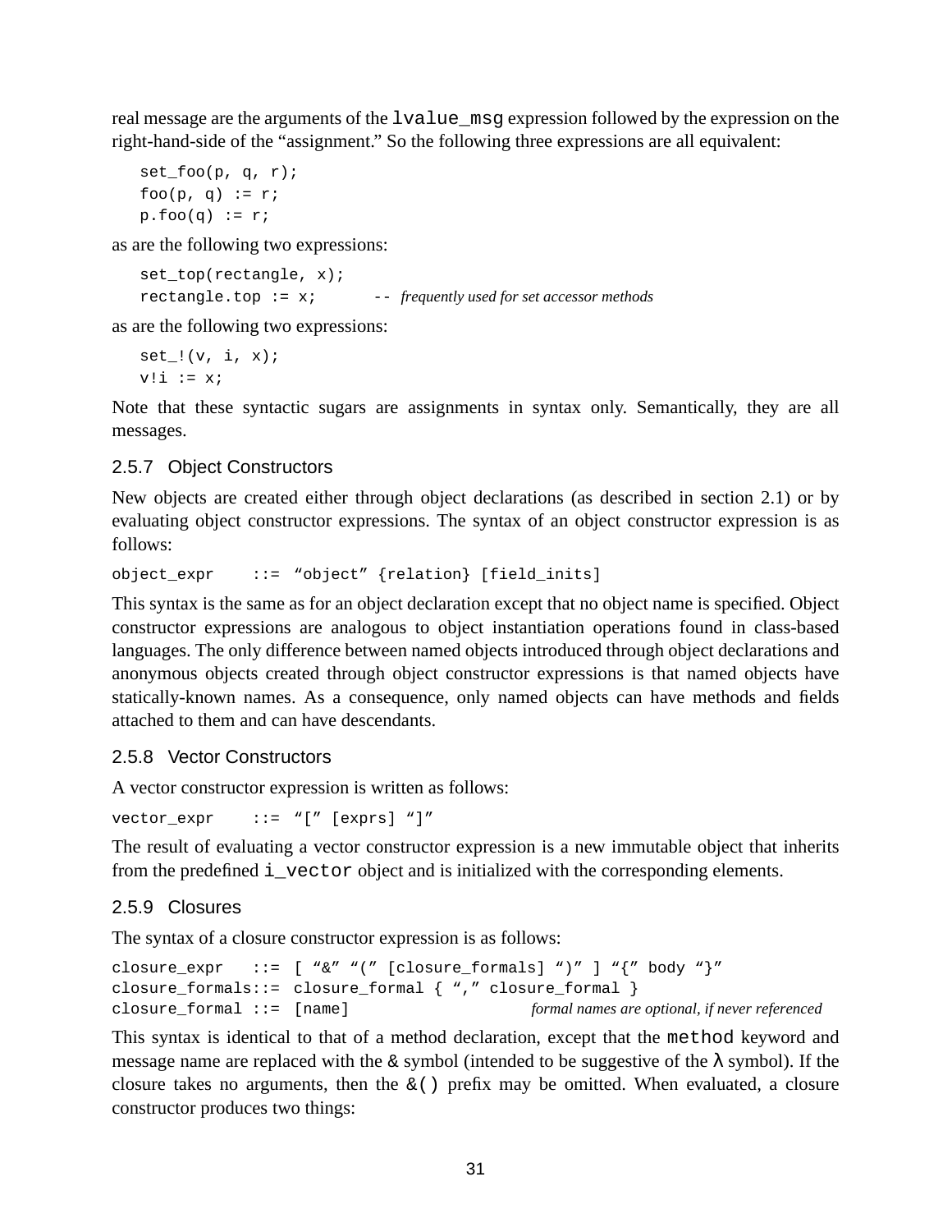real message are the arguments of the `lvalue_msg` expression followed by the expression on the right-hand-side of the "assignment." So the following three expressions are all equivalent:

```
set_foo(p, q, r);
foo(p, q) := r;
p.foo(q) := r;
```

as are the following two expressions:

```
set_top(rectangle, x);
rectangle.top := x;        -- frequently used for set accessor methods
```

as are the following two expressions:

```
set_!(v, i, x);
v!i := x;
```

Note that these syntactic sugars are assignments in syntax only. Semantically, they are all messages.

### 2.5.7 Object Constructors

New objects are created either through object declarations (as described in section 2.1) or by evaluating object constructor expressions. The syntax of an object constructor expression is as follows:

```
object_expr    ::=  "object" {relation} [field_inits]
```

This syntax is the same as for an object declaration except that no object name is specified. Object constructor expressions are analogous to object instantiation operations found in class-based languages. The only difference between named objects introduced through object declarations and anonymous objects created through object constructor expressions is that named objects have statically-known names. As a consequence, only named objects can have methods and fields attached to them and can have descendants.

### 2.5.8 Vector Constructors

A vector constructor expression is written as follows:

```
vector_expr    ::=  "[" [exprs] "]"
```

The result of evaluating a vector constructor expression is a new immutable object that inherits from the predefined `i_vector` object and is initialized with the corresponding elements.

### 2.5.9 Closures

The syntax of a closure constructor expression is as follows:

```
closure_expr   ::=  [ "&" "(" [closure_formals] ")" ] "{" body "}"
closure_formals::=  closure_formal { "," closure_formal }
closure_formal ::=  [name]                    formal names are optional, if never referenced
```

This syntax is identical to that of a method declaration, except that the `method` keyword and message name are replaced with the `&` symbol (intended to be suggestive of the λ symbol). If the closure takes no arguments, then the `&()` prefix may be omitted. When evaluated, a closure constructor produces two things: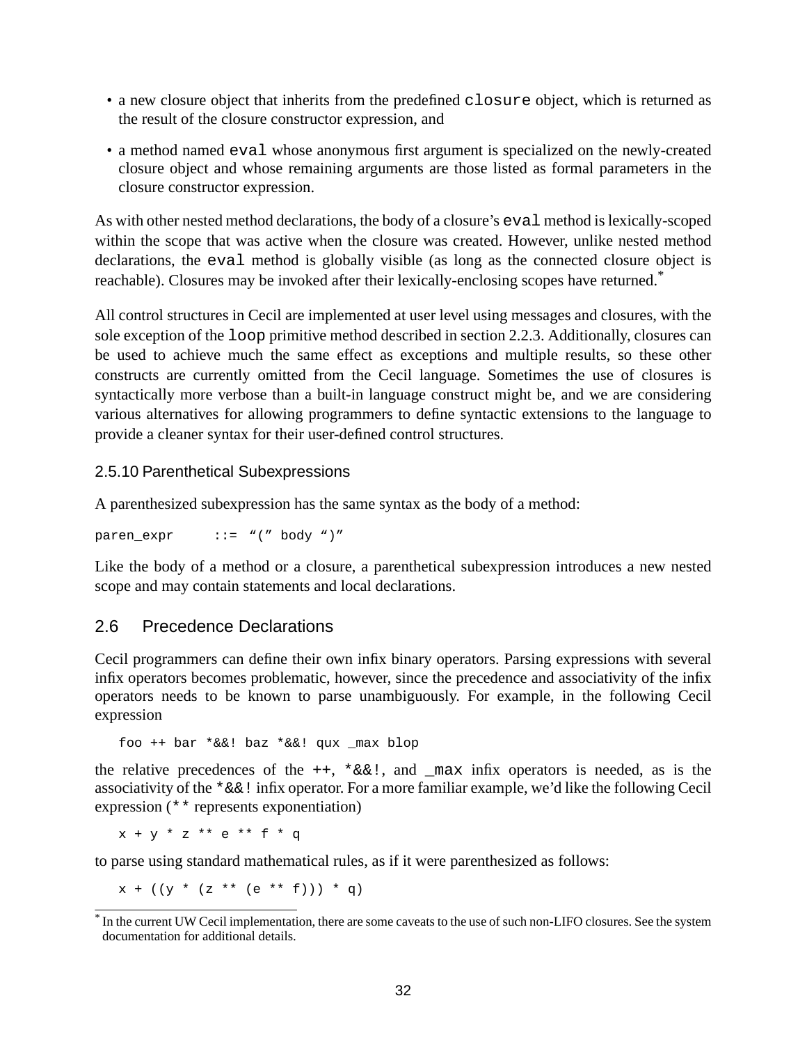- a new closure object that inherits from the predefined `closure` object, which is returned as the result of the closure constructor expression, and
- a method named `eval` whose anonymous first argument is specialized on the newly-created closure object and whose remaining arguments are those listed as formal parameters in the closure constructor expression.

As with other nested method declarations, the body of a closure's `eval` method is lexically-scoped within the scope that was active when the closure was created. However, unlike nested method declarations, the `eval` method is globally visible (as long as the connected closure object is reachable). Closures may be invoked after their lexically-enclosing scopes have returned.*

All control structures in Cecil are implemented at user level using messages and closures, with the sole exception of the `loop` primitive method described in section 2.2.3. Additionally, closures can be used to achieve much the same effect as exceptions and multiple results, so these other constructs are currently omitted from the Cecil language. Sometimes the use of closures is syntactically more verbose than a built-in language construct might be, and we are considering various alternatives for allowing programmers to define syntactic extensions to the language to provide a cleaner syntax for their user-defined control structures.

### 2.5.10 Parenthetical Subexpressions

A parenthesized subexpression has the same syntax as the body of a method:

```
paren_expr     ::=  "(" body ")"
```

Like the body of a method or a closure, a parenthetical subexpression introduces a new nested scope and may contain statements and local declarations.

## 2.6 Precedence Declarations

Cecil programmers can define their own infix binary operators. Parsing expressions with several infix operators becomes problematic, however, since the precedence and associativity of the infix operators needs to be known to parse unambiguously. For example, in the following Cecil expression

```
foo ++ bar *&&! baz *&&! qux _max blop
```

the relative precedences of the `++`, `*&&!`, and `_max` infix operators is needed, as is the associativity of the `*&&!` infix operator. For a more familiar example, we'd like the following Cecil expression (`**` represents exponentiation)

```
x + y * z ** e ** f * q
```

to parse using standard mathematical rules, as if it were parenthesized as follows:

```
x + ((y * (z ** (e ** f))) * q)
```

* In the current UW Cecil implementation, there are some caveats to the use of such non-LIFO closures. See the system documentation for additional details.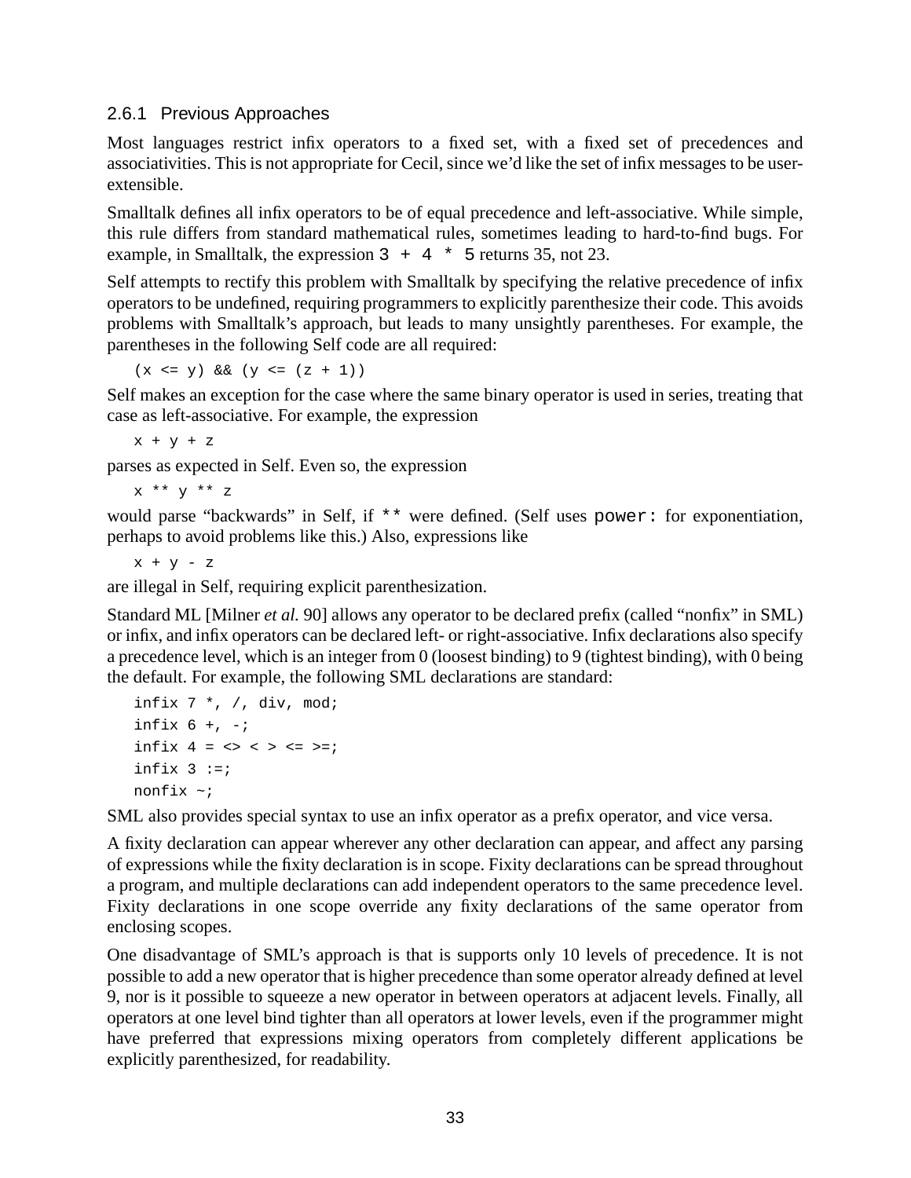### 2.6.1 Previous Approaches

Most languages restrict infix operators to a fixed set, with a fixed set of precedences and associativities. This is not appropriate for Cecil, since we'd like the set of infix messages to be user-extensible.

Smalltalk defines all infix operators to be of equal precedence and left-associative. While simple, this rule differs from standard mathematical rules, sometimes leading to hard-to-find bugs. For example, in Smalltalk, the expression `3 + 4 * 5` returns 35, not 23.

Self attempts to rectify this problem with Smalltalk by specifying the relative precedence of infix operators to be undefined, requiring programmers to explicitly parenthesize their code. This avoids problems with Smalltalk's approach, but leads to many unsightly parentheses. For example, the parentheses in the following Self code are all required:

```
(x <= y) && (y <= (z + 1))
```

Self makes an exception for the case where the same binary operator is used in series, treating that case as left-associative. For example, the expression

```
x + y + z
```

parses as expected in Self. Even so, the expression

```
x ** y ** z
```

would parse "backwards" in Self, if `**` were defined. (Self uses `power:` for exponentiation, perhaps to avoid problems like this.) Also, expressions like

```
x + y - z
```

are illegal in Self, requiring explicit parenthesization.

Standard ML [Milner *et al.* 90] allows any operator to be declared prefix (called "nonfix" in SML) or infix, and infix operators can be declared left- or right-associative. Infix declarations also specify a precedence level, which is an integer from 0 (loosest binding) to 9 (tightest binding), with 0 being the default. For example, the following SML declarations are standard:

```
infix 7 *, /, div, mod;
infix 6 +, -;
infix 4 = <> < > <= >=;
infix 3 :=;
nonfix ~;
```

SML also provides special syntax to use an infix operator as a prefix operator, and vice versa.

A fixity declaration can appear wherever any other declaration can appear, and affect any parsing of expressions while the fixity declaration is in scope. Fixity declarations can be spread throughout a program, and multiple declarations can add independent operators to the same precedence level. Fixity declarations in one scope override any fixity declarations of the same operator from enclosing scopes.

One disadvantage of SML's approach is that is supports only 10 levels of precedence. It is not possible to add a new operator that is higher precedence than some operator already defined at level 9, nor is it possible to squeeze a new operator in between operators at adjacent levels. Finally, all operators at one level bind tighter than all operators at lower levels, even if the programmer might have preferred that expressions mixing operators from completely different applications be explicitly parenthesized, for readability.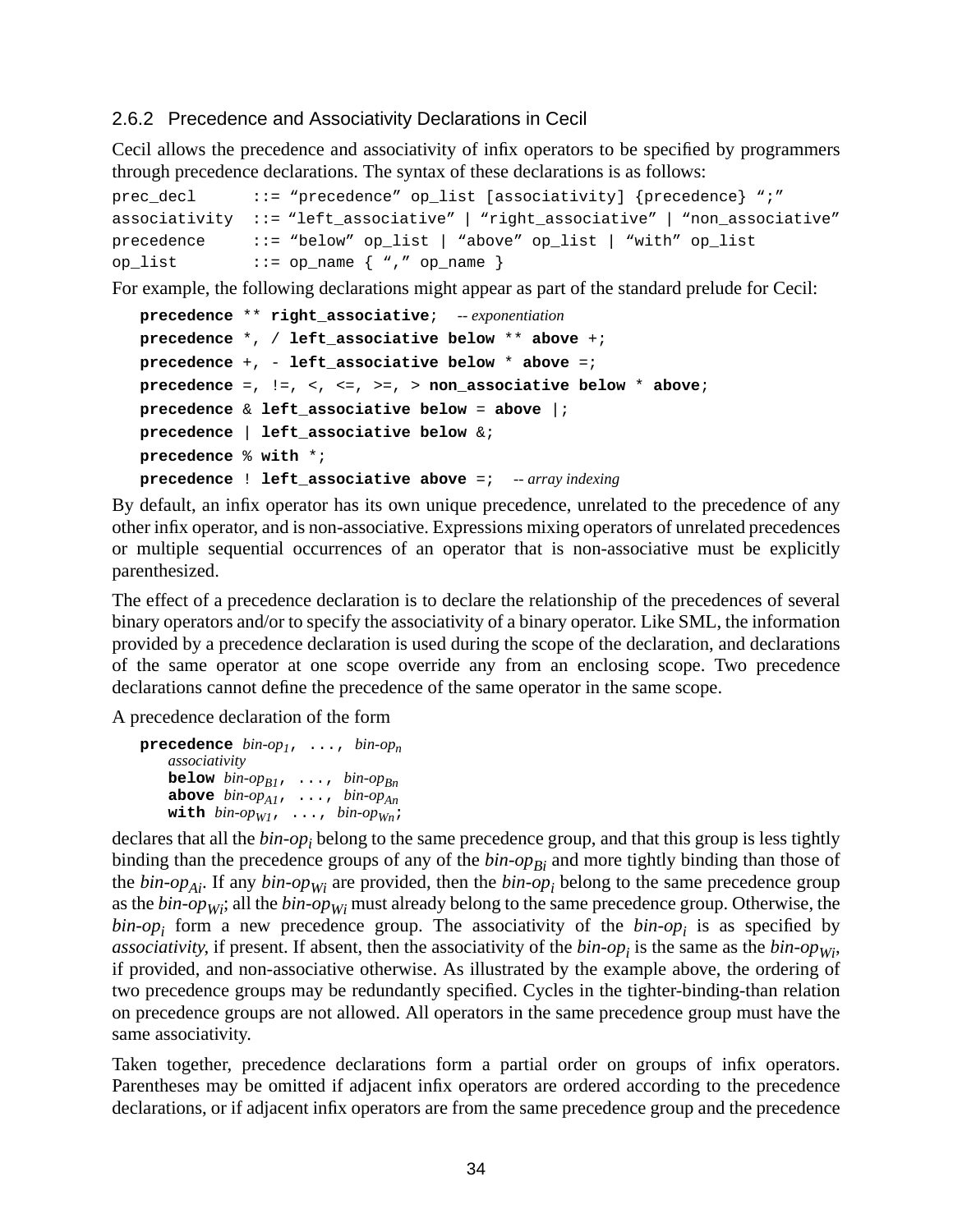### 2.6.2 Precedence and Associativity Declarations in Cecil

Cecil allows the precedence and associativity of infix operators to be specified by programmers through precedence declarations. The syntax of these declarations is as follows:

```
prec_decl      ::= "precedence" op_list [associativity] {precedence} ";"
associativity  ::= "left_associative" | "right_associative" | "non_associative"
precedence     ::= "below" op_list | "above" op_list | "with" op_list
op_list        ::= op_name { "," op_name }
```

For example, the following declarations might appear as part of the standard prelude for Cecil:

```
precedence ** right_associative;   -- exponentiation
precedence *, / left_associative below ** above +;
precedence +, - left_associative below * above =;
precedence =, !=, <, <=, >=, > non_associative below * above;
precedence & left_associative below = above |;
precedence | left_associative below &;
precedence % with *;
precedence ! left_associative above =;   -- array indexing
```

By default, an infix operator has its own unique precedence, unrelated to the precedence of any other infix operator, and is non-associative. Expressions mixing operators of unrelated precedences or multiple sequential occurrences of an operator that is non-associative must be explicitly parenthesized.

The effect of a precedence declaration is to declare the relationship of the precedences of several binary operators and/or to specify the associativity of a binary operator. Like SML, the information provided by a precedence declaration is used during the scope of the declaration, and declarations of the same operator at one scope override any from an enclosing scope. Two precedence declarations cannot define the precedence of the same operator in the same scope.

A precedence declaration of the form

```
precedence bin-op_1, ..., bin-op_n
    associativity
    below bin-op_B1, ..., bin-op_Bn
    above bin-op_A1, ..., bin-op_An
    with bin-op_W1, ..., bin-op_Wn;
```

declares that all the *bin-op*$_i$ belong to the same precedence group, and that this group is less tightly binding than the precedence groups of any of the *bin-op*$_{Bi}$ and more tightly binding than those of the *bin-op*$_{Ai}$. If any *bin-op*$_{Wi}$ are provided, then the *bin-op*$_i$ belong to the same precedence group as the *bin-op*$_{Wi}$; all the *bin-op*$_{Wi}$ must already belong to the same precedence group. Otherwise, the *bin-op*$_i$ form a new precedence group. The associativity of the *bin-op*$_i$ is as specified by *associativity*, if present. If absent, then the associativity of the *bin-op*$_i$ is the same as the *bin-op*$_{Wi}$, if provided, and non-associative otherwise. As illustrated by the example above, the ordering of two precedence groups may be redundantly specified. Cycles in the tighter-binding-than relation on precedence groups are not allowed. All operators in the same precedence group must have the same associativity.

Taken together, precedence declarations form a partial order on groups of infix operators. Parentheses may be omitted if adjacent infix operators are ordered according to the precedence declarations, or if adjacent infix operators are from the same precedence group and the precedence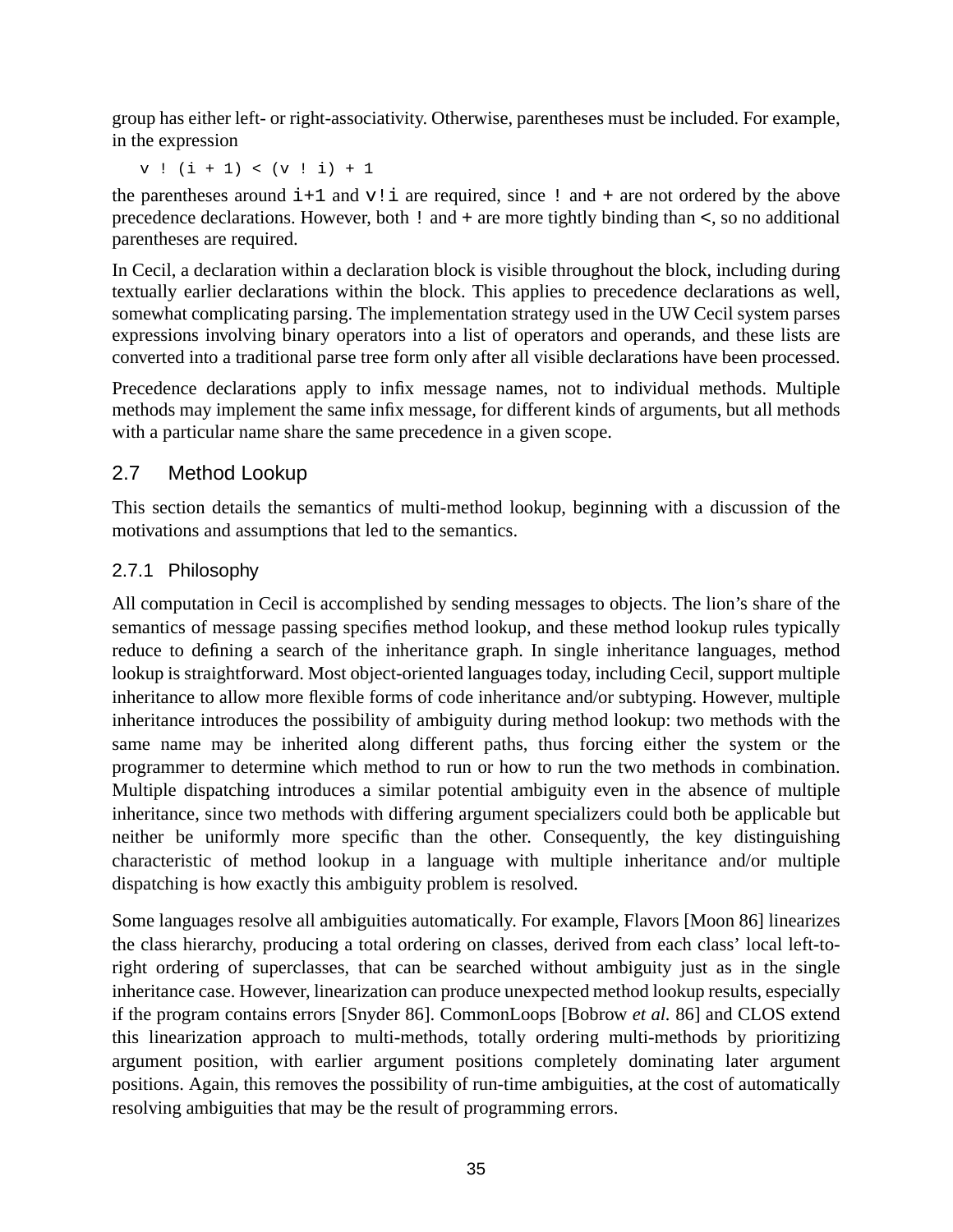group has either left- or right-associativity. Otherwise, parentheses must be included. For example, in the expression

```
v ! (i + 1) < (v ! i) + 1
```

the parentheses around `i+1` and `v!i` are required, since `!` and `+` are not ordered by the above precedence declarations. However, both `!` and `+` are more tightly binding than `<`, so no additional parentheses are required.

In Cecil, a declaration within a declaration block is visible throughout the block, including during textually earlier declarations within the block. This applies to precedence declarations as well, somewhat complicating parsing. The implementation strategy used in the UW Cecil system parses expressions involving binary operators into a list of operators and operands, and these lists are converted into a traditional parse tree form only after all visible declarations have been processed.

Precedence declarations apply to infix message names, not to individual methods. Multiple methods may implement the same infix message, for different kinds of arguments, but all methods with a particular name share the same precedence in a given scope.

## 2.7 Method Lookup

This section details the semantics of multi-method lookup, beginning with a discussion of the motivations and assumptions that led to the semantics.

### 2.7.1 Philosophy

All computation in Cecil is accomplished by sending messages to objects. The lion's share of the semantics of message passing specifies method lookup, and these method lookup rules typically reduce to defining a search of the inheritance graph. In single inheritance languages, method lookup is straightforward. Most object-oriented languages today, including Cecil, support multiple inheritance to allow more flexible forms of code inheritance and/or subtyping. However, multiple inheritance introduces the possibility of ambiguity during method lookup: two methods with the same name may be inherited along different paths, thus forcing either the system or the programmer to determine which method to run or how to run the two methods in combination. Multiple dispatching introduces a similar potential ambiguity even in the absence of multiple inheritance, since two methods with differing argument specializers could both be applicable but neither be uniformly more specific than the other. Consequently, the key distinguishing characteristic of method lookup in a language with multiple inheritance and/or multiple dispatching is how exactly this ambiguity problem is resolved.

Some languages resolve all ambiguities automatically. For example, Flavors [Moon 86] linearizes the class hierarchy, producing a total ordering on classes, derived from each class' local left-to-right ordering of superclasses, that can be searched without ambiguity just as in the single inheritance case. However, linearization can produce unexpected method lookup results, especially if the program contains errors [Snyder 86]. CommonLoops [Bobrow *et al.* 86] and CLOS extend this linearization approach to multi-methods, totally ordering multi-methods by prioritizing argument position, with earlier argument positions completely dominating later argument positions. Again, this removes the possibility of run-time ambiguities, at the cost of automatically resolving ambiguities that may be the result of programming errors.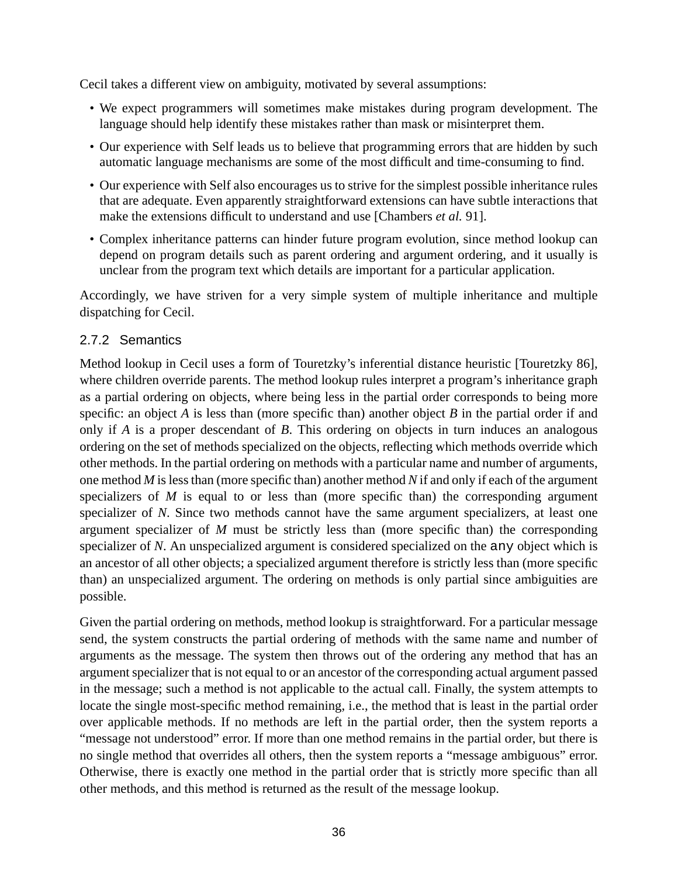Cecil takes a different view on ambiguity, motivated by several assumptions:

- We expect programmers will sometimes make mistakes during program development. The language should help identify these mistakes rather than mask or misinterpret them.
- Our experience with Self leads us to believe that programming errors that are hidden by such automatic language mechanisms are some of the most difficult and time-consuming to find.
- Our experience with Self also encourages us to strive for the simplest possible inheritance rules that are adequate. Even apparently straightforward extensions can have subtle interactions that make the extensions difficult to understand and use [Chambers *et al.* 91].
- Complex inheritance patterns can hinder future program evolution, since method lookup can depend on program details such as parent ordering and argument ordering, and it usually is unclear from the program text which details are important for a particular application.

Accordingly, we have striven for a very simple system of multiple inheritance and multiple dispatching for Cecil.

### 2.7.2 Semantics

Method lookup in Cecil uses a form of Touretzky's inferential distance heuristic [Touretzky 86], where children override parents. The method lookup rules interpret a program's inheritance graph as a partial ordering on objects, where being less in the partial order corresponds to being more specific: an object *A* is less than (more specific than) another object *B* in the partial order if and only if *A* is a proper descendant of *B*. This ordering on objects in turn induces an analogous ordering on the set of methods specialized on the objects, reflecting which methods override which other methods. In the partial ordering on methods with a particular name and number of arguments, one method *M* is less than (more specific than) another method *N* if and only if each of the argument specializers of *M* is equal to or less than (more specific than) the corresponding argument specializer of *N*. Since two methods cannot have the same argument specializers, at least one argument specializer of *M* must be strictly less than (more specific than) the corresponding specializer of *N*. An unspecialized argument is considered specialized on the `any` object which is an ancestor of all other objects; a specialized argument therefore is strictly less than (more specific than) an unspecialized argument. The ordering on methods is only partial since ambiguities are possible.

Given the partial ordering on methods, method lookup is straightforward. For a particular message send, the system constructs the partial ordering of methods with the same name and number of arguments as the message. The system then throws out of the ordering any method that has an argument specializer that is not equal to or an ancestor of the corresponding actual argument passed in the message; such a method is not applicable to the actual call. Finally, the system attempts to locate the single most-specific method remaining, i.e., the method that is least in the partial order over applicable methods. If no methods are left in the partial order, then the system reports a "message not understood" error. If more than one method remains in the partial order, but there is no single method that overrides all others, then the system reports a "message ambiguous" error. Otherwise, there is exactly one method in the partial order that is strictly more specific than all other methods, and this method is returned as the result of the message lookup.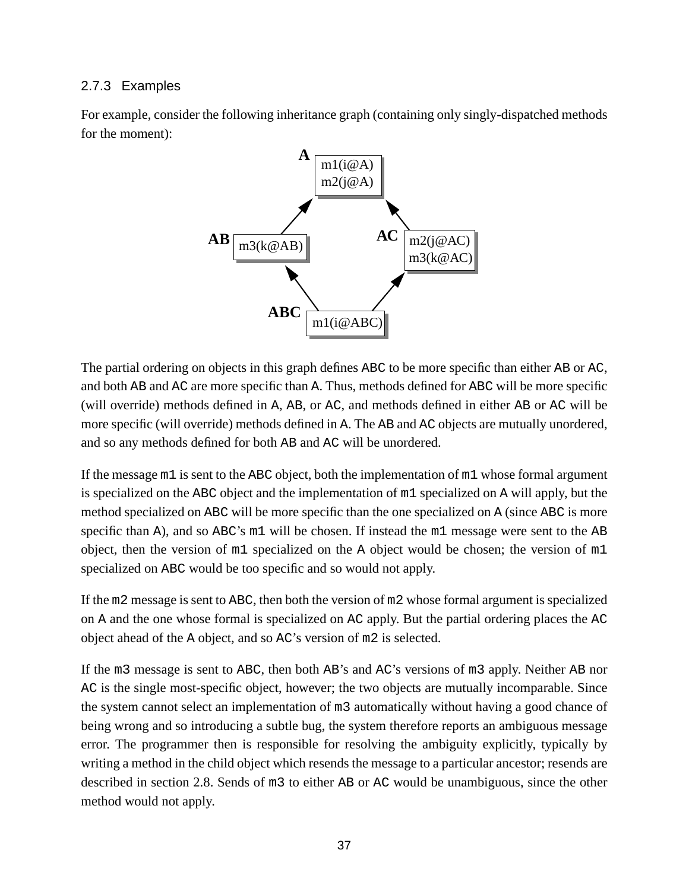### 2.7.3 Examples

For example, consider the following inheritance graph (containing only singly-dispatched methods for the moment):

The partial ordering on objects in this graph defines `ABC` to be more specific than either `AB` or `AC`, and both `AB` and `AC` are more specific than `A`. Thus, methods defined for `ABC` will be more specific (will override) methods defined in `A`, `AB`, or `AC`, and methods defined in either `AB` or `AC` will be more specific (will override) methods defined in `A`. The `AB` and `AC` objects are mutually unordered, and so any methods defined for both `AB` and `AC` will be unordered.

If the message `m1` is sent to the `ABC` object, both the implementation of `m1` whose formal argument is specialized on the `ABC` object and the implementation of `m1` specialized on `A` will apply, but the method specialized on `ABC` will be more specific than the one specialized on `A` (since `ABC` is more specific than `A`), and so `ABC`'s `m1` will be chosen. If instead the `m1` message were sent to the `AB` object, then the version of `m1` specialized on the `A` object would be chosen; the version of `m1` specialized on `ABC` would be too specific and so would not apply.

If the `m2` message is sent to `ABC`, then both the version of `m2` whose formal argument is specialized on `A` and the one whose formal is specialized on `AC` apply. But the partial ordering places the `AC` object ahead of the `A` object, and so `AC`'s version of `m2` is selected.

If the `m3` message is sent to `ABC`, then both `AB`'s and `AC`'s versions of `m3` apply. Neither `AB` nor `AC` is the single most-specific object, however; the two objects are mutually incomparable. Since the system cannot select an implementation of `m3` automatically without having a good chance of being wrong and so introducing a subtle bug, the system therefore reports an ambiguous message error. The programmer then is responsible for resolving the ambiguity explicitly, typically by writing a method in the child object which resends the message to a particular ancestor; resends are described in section 2.8. Sends of `m3` to either `AB` or `AC` would be unambiguous, since the other method would not apply.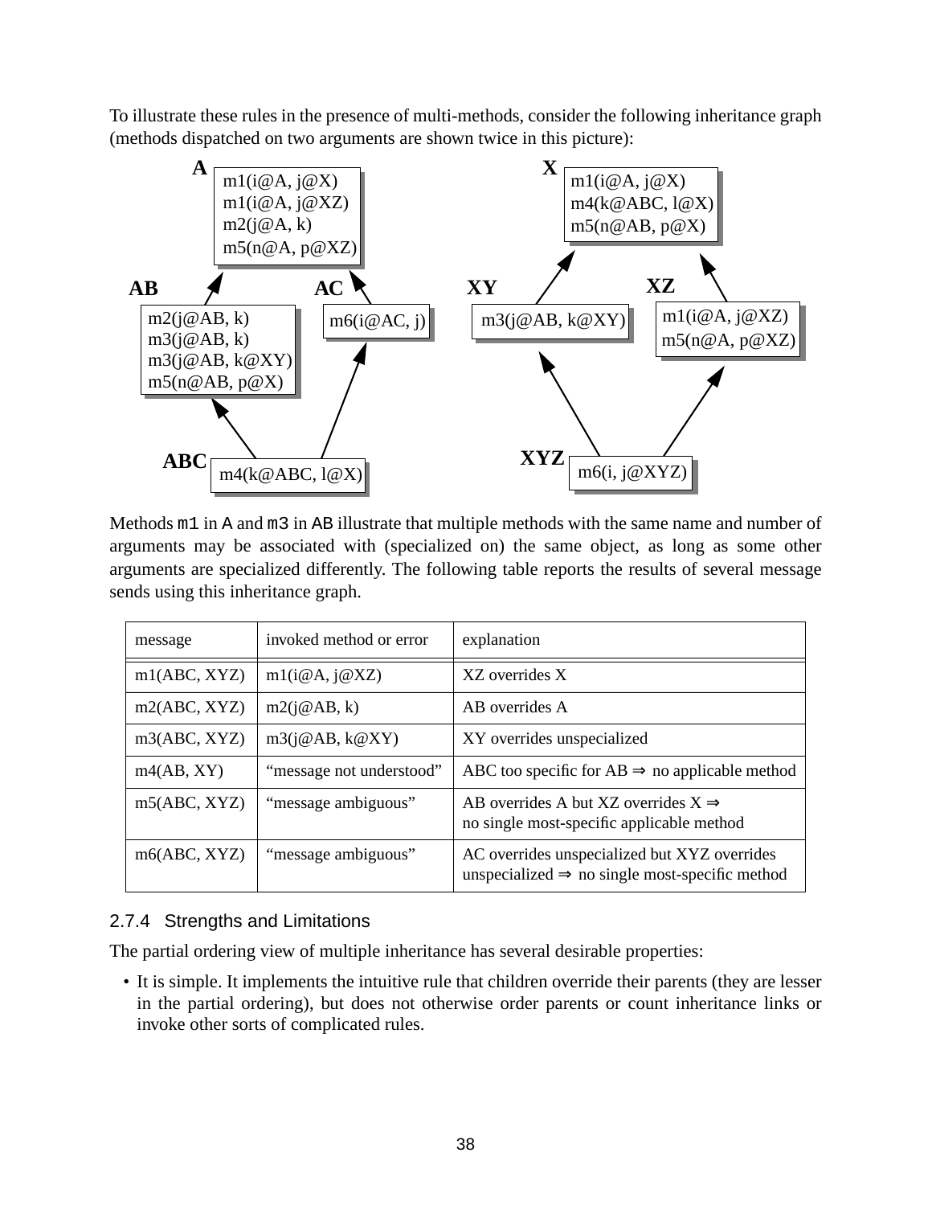To illustrate these rules in the presence of multi-methods, consider the following inheritance graph (methods dispatched on two arguments are shown twice in this picture):

Methods `m1` in `A` and `m3` in `AB` illustrate that multiple methods with the same name and number of arguments may be associated with (specialized on) the same object, as long as some other arguments are specialized differently. The following table reports the results of several message sends using this inheritance graph.

| message | invoked method or error | explanation |
|---|---|---|
| m1(ABC, XYZ) | m1(i@A, j@XZ) | XZ overrides X |
| m2(ABC, XYZ) | m2(j@AB, k) | AB overrides A |
| m3(ABC, XYZ) | m3(j@AB, k@XY) | XY overrides unspecialized |
| m4(AB, XY) | “message not understood” | ABC too specific for AB ⇒ no applicable method |
| m5(ABC, XYZ) | “message ambiguous” | AB overrides A but XZ overrides X ⇒ no single most-specific applicable method |
| m6(ABC, XYZ) | “message ambiguous” | AC overrides unspecialized but XYZ overrides unspecialized ⇒ no single most-specific method |

### 2.7.4 Strengths and Limitations

The partial ordering view of multiple inheritance has several desirable properties:

- It is simple. It implements the intuitive rule that children override their parents (they are lesser in the partial ordering), but does not otherwise order parents or count inheritance links or invoke other sorts of complicated rules.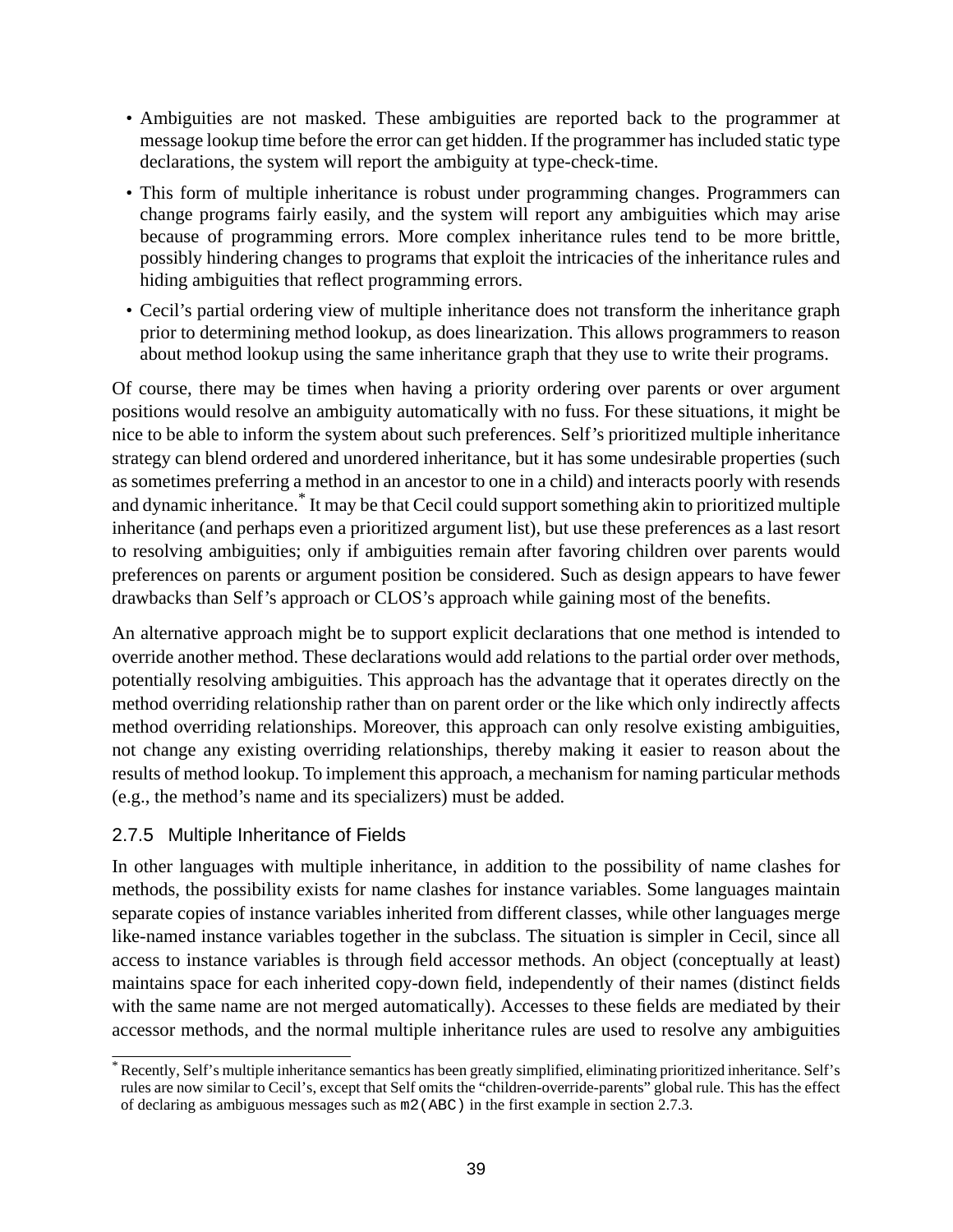- Ambiguities are not masked. These ambiguities are reported back to the programmer at message lookup time before the error can get hidden. If the programmer has included static type declarations, the system will report the ambiguity at type-check-time.
- This form of multiple inheritance is robust under programming changes. Programmers can change programs fairly easily, and the system will report any ambiguities which may arise because of programming errors. More complex inheritance rules tend to be more brittle, possibly hindering changes to programs that exploit the intricacies of the inheritance rules and hiding ambiguities that reflect programming errors.
- Cecil's partial ordering view of multiple inheritance does not transform the inheritance graph prior to determining method lookup, as does linearization. This allows programmers to reason about method lookup using the same inheritance graph that they use to write their programs.

Of course, there may be times when having a priority ordering over parents or over argument positions would resolve an ambiguity automatically with no fuss. For these situations, it might be nice to be able to inform the system about such preferences. Self's prioritized multiple inheritance strategy can blend ordered and unordered inheritance, but it has some undesirable properties (such as sometimes preferring a method in an ancestor to one in a child) and interacts poorly with resends and dynamic inheritance.* It may be that Cecil could support something akin to prioritized multiple inheritance (and perhaps even a prioritized argument list), but use these preferences as a last resort to resolving ambiguities; only if ambiguities remain after favoring children over parents would preferences on parents or argument position be considered. Such as design appears to have fewer drawbacks than Self's approach or CLOS's approach while gaining most of the benefits.

An alternative approach might be to support explicit declarations that one method is intended to override another method. These declarations would add relations to the partial order over methods, potentially resolving ambiguities. This approach has the advantage that it operates directly on the method overriding relationship rather than on parent order or the like which only indirectly affects method overriding relationships. Moreover, this approach can only resolve existing ambiguities, not change any existing overriding relationships, thereby making it easier to reason about the results of method lookup. To implement this approach, a mechanism for naming particular methods (e.g., the method's name and its specializers) must be added.

### 2.7.5 Multiple Inheritance of Fields

In other languages with multiple inheritance, in addition to the possibility of name clashes for methods, the possibility exists for name clashes for instance variables. Some languages maintain separate copies of instance variables inherited from different classes, while other languages merge like-named instance variables together in the subclass. The situation is simpler in Cecil, since all access to instance variables is through field accessor methods. An object (conceptually at least) maintains space for each inherited copy-down field, independently of their names (distinct fields with the same name are not merged automatically). Accesses to these fields are mediated by their accessor methods, and the normal multiple inheritance rules are used to resolve any ambiguities

---

* Recently, Self's multiple inheritance semantics has been greatly simplified, eliminating prioritized inheritance. Self's rules are now similar to Cecil's, except that Self omits the "children-override-parents" global rule. This has the effect of declaring as ambiguous messages such as `m2(ABC)` in the first example in section 2.7.3.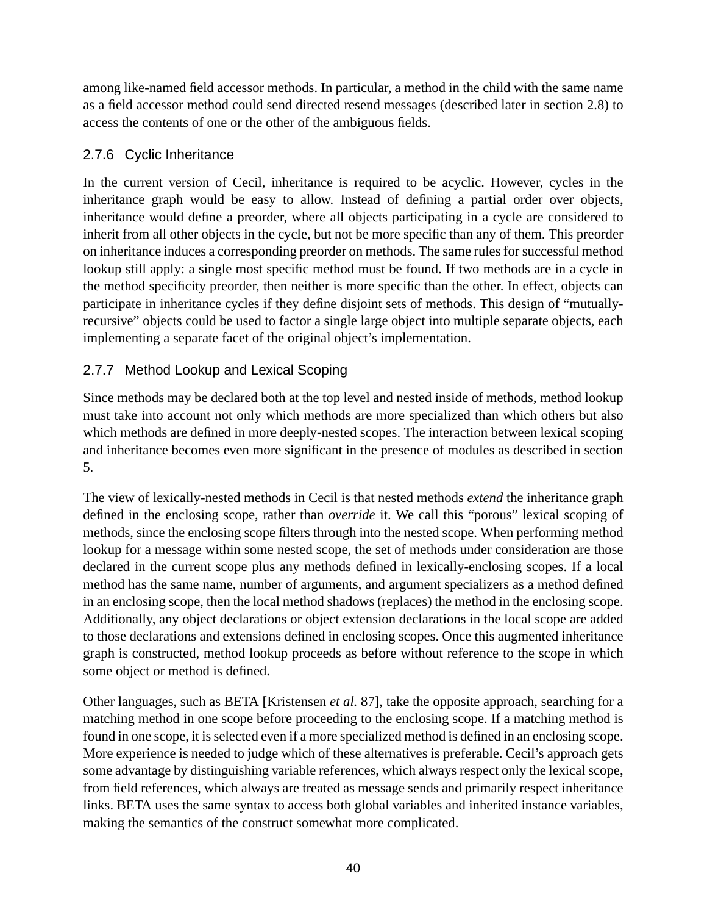among like-named field accessor methods. In particular, a method in the child with the same name as a field accessor method could send directed resend messages (described later in section 2.8) to access the contents of one or the other of the ambiguous fields.

### 2.7.6 Cyclic Inheritance

In the current version of Cecil, inheritance is required to be acyclic. However, cycles in the inheritance graph would be easy to allow. Instead of defining a partial order over objects, inheritance would define a preorder, where all objects participating in a cycle are considered to inherit from all other objects in the cycle, but not be more specific than any of them. This preorder on inheritance induces a corresponding preorder on methods. The same rules for successful method lookup still apply: a single most specific method must be found. If two methods are in a cycle in the method specificity preorder, then neither is more specific than the other. In effect, objects can participate in inheritance cycles if they define disjoint sets of methods. This design of "mutually-recursive" objects could be used to factor a single large object into multiple separate objects, each implementing a separate facet of the original object's implementation.

### 2.7.7 Method Lookup and Lexical Scoping

Since methods may be declared both at the top level and nested inside of methods, method lookup must take into account not only which methods are more specialized than which others but also which methods are defined in more deeply-nested scopes. The interaction between lexical scoping and inheritance becomes even more significant in the presence of modules as described in section 5.

The view of lexically-nested methods in Cecil is that nested methods *extend* the inheritance graph defined in the enclosing scope, rather than *override* it. We call this "porous" lexical scoping of methods, since the enclosing scope filters through into the nested scope. When performing method lookup for a message within some nested scope, the set of methods under consideration are those declared in the current scope plus any methods defined in lexically-enclosing scopes. If a local method has the same name, number of arguments, and argument specializers as a method defined in an enclosing scope, then the local method shadows (replaces) the method in the enclosing scope. Additionally, any object declarations or object extension declarations in the local scope are added to those declarations and extensions defined in enclosing scopes. Once this augmented inheritance graph is constructed, method lookup proceeds as before without reference to the scope in which some object or method is defined.

Other languages, such as BETA [Kristensen *et al.* 87], take the opposite approach, searching for a matching method in one scope before proceeding to the enclosing scope. If a matching method is found in one scope, it is selected even if a more specialized method is defined in an enclosing scope. More experience is needed to judge which of these alternatives is preferable. Cecil's approach gets some advantage by distinguishing variable references, which always respect only the lexical scope, from field references, which always are treated as message sends and primarily respect inheritance links. BETA uses the same syntax to access both global variables and inherited instance variables, making the semantics of the construct somewhat more complicated.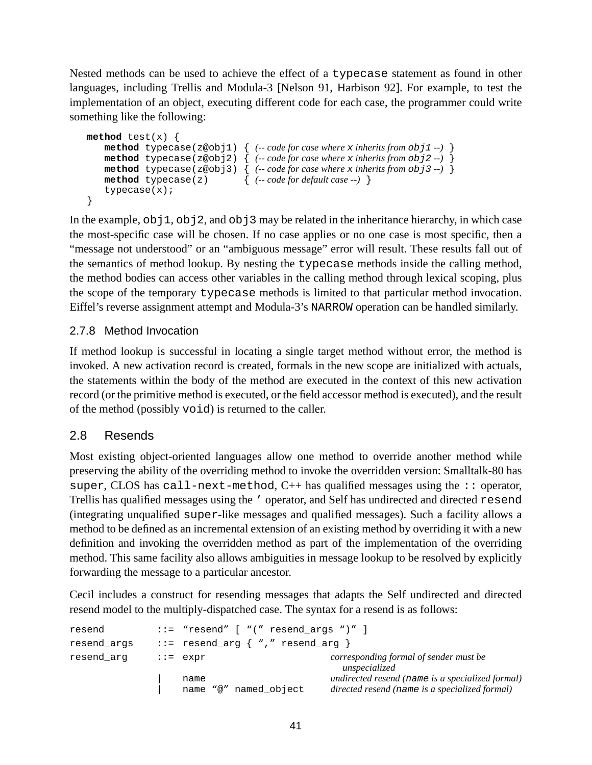Nested methods can be used to achieve the effect of a `typecase` statement as found in other languages, including Trellis and Modula-3 [Nelson 91, Harbison 92]. For example, to test the implementation of an object, executing different code for each case, the programmer could write something like the following:

```
method test(x) {
    method typecase(z@obj1) { (-- code for case where x inherits from obj1 --) }
    method typecase(z@obj2) { (-- code for case where x inherits from obj2 --) }
    method typecase(z@obj3) { (-- code for case where x inherits from obj3 --) }
    method typecase(z)      { (-- code for default case --) }
    typecase(x);
}
```

In the example, `obj1`, `obj2`, and `obj3` may be related in the inheritance hierarchy, in which case the most-specific case will be chosen. If no case applies or no one case is most specific, then a "message not understood" or an "ambiguous message" error will result. These results fall out of the semantics of method lookup. By nesting the `typecase` methods inside the calling method, the method bodies can access other variables in the calling method through lexical scoping, plus the scope of the temporary `typecase` methods is limited to that particular method invocation. Eiffel's reverse assignment attempt and Modula-3's `NARROW` operation can be handled similarly.

### 2.7.8 Method Invocation

If method lookup is successful in locating a single target method without error, the method is invoked. A new activation record is created, formals in the new scope are initialized with actuals, the statements within the body of the method are executed in the context of this new activation record (or the primitive method is executed, or the field accessor method is executed), and the result of the method (possibly `void`) is returned to the caller.

## 2.8 Resends

Most existing object-oriented languages allow one method to override another method while preserving the ability of the overriding method to invoke the overridden version: Smalltalk-80 has `super`, CLOS has `call-next-method`, C++ has qualified messages using the `::` operator, Trellis has qualified messages using the `'` operator, and Self has undirected and directed `resend` (integrating unqualified `super`-like messages and qualified messages). Such a facility allows a method to be defined as an incremental extension of an existing method by overriding it with a new definition and invoking the overridden method as part of the implementation of the overriding method. This same facility also allows ambiguities in message lookup to be resolved by explicitly forwarding the message to a particular ancestor.

Cecil includes a construct for resending messages that adapts the Self undirected and directed resend model to the multiply-dispatched case. The syntax for a resend is as follows:

```
resend       ::= "resend" [ "(" resend_args ")" ]
resend_args  ::= resend_arg { "," resend_arg }
resend_arg   ::= expr                    corresponding formal of sender must be
                                           unspecialized
              |  name                    undirected resend (name is a specialized formal)
              |  name "@" named_object   directed resend (name is a specialized formal)
```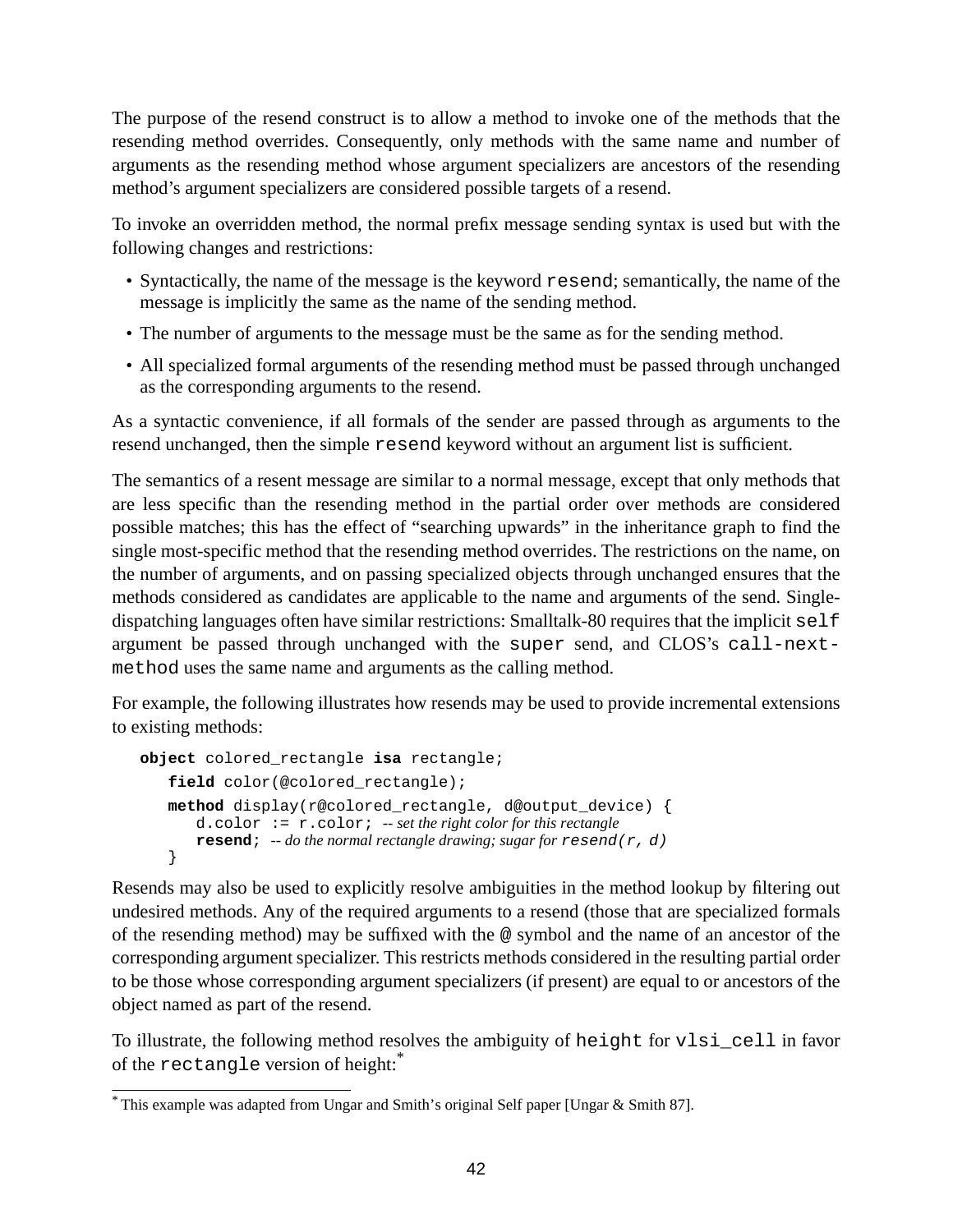The purpose of the resend construct is to allow a method to invoke one of the methods that the resending method overrides. Consequently, only methods with the same name and number of arguments as the resending method whose argument specializers are ancestors of the resending method's argument specializers are considered possible targets of a resend.

To invoke an overridden method, the normal prefix message sending syntax is used but with the following changes and restrictions:

- Syntactically, the name of the message is the keyword `resend`; semantically, the name of the message is implicitly the same as the name of the sending method.
- The number of arguments to the message must be the same as for the sending method.
- All specialized formal arguments of the resending method must be passed through unchanged as the corresponding arguments to the resend.

As a syntactic convenience, if all formals of the sender are passed through as arguments to the resend unchanged, then the simple `resend` keyword without an argument list is sufficient.

The semantics of a resent message are similar to a normal message, except that only methods that are less specific than the resending method in the partial order over methods are considered possible matches; this has the effect of "searching upwards" in the inheritance graph to find the single most-specific method that the resending method overrides. The restrictions on the name, on the number of arguments, and on passing specialized objects through unchanged ensures that the methods considered as candidates are applicable to the name and arguments of the send. Single-dispatching languages often have similar restrictions: Smalltalk-80 requires that the implicit `self` argument be passed through unchanged with the `super` send, and CLOS's `call-next-method` uses the same name and arguments as the calling method.

For example, the following illustrates how resends may be used to provide incremental extensions to existing methods:

```
object colored_rectangle isa rectangle;
   field color(@colored_rectangle);
   method display(r@colored_rectangle, d@output_device) {
      d.color := r.color; -- set the right color for this rectangle
      resend; -- do the normal rectangle drawing; sugar for resend(r, d)
   }
```

Resends may also be used to explicitly resolve ambiguities in the method lookup by filtering out undesired methods. Any of the required arguments to a resend (those that are specialized formals of the resending method) may be suffixed with the @ symbol and the name of an ancestor of the corresponding argument specializer. This restricts methods considered in the resulting partial order to be those whose corresponding argument specializers (if present) are equal to or ancestors of the object named as part of the resend.

To illustrate, the following method resolves the ambiguity of `height` for `vlsi_cell` in favor of the `rectangle` version of height:*

* This example was adapted from Ungar and Smith's original Self paper [Ungar & Smith 87].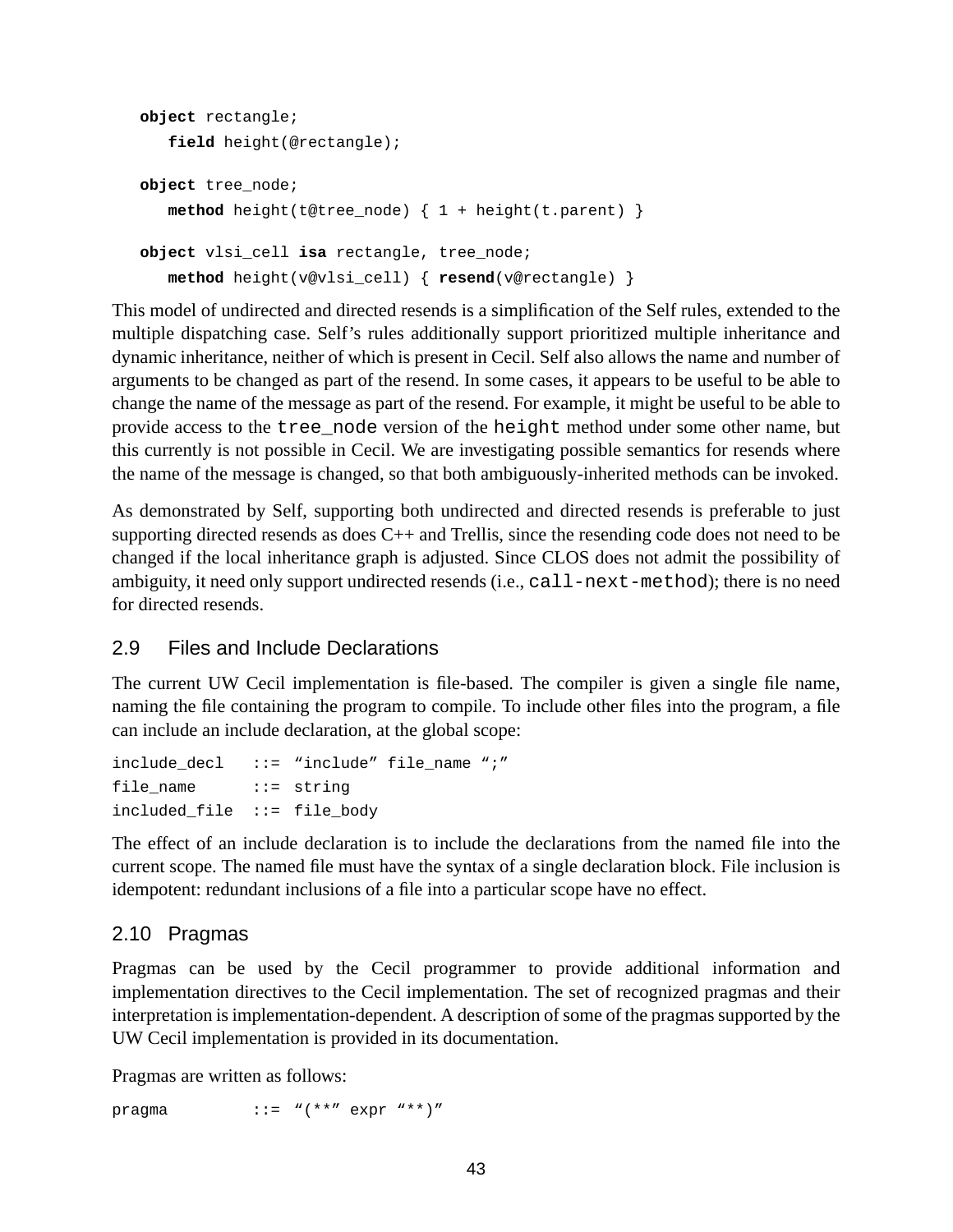```
object rectangle;
    field height(@rectangle);

object tree_node;
    method height(t@tree_node) { 1 + height(t.parent) }

object vlsi_cell isa rectangle, tree_node;
    method height(v@vlsi_cell) { resend(v@rectangle) }
```

This model of undirected and directed resends is a simplification of the Self rules, extended to the multiple dispatching case. Self's rules additionally support prioritized multiple inheritance and dynamic inheritance, neither of which is present in Cecil. Self also allows the name and number of arguments to be changed as part of the resend. In some cases, it appears to be useful to be able to change the name of the message as part of the resend. For example, it might be useful to be able to provide access to the `tree_node` version of the `height` method under some other name, but this currently is not possible in Cecil. We are investigating possible semantics for resends where the name of the message is changed, so that both ambiguously-inherited methods can be invoked.

As demonstrated by Self, supporting both undirected and directed resends is preferable to just supporting directed resends as does C++ and Trellis, since the resending code does not need to be changed if the local inheritance graph is adjusted. Since CLOS does not admit the possibility of ambiguity, it need only support undirected resends (i.e., `call-next-method`); there is no need for directed resends.

## 2.9 Files and Include Declarations

The current UW Cecil implementation is file-based. The compiler is given a single file name, naming the file containing the program to compile. To include other files into the program, a file can include an include declaration, at the global scope:

```
include_decl   ::= "include" file_name ";"
file_name      ::= string
included_file  ::= file_body
```

The effect of an include declaration is to include the declarations from the named file into the current scope. The named file must have the syntax of a single declaration block. File inclusion is idempotent: redundant inclusions of a file into a particular scope have no effect.

## 2.10 Pragmas

Pragmas can be used by the Cecil programmer to provide additional information and implementation directives to the Cecil implementation. The set of recognized pragmas and their interpretation is implementation-dependent. A description of some of the pragmas supported by the UW Cecil implementation is provided in its documentation.

Pragmas are written as follows:

```
pragma         ::= "(**" expr "**)"
```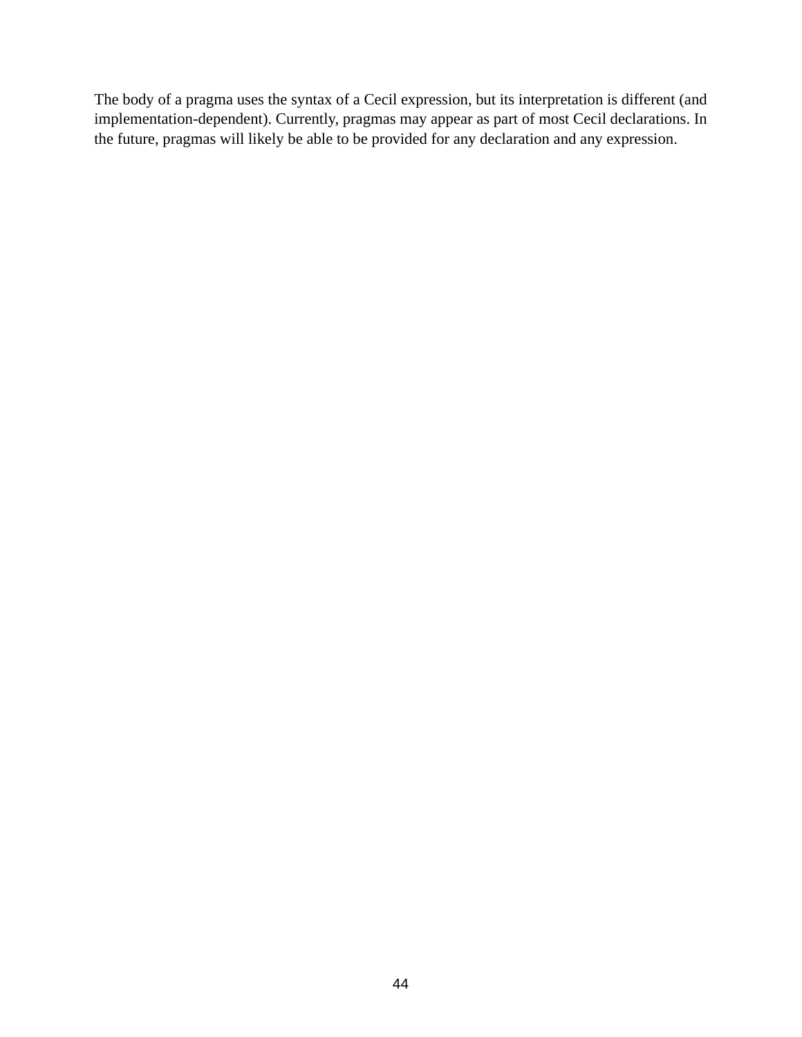The body of a pragma uses the syntax of a Cecil expression, but its interpretation is different (and implementation-dependent). Currently, pragmas may appear as part of most Cecil declarations. In the future, pragmas will likely be able to be provided for any declaration and any expression.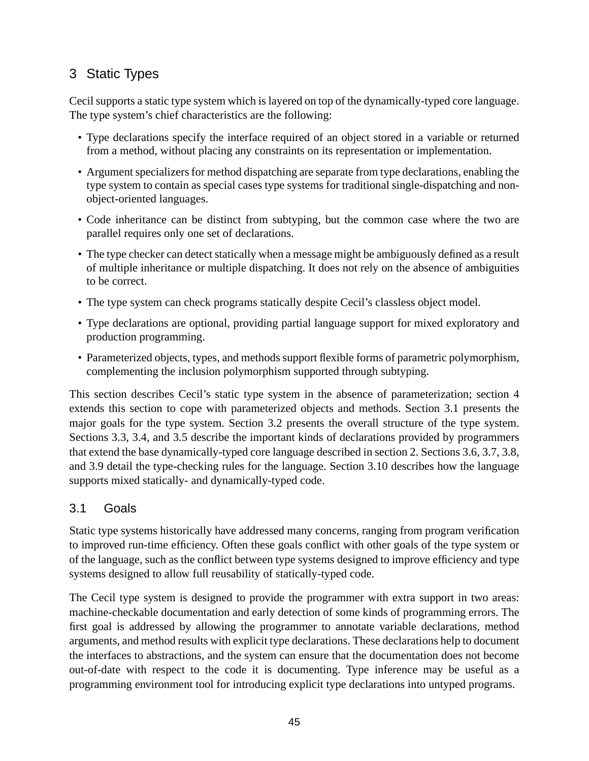# 3 Static Types

Cecil supports a static type system which is layered on top of the dynamically-typed core language. The type system's chief characteristics are the following:

- Type declarations specify the interface required of an object stored in a variable or returned from a method, without placing any constraints on its representation or implementation.
- Argument specializers for method dispatching are separate from type declarations, enabling the type system to contain as special cases type systems for traditional single-dispatching and non-object-oriented languages.
- Code inheritance can be distinct from subtyping, but the common case where the two are parallel requires only one set of declarations.
- The type checker can detect statically when a message might be ambiguously defined as a result of multiple inheritance or multiple dispatching. It does not rely on the absence of ambiguities to be correct.
- The type system can check programs statically despite Cecil's classless object model.
- Type declarations are optional, providing partial language support for mixed exploratory and production programming.
- Parameterized objects, types, and methods support flexible forms of parametric polymorphism, complementing the inclusion polymorphism supported through subtyping.

This section describes Cecil's static type system in the absence of parameterization; section 4 extends this section to cope with parameterized objects and methods. Section 3.1 presents the major goals for the type system. Section 3.2 presents the overall structure of the type system. Sections 3.3, 3.4, and 3.5 describe the important kinds of declarations provided by programmers that extend the base dynamically-typed core language described in section 2. Sections 3.6, 3.7, 3.8, and 3.9 detail the type-checking rules for the language. Section 3.10 describes how the language supports mixed statically- and dynamically-typed code.

## 3.1 Goals

Static type systems historically have addressed many concerns, ranging from program verification to improved run-time efficiency. Often these goals conflict with other goals of the type system or of the language, such as the conflict between type systems designed to improve efficiency and type systems designed to allow full reusability of statically-typed code.

The Cecil type system is designed to provide the programmer with extra support in two areas: machine-checkable documentation and early detection of some kinds of programming errors. The first goal is addressed by allowing the programmer to annotate variable declarations, method arguments, and method results with explicit type declarations. These declarations help to document the interfaces to abstractions, and the system can ensure that the documentation does not become out-of-date with respect to the code it is documenting. Type inference may be useful as a programming environment tool for introducing explicit type declarations into untyped programs.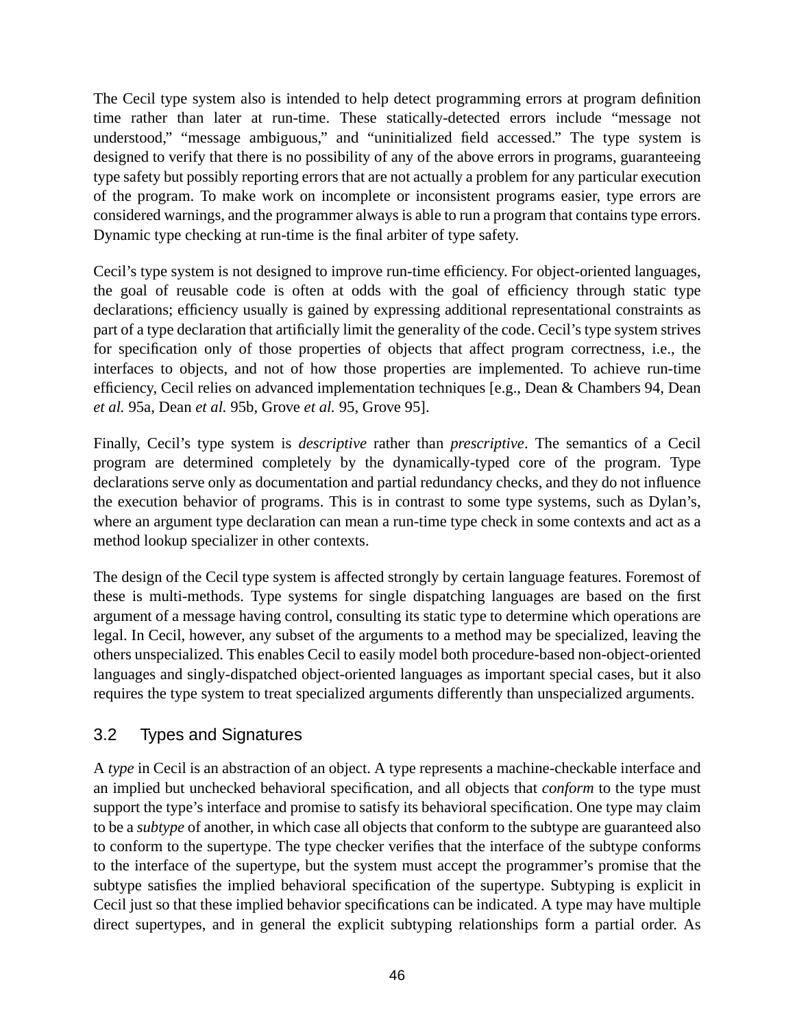The Cecil type system also is intended to help detect programming errors at program definition time rather than later at run-time. These statically-detected errors include "message not understood," "message ambiguous," and "uninitialized field accessed." The type system is designed to verify that there is no possibility of any of the above errors in programs, guaranteeing type safety but possibly reporting errors that are not actually a problem for any particular execution of the program. To make work on incomplete or inconsistent programs easier, type errors are considered warnings, and the programmer always is able to run a program that contains type errors. Dynamic type checking at run-time is the final arbiter of type safety.

Cecil's type system is not designed to improve run-time efficiency. For object-oriented languages, the goal of reusable code is often at odds with the goal of efficiency through static type declarations; efficiency usually is gained by expressing additional representational constraints as part of a type declaration that artificially limit the generality of the code. Cecil's type system strives for specification only of those properties of objects that affect program correctness, i.e., the interfaces to objects, and not of how those properties are implemented. To achieve run-time efficiency, Cecil relies on advanced implementation techniques [e.g., Dean & Chambers 94, Dean *et al.* 95a, Dean *et al.* 95b, Grove *et al.* 95, Grove 95].

Finally, Cecil's type system is *descriptive* rather than *prescriptive*. The semantics of a Cecil program are determined completely by the dynamically-typed core of the program. Type declarations serve only as documentation and partial redundancy checks, and they do not influence the execution behavior of programs. This is in contrast to some type systems, such as Dylan's, where an argument type declaration can mean a run-time type check in some contexts and act as a method lookup specializer in other contexts.

The design of the Cecil type system is affected strongly by certain language features. Foremost of these is multi-methods. Type systems for single dispatching languages are based on the first argument of a message having control, consulting its static type to determine which operations are legal. In Cecil, however, any subset of the arguments to a method may be specialized, leaving the others unspecialized. This enables Cecil to easily model both procedure-based non-object-oriented languages and singly-dispatched object-oriented languages as important special cases, but it also requires the type system to treat specialized arguments differently than unspecialized arguments.

## 3.2 Types and Signatures

A *type* in Cecil is an abstraction of an object. A type represents a machine-checkable interface and an implied but unchecked behavioral specification, and all objects that *conform* to the type must support the type's interface and promise to satisfy its behavioral specification. One type may claim to be a *subtype* of another, in which case all objects that conform to the subtype are guaranteed also to conform to the supertype. The type checker verifies that the interface of the subtype conforms to the interface of the supertype, but the system must accept the programmer's promise that the subtype satisfies the implied behavioral specification of the supertype. Subtyping is explicit in Cecil just so that these implied behavior specifications can be indicated. A type may have multiple direct supertypes, and in general the explicit subtyping relationships form a partial order. As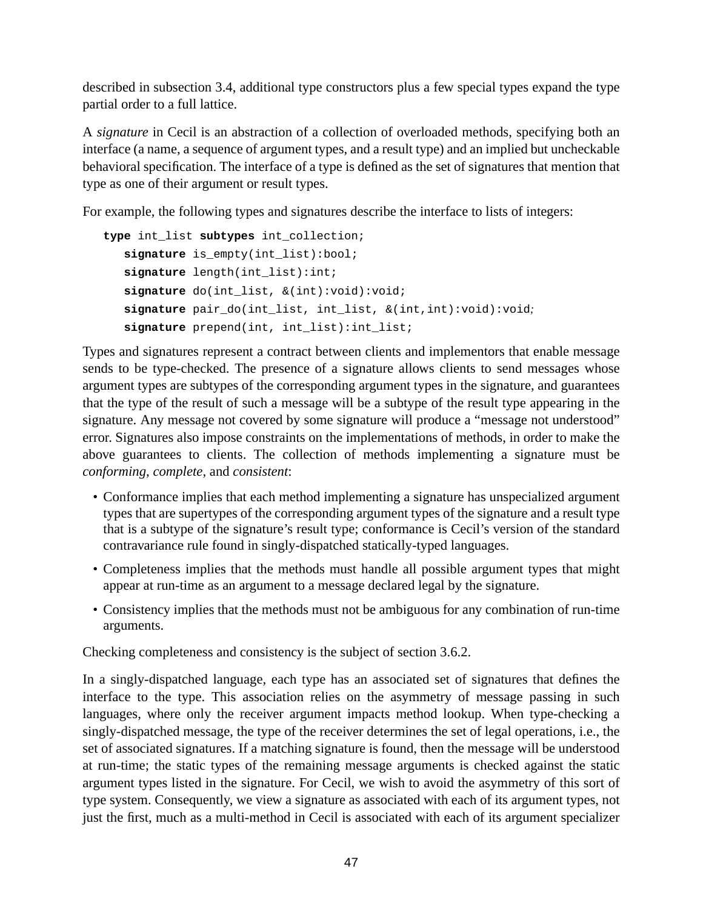described in subsection 3.4, additional type constructors plus a few special types expand the type partial order to a full lattice.

A *signature* in Cecil is an abstraction of a collection of overloaded methods, specifying both an interface (a name, a sequence of argument types, and a result type) and an implied but uncheckable behavioral specification. The interface of a type is defined as the set of signatures that mention that type as one of their argument or result types.

For example, the following types and signatures describe the interface to lists of integers:

```
type int_list subtypes int_collection;
   signature is_empty(int_list):bool;
   signature length(int_list):int;
   signature do(int_list, &(int):void):void;
   signature pair_do(int_list, int_list, &(int,int):void):void;
   signature prepend(int, int_list):int_list;
```

Types and signatures represent a contract between clients and implementors that enable message sends to be type-checked. The presence of a signature allows clients to send messages whose argument types are subtypes of the corresponding argument types in the signature, and guarantees that the type of the result of such a message will be a subtype of the result type appearing in the signature. Any message not covered by some signature will produce a "message not understood" error. Signatures also impose constraints on the implementations of methods, in order to make the above guarantees to clients. The collection of methods implementing a signature must be *conforming*, *complete*, and *consistent*:

- Conformance implies that each method implementing a signature has unspecialized argument types that are supertypes of the corresponding argument types of the signature and a result type that is a subtype of the signature's result type; conformance is Cecil's version of the standard contravariance rule found in singly-dispatched statically-typed languages.
- Completeness implies that the methods must handle all possible argument types that might appear at run-time as an argument to a message declared legal by the signature.
- Consistency implies that the methods must not be ambiguous for any combination of run-time arguments.

Checking completeness and consistency is the subject of section 3.6.2.

In a singly-dispatched language, each type has an associated set of signatures that defines the interface to the type. This association relies on the asymmetry of message passing in such languages, where only the receiver argument impacts method lookup. When type-checking a singly-dispatched message, the type of the receiver determines the set of legal operations, i.e., the set of associated signatures. If a matching signature is found, then the message will be understood at run-time; the static types of the remaining message arguments is checked against the static argument types listed in the signature. For Cecil, we wish to avoid the asymmetry of this sort of type system. Consequently, we view a signature as associated with each of its argument types, not just the first, much as a multi-method in Cecil is associated with each of its argument specializer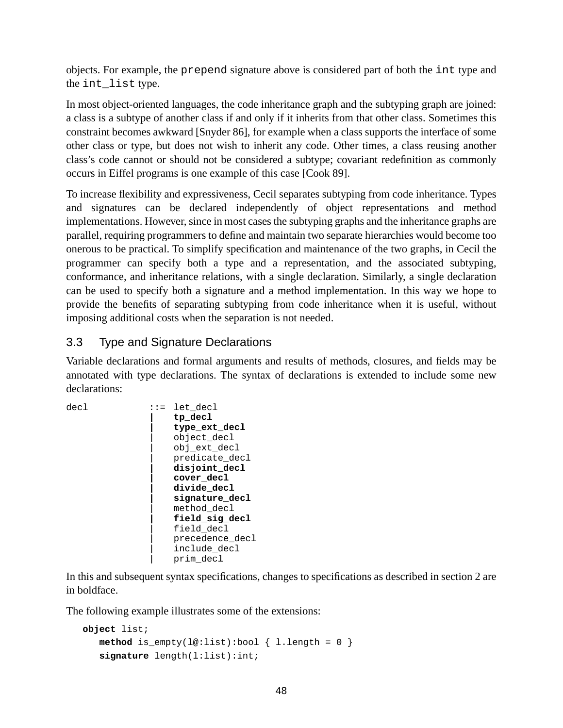objects. For example, the `prepend` signature above is considered part of both the `int` type and the `int_list` type.

In most object-oriented languages, the code inheritance graph and the subtyping graph are joined: a class is a subtype of another class if and only if it inherits from that other class. Sometimes this constraint becomes awkward [Snyder 86], for example when a class supports the interface of some other class or type, but does not wish to inherit any code. Other times, a class reusing another class's code cannot or should not be considered a subtype; covariant redefinition as commonly occurs in Eiffel programs is one example of this case [Cook 89].

To increase flexibility and expressiveness, Cecil separates subtyping from code inheritance. Types and signatures can be declared independently of object representations and method implementations. However, since in most cases the subtyping graphs and the inheritance graphs are parallel, requiring programmers to define and maintain two separate hierarchies would become too onerous to be practical. To simplify specification and maintenance of the two graphs, in Cecil the programmer can specify both a type and a representation, and the associated subtyping, conformance, and inheritance relations, with a single declaration. Similarly, a single declaration can be used to specify both a signature and a method implementation. In this way we hope to provide the benefits of separating subtyping from code inheritance when it is useful, without imposing additional costs when the separation is not needed.

## 3.3 Type and Signature Declarations

Variable declarations and formal arguments and results of methods, closures, and fields may be annotated with type declarations. The syntax of declarations is extended to include some new declarations:

```
decl            ::=  let_decl
                 |   tp_decl
                 |   type_ext_decl
                 |   object_decl
                 |   obj_ext_decl
                 |   predicate_decl
                 |   disjoint_decl
                 |   cover_decl
                 |   divide_decl
                 |   signature_decl
                 |   method_decl
                 |   field_sig_decl
                 |   field_decl
                 |   precedence_decl
                 |   include_decl
                 |   prim_decl
```

In this and subsequent syntax specifications, changes to specifications as described in section 2 are in boldface.

The following example illustrates some of the extensions:

```
object list;
   method is_empty(l@:list):bool { l.length = 0 }
   signature length(l:list):int;
```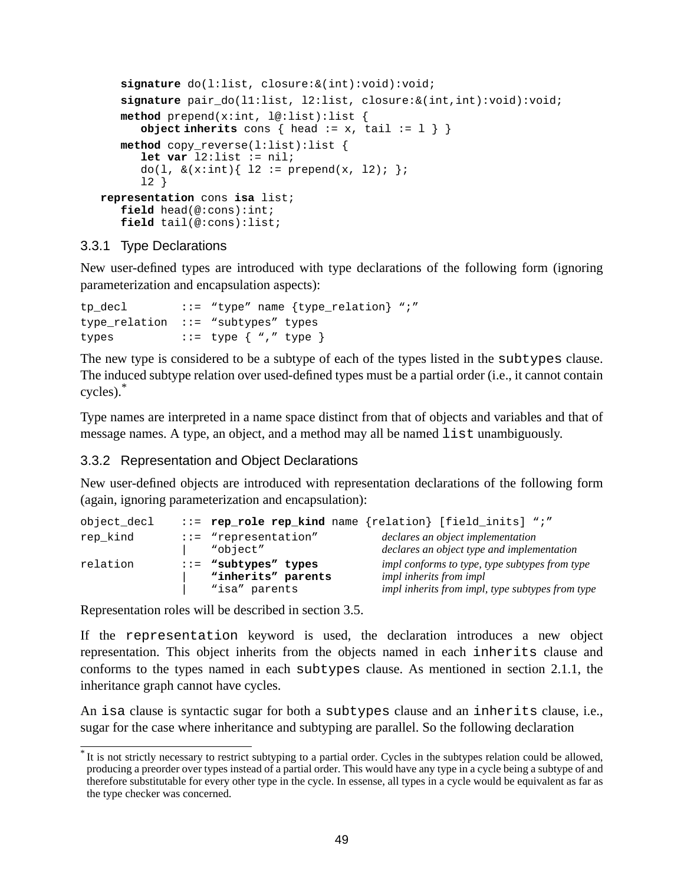```
    signature do(l:list, closure:&(int):void):void;
    signature pair_do(l1:list, l2:list, closure:&(int,int):void):void;
    method prepend(x:int, l@:list):list {
       object inherits cons { head := x, tail := l } }
    method copy_reverse(l:list):list {
       let var l2:list := nil;
       do(l, &(x:int){ l2 := prepend(x, l2); };
       l2 }
 representation cons isa list;
    field head(@:cons):int;
    field tail(@:cons):list;
```

### 3.3.1 Type Declarations

New user-defined types are introduced with type declarations of the following form (ignoring parameterization and encapsulation aspects):

```
tp_decl        ::= "type" name {type_relation} ";"
type_relation  ::= "subtypes" types
types          ::= type { "," type }
```

The new type is considered to be a subtype of each of the types listed in the `subtypes` clause. The induced subtype relation over used-defined types must be a partial order (i.e., it cannot contain cycles).*

Type names are interpreted in a name space distinct from that of objects and variables and that of message names. A type, an object, and a method may all be named `list` unambiguously.

### 3.3.2 Representation and Object Declarations

New user-defined objects are introduced with representation declarations of the following form (again, ignoring parameterization and encapsulation):

```
object_decl   ::= rep_role rep_kind name {relation} [field_inits] ";"
rep_kind      ::= "representation"        declares an object implementation
               |  "object"                declares an object type and implementation
relation      ::= "subtypes" types        impl conforms to type, type subtypes from type
               |  "inherits" parents      impl inherits from impl
               |  "isa" parents           impl inherits from impl, type subtypes from type
```

Representation roles will be described in section 3.5.

If the `representation` keyword is used, the declaration introduces a new object representation. This object inherits from the objects named in each `inherits` clause and conforms to the types named in each `subtypes` clause. As mentioned in section 2.1.1, the inheritance graph cannot have cycles.

An `isa` clause is syntactic sugar for both a `subtypes` clause and an `inherits` clause, i.e., sugar for the case where inheritance and subtyping are parallel. So the following declaration

---

* It is not strictly necessary to restrict subtyping to a partial order. Cycles in the subtypes relation could be allowed, producing a preorder over types instead of a partial order. This would have any type in a cycle being a subtype of and therefore substitutable for every other type in the cycle. In essense, all types in a cycle would be equivalent as far as the type checker was concerned.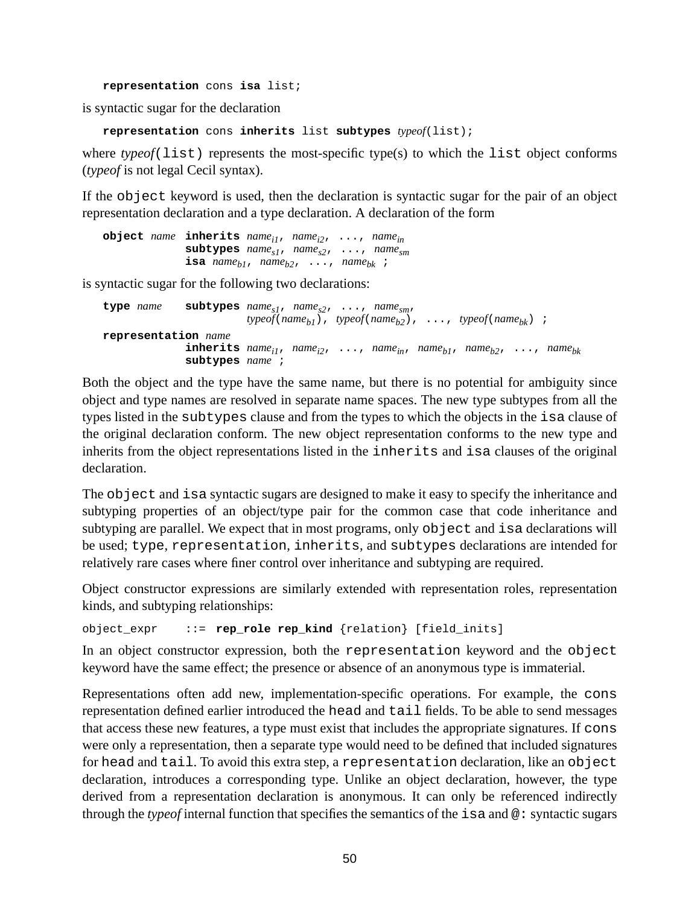```
representation cons isa list;
```

is syntactic sugar for the declaration

```
representation cons inherits list subtypes typeof(list);
```

where *typeof*(`list`) represents the most-specific type(s) to which the `list` object conforms (*typeof* is not legal Cecil syntax).

If the `object` keyword is used, then the declaration is syntactic sugar for the pair of an object representation declaration and a type declaration. A declaration of the form

```
object name  inherits name_i1, name_i2, ..., name_in
             subtypes name_s1, name_s2, ..., name_sm
             isa name_b1, name_b2, ..., name_bk ;
```

is syntactic sugar for the following two declarations:

```
type name    subtypes name_s1, name_s2, ..., name_sm,
                      typeof(name_b1), typeof(name_b2), ..., typeof(name_bk) ;
representation name
             inherits name_i1, name_i2, ..., name_in, name_b1, name_b2, ..., name_bk
             subtypes name ;
```

Both the object and the type have the same name, but there is no potential for ambiguity since object and type names are resolved in separate name spaces. The new type subtypes from all the types listed in the `subtypes` clause and from the types to which the objects in the `isa` clause of the original declaration conform. The new object representation conforms to the new type and inherits from the object representations listed in the `inherits` and `isa` clauses of the original declaration.

The `object` and `isa` syntactic sugars are designed to make it easy to specify the inheritance and subtyping properties of an object/type pair for the common case that code inheritance and subtyping are parallel. We expect that in most programs, only `object` and `isa` declarations will be used; `type`, `representation`, `inherits`, and `subtypes` declarations are intended for relatively rare cases where finer control over inheritance and subtyping are required.

Object constructor expressions are similarly extended with representation roles, representation kinds, and subtyping relationships:

```
object_expr    ::= rep_role rep_kind {relation} [field_inits]
```

In an object constructor expression, both the `representation` keyword and the `object` keyword have the same effect; the presence or absence of an anonymous type is immaterial.

Representations often add new, implementation-specific operations. For example, the `cons` representation defined earlier introduced the `head` and `tail` fields. To be able to send messages that access these new features, a type must exist that includes the appropriate signatures. If `cons` were only a representation, then a separate type would need to be defined that included signatures for `head` and `tail`. To avoid this extra step, a `representation` declaration, like an `object` declaration, introduces a corresponding type. Unlike an object declaration, however, the type derived from a representation declaration is anonymous. It can only be referenced indirectly through the *typeof* internal function that specifies the semantics of the `isa` and `@:` syntactic sugars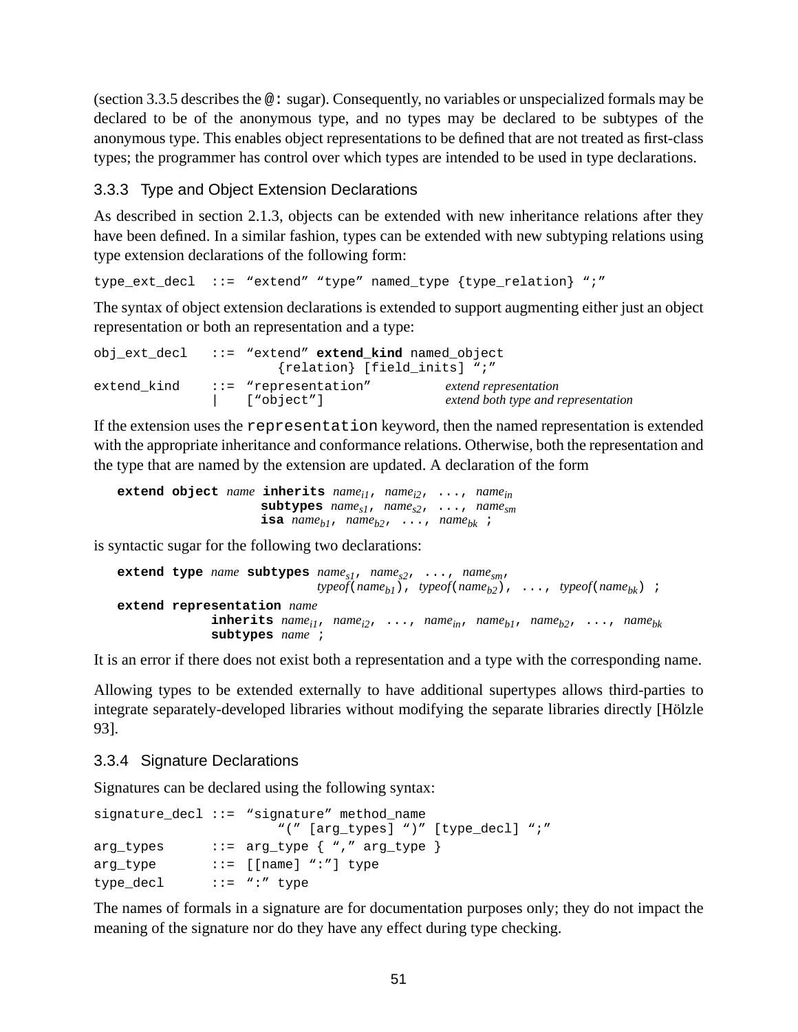(section 3.3.5 describes the `@:` sugar). Consequently, no variables or unspecialized formals may be declared to be of the anonymous type, and no types may be declared to be subtypes of the anonymous type. This enables object representations to be defined that are not treated as first-class types; the programmer has control over which types are intended to be used in type declarations.

### 3.3.3 Type and Object Extension Declarations

As described in section 2.1.3, objects can be extended with new inheritance relations after they have been defined. In a similar fashion, types can be extended with new subtyping relations using type extension declarations of the following form:

```
type_ext_decl  ::= "extend" "type" named_type {type_relation} ";"
```

The syntax of object extension declarations is extended to support augmenting either just an object representation or both an representation and a type:

```
obj_ext_decl   ::= "extend" extend_kind named_object
                       {relation} [field_inits] ";"
extend_kind    ::= "representation"          extend representation
               |   ["object"]                extend both type and representation
```

If the extension uses the `representation` keyword, then the named representation is extended with the appropriate inheritance and conformance relations. Otherwise, both the representation and the type that are named by the extension are updated. A declaration of the form

**extend object** *name* **inherits** $name_{i1}$, $name_{i2}$, ..., $name_{in}$
**subtypes** $name_{s1}$, $name_{s2}$, ..., $name_{sm}$
**isa** $name_{b1}$, $name_{b2}$, ..., $name_{bk}$ ;

is syntactic sugar for the following two declarations:

**extend type** *name* **subtypes** $name_{s1}$, $name_{s2}$, ..., $name_{sm}$,
*typeof*($name_{b1}$), *typeof*($name_{b2}$), ..., *typeof*($name_{bk}$) ;

**extend representation** *name*
**inherits** $name_{i1}$, $name_{i2}$, ..., $name_{in}$, $name_{b1}$, $name_{b2}$, ..., $name_{bk}$
**subtypes** *name* ;

It is an error if there does not exist both a representation and a type with the corresponding name.

Allowing types to be extended externally to have additional supertypes allows third-parties to integrate separately-developed libraries without modifying the separate libraries directly [Hölzle 93].

### 3.3.4 Signature Declarations

Signatures can be declared using the following syntax:

```
signature_decl ::= "signature" method_name
                       "(" [arg_types] ")" [type_decl] ";"
arg_types      ::= arg_type { "," arg_type }
arg_type       ::= [[name] ":"] type
type_decl      ::= ":" type
```

The names of formals in a signature are for documentation purposes only; they do not impact the meaning of the signature nor do they have any effect during type checking.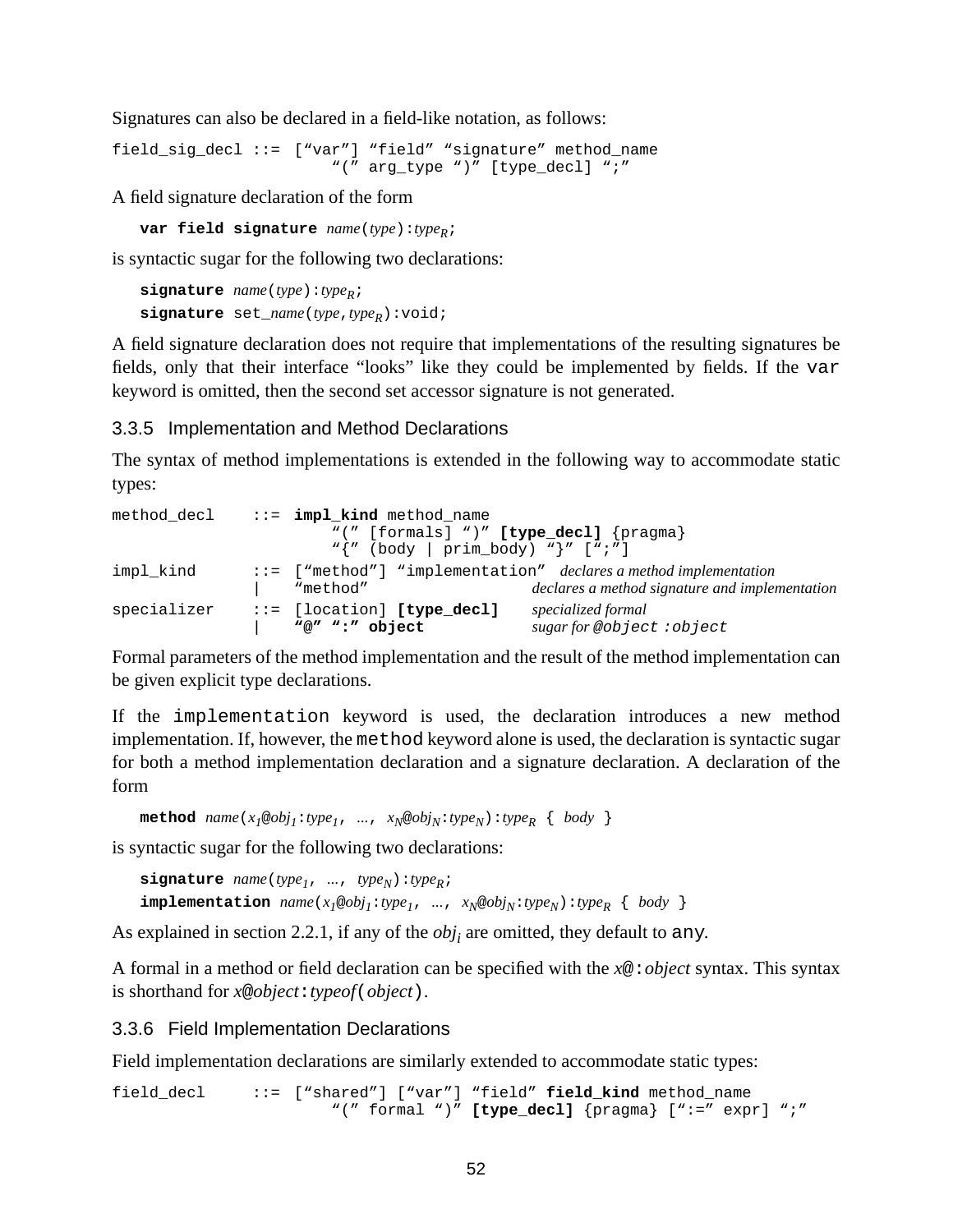Signatures can also be declared in a field-like notation, as follows:

```
field_sig_decl ::= ["var"] "field" "signature" method_name
                      "(" arg_type ")" [type_decl] ";"
```

A field signature declaration of the form

```
var field signature name(type):typeR;
```

is syntactic sugar for the following two declarations:

```
signature name(type):typeR;
signature set_name(type,typeR):void;
```

A field signature declaration does not require that implementations of the resulting signatures be fields, only that their interface "looks" like they could be implemented by fields. If the `var` keyword is omitted, then the second set accessor signature is not generated.

### 3.3.5 Implementation and Method Declarations

The syntax of method implementations is extended in the following way to accommodate static types:

```
method_decl    ::= impl_kind method_name
                      "(" [formals] ")" [type_decl] {pragma}
                      "{" (body | prim_body) "}" [";"]
impl_kind      ::= ["method"] "implementation"  declares a method implementation
               |   "method"                      declares a method signature and implementation
specializer    ::= [location] [type_decl]        specialized formal
               |   "@" ":" object                sugar for @object :object
```

Formal parameters of the method implementation and the result of the method implementation can be given explicit type declarations.

If the `implementation` keyword is used, the declaration introduces a new method implementation. If, however, the `method` keyword alone is used, the declaration is syntactic sugar for both a method implementation declaration and a signature declaration. A declaration of the form

```
method name(x1@obj1:type1, ..., xN@objN:typeN):typeR { body }
```

is syntactic sugar for the following two declarations:

```
signature name(type1, ..., typeN):typeR;
implementation name(x1@obj1:type1, ..., xN@objN:typeN):typeR { body }
```

As explained in section 2.2.1, if any of the $obj_i$ are omitted, they default to `any`.

A formal in a method or field declaration can be specified with the *x*`@:`*object* syntax. This syntax is shorthand for *x*@*object*`:`*typeof*`(`*object*`)`.

### 3.3.6 Field Implementation Declarations

Field implementation declarations are similarly extended to accommodate static types:

```
field_decl     ::= ["shared"] ["var"] "field" field_kind method_name
                      "(" formal ")" [type_decl] {pragma} [":=" expr] ";"
```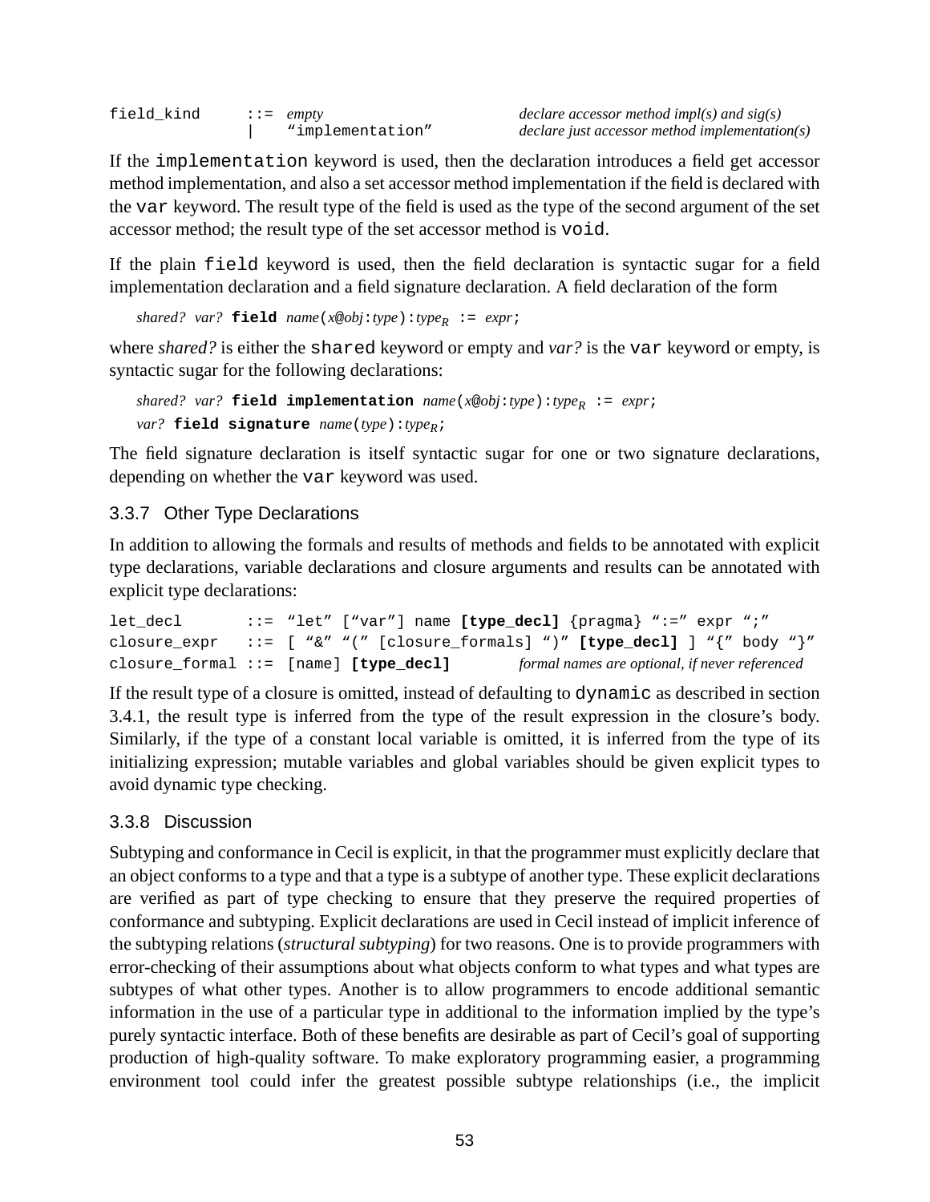```
field_kind     ::= empty                        declare accessor method impl(s) and sig(s)
               |   "implementation"             declare just accessor method implementation(s)
```

If the `implementation` keyword is used, then the declaration introduces a field get accessor method implementation, and also a set accessor method implementation if the field is declared with the `var` keyword. The result type of the field is used as the type of the second argument of the set accessor method; the result type of the set accessor method is `void`.

If the plain `field` keyword is used, then the field declaration is syntactic sugar for a field implementation declaration and a field signature declaration. A field declaration of the form

*shared? var?* **field** *name*(*x*@*obj*:*type*):$type_R$ := *expr*;

where *shared?* is either the `shared` keyword or empty and *var?* is the `var` keyword or empty, is syntactic sugar for the following declarations:

*shared? var?* **field implementation** *name*(*x*@*obj*:*type*):$type_R$ := *expr*;
*var?* **field signature** *name*(*type*):$type_R$;

The field signature declaration is itself syntactic sugar for one or two signature declarations, depending on whether the `var` keyword was used.

### 3.3.7 Other Type Declarations

In addition to allowing the formals and results of methods and fields to be annotated with explicit type declarations, variable declarations and closure arguments and results can be annotated with explicit type declarations:

```
let_decl       ::= "let" ["var"] name [type_decl] {pragma} ":=" expr ";"
closure_expr   ::= [ "&" "(" [closure_formals] ")" [type_decl] ] "{" body "}"
closure_formal ::= [name] [type_decl]        formal names are optional, if never referenced
```

If the result type of a closure is omitted, instead of defaulting to `dynamic` as described in section 3.4.1, the result type is inferred from the type of the result expression in the closure's body. Similarly, if the type of a constant local variable is omitted, it is inferred from the type of its initializing expression; mutable variables and global variables should be given explicit types to avoid dynamic type checking.

### 3.3.8 Discussion

Subtyping and conformance in Cecil is explicit, in that the programmer must explicitly declare that an object conforms to a type and that a type is a subtype of another type. These explicit declarations are verified as part of type checking to ensure that they preserve the required properties of conformance and subtyping. Explicit declarations are used in Cecil instead of implicit inference of the subtyping relations (*structural subtyping*) for two reasons. One is to provide programmers with error-checking of their assumptions about what objects conform to what types and what types are subtypes of what other types. Another is to allow programmers to encode additional semantic information in the use of a particular type in additional to the information implied by the type's purely syntactic interface. Both of these benefits are desirable as part of Cecil's goal of supporting production of high-quality software. To make exploratory programming easier, a programming environment tool could infer the greatest possible subtype relationships (i.e., the implicit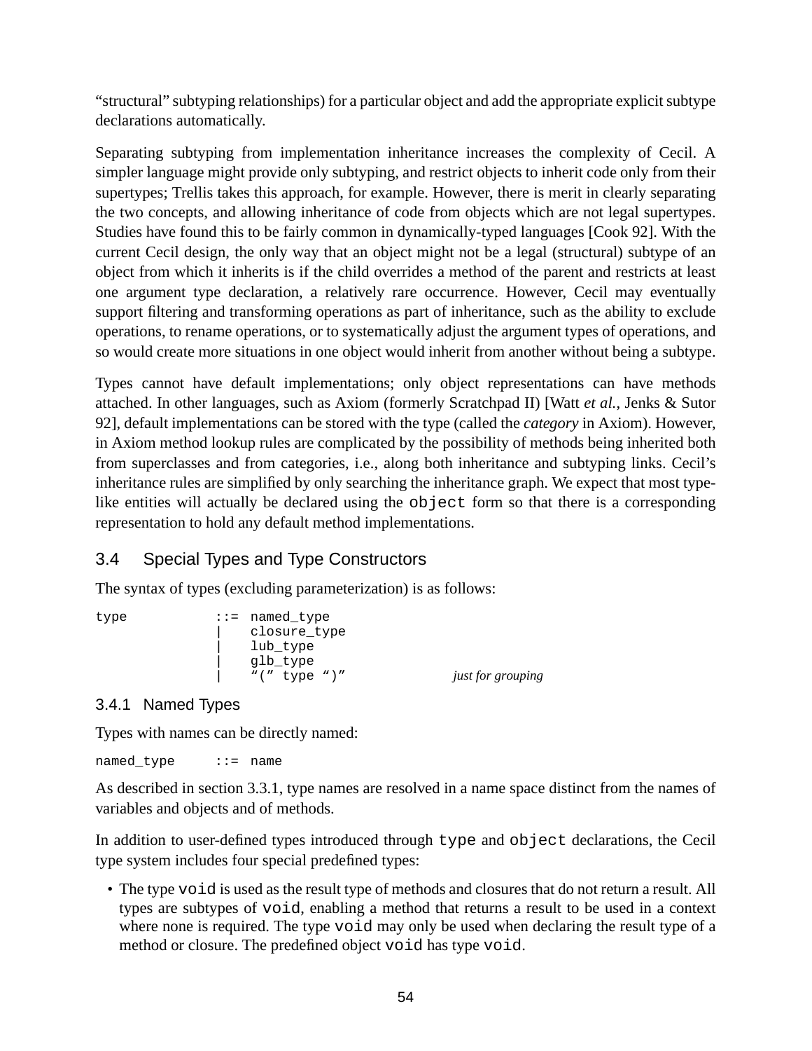“structural” subtyping relationships) for a particular object and add the appropriate explicit subtype declarations automatically.

Separating subtyping from implementation inheritance increases the complexity of Cecil. A simpler language might provide only subtyping, and restrict objects to inherit code only from their supertypes; Trellis takes this approach, for example. However, there is merit in clearly separating the two concepts, and allowing inheritance of code from objects which are not legal supertypes. Studies have found this to be fairly common in dynamically-typed languages [Cook 92]. With the current Cecil design, the only way that an object might not be a legal (structural) subtype of an object from which it inherits is if the child overrides a method of the parent and restricts at least one argument type declaration, a relatively rare occurrence. However, Cecil may eventually support filtering and transforming operations as part of inheritance, such as the ability to exclude operations, to rename operations, or to systematically adjust the argument types of operations, and so would create more situations in one object would inherit from another without being a subtype.

Types cannot have default implementations; only object representations can have methods attached. In other languages, such as Axiom (formerly Scratchpad II) [Watt *et al.*, Jenks & Sutor 92], default implementations can be stored with the type (called the *category* in Axiom). However, in Axiom method lookup rules are complicated by the possibility of methods being inherited both from superclasses and from categories, i.e., along both inheritance and subtyping links. Cecil’s inheritance rules are simplified by only searching the inheritance graph. We expect that most type-like entities will actually be declared using the `object` form so that there is a corresponding representation to hold any default method implementations.

## 3.4 Special Types and Type Constructors

The syntax of types (excluding parameterization) is as follows:

```
type            ::=  named_type
                |    closure_type
                |    lub_type
                |    glb_type
                |    “(” type “)”              just for grouping
```

### 3.4.1 Named Types

Types with names can be directly named:

```
named_type      ::=  name
```

As described in section 3.3.1, type names are resolved in a name space distinct from the names of variables and objects and of methods.

In addition to user-defined types introduced through `type` and `object` declarations, the Cecil type system includes four special predefined types:

- The type `void` is used as the result type of methods and closures that do not return a result. All types are subtypes of `void`, enabling a method that returns a result to be used in a context where none is required. The type `void` may only be used when declaring the result type of a method or closure. The predefined object `void` has type `void`.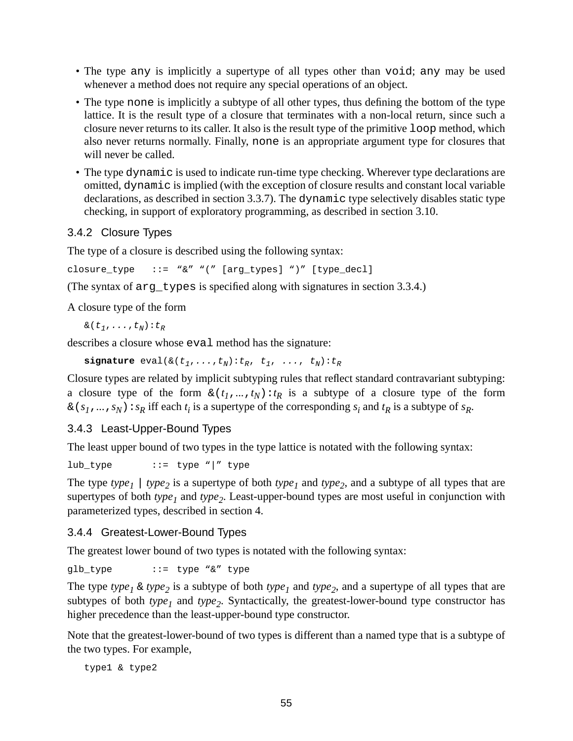- The type `any` is implicitly a supertype of all types other than `void`; `any` may be used whenever a method does not require any special operations of an object.
- The type `none` is implicitly a subtype of all other types, thus defining the bottom of the type lattice. It is the result type of a closure that terminates with a non-local return, since such a closure never returns to its caller. It also is the result type of the primitive `loop` method, which also never returns normally. Finally, `none` is an appropriate argument type for closures that will never be called.
- The type `dynamic` is used to indicate run-time type checking. Wherever type declarations are omitted, `dynamic` is implied (with the exception of closure results and constant local variable declarations, as described in section 3.3.7). The `dynamic` type selectively disables static type checking, in support of exploratory programming, as described in section 3.10.

### 3.4.2 Closure Types

The type of a closure is described using the following syntax:

```
closure_type   ::= “&” “(” [arg_types] “)” [type_decl]
```

(The syntax of `arg_types` is specified along with signatures in section 3.3.4.)

A closure type of the form

```
&(t1,...,tN):tR
```

describes a closure whose `eval` method has the signature:

```
signature eval(&(t1,...,tN):tR, t1, ..., tN):tR
```

Closure types are related by implicit subtyping rules that reflect standard contravariant subtyping: a closure type of the form $\&(t_1,...,t_N):t_R$ is a subtype of a closure type of the form $\&(s_1,...,s_N):s_R$ iff each $t_i$ is a supertype of the corresponding $s_i$ and $t_R$ is a subtype of $s_R$.

### 3.4.3 Least-Upper-Bound Types

The least upper bound of two types in the type lattice is notated with the following syntax:

```
lub_type       ::= type “|” type
```

The type $type_1$ `|` $type_2$ is a supertype of both $type_1$ and $type_2$, and a subtype of all types that are supertypes of both $type_1$ and $type_2$. Least-upper-bound types are most useful in conjunction with parameterized types, described in section 4.

### 3.4.4 Greatest-Lower-Bound Types

The greatest lower bound of two types is notated with the following syntax:

```
glb_type       ::= type “&” type
```

The type $type_1$ `&` $type_2$ is a subtype of both $type_1$ and $type_2$, and a supertype of all types that are subtypes of both $type_1$ and $type_2$. Syntactically, the greatest-lower-bound type constructor has higher precedence than the least-upper-bound type constructor.

Note that the greatest-lower-bound of two types is different than a named type that is a subtype of the two types. For example,

```
type1 & type2
```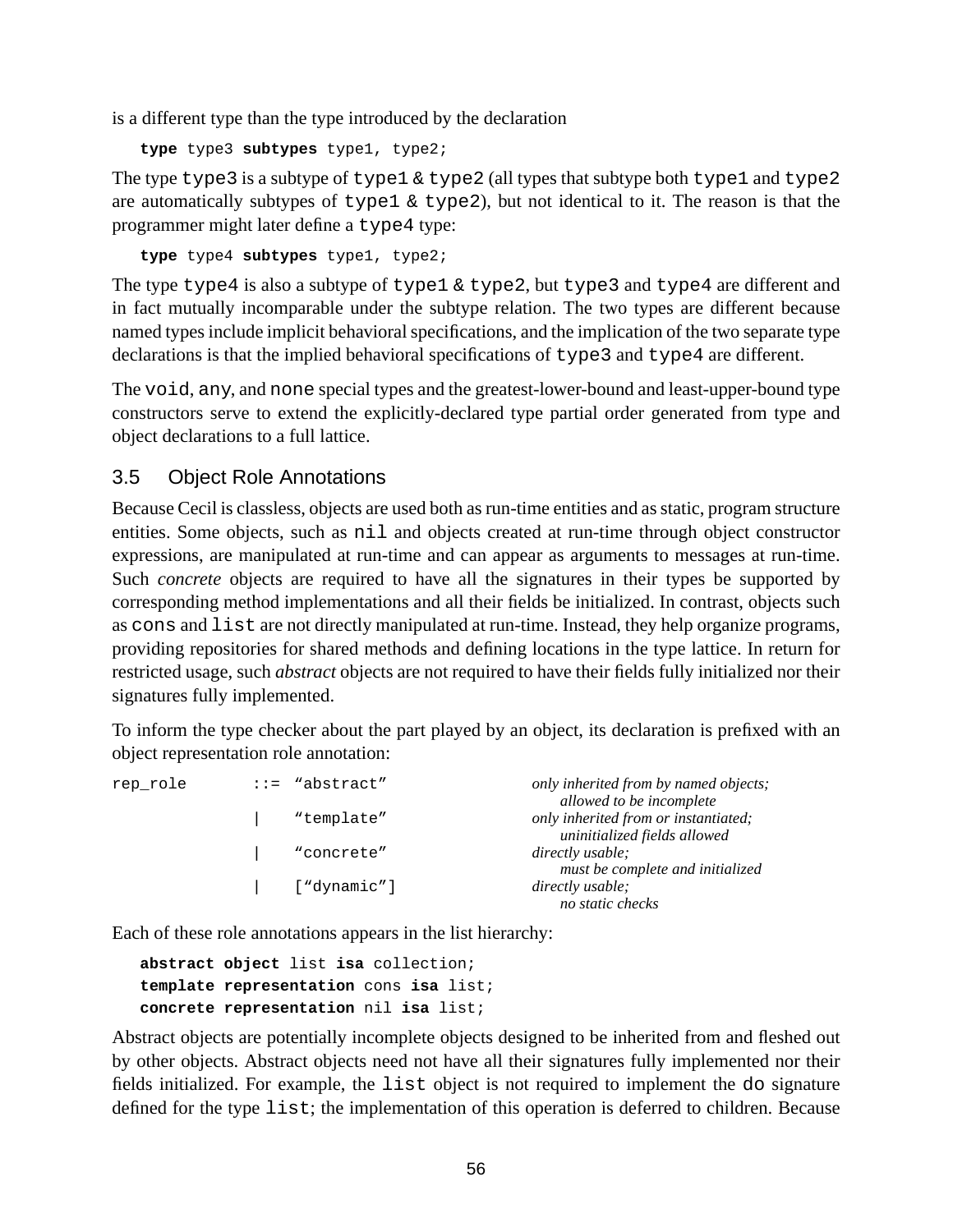is a different type than the type introduced by the declaration

```
type type3 subtypes type1, type2;
```

The type `type3` is a subtype of `type1 & type2` (all types that subtype both `type1` and `type2` are automatically subtypes of `type1 & type2`), but not identical to it. The reason is that the programmer might later define a `type4` type:

```
type type4 subtypes type1, type2;
```

The type `type4` is also a subtype of `type1 & type2`, but `type3` and `type4` are different and in fact mutually incomparable under the subtype relation. The two types are different because named types include implicit behavioral specifications, and the implication of the two separate type declarations is that the implied behavioral specifications of `type3` and `type4` are different.

The `void`, `any`, and `none` special types and the greatest-lower-bound and least-upper-bound type constructors serve to extend the explicitly-declared type partial order generated from type and object declarations to a full lattice.

## 3.5 Object Role Annotations

Because Cecil is classless, objects are used both as run-time entities and as static, program structure entities. Some objects, such as `nil` and objects created at run-time through object constructor expressions, are manipulated at run-time and can appear as arguments to messages at run-time. Such *concrete* objects are required to have all the signatures in their types be supported by corresponding method implementations and all their fields be initialized. In contrast, objects such as `cons` and `list` are not directly manipulated at run-time. Instead, they help organize programs, providing repositories for shared methods and defining locations in the type lattice. In return for restricted usage, such *abstract* objects are not required to have their fields fully initialized nor their signatures fully implemented.

To inform the type checker about the part played by an object, its declaration is prefixed with an object representation role annotation:

```
rep_role    ::= "abstract"      only inherited from by named objects;
                                    allowed to be incomplete
              | "template"      only inherited from or instantiated;
                                    uninitialized fields allowed
              | "concrete"      directly usable;
                                    must be complete and initialized
              | ["dynamic"]     directly usable;
                                    no static checks
```

Each of these role annotations appears in the list hierarchy:

```
abstract object list isa collection;
template representation cons isa list;
concrete representation nil isa list;
```

Abstract objects are potentially incomplete objects designed to be inherited from and fleshed out by other objects. Abstract objects need not have all their signatures fully implemented nor their fields initialized. For example, the `list` object is not required to implement the `do` signature defined for the type `list`; the implementation of this operation is deferred to children. Because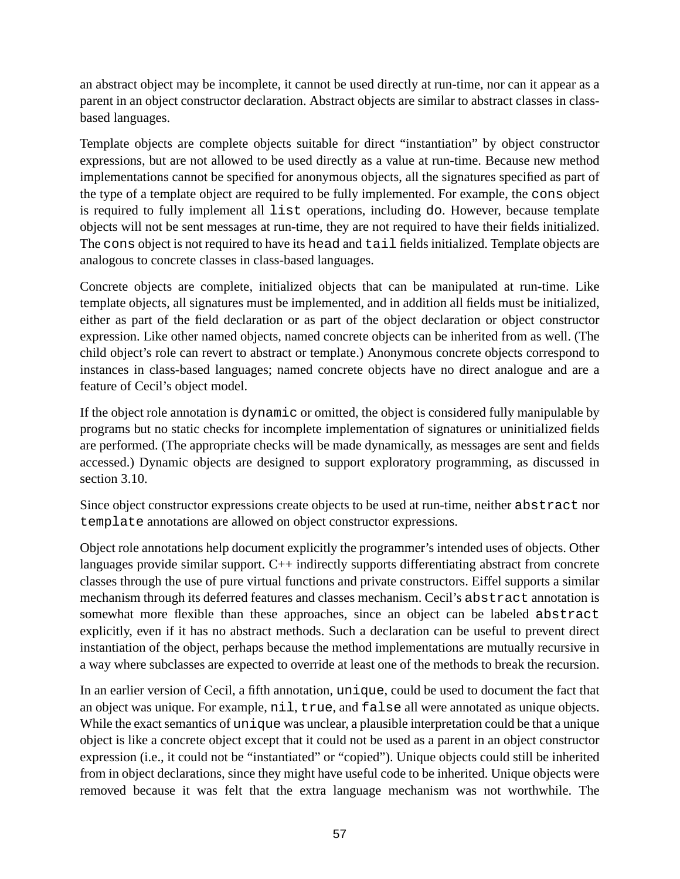an abstract object may be incomplete, it cannot be used directly at run-time, nor can it appear as a parent in an object constructor declaration. Abstract objects are similar to abstract classes in class-based languages.

Template objects are complete objects suitable for direct "instantiation" by object constructor expressions, but are not allowed to be used directly as a value at run-time. Because new method implementations cannot be specified for anonymous objects, all the signatures specified as part of the type of a template object are required to be fully implemented. For example, the `cons` object is required to fully implement all `list` operations, including `do`. However, because template objects will not be sent messages at run-time, they are not required to have their fields initialized. The `cons` object is not required to have its `head` and `tail` fields initialized. Template objects are analogous to concrete classes in class-based languages.

Concrete objects are complete, initialized objects that can be manipulated at run-time. Like template objects, all signatures must be implemented, and in addition all fields must be initialized, either as part of the field declaration or as part of the object declaration or object constructor expression. Like other named objects, named concrete objects can be inherited from as well. (The child object's role can revert to abstract or template.) Anonymous concrete objects correspond to instances in class-based languages; named concrete objects have no direct analogue and are a feature of Cecil's object model.

If the object role annotation is `dynamic` or omitted, the object is considered fully manipulable by programs but no static checks for incomplete implementation of signatures or uninitialized fields are performed. (The appropriate checks will be made dynamically, as messages are sent and fields accessed.) Dynamic objects are designed to support exploratory programming, as discussed in section 3.10.

Since object constructor expressions create objects to be used at run-time, neither `abstract` nor `template` annotations are allowed on object constructor expressions.

Object role annotations help document explicitly the programmer's intended uses of objects. Other languages provide similar support. C++ indirectly supports differentiating abstract from concrete classes through the use of pure virtual functions and private constructors. Eiffel supports a similar mechanism through its deferred features and classes mechanism. Cecil's `abstract` annotation is somewhat more flexible than these approaches, since an object can be labeled `abstract` explicitly, even if it has no abstract methods. Such a declaration can be useful to prevent direct instantiation of the object, perhaps because the method implementations are mutually recursive in a way where subclasses are expected to override at least one of the methods to break the recursion.

In an earlier version of Cecil, a fifth annotation, `unique`, could be used to document the fact that an object was unique. For example, `nil`, `true`, and `false` all were annotated as unique objects. While the exact semantics of `unique` was unclear, a plausible interpretation could be that a unique object is like a concrete object except that it could not be used as a parent in an object constructor expression (i.e., it could not be "instantiated" or "copied"). Unique objects could still be inherited from in object declarations, since they might have useful code to be inherited. Unique objects were removed because it was felt that the extra language mechanism was not worthwhile. The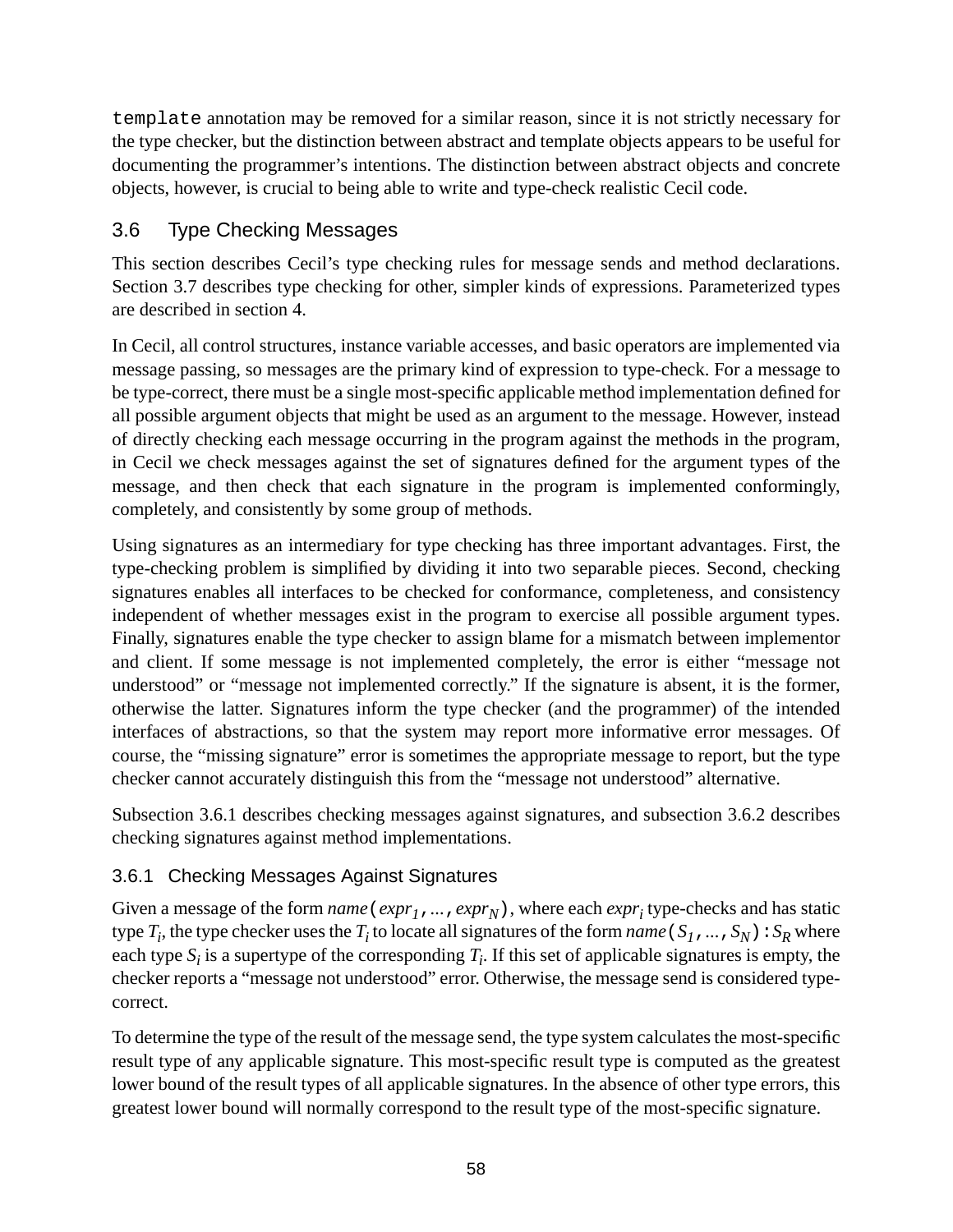`template` annotation may be removed for a similar reason, since it is not strictly necessary for the type checker, but the distinction between abstract and template objects appears to be useful for documenting the programmer's intentions. The distinction between abstract objects and concrete objects, however, is crucial to being able to write and type-check realistic Cecil code.

## 3.6 Type Checking Messages

This section describes Cecil's type checking rules for message sends and method declarations. Section 3.7 describes type checking for other, simpler kinds of expressions. Parameterized types are described in section 4.

In Cecil, all control structures, instance variable accesses, and basic operators are implemented via message passing, so messages are the primary kind of expression to type-check. For a message to be type-correct, there must be a single most-specific applicable method implementation defined for all possible argument objects that might be used as an argument to the message. However, instead of directly checking each message occurring in the program against the methods in the program, in Cecil we check messages against the set of signatures defined for the argument types of the message, and then check that each signature in the program is implemented conformingly, completely, and consistently by some group of methods.

Using signatures as an intermediary for type checking has three important advantages. First, the type-checking problem is simplified by dividing it into two separable pieces. Second, checking signatures enables all interfaces to be checked for conformance, completeness, and consistency independent of whether messages exist in the program to exercise all possible argument types. Finally, signatures enable the type checker to assign blame for a mismatch between implementor and client. If some message is not implemented completely, the error is either "message not understood" or "message not implemented correctly." If the signature is absent, it is the former, otherwise the latter. Signatures inform the type checker (and the programmer) of the intended interfaces of abstractions, so that the system may report more informative error messages. Of course, the "missing signature" error is sometimes the appropriate message to report, but the type checker cannot accurately distinguish this from the "message not understood" alternative.

Subsection 3.6.1 describes checking messages against signatures, and subsection 3.6.2 describes checking signatures against method implementations.

### 3.6.1 Checking Messages Against Signatures

Given a message of the form *name*`(`$expr_1$`,` ... `,` $expr_N$`)`, where each $expr_i$ type-checks and has static type $T_i$, the type checker uses the $T_i$ to locate all signatures of the form *name*`(`$S_1$`,` ... `,` $S_N$`):`$S_R$ where each type $S_i$ is a supertype of the corresponding $T_i$. If this set of applicable signatures is empty, the checker reports a "message not understood" error. Otherwise, the message send is considered type-correct.

To determine the type of the result of the message send, the type system calculates the most-specific result type of any applicable signature. This most-specific result type is computed as the greatest lower bound of the result types of all applicable signatures. In the absence of other type errors, this greatest lower bound will normally correspond to the result type of the most-specific signature.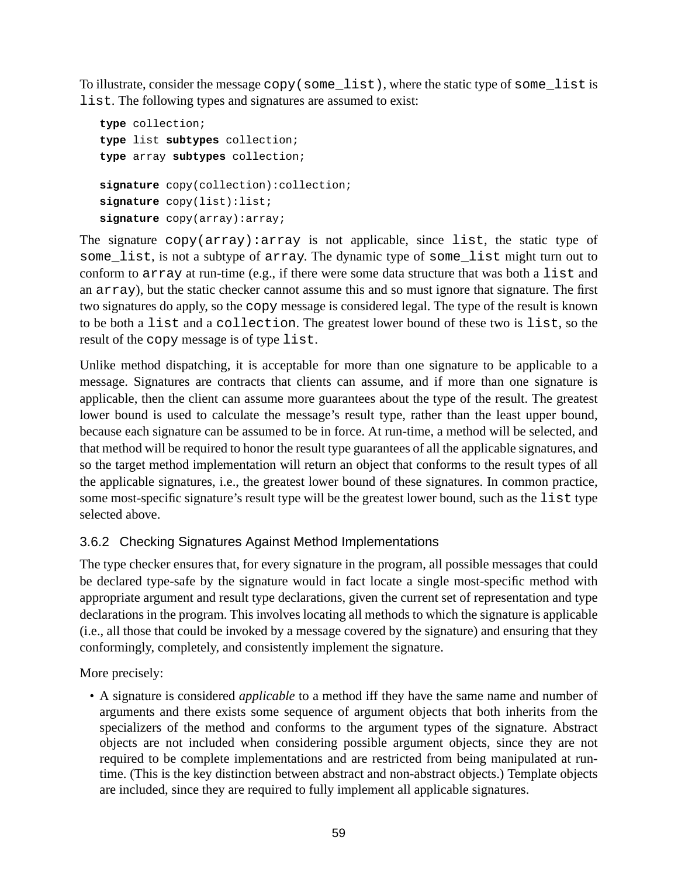To illustrate, consider the message `copy(some_list)`, where the static type of `some_list` is `list`. The following types and signatures are assumed to exist:

```
type collection;
type list subtypes collection;
type array subtypes collection;

signature copy(collection):collection;
signature copy(list):list;
signature copy(array):array;
```

The signature `copy(array):array` is not applicable, since `list`, the static type of `some_list`, is not a subtype of `array`. The dynamic type of `some_list` might turn out to conform to `array` at run-time (e.g., if there were some data structure that was both a `list` and an `array`), but the static checker cannot assume this and so must ignore that signature. The first two signatures do apply, so the `copy` message is considered legal. The type of the result is known to be both a `list` and a `collection`. The greatest lower bound of these two is `list`, so the result of the `copy` message is of type `list`.

Unlike method dispatching, it is acceptable for more than one signature to be applicable to a message. Signatures are contracts that clients can assume, and if more than one signature is applicable, then the client can assume more guarantees about the type of the result. The greatest lower bound is used to calculate the message's result type, rather than the least upper bound, because each signature can be assumed to be in force. At run-time, a method will be selected, and that method will be required to honor the result type guarantees of all the applicable signatures, and so the target method implementation will return an object that conforms to the result types of all the applicable signatures, i.e., the greatest lower bound of these signatures. In common practice, some most-specific signature's result type will be the greatest lower bound, such as the `list` type selected above.

### 3.6.2 Checking Signatures Against Method Implementations

The type checker ensures that, for every signature in the program, all possible messages that could be declared type-safe by the signature would in fact locate a single most-specific method with appropriate argument and result type declarations, given the current set of representation and type declarations in the program. This involves locating all methods to which the signature is applicable (i.e., all those that could be invoked by a message covered by the signature) and ensuring that they conformingly, completely, and consistently implement the signature.

More precisely:

- A signature is considered *applicable* to a method iff they have the same name and number of arguments and there exists some sequence of argument objects that both inherits from the specializers of the method and conforms to the argument types of the signature. Abstract objects are not included when considering possible argument objects, since they are not required to be complete implementations and are restricted from being manipulated at run-time. (This is the key distinction between abstract and non-abstract objects.) Template objects are included, since they are required to fully implement all applicable signatures.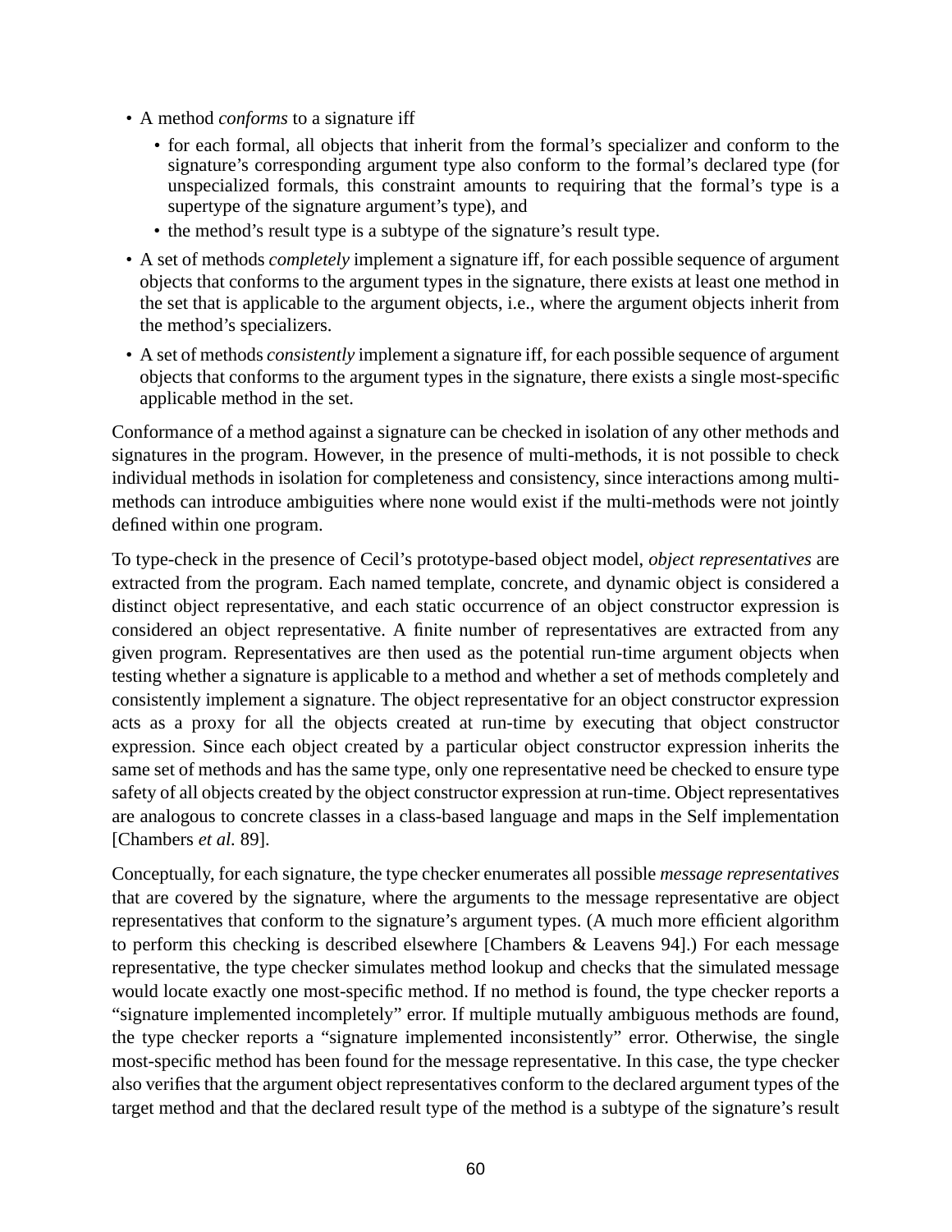- A method *conforms* to a signature iff
  - for each formal, all objects that inherit from the formal's specializer and conform to the signature's corresponding argument type also conform to the formal's declared type (for unspecialized formals, this constraint amounts to requiring that the formal's type is a supertype of the signature argument's type), and
  - the method's result type is a subtype of the signature's result type.
- A set of methods *completely* implement a signature iff, for each possible sequence of argument objects that conforms to the argument types in the signature, there exists at least one method in the set that is applicable to the argument objects, i.e., where the argument objects inherit from the method's specializers.
- A set of methods *consistently* implement a signature iff, for each possible sequence of argument objects that conforms to the argument types in the signature, there exists a single most-specific applicable method in the set.

Conformance of a method against a signature can be checked in isolation of any other methods and signatures in the program. However, in the presence of multi-methods, it is not possible to check individual methods in isolation for completeness and consistency, since interactions among multi-methods can introduce ambiguities where none would exist if the multi-methods were not jointly defined within one program.

To type-check in the presence of Cecil's prototype-based object model, *object representatives* are extracted from the program. Each named template, concrete, and dynamic object is considered a distinct object representative, and each static occurrence of an object constructor expression is considered an object representative. A finite number of representatives are extracted from any given program. Representatives are then used as the potential run-time argument objects when testing whether a signature is applicable to a method and whether a set of methods completely and consistently implement a signature. The object representative for an object constructor expression acts as a proxy for all the objects created at run-time by executing that object constructor expression. Since each object created by a particular object constructor expression inherits the same set of methods and has the same type, only one representative need be checked to ensure type safety of all objects created by the object constructor expression at run-time. Object representatives are analogous to concrete classes in a class-based language and maps in the Self implementation [Chambers *et al.* 89].

Conceptually, for each signature, the type checker enumerates all possible *message representatives* that are covered by the signature, where the arguments to the message representative are object representatives that conform to the signature's argument types. (A much more efficient algorithm to perform this checking is described elsewhere [Chambers & Leavens 94].) For each message representative, the type checker simulates method lookup and checks that the simulated message would locate exactly one most-specific method. If no method is found, the type checker reports a "signature implemented incompletely" error. If multiple mutually ambiguous methods are found, the type checker reports a "signature implemented inconsistently" error. Otherwise, the single most-specific method has been found for the message representative. In this case, the type checker also verifies that the argument object representatives conform to the declared argument types of the target method and that the declared result type of the method is a subtype of the signature's result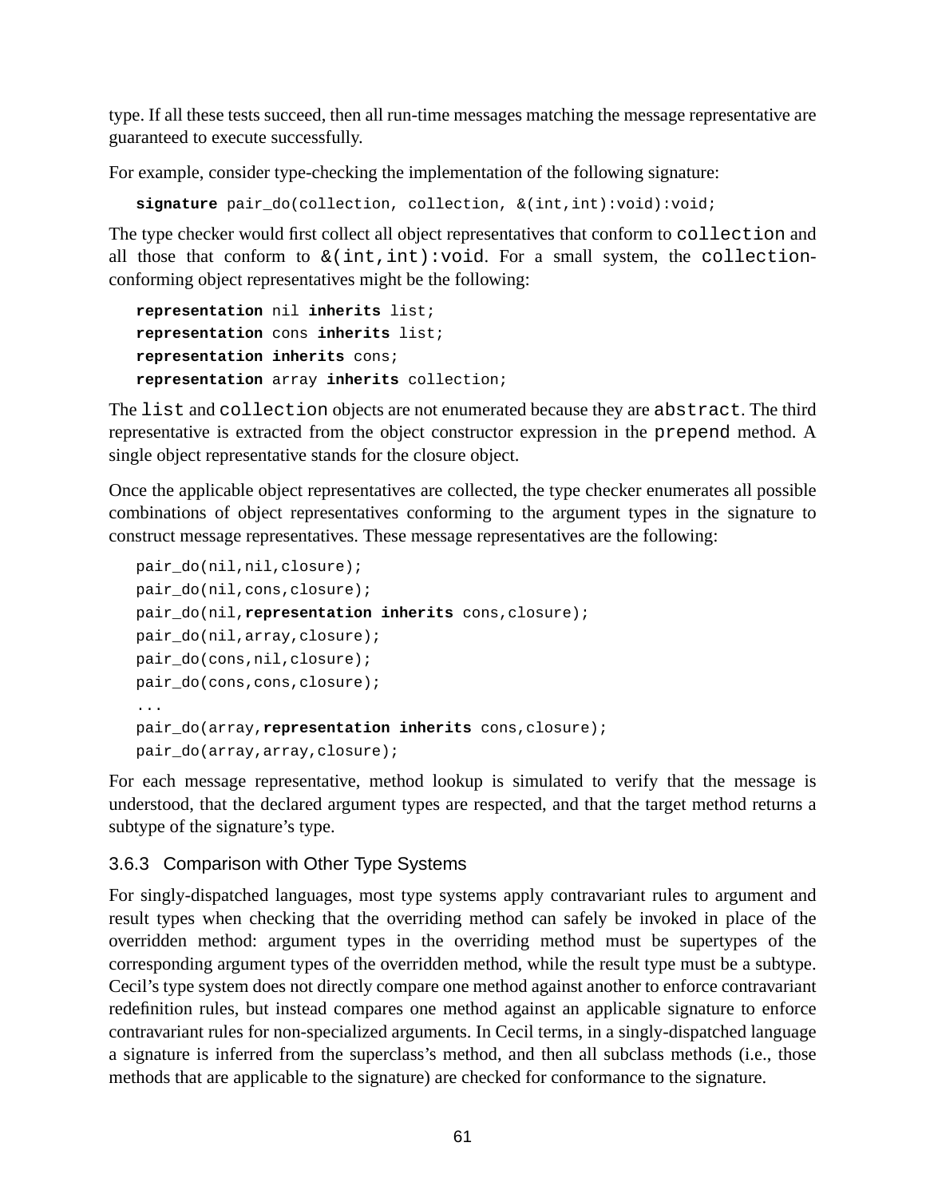type. If all these tests succeed, then all run-time messages matching the message representative are guaranteed to execute successfully.

For example, consider type-checking the implementation of the following signature:

```
signature pair_do(collection, collection, &(int,int):void):void;
```

The type checker would first collect all object representatives that conform to `collection` and all those that conform to `&(int,int):void`. For a small system, the `collection`-conforming object representatives might be the following:

```
representation nil inherits list;
representation cons inherits list;
representation inherits cons;
representation array inherits collection;
```

The `list` and `collection` objects are not enumerated because they are `abstract`. The third representative is extracted from the object constructor expression in the `prepend` method. A single object representative stands for the closure object.

Once the applicable object representatives are collected, the type checker enumerates all possible combinations of object representatives conforming to the argument types in the signature to construct message representatives. These message representatives are the following:

```
pair_do(nil,nil,closure);
pair_do(nil,cons,closure);
pair_do(nil,representation inherits cons,closure);
pair_do(nil,array,closure);
pair_do(cons,nil,closure);
pair_do(cons,cons,closure);
...
pair_do(array,representation inherits cons,closure);
pair_do(array,array,closure);
```

For each message representative, method lookup is simulated to verify that the message is understood, that the declared argument types are respected, and that the target method returns a subtype of the signature's type.

### 3.6.3 Comparison with Other Type Systems

For singly-dispatched languages, most type systems apply contravariant rules to argument and result types when checking that the overriding method can safely be invoked in place of the overridden method: argument types in the overriding method must be supertypes of the corresponding argument types of the overridden method, while the result type must be a subtype. Cecil's type system does not directly compare one method against another to enforce contravariant redefinition rules, but instead compares one method against an applicable signature to enforce contravariant rules for non-specialized arguments. In Cecil terms, in a singly-dispatched language a signature is inferred from the superclass's method, and then all subclass methods (i.e., those methods that are applicable to the signature) are checked for conformance to the signature.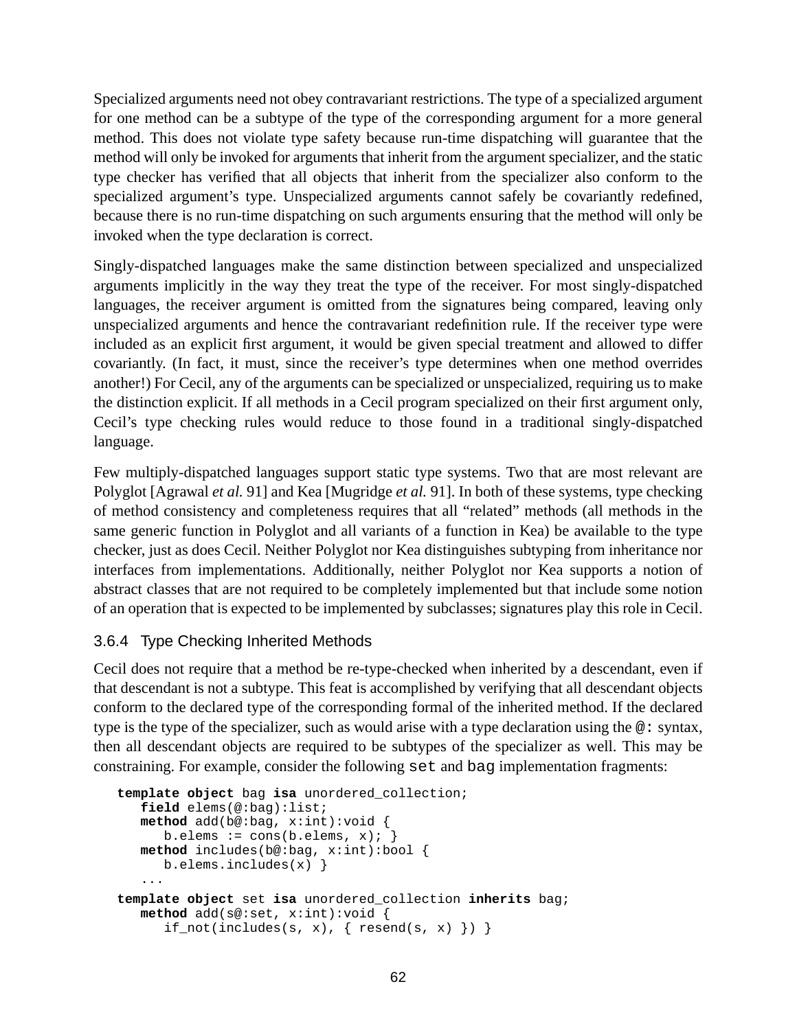Specialized arguments need not obey contravariant restrictions. The type of a specialized argument for one method can be a subtype of the type of the corresponding argument for a more general method. This does not violate type safety because run-time dispatching will guarantee that the method will only be invoked for arguments that inherit from the argument specializer, and the static type checker has verified that all objects that inherit from the specializer also conform to the specialized argument's type. Unspecialized arguments cannot safely be covariantly redefined, because there is no run-time dispatching on such arguments ensuring that the method will only be invoked when the type declaration is correct.

Singly-dispatched languages make the same distinction between specialized and unspecialized arguments implicitly in the way they treat the type of the receiver. For most singly-dispatched languages, the receiver argument is omitted from the signatures being compared, leaving only unspecialized arguments and hence the contravariant redefinition rule. If the receiver type were included as an explicit first argument, it would be given special treatment and allowed to differ covariantly. (In fact, it must, since the receiver's type determines when one method overrides another!) For Cecil, any of the arguments can be specialized or unspecialized, requiring us to make the distinction explicit. If all methods in a Cecil program specialized on their first argument only, Cecil's type checking rules would reduce to those found in a traditional singly-dispatched language.

Few multiply-dispatched languages support static type systems. Two that are most relevant are Polyglot [Agrawal *et al.* 91] and Kea [Mugridge *et al.* 91]. In both of these systems, type checking of method consistency and completeness requires that all "related" methods (all methods in the same generic function in Polyglot and all variants of a function in Kea) be available to the type checker, just as does Cecil. Neither Polyglot nor Kea distinguishes subtyping from inheritance nor interfaces from implementations. Additionally, neither Polyglot nor Kea supports a notion of abstract classes that are not required to be completely implemented but that include some notion of an operation that is expected to be implemented by subclasses; signatures play this role in Cecil.

### 3.6.4 Type Checking Inherited Methods

Cecil does not require that a method be re-type-checked when inherited by a descendant, even if that descendant is not a subtype. This feat is accomplished by verifying that all descendant objects conform to the declared type of the corresponding formal of the inherited method. If the declared type is the type of the specializer, such as would arise with a type declaration using the `@:` syntax, then all descendant objects are required to be subtypes of the specializer as well. This may be constraining. For example, consider the following `set` and `bag` implementation fragments:

```
template object bag isa unordered_collection;
   field elems(@:bag):list;
   method add(b@:bag, x:int):void {
      b.elems := cons(b.elems, x); }
   method includes(b@:bag, x:int):bool {
      b.elems.includes(x) }
   ...
template object set isa unordered_collection inherits bag;
   method add(s@:set, x:int):void {
      if_not(includes(s, x), { resend(s, x) }) }
```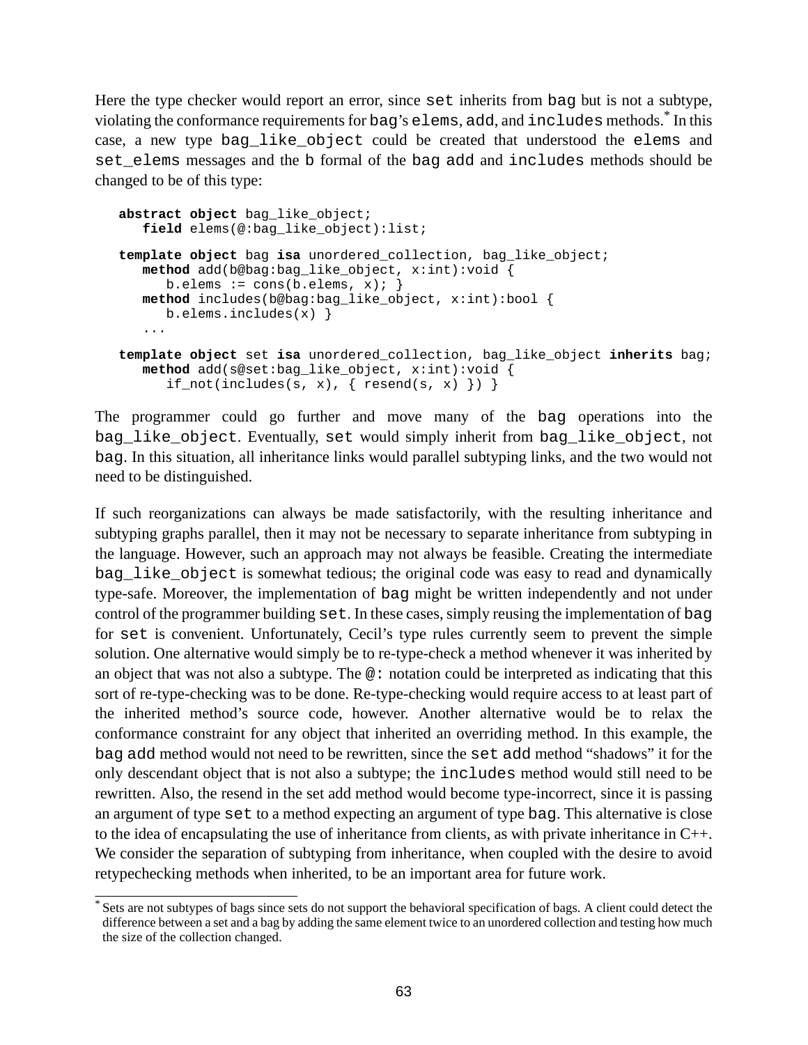Here the type checker would report an error, since `set` inherits from `bag` but is not a subtype, violating the conformance requirements for `bag`'s `elems`, `add`, and `includes` methods.[*] In this case, a new type `bag_like_object` could be created that understood the `elems` and `set_elems` messages and the `b` formal of the `bag` `add` and `includes` methods should be changed to be of this type:

```
abstract object bag_like_object;
   field elems(@:bag_like_object):list;

template object bag isa unordered_collection, bag_like_object;
   method add(b@bag:bag_like_object, x:int):void {
      b.elems := cons(b.elems, x); }
   method includes(b@bag:bag_like_object, x:int):bool {
      b.elems.includes(x) }
   ...

template object set isa unordered_collection, bag_like_object inherits bag;
   method add(s@set:bag_like_object, x:int):void {
      if_not(includes(s, x), { resend(s, x) }) }
```

The programmer could go further and move many of the `bag` operations into the `bag_like_object`. Eventually, `set` would simply inherit from `bag_like_object`, not `bag`. In this situation, all inheritance links would parallel subtyping links, and the two would not need to be distinguished.

If such reorganizations can always be made satisfactorily, with the resulting inheritance and subtyping graphs parallel, then it may not be necessary to separate inheritance from subtyping in the language. However, such an approach may not always be feasible. Creating the intermediate `bag_like_object` is somewhat tedious; the original code was easy to read and dynamically type-safe. Moreover, the implementation of `bag` might be written independently and not under control of the programmer building `set`. In these cases, simply reusing the implementation of `bag` for `set` is convenient. Unfortunately, Cecil's type rules currently seem to prevent the simple solution. One alternative would simply be to re-type-check a method whenever it was inherited by an object that was not also a subtype. The `@:` notation could be interpreted as indicating that this sort of re-type-checking was to be done. Re-type-checking would require access to at least part of the inherited method's source code, however. Another alternative would be to relax the conformance constraint for any object that inherited an overriding method. In this example, the `bag` `add` method would not need to be rewritten, since the `set` `add` method "shadows" it for the only descendant object that is not also a subtype; the `includes` method would still need to be rewritten. Also, the resend in the set add method would become type-incorrect, since it is passing an argument of type `set` to a method expecting an argument of type `bag`. This alternative is close to the idea of encapsulating the use of inheritance from clients, as with private inheritance in C++. We consider the separation of subtyping from inheritance, when coupled with the desire to avoid retypechecking methods when inherited, to be an important area for future work.

---

[*] Sets are not subtypes of bags since sets do not support the behavioral specification of bags. A client could detect the difference between a set and a bag by adding the same element twice to an unordered collection and testing how much the size of the collection changed.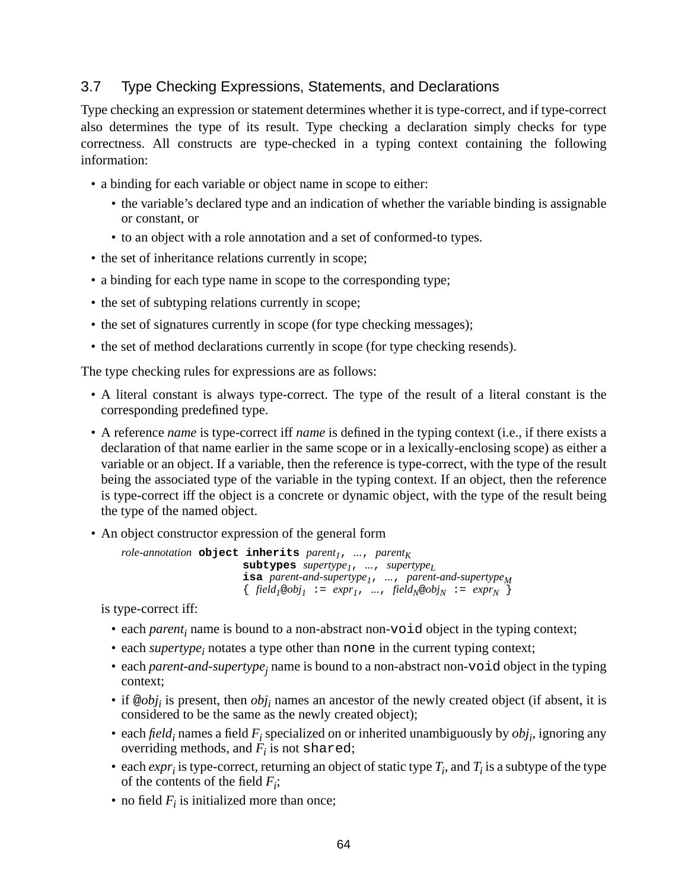## 3.7 Type Checking Expressions, Statements, and Declarations

Type checking an expression or statement determines whether it is type-correct, and if type-correct also determines the type of its result. Type checking a declaration simply checks for type correctness. All constructs are type-checked in a typing context containing the following information:

- a binding for each variable or object name in scope to either:
  - the variable's declared type and an indication of whether the variable binding is assignable or constant, or
  - to an object with a role annotation and a set of conformed-to types.
- the set of inheritance relations currently in scope;
- a binding for each type name in scope to the corresponding type;
- the set of subtyping relations currently in scope;
- the set of signatures currently in scope (for type checking messages);
- the set of method declarations currently in scope (for type checking resends).

The type checking rules for expressions are as follows:

- A literal constant is always type-correct. The type of the result of a literal constant is the corresponding predefined type.
- A reference *name* is type-correct iff *name* is defined in the typing context (i.e., if there exists a declaration of that name earlier in the same scope or in a lexically-enclosing scope) as either a variable or an object. If a variable, then the reference is type-correct, with the type of the result being the associated type of the variable in the typing context. If an object, then the reference is type-correct iff the object is a concrete or dynamic object, with the type of the result being the type of the named object.
- An object constructor expression of the general form

  ```
  role-annotation object inherits parent1, ..., parentK
                         subtypes supertype1, ..., supertypeL
                         isa parent-and-supertype1, ..., parent-and-supertypeM
                         { field1@obj1 := expr1, ..., fieldN@objN := exprN }
  ```

  is type-correct iff:

  - each $parent_i$ name is bound to a non-abstract non-`void` object in the typing context;
  - each $supertype_i$ notates a type other than `none` in the current typing context;
  - each $parent\text{-}and\text{-}supertype_j$ name is bound to a non-abstract non-`void` object in the typing context;
  - if @$obj_i$ is present, then $obj_i$ names an ancestor of the newly created object (if absent, it is considered to be the same as the newly created object);
  - each $field_i$ names a field $F_i$ specialized on or inherited unambiguously by $obj_i$, ignoring any overriding methods, and $F_i$ is not `shared`;
  - each $expr_i$ is type-correct, returning an object of static type $T_i$, and $T_i$ is a subtype of the type of the contents of the field $F_i$;
  - no field $F_i$ is initialized more than once;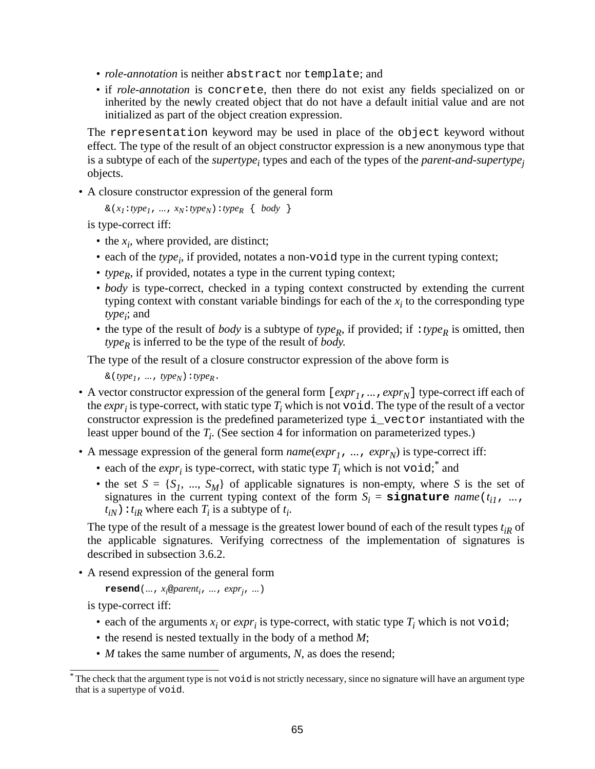- *role-annotation* is neither `abstract` nor `template`; and
- if *role-annotation* is `concrete`, then there do not exist any fields specialized on or inherited by the newly created object that do not have a default initial value and are not initialized as part of the object creation expression.

The `representation` keyword may be used in place of the `object` keyword without effect. The type of the result of an object constructor expression is a new anonymous type that is a subtype of each of the $supertype_i$ types and each of the types of the $parent\text{-}and\text{-}supertype_j$ objects.

- A closure constructor expression of the general form

  `&(`$x_1$`:`$type_1$`, ..., `$x_N$`:`$type_N$`):`$type_R$` { `*body*` }`

  is type-correct iff:

  - the $x_i$, where provided, are distinct;
  - each of the $type_i$, if provided, notates a non-`void` type in the current typing context;
  - $type_R$, if provided, notates a type in the current typing context;
  - *body* is type-correct, checked in a typing context constructed by extending the current typing context with constant variable bindings for each of the $x_i$ to the corresponding type $type_i$; and
  - the type of the result of *body* is a subtype of $type_R$, if provided; if `:`$type_R$ is omitted, then $type_R$ is inferred to be the type of the result of *body*.

  The type of the result of a closure constructor expression of the above form is

  `&(`$type_1$`, ..., `$type_N$`):`$type_R$`.`

- A vector constructor expression of the general form `[`$expr_1$`, ..., `$expr_N$`]` type-correct iff each of the $expr_i$ is type-correct, with static type $T_i$ which is not `void`. The type of the result of a vector constructor expression is the predefined parameterized type `i_vector` instantiated with the least upper bound of the $T_i$. (See section 4 for information on parameterized types.)

- A message expression of the general form *name*($expr_1$`, ..., `$expr_N$) is type-correct iff:

  - each of the $expr_i$ is type-correct, with static type $T_i$ which is not `void`;* and
  - the set $S = \{S_1, ..., S_M\}$ of applicable signatures is non-empty, where $S$ is the set of signatures in the current typing context of the form $S_i$ = **`signature`** *name*`(`$t_{i1}$`, ..., `$t_{iN}$`):`$t_{iR}$ where each $T_i$ is a subtype of $t_i$.

  The type of the result of a message is the greatest lower bound of each of the result types $t_{iR}$ of the applicable signatures. Verifying correctness of the implementation of signatures is described in subsection 3.6.2.

- A resend expression of the general form

  **`resend`**`(..., `$x_i$`@`$parent_i$`, ..., `$expr_j$`, ...)`

  is type-correct iff:

  - each of the arguments $x_i$ or $expr_i$ is type-correct, with static type $T_i$ which is not `void`;
  - the resend is nested textually in the body of a method $M$;
  - $M$ takes the same number of arguments, $N$, as does the resend;

---

\* The check that the argument type is not `void` is not strictly necessary, since no signature will have an argument type that is a supertype of `void`.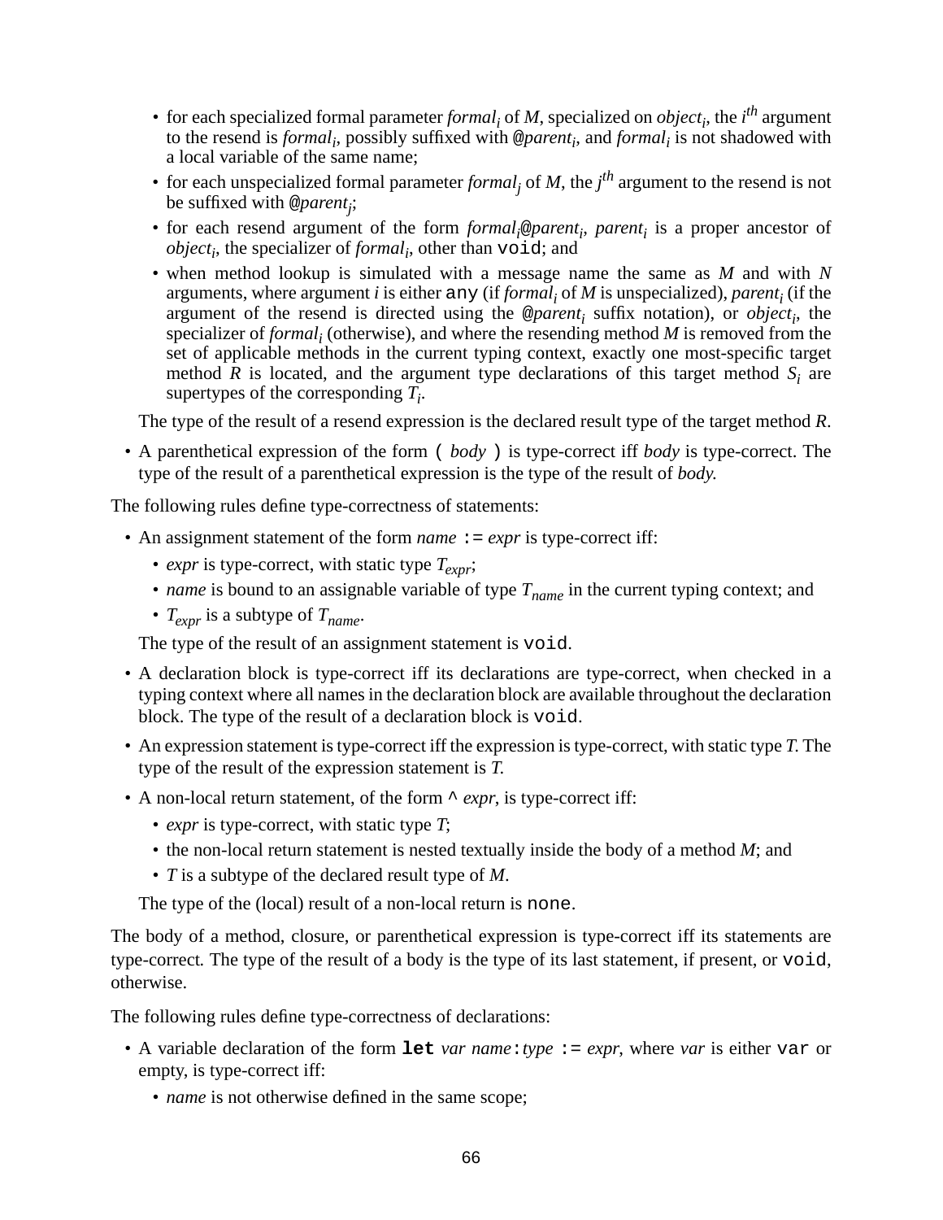- for each specialized formal parameter $formal_i$ of *M*, specialized on $object_i$, the $i^{th}$ argument to the resend is $formal_i$, possibly suffixed with @$parent_i$, and $formal_i$ is not shadowed with a local variable of the same name;
- for each unspecialized formal parameter $formal_j$ of *M*, the $j^{th}$ argument to the resend is not be suffixed with @$parent_j$;
- for each resend argument of the form $formal_i$@$parent_i$, $parent_i$ is a proper ancestor of $object_i$, the specializer of $formal_i$, other than `void`; and
- when method lookup is simulated with a message name the same as *M* and with *N* arguments, where argument *i* is either `any` (if $formal_i$ of *M* is unspecialized), $parent_i$ (if the argument of the resend is directed using the @$parent_i$ suffix notation), or $object_i$, the specializer of $formal_i$ (otherwise), and where the resending method *M* is removed from the set of applicable methods in the current typing context, exactly one most-specific target method *R* is located, and the argument type declarations of this target method $S_i$ are supertypes of the corresponding $T_i$.

  The type of the result of a resend expression is the declared result type of the target method *R*.

- A parenthetical expression of the form `(` *body* `)` is type-correct iff *body* is type-correct. The type of the result of a parenthetical expression is the type of the result of *body.*

The following rules define type-correctness of statements:

- An assignment statement of the form *name* `:=` *expr* is type-correct iff:
  - *expr* is type-correct, with static type $T_{expr}$;
  - *name* is bound to an assignable variable of type $T_{name}$ in the current typing context; and
  - $T_{expr}$ is a subtype of $T_{name}$.

  The type of the result of an assignment statement is `void`.

- A declaration block is type-correct iff its declarations are type-correct, when checked in a typing context where all names in the declaration block are available throughout the declaration block. The type of the result of a declaration block is `void`.
- An expression statement is type-correct iff the expression is type-correct, with static type *T.* The type of the result of the expression statement is *T.*
- A non-local return statement, of the form `^` *expr*, is type-correct iff:
  - *expr* is type-correct, with static type *T*;
  - the non-local return statement is nested textually inside the body of a method *M*; and
  - *T* is a subtype of the declared result type of *M*.

  The type of the (local) result of a non-local return is `none`.

The body of a method, closure, or parenthetical expression is type-correct iff its statements are type-correct. The type of the result of a body is the type of its last statement, if present, or `void`, otherwise.

The following rules define type-correctness of declarations:

- A variable declaration of the form **`let`** *var name*`:`*type* `:=` *expr*, where *var* is either `var` or empty, is type-correct iff:
  - *name* is not otherwise defined in the same scope;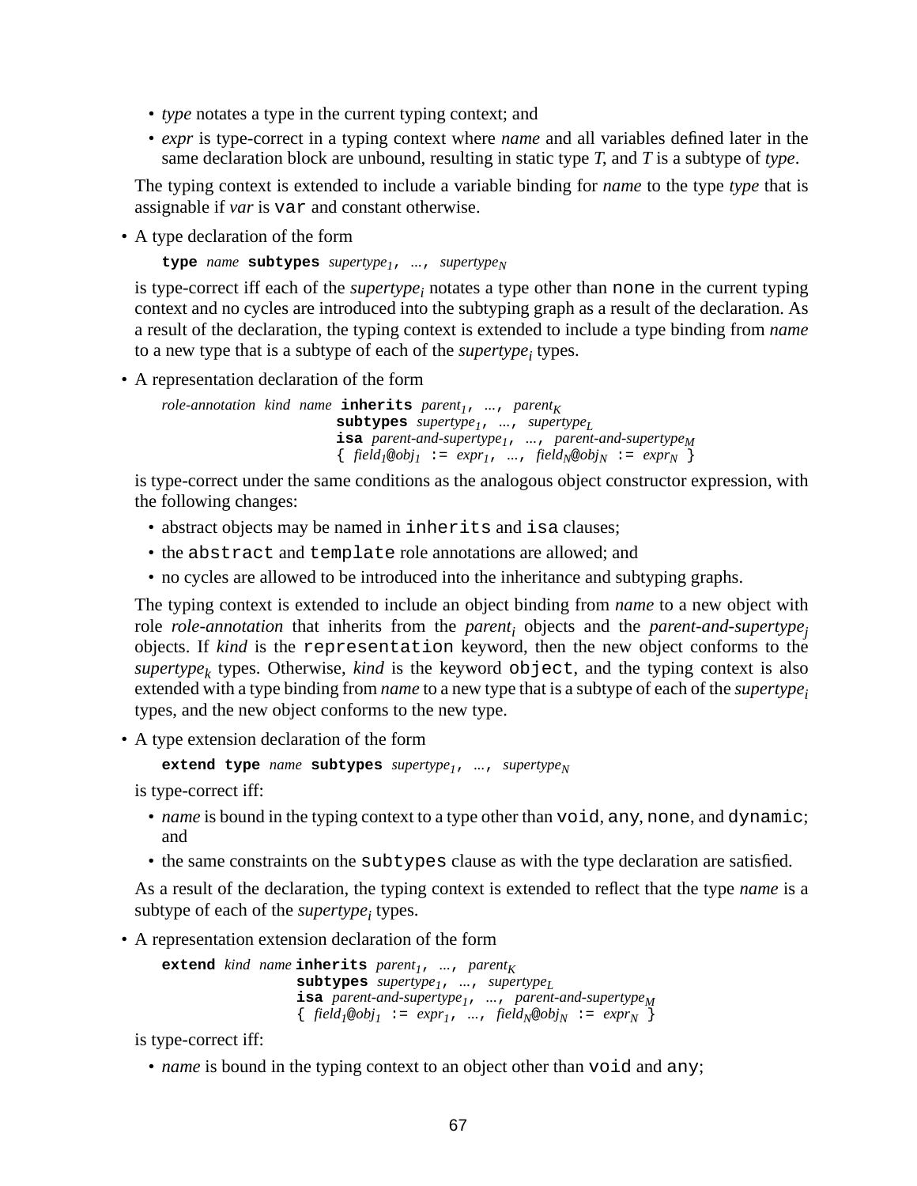- *type* notates a type in the current typing context; and
  - *expr* is type-correct in a typing context where *name* and all variables defined later in the same declaration block are unbound, resulting in static type *T*, and *T* is a subtype of *type*.

  The typing context is extended to include a variable binding for *name* to the type *type* that is assignable if *var* is `var` and constant otherwise.

- A type declaration of the form

  ```
  type name subtypes supertype1, ..., supertypeN
  ```

  is type-correct iff each of the $supertype_i$ notates a type other than `none` in the current typing context and no cycles are introduced into the subtyping graph as a result of the declaration. As a result of the declaration, the typing context is extended to include a type binding from *name* to a new type that is a subtype of each of the $supertype_i$ types.

- A representation declaration of the form

  ```
  role-annotation kind name inherits parent1, ..., parentK
                            subtypes supertype1, ..., supertypeL
                            isa parent-and-supertype1, ..., parent-and-supertypeM
                            { field1@obj1 := expr1, ..., fieldN@objN := exprN }
  ```

  is type-correct under the same conditions as the analogous object constructor expression, with the following changes:

  - abstract objects may be named in `inherits` and `isa` clauses;
  - the `abstract` and `template` role annotations are allowed; and
  - no cycles are allowed to be introduced into the inheritance and subtyping graphs.

  The typing context is extended to include an object binding from *name* to a new object with role *role-annotation* that inherits from the $parent_i$ objects and the $parent\text{-}and\text{-}supertype_j$ objects. If *kind* is the `representation` keyword, then the new object conforms to the $supertype_k$ types. Otherwise, *kind* is the keyword `object`, and the typing context is also extended with a type binding from *name* to a new type that is a subtype of each of the $supertype_i$ types, and the new object conforms to the new type.

- A type extension declaration of the form

  ```
  extend type name subtypes supertype1, ..., supertypeN
  ```

  is type-correct iff:

  - *name* is bound in the typing context to a type other than `void`, `any`, `none`, and `dynamic`; and
  - the same constraints on the `subtypes` clause as with the type declaration are satisfied.

  As a result of the declaration, the typing context is extended to reflect that the type *name* is a subtype of each of the $supertype_i$ types.

- A representation extension declaration of the form

  ```
  extend kind name inherits parent1, ..., parentK
                   subtypes supertype1, ..., supertypeL
                   isa parent-and-supertype1, ..., parent-and-supertypeM
                   { field1@obj1 := expr1, ..., fieldN@objN := exprN }
  ```

  is type-correct iff:

  - *name* is bound in the typing context to an object other than `void` and `any`;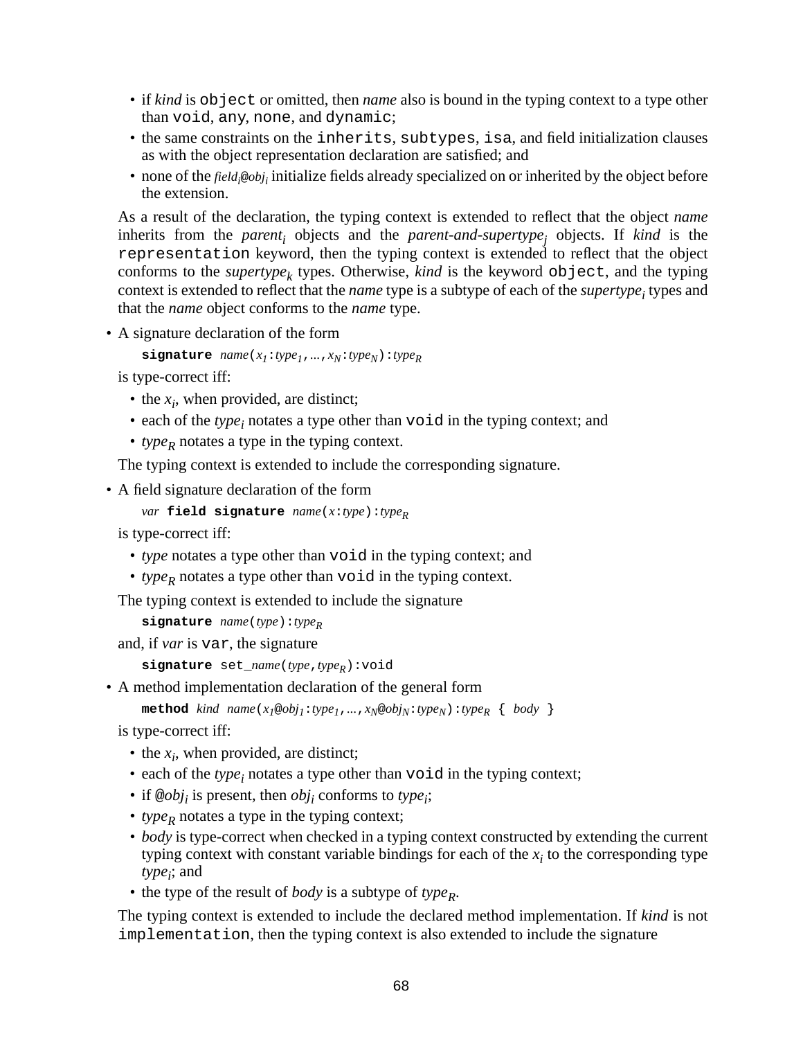- if *kind* is `object` or omitted, then *name* also is bound in the typing context to a type other than `void`, `any`, `none`, and `dynamic`;
- the same constraints on the `inherits`, `subtypes`, `isa`, and field initialization clauses as with the object representation declaration are satisfied; and
- none of the $field_i$@$obj_i$ initialize fields already specialized on or inherited by the object before the extension.

As a result of the declaration, the typing context is extended to reflect that the object *name* inherits from the $parent_i$ objects and the $parent\text{-}and\text{-}supertype_j$ objects. If *kind* is the `representation` keyword, then the typing context is extended to reflect that the object conforms to the $supertype_k$ types. Otherwise, *kind* is the keyword `object`, and the typing context is extended to reflect that the *name* type is a subtype of each of the $supertype_i$ types and that the *name* object conforms to the *name* type.

- A signature declaration of the form

  **`signature`** *name*($x_1$:$type_1$, ..., $x_N$:$type_N$):$type_R$

  is type-correct iff:

  - the $x_i$, when provided, are distinct;
  - each of the $type_i$ notates a type other than `void` in the typing context; and
  - $type_R$ notates a type in the typing context.

  The typing context is extended to include the corresponding signature.

- A field signature declaration of the form

  *var* **`field signature`** *name*(*x*:*type*):$type_R$

  is type-correct iff:

  - *type* notates a type other than `void` in the typing context; and
  - $type_R$ notates a type other than `void` in the typing context.

  The typing context is extended to include the signature

  **`signature`** *name*(*type*):$type_R$

  and, if *var* is `var`, the signature

  **`signature`** `set_`*name*(*type*, $type_R$):`void`

- A method implementation declaration of the general form

  **`method`** *kind* *name*($x_1$@$obj_1$:$type_1$, ..., $x_N$@$obj_N$:$type_N$):$type_R$ { *body* }

  is type-correct iff:

  - the $x_i$, when provided, are distinct;
  - each of the $type_i$ notates a type other than `void` in the typing context;
  - if @$obj_i$ is present, then $obj_i$ conforms to $type_i$;
  - $type_R$ notates a type in the typing context;
  - *body* is type-correct when checked in a typing context constructed by extending the current typing context with constant variable bindings for each of the $x_i$ to the corresponding type $type_i$; and
  - the type of the result of *body* is a subtype of $type_R$.

  The typing context is extended to include the declared method implementation. If *kind* is not `implementation`, then the typing context is also extended to include the signature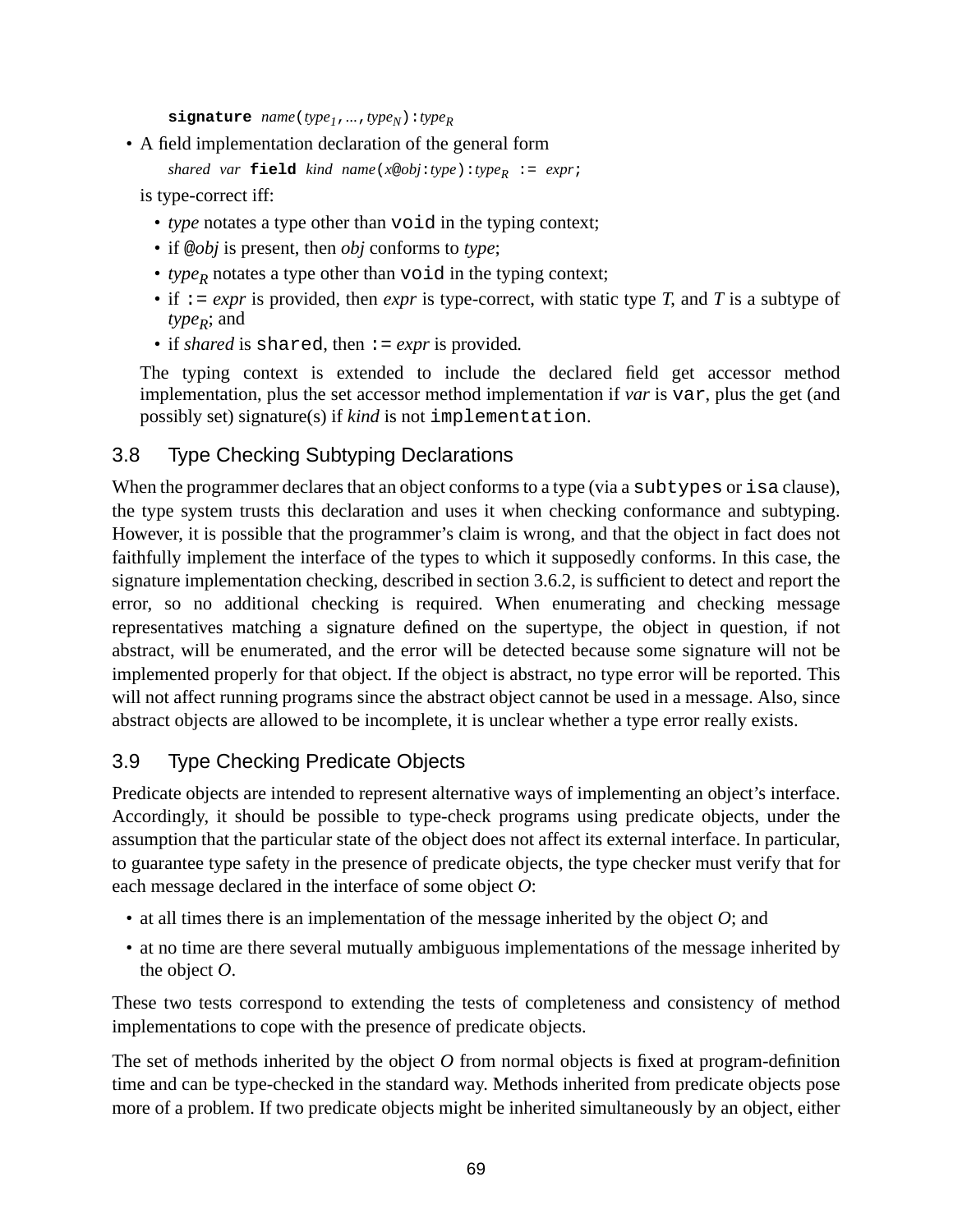**signature** *name*(*type*$_1$,...,*type*$_N$):*type*$_R$

- A field implementation declaration of the general form

  *shared var* **field** *kind name*(*x*@*obj*:*type*):*type*$_R$ := *expr*;

  is type-correct iff:

  - *type* notates a type other than `void` in the typing context;
  - if @*obj* is present, then *obj* conforms to *type*;
  - *type*$_R$ notates a type other than `void` in the typing context;
  - if := *expr* is provided, then *expr* is type-correct, with static type *T*, and *T* is a subtype of *type*$_R$; and
  - if *shared* is `shared`, then := *expr* is provided.

  The typing context is extended to include the declared field get accessor method implementation, plus the set accessor method implementation if *var* is `var`, plus the get (and possibly set) signature(s) if *kind* is not `implementation`.

## 3.8 Type Checking Subtyping Declarations

When the programmer declares that an object conforms to a type (via a `subtypes` or `isa` clause), the type system trusts this declaration and uses it when checking conformance and subtyping. However, it is possible that the programmer's claim is wrong, and that the object in fact does not faithfully implement the interface of the types to which it supposedly conforms. In this case, the signature implementation checking, described in section 3.6.2, is sufficient to detect and report the error, so no additional checking is required. When enumerating and checking message representatives matching a signature defined on the supertype, the object in question, if not abstract, will be enumerated, and the error will be detected because some signature will not be implemented properly for that object. If the object is abstract, no type error will be reported. This will not affect running programs since the abstract object cannot be used in a message. Also, since abstract objects are allowed to be incomplete, it is unclear whether a type error really exists.

## 3.9 Type Checking Predicate Objects

Predicate objects are intended to represent alternative ways of implementing an object's interface. Accordingly, it should be possible to type-check programs using predicate objects, under the assumption that the particular state of the object does not affect its external interface. In particular, to guarantee type safety in the presence of predicate objects, the type checker must verify that for each message declared in the interface of some object *O*:

- at all times there is an implementation of the message inherited by the object *O*; and
- at no time are there several mutually ambiguous implementations of the message inherited by the object *O*.

These two tests correspond to extending the tests of completeness and consistency of method implementations to cope with the presence of predicate objects.

The set of methods inherited by the object *O* from normal objects is fixed at program-definition time and can be type-checked in the standard way. Methods inherited from predicate objects pose more of a problem. If two predicate objects might be inherited simultaneously by an object, either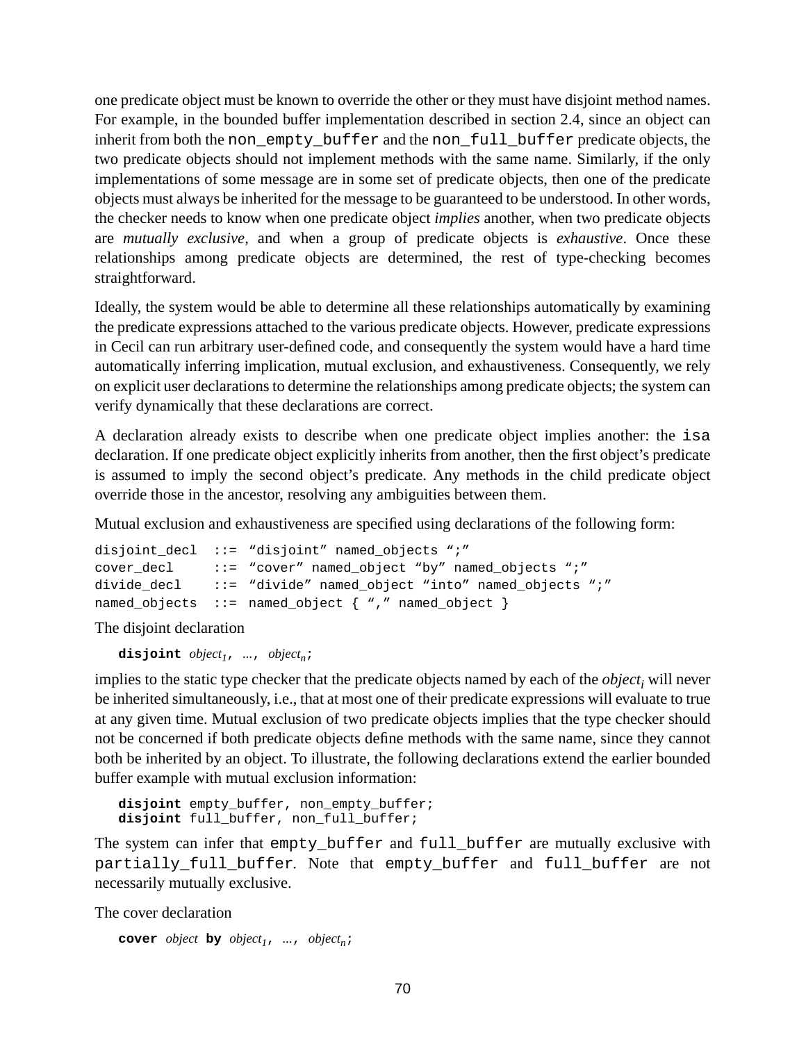one predicate object must be known to override the other or they must have disjoint method names. For example, in the bounded buffer implementation described in section 2.4, since an object can inherit from both the `non_empty_buffer` and the `non_full_buffer` predicate objects, the two predicate objects should not implement methods with the same name. Similarly, if the only implementations of some message are in some set of predicate objects, then one of the predicate objects must always be inherited for the message to be guaranteed to be understood. In other words, the checker needs to know when one predicate object *implies* another, when two predicate objects are *mutually exclusive*, and when a group of predicate objects is *exhaustive*. Once these relationships among predicate objects are determined, the rest of type-checking becomes straightforward.

Ideally, the system would be able to determine all these relationships automatically by examining the predicate expressions attached to the various predicate objects. However, predicate expressions in Cecil can run arbitrary user-defined code, and consequently the system would have a hard time automatically inferring implication, mutual exclusion, and exhaustiveness. Consequently, we rely on explicit user declarations to determine the relationships among predicate objects; the system can verify dynamically that these declarations are correct.

A declaration already exists to describe when one predicate object implies another: the `isa` declaration. If one predicate object explicitly inherits from another, then the first object's predicate is assumed to imply the second object's predicate. Any methods in the child predicate object override those in the ancestor, resolving any ambiguities between them.

Mutual exclusion and exhaustiveness are specified using declarations of the following form:

```
disjoint_decl  ::= "disjoint" named_objects ";"
cover_decl     ::= "cover" named_object "by" named_objects ";"
divide_decl    ::= "divide" named_object "into" named_objects ";"
named_objects  ::= named_object { "," named_object }
```

The disjoint declaration

**disjoint** $object_1$, ..., $object_n$;

implies to the static type checker that the predicate objects named by each of the $object_i$ will never be inherited simultaneously, i.e., that at most one of their predicate expressions will evaluate to true at any given time. Mutual exclusion of two predicate objects implies that the type checker should not be concerned if both predicate objects define methods with the same name, since they cannot both be inherited by an object. To illustrate, the following declarations extend the earlier bounded buffer example with mutual exclusion information:

```
disjoint empty_buffer, non_empty_buffer;
disjoint full_buffer, non_full_buffer;
```

The system can infer that `empty_buffer` and `full_buffer` are mutually exclusive with `partially_full_buffer`. Note that `empty_buffer` and `full_buffer` are not necessarily mutually exclusive.

The cover declaration

**cover** *object* **by** $object_1$, ..., $object_n$;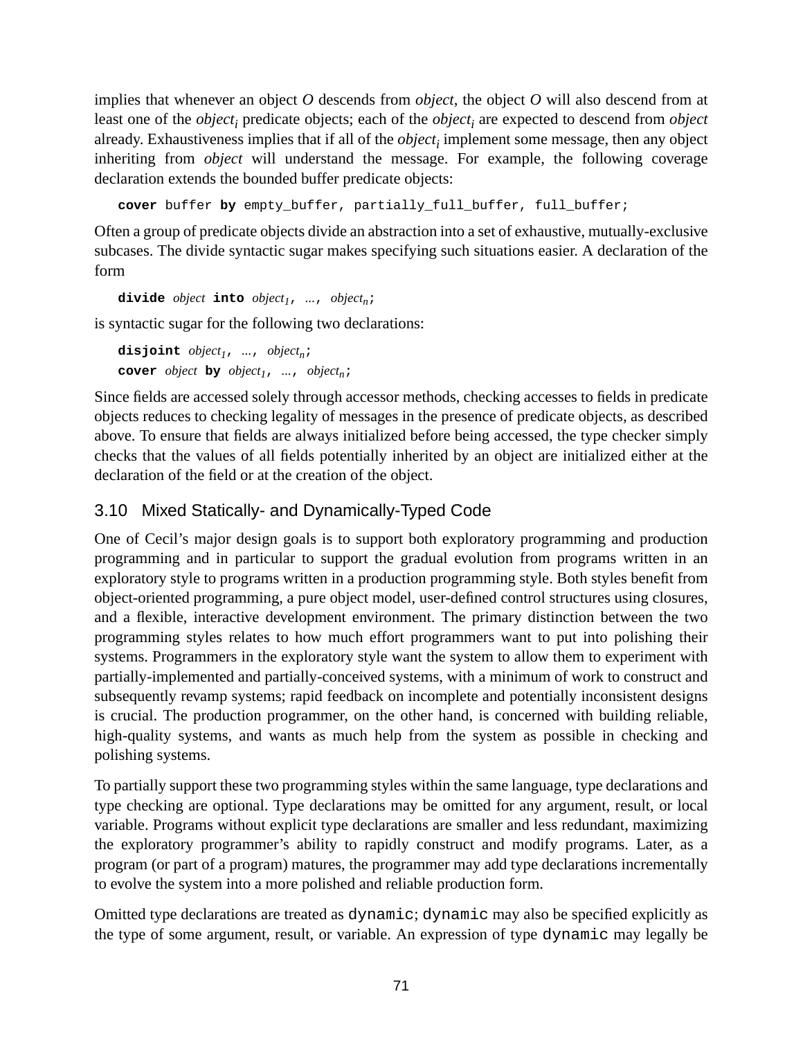implies that whenever an object *O* descends from *object*, the object *O* will also descend from at least one of the $object_i$ predicate objects; each of the $object_i$ are expected to descend from *object* already. Exhaustiveness implies that if all of the $object_i$ implement some message, then any object inheriting from *object* will understand the message. For example, the following coverage declaration extends the bounded buffer predicate objects:

```
cover buffer by empty_buffer, partially_full_buffer, full_buffer;
```

Often a group of predicate objects divide an abstraction into a set of exhaustive, mutually-exclusive subcases. The divide syntactic sugar makes specifying such situations easier. A declaration of the form

```
divide object into object1, ..., objectn;
```

is syntactic sugar for the following two declarations:

```
disjoint object1, ..., objectn;
cover object by object1, ..., objectn;
```

Since fields are accessed solely through accessor methods, checking accesses to fields in predicate objects reduces to checking legality of messages in the presence of predicate objects, as described above. To ensure that fields are always initialized before being accessed, the type checker simply checks that the values of all fields potentially inherited by an object are initialized either at the declaration of the field or at the creation of the object.

## 3.10 Mixed Statically- and Dynamically-Typed Code

One of Cecil's major design goals is to support both exploratory programming and production programming and in particular to support the gradual evolution from programs written in an exploratory style to programs written in a production programming style. Both styles benefit from object-oriented programming, a pure object model, user-defined control structures using closures, and a flexible, interactive development environment. The primary distinction between the two programming styles relates to how much effort programmers want to put into polishing their systems. Programmers in the exploratory style want the system to allow them to experiment with partially-implemented and partially-conceived systems, with a minimum of work to construct and subsequently revamp systems; rapid feedback on incomplete and potentially inconsistent designs is crucial. The production programmer, on the other hand, is concerned with building reliable, high-quality systems, and wants as much help from the system as possible in checking and polishing systems.

To partially support these two programming styles within the same language, type declarations and type checking are optional. Type declarations may be omitted for any argument, result, or local variable. Programs without explicit type declarations are smaller and less redundant, maximizing the exploratory programmer's ability to rapidly construct and modify programs. Later, as a program (or part of a program) matures, the programmer may add type declarations incrementally to evolve the system into a more polished and reliable production form.

Omitted type declarations are treated as `dynamic`; `dynamic` may also be specified explicitly as the type of some argument, result, or variable. An expression of type `dynamic` may legally be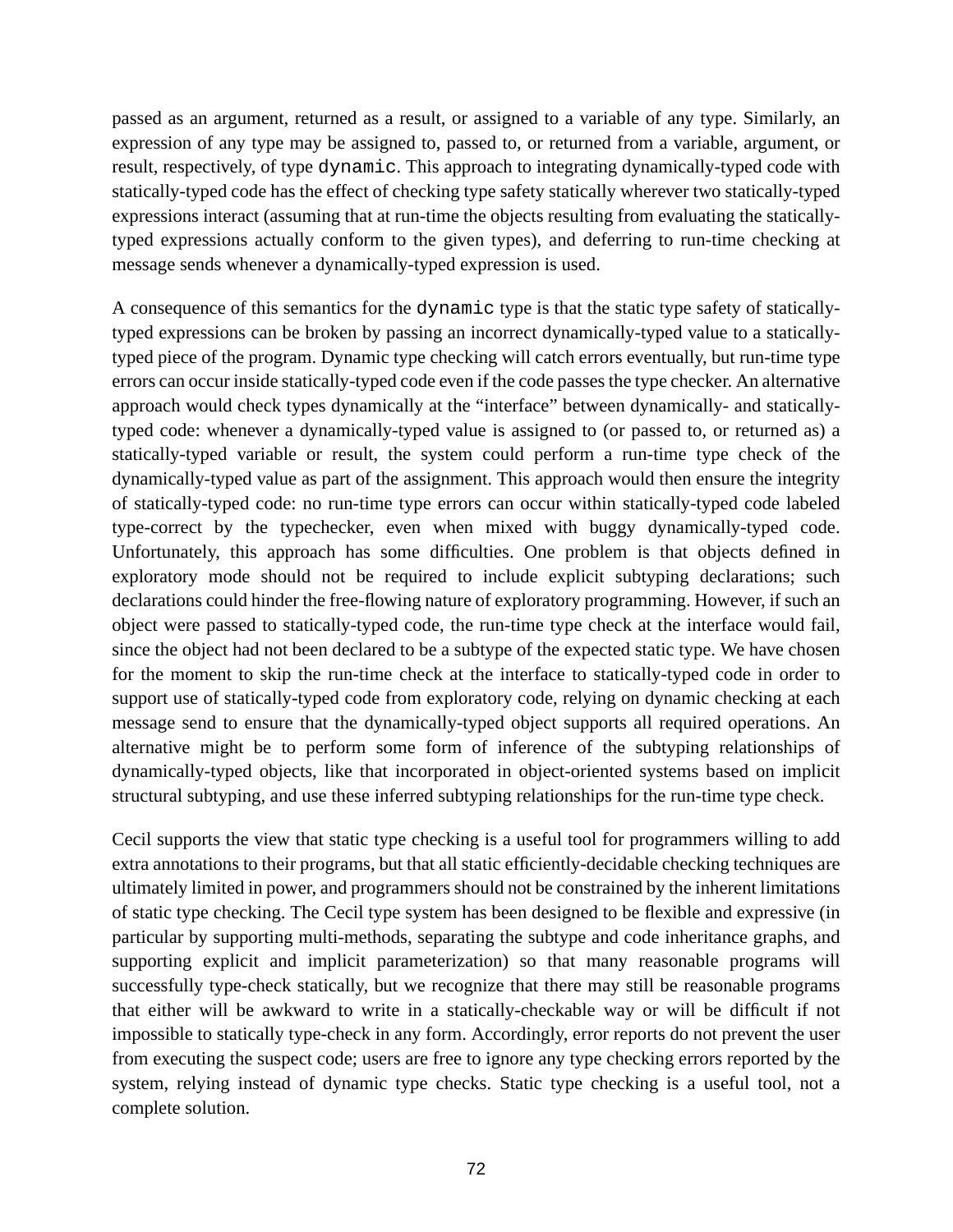passed as an argument, returned as a result, or assigned to a variable of any type. Similarly, an expression of any type may be assigned to, passed to, or returned from a variable, argument, or result, respectively, of type `dynamic`. This approach to integrating dynamically-typed code with statically-typed code has the effect of checking type safety statically wherever two statically-typed expressions interact (assuming that at run-time the objects resulting from evaluating the statically-typed expressions actually conform to the given types), and deferring to run-time checking at message sends whenever a dynamically-typed expression is used.

A consequence of this semantics for the `dynamic` type is that the static type safety of statically-typed expressions can be broken by passing an incorrect dynamically-typed value to a statically-typed piece of the program. Dynamic type checking will catch errors eventually, but run-time type errors can occur inside statically-typed code even if the code passes the type checker. An alternative approach would check types dynamically at the "interface" between dynamically- and statically-typed code: whenever a dynamically-typed value is assigned to (or passed to, or returned as) a statically-typed variable or result, the system could perform a run-time type check of the dynamically-typed value as part of the assignment. This approach would then ensure the integrity of statically-typed code: no run-time type errors can occur within statically-typed code labeled type-correct by the typechecker, even when mixed with buggy dynamically-typed code. Unfortunately, this approach has some difficulties. One problem is that objects defined in exploratory mode should not be required to include explicit subtyping declarations; such declarations could hinder the free-flowing nature of exploratory programming. However, if such an object were passed to statically-typed code, the run-time type check at the interface would fail, since the object had not been declared to be a subtype of the expected static type. We have chosen for the moment to skip the run-time check at the interface to statically-typed code in order to support use of statically-typed code from exploratory code, relying on dynamic checking at each message send to ensure that the dynamically-typed object supports all required operations. An alternative might be to perform some form of inference of the subtyping relationships of dynamically-typed objects, like that incorporated in object-oriented systems based on implicit structural subtyping, and use these inferred subtyping relationships for the run-time type check.

Cecil supports the view that static type checking is a useful tool for programmers willing to add extra annotations to their programs, but that all static efficiently-decidable checking techniques are ultimately limited in power, and programmers should not be constrained by the inherent limitations of static type checking. The Cecil type system has been designed to be flexible and expressive (in particular by supporting multi-methods, separating the subtype and code inheritance graphs, and supporting explicit and implicit parameterization) so that many reasonable programs will successfully type-check statically, but we recognize that there may still be reasonable programs that either will be awkward to write in a statically-checkable way or will be difficult if not impossible to statically type-check in any form. Accordingly, error reports do not prevent the user from executing the suspect code; users are free to ignore any type checking errors reported by the system, relying instead of dynamic type checks. Static type checking is a useful tool, not a complete solution.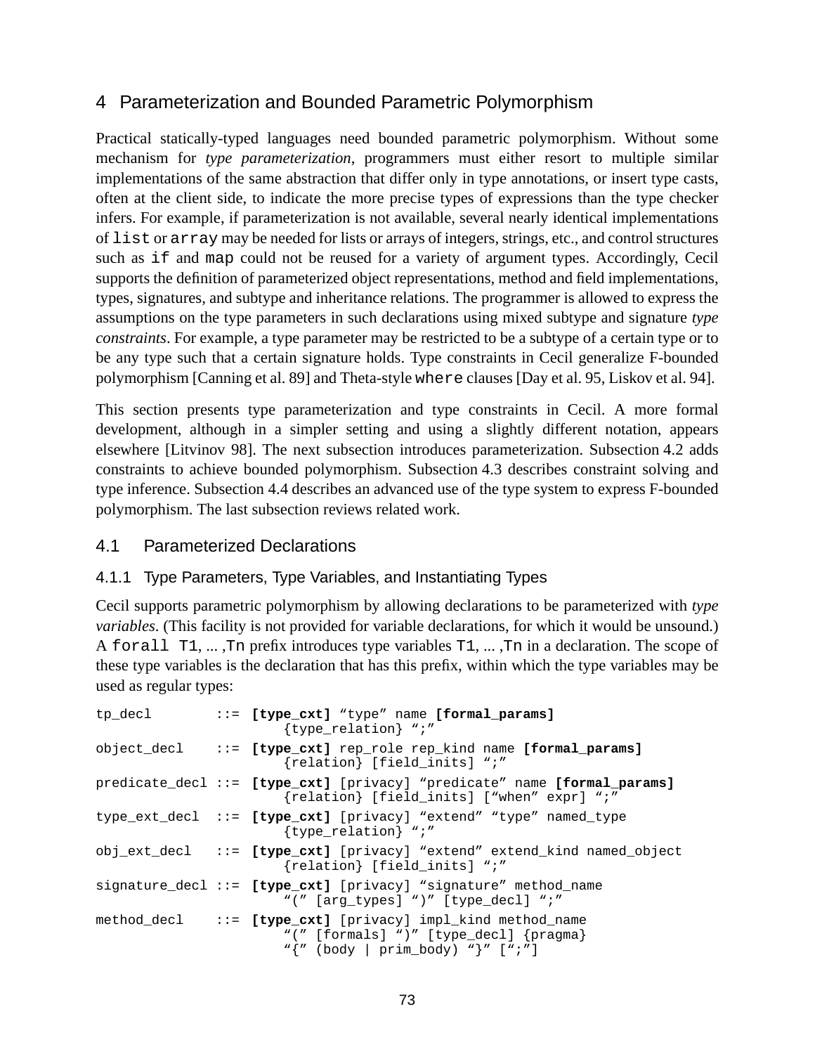## 4 Parameterization and Bounded Parametric Polymorphism

Practical statically-typed languages need bounded parametric polymorphism. Without some mechanism for *type parameterization*, programmers must either resort to multiple similar implementations of the same abstraction that differ only in type annotations, or insert type casts, often at the client side, to indicate the more precise types of expressions than the type checker infers. For example, if parameterization is not available, several nearly identical implementations of `list` or `array` may be needed for lists or arrays of integers, strings, etc., and control structures such as `if` and `map` could not be reused for a variety of argument types. Accordingly, Cecil supports the definition of parameterized object representations, method and field implementations, types, signatures, and subtype and inheritance relations. The programmer is allowed to express the assumptions on the type parameters in such declarations using mixed subtype and signature *type constraints*. For example, a type parameter may be restricted to be a subtype of a certain type or to be any type such that a certain signature holds. Type constraints in Cecil generalize F-bounded polymorphism [Canning et al. 89] and Theta-style `where` clauses [Day et al. 95, Liskov et al. 94].

This section presents type parameterization and type constraints in Cecil. A more formal development, although in a simpler setting and using a slightly different notation, appears elsewhere [Litvinov 98]. The next subsection introduces parameterization. Subsection 4.2 adds constraints to achieve bounded polymorphism. Subsection 4.3 describes constraint solving and type inference. Subsection 4.4 describes an advanced use of the type system to express F-bounded polymorphism. The last subsection reviews related work.

### 4.1 Parameterized Declarations

#### 4.1.1 Type Parameters, Type Variables, and Instantiating Types

Cecil supports parametric polymorphism by allowing declarations to be parameterized with *type variables*. (This facility is not provided for variable declarations, for which it would be unsound.) A `forall T1`, ... ,`Tn` prefix introduces type variables `T1`, ... ,`Tn` in a declaration. The scope of these type variables is the declaration that has this prefix, within which the type variables may be used as regular types:

```
tp_decl        ::= [type_cxt] "type" name [formal_params]
                        {type_relation} ";"
object_decl    ::= [type_cxt] rep_role rep_kind name [formal_params]
                        {relation} [field_inits] ";"
predicate_decl ::= [type_cxt] [privacy] "predicate" name [formal_params]
                        {relation} [field_inits] ["when" expr] ";"
type_ext_decl  ::= [type_cxt] [privacy] "extend" "type" named_type
                        {type_relation} ";"
obj_ext_decl   ::= [type_cxt] [privacy] "extend" extend_kind named_object
                        {relation} [field_inits] ";"
signature_decl ::= [type_cxt] [privacy] "signature" method_name
                        "(" [arg_types] ")" [type_decl] ";"
method_decl    ::= [type_cxt] [privacy] impl_kind method_name
                        "(" [formals] ")" [type_decl] {pragma}
                        "{" (body | prim_body) "}" [";"]
```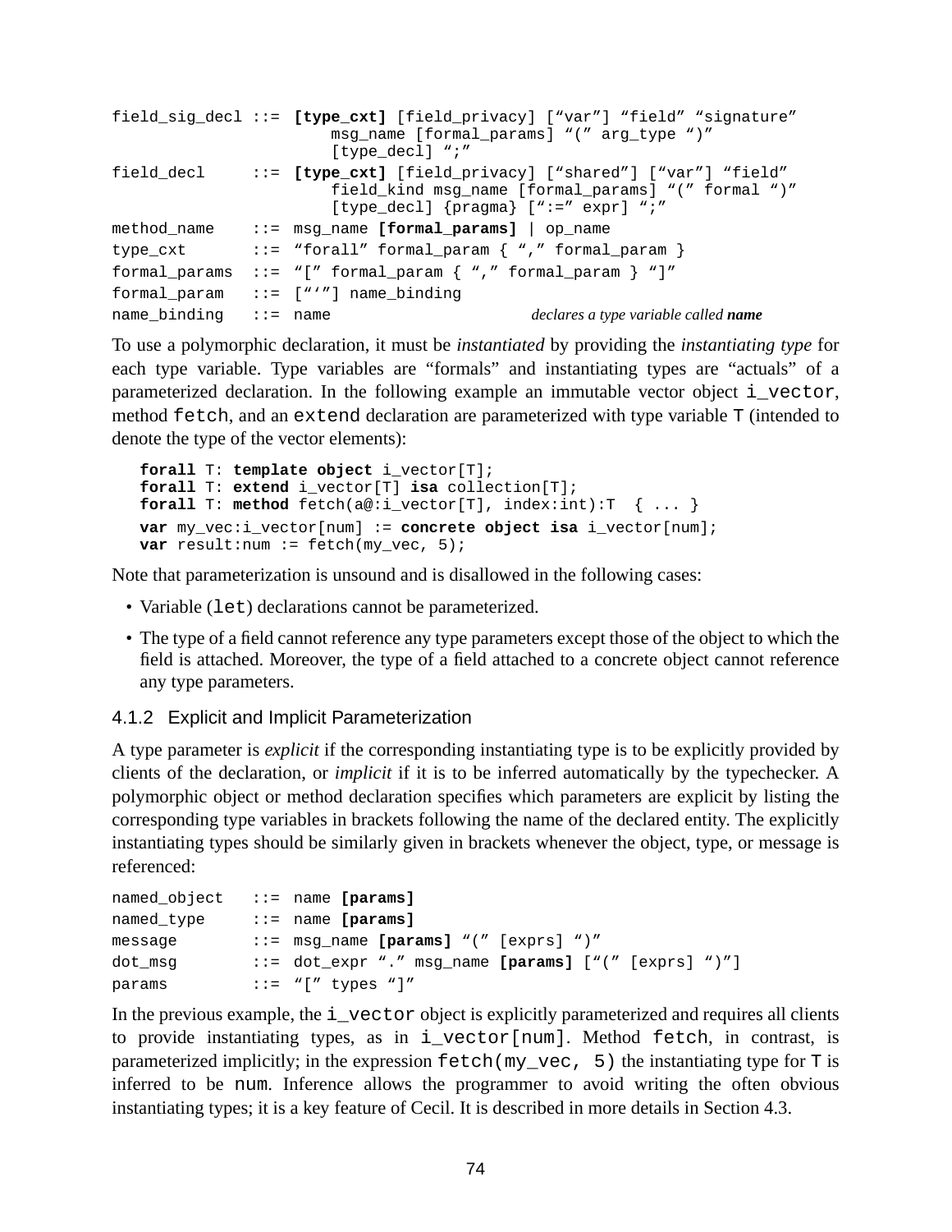```
field_sig_decl ::= [type_cxt] [field_privacy] ["var"] "field" "signature"
                       msg_name [formal_params] "(" arg_type ")"
                       [type_decl] ";"
field_decl     ::= [type_cxt] [field_privacy] ["shared"] ["var"] "field"
                       field_kind msg_name [formal_params] "(" formal ")"
                       [type_decl] {pragma} [":=" expr] ";"
method_name    ::= msg_name [formal_params] | op_name
type_cxt       ::= "forall" formal_param { "," formal_param }
formal_params  ::= "[" formal_param { "," formal_param } "]"
formal_param   ::= ["'"] name_binding
name_binding   ::= name                     declares a type variable called name
```

To use a polymorphic declaration, it must be *instantiated* by providing the *instantiating type* for each type variable. Type variables are "formals" and instantiating types are "actuals" of a parameterized declaration. In the following example an immutable vector object `i_vector`, method `fetch`, and an `extend` declaration are parameterized with type variable `T` (intended to denote the type of the vector elements):

```
forall T: template object i_vector[T];
forall T: extend i_vector[T] isa collection[T];
forall T: method fetch(a@:i_vector[T], index:int):T  { ... }
var my_vec:i_vector[num] := concrete object isa i_vector[num];
var result:num := fetch(my_vec, 5);
```

Note that parameterization is unsound and is disallowed in the following cases:

- Variable (`let`) declarations cannot be parameterized.
- The type of a field cannot reference any type parameters except those of the object to which the field is attached. Moreover, the type of a field attached to a concrete object cannot reference any type parameters.

### 4.1.2 Explicit and Implicit Parameterization

A type parameter is *explicit* if the corresponding instantiating type is to be explicitly provided by clients of the declaration, or *implicit* if it is to be inferred automatically by the typechecker. A polymorphic object or method declaration specifies which parameters are explicit by listing the corresponding type variables in brackets following the name of the declared entity. The explicitly instantiating types should be similarly given in brackets whenever the object, type, or message is referenced:

```
named_object   ::= name [params]
named_type     ::= name [params]
message        ::= msg_name [params] "(" [exprs] ")"
dot_msg        ::= dot_expr "." msg_name [params] ["(" [exprs] ")"]
params         ::= "[" types "]"
```

In the previous example, the `i_vector` object is explicitly parameterized and requires all clients to provide instantiating types, as in `i_vector[num]`. Method `fetch`, in contrast, is parameterized implicitly; in the expression `fetch(my_vec, 5)` the instantiating type for `T` is inferred to be `num`. Inference allows the programmer to avoid writing the often obvious instantiating types; it is a key feature of Cecil. It is described in more details in Section 4.3.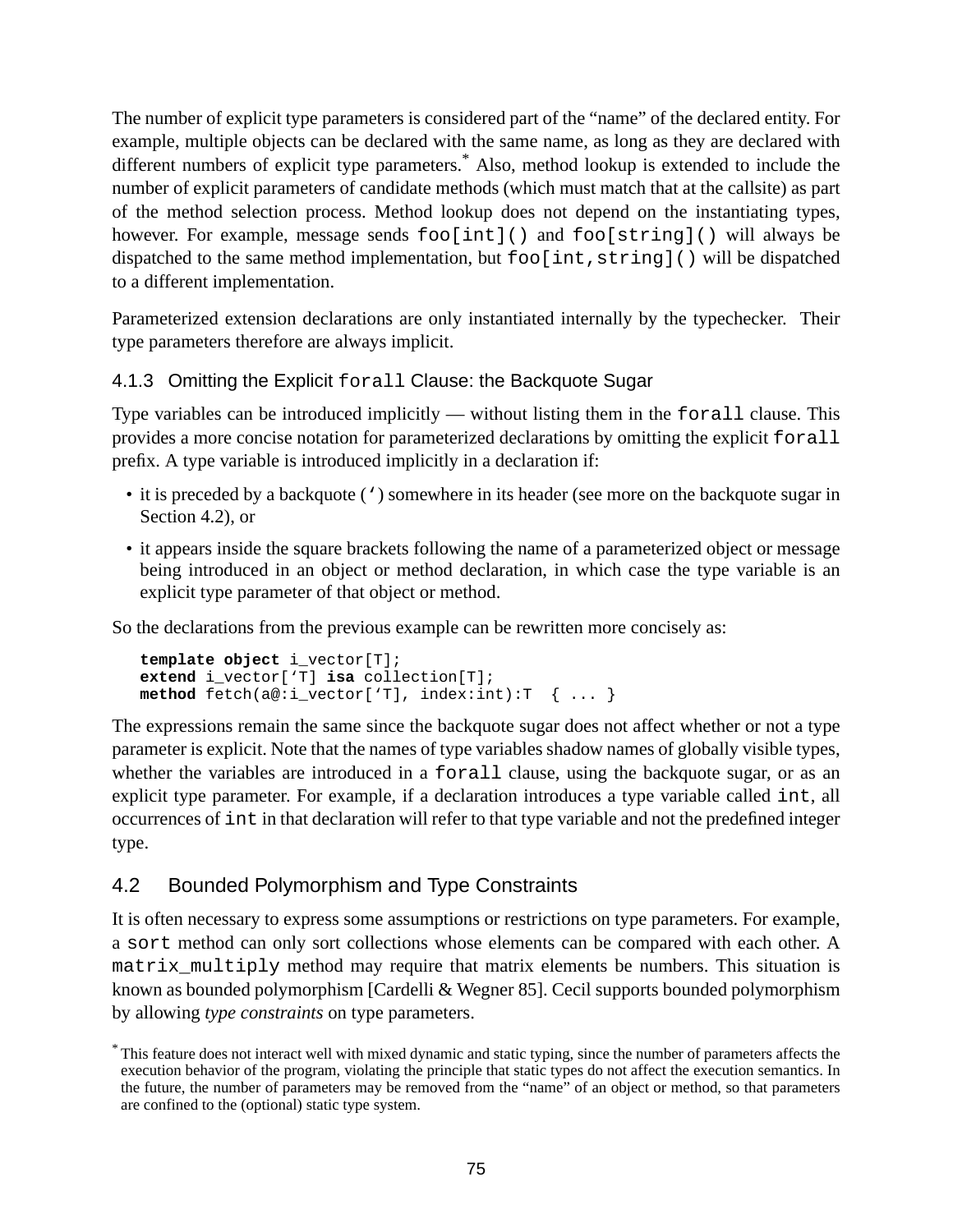The number of explicit type parameters is considered part of the "name" of the declared entity. For example, multiple objects can be declared with the same name, as long as they are declared with different numbers of explicit type parameters.* Also, method lookup is extended to include the number of explicit parameters of candidate methods (which must match that at the callsite) as part of the method selection process. Method lookup does not depend on the instantiating types, however. For example, message sends `foo[int]()` and `foo[string]()` will always be dispatched to the same method implementation, but `foo[int,string]()` will be dispatched to a different implementation.

Parameterized extension declarations are only instantiated internally by the typechecker. Their type parameters therefore are always implicit.

#### 4.1.3 Omitting the Explicit `forall` Clause: the Backquote Sugar

Type variables can be introduced implicitly — without listing them in the `forall` clause. This provides a more concise notation for parameterized declarations by omitting the explicit `forall` prefix. A type variable is introduced implicitly in a declaration if:

- it is preceded by a backquote (`‘`) somewhere in its header (see more on the backquote sugar in Section 4.2), or
- it appears inside the square brackets following the name of a parameterized object or message being introduced in an object or method declaration, in which case the type variable is an explicit type parameter of that object or method.

So the declarations from the previous example can be rewritten more concisely as:

```
template object i_vector[T];
extend i_vector[‘T] isa collection[T];
method fetch(a@:i_vector[‘T], index:int):T  { ... }
```

The expressions remain the same since the backquote sugar does not affect whether or not a type parameter is explicit. Note that the names of type variables shadow names of globally visible types, whether the variables are introduced in a `forall` clause, using the backquote sugar, or as an explicit type parameter. For example, if a declaration introduces a type variable called `int`, all occurrences of `int` in that declaration will refer to that type variable and not the predefined integer type.

### 4.2 Bounded Polymorphism and Type Constraints

It is often necessary to express some assumptions or restrictions on type parameters. For example, a `sort` method can only sort collections whose elements can be compared with each other. A `matrix_multiply` method may require that matrix elements be numbers. This situation is known as bounded polymorphism [Cardelli & Wegner 85]. Cecil supports bounded polymorphism by allowing *type constraints* on type parameters.

* This feature does not interact well with mixed dynamic and static typing, since the number of parameters affects the execution behavior of the program, violating the principle that static types do not affect the execution semantics. In the future, the number of parameters may be removed from the "name" of an object or method, so that parameters are confined to the (optional) static type system.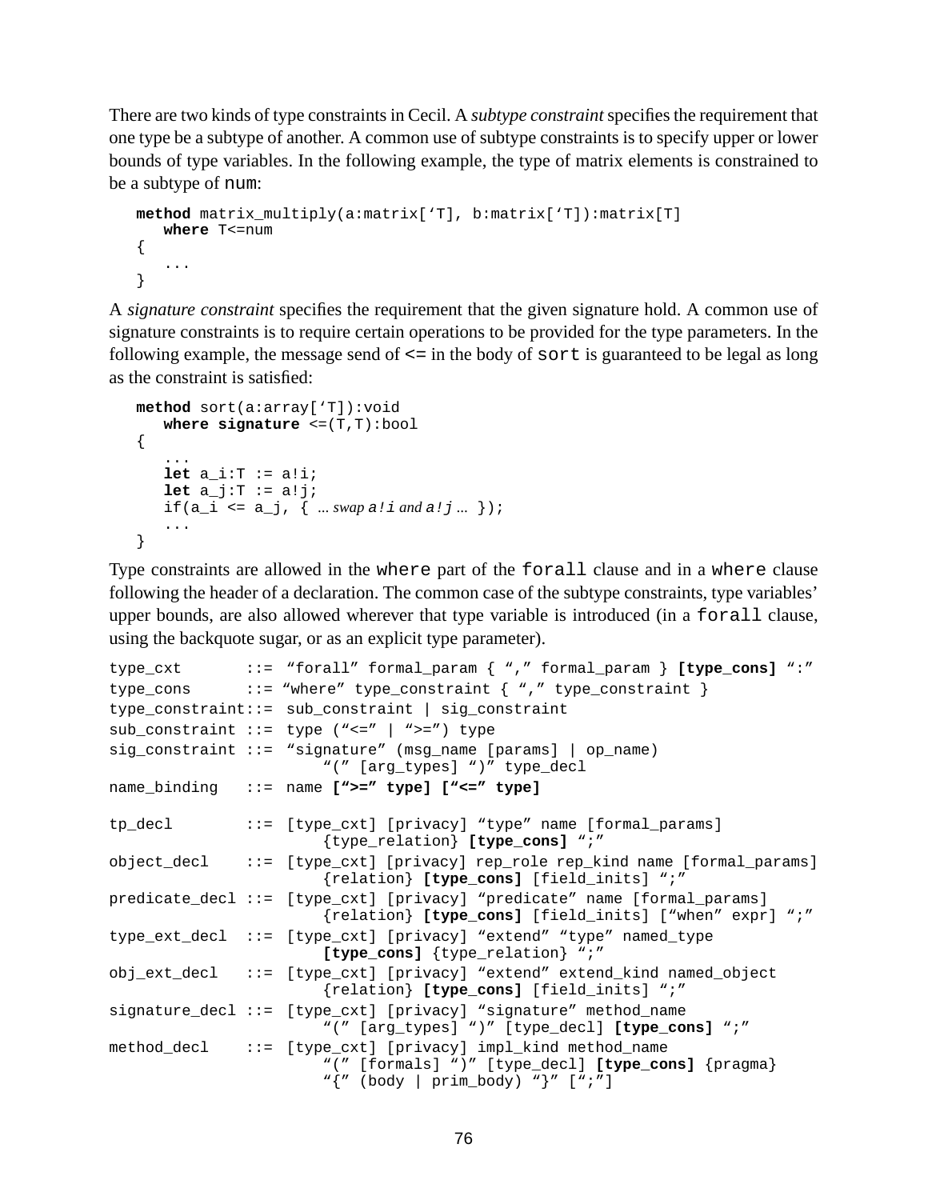There are two kinds of type constraints in Cecil. A *subtype constraint* specifies the requirement that one type be a subtype of another. A common use of subtype constraints is to specify upper or lower bounds of type variables. In the following example, the type of matrix elements is constrained to be a subtype of `num`:

```
method matrix_multiply(a:matrix[‘T], b:matrix[‘T]):matrix[T]
   where T<=num
{
   ...
}
```

A *signature constraint* specifies the requirement that the given signature hold. A common use of signature constraints is to require certain operations to be provided for the type parameters. In the following example, the message send of `<=` in the body of `sort` is guaranteed to be legal as long as the constraint is satisfied:

```
method sort(a:array[‘T]):void
   where signature <=(T,T):bool
{
   ...
   let a_i:T := a!i;
   let a_j:T := a!j;
   if(a_i <= a_j, { ... swap a!i and a!j ... });
   ...
}
```

Type constraints are allowed in the `where` part of the `forall` clause and in a `where` clause following the header of a declaration. The common case of the subtype constraints, type variables’ upper bounds, are also allowed wherever that type variable is introduced (in a `forall` clause, using the backquote sugar, or as an explicit type parameter).

```
type_cxt       ::=  “forall” formal_param { “,” formal_param } [type_cons] “:”
type_cons      ::= “where” type_constraint { “,” type_constraint }
type_constraint::=  sub_constraint | sig_constraint
sub_constraint ::=  type (“<=” | “>=”) type
sig_constraint ::=  “signature” (msg_name [params] | op_name)
                        “(” [arg_types] “)” type_decl
name_binding   ::=  name [“>=” type] [“<=” type]

tp_decl        ::=  [type_cxt] [privacy] “type” name [formal_params]
                        {type_relation} [type_cons] “;”
object_decl    ::=  [type_cxt] [privacy] rep_role rep_kind name [formal_params]
                        {relation} [type_cons] [field_inits] “;”
predicate_decl ::=  [type_cxt] [privacy] “predicate” name [formal_params]
                        {relation} [type_cons] [field_inits] [“when” expr] “;”
type_ext_decl  ::=  [type_cxt] [privacy] “extend” “type” named_type
                        [type_cons] {type_relation} “;”
obj_ext_decl   ::=  [type_cxt] [privacy] “extend” extend_kind named_object
                        {relation} [type_cons] [field_inits] “;”
signature_decl ::=  [type_cxt] [privacy] “signature” method_name
                        “(” [arg_types] “)” [type_decl] [type_cons] “;”
method_decl    ::=  [type_cxt] [privacy] impl_kind method_name
                        “(” [formals] “)” [type_decl] [type_cons] {pragma}
                        “{” (body | prim_body) “}” [“;”]
```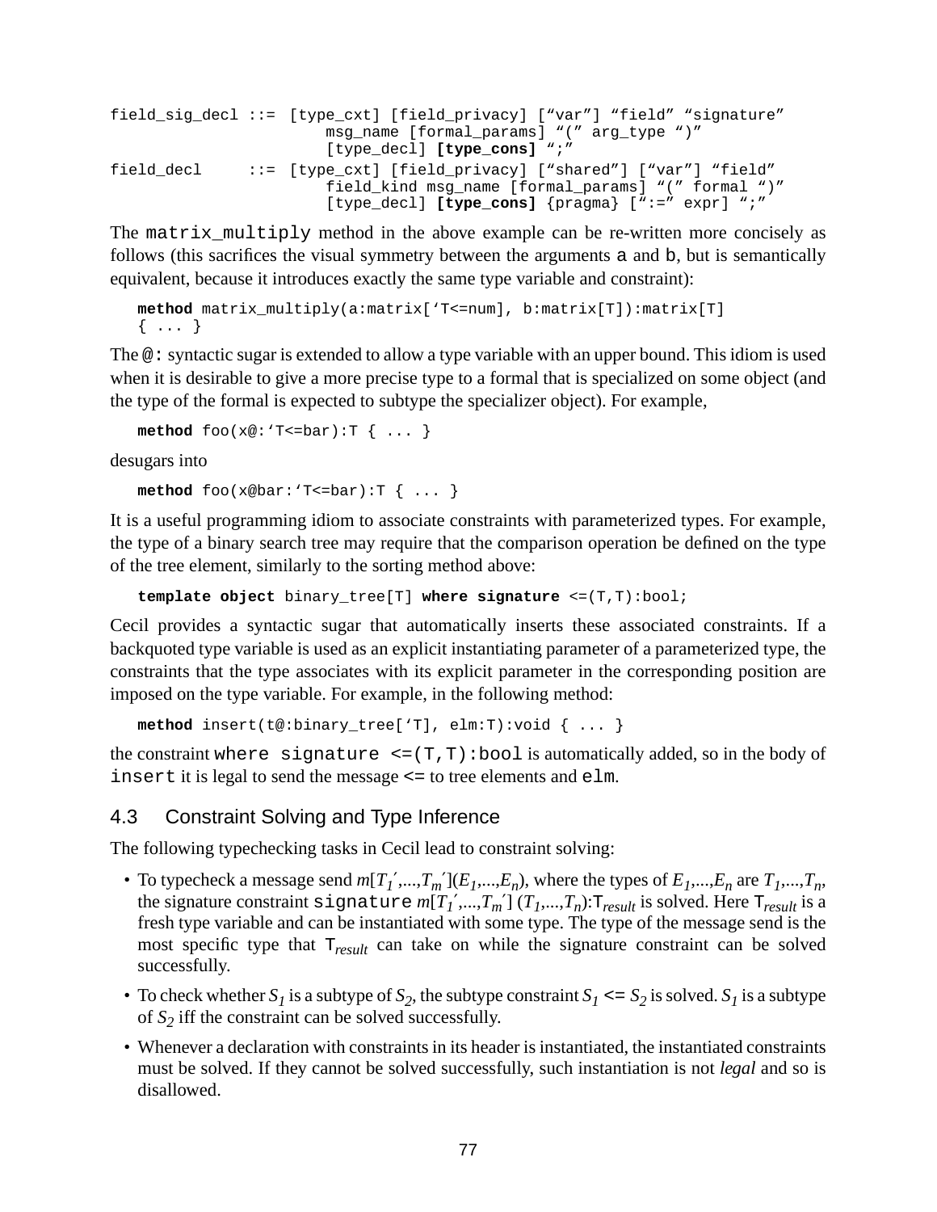```
field_sig_decl ::= [type_cxt] [field_privacy] ["var"] "field" "signature"
                       msg_name [formal_params] "(" arg_type ")"
                       [type_decl] [type_cons] ";"
field_decl     ::= [type_cxt] [field_privacy] ["shared"] ["var"] "field"
                       field_kind msg_name [formal_params] "(" formal ")"
                       [type_decl] [type_cons] {pragma} [":=" expr] ";"
```

The `matrix_multiply` method in the above example can be re-written more concisely as follows (this sacrifices the visual symmetry between the arguments `a` and `b`, but is semantically equivalent, because it introduces exactly the same type variable and constraint):

```
method matrix_multiply(a:matrix[‘T<=num], b:matrix[T]):matrix[T]
{ ... }
```

The `@:` syntactic sugar is extended to allow a type variable with an upper bound. This idiom is used when it is desirable to give a more precise type to a formal that is specialized on some object (and the type of the formal is expected to subtype the specializer object). For example,

```
method foo(x@:‘T<=bar):T { ... }
```

desugars into

```
method foo(x@bar:‘T<=bar):T { ... }
```

It is a useful programming idiom to associate constraints with parameterized types. For example, the type of a binary search tree may require that the comparison operation be defined on the type of the tree element, similarly to the sorting method above:

```
template object binary_tree[T] where signature <=(T,T):bool;
```

Cecil provides a syntactic sugar that automatically inserts these associated constraints. If a backquoted type variable is used as an explicit instantiating parameter of a parameterized type, the constraints that the type associates with its explicit parameter in the corresponding position are imposed on the type variable. For example, in the following method:

```
method insert(t@:binary_tree[‘T], elm:T):void { ... }
```

the constraint `where signature <=(T,T):bool` is automatically added, so in the body of `insert` it is legal to send the message `<=` to tree elements and `elm`.

## 4.3 Constraint Solving and Type Inference

The following typechecking tasks in Cecil lead to constraint solving:

- To typecheck a message send $m[T_1',...,T_m'](E_1,...,E_n)$, where the types of $E_1,...,E_n$ are $T_1,...,T_n$, the signature constraint `signature` $m[T_1',...,T_m']\ (T_1,...,T_n)$:$\mathtt{T}_{result}$ is solved. Here $\mathtt{T}_{result}$ is a fresh type variable and can be instantiated with some type. The type of the message send is the most specific type that $\mathtt{T}_{result}$ can take on while the signature constraint can be solved successfully.
- To check whether $S_1$ is a subtype of $S_2$, the subtype constraint $S_1$ `<=` $S_2$ is solved. $S_1$ is a subtype of $S_2$ iff the constraint can be solved successfully.
- Whenever a declaration with constraints in its header is instantiated, the instantiated constraints must be solved. If they cannot be solved successfully, such instantiation is not *legal* and so is disallowed.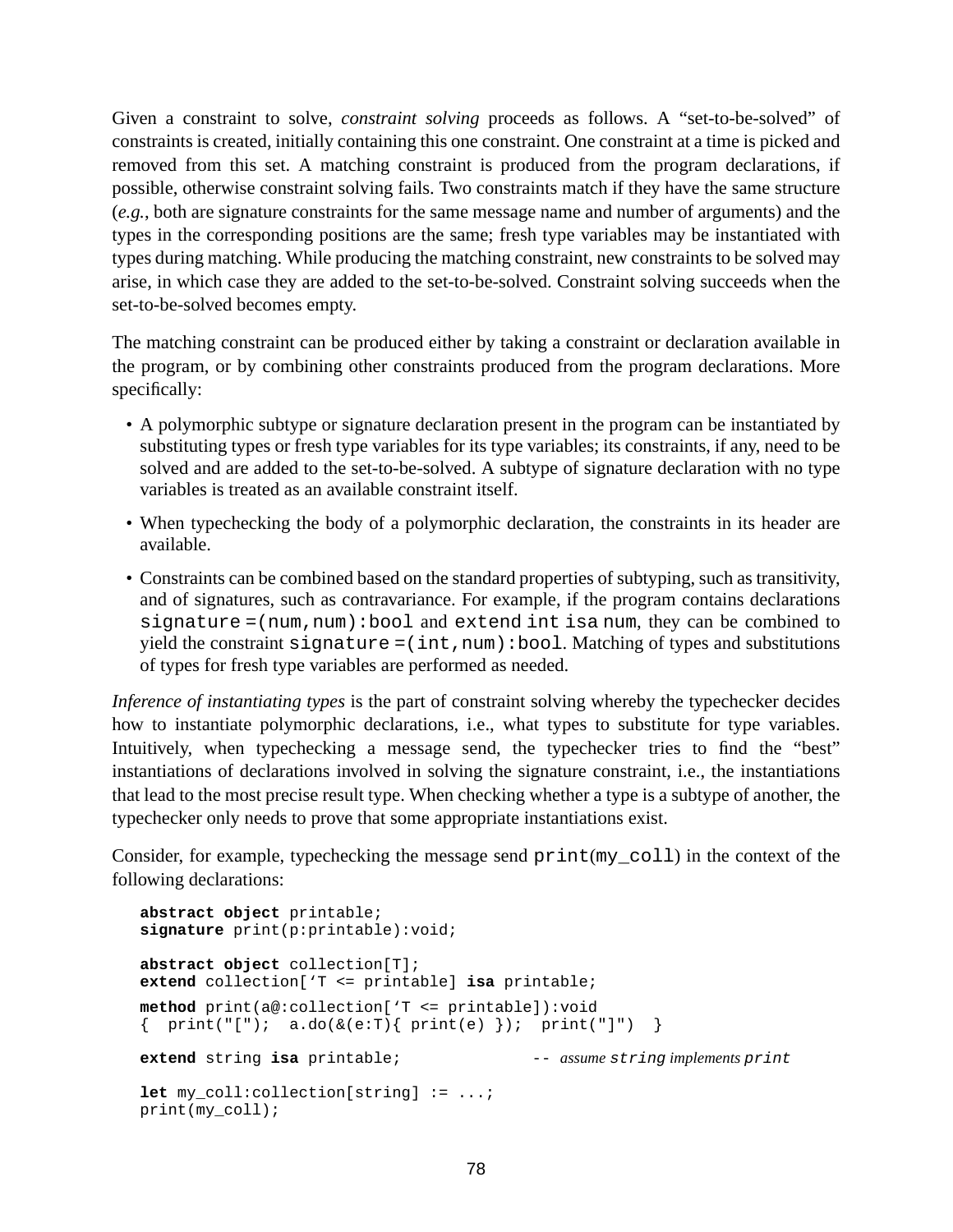Given a constraint to solve, *constraint solving* proceeds as follows. A "set-to-be-solved" of constraints is created, initially containing this one constraint. One constraint at a time is picked and removed from this set. A matching constraint is produced from the program declarations, if possible, otherwise constraint solving fails. Two constraints match if they have the same structure (*e.g.*, both are signature constraints for the same message name and number of arguments) and the types in the corresponding positions are the same; fresh type variables may be instantiated with types during matching. While producing the matching constraint, new constraints to be solved may arise, in which case they are added to the set-to-be-solved. Constraint solving succeeds when the set-to-be-solved becomes empty.

The matching constraint can be produced either by taking a constraint or declaration available in the program, or by combining other constraints produced from the program declarations. More specifically:

- A polymorphic subtype or signature declaration present in the program can be instantiated by substituting types or fresh type variables for its type variables; its constraints, if any, need to be solved and are added to the set-to-be-solved. A subtype of signature declaration with no type variables is treated as an available constraint itself.
- When typechecking the body of a polymorphic declaration, the constraints in its header are available.
- Constraints can be combined based on the standard properties of subtyping, such as transitivity, and of signatures, such as contravariance. For example, if the program contains declarations `signature =(num,num):bool` and `extend int isa num`, they can be combined to yield the constraint `signature =(int,num):bool`. Matching of types and substitutions of types for fresh type variables are performed as needed.

*Inference of instantiating types* is the part of constraint solving whereby the typechecker decides how to instantiate polymorphic declarations, i.e., what types to substitute for type variables. Intuitively, when typechecking a message send, the typechecker tries to find the "best" instantiations of declarations involved in solving the signature constraint, i.e., the instantiations that lead to the most precise result type. When checking whether a type is a subtype of another, the typechecker only needs to prove that some appropriate instantiations exist.

Consider, for example, typechecking the message send `print(my_coll)` in the context of the following declarations:

```
abstract object printable;
signature print(p:printable):void;

abstract object collection[T];
extend collection['T <= printable] isa printable;

method print(a@:collection['T <= printable]):void
{  print("[");  a.do(&(e:T){ print(e) });  print("]")  }

extend string isa printable;              -- assume string implements print

let my_coll:collection[string] := ...;
print(my_coll);
```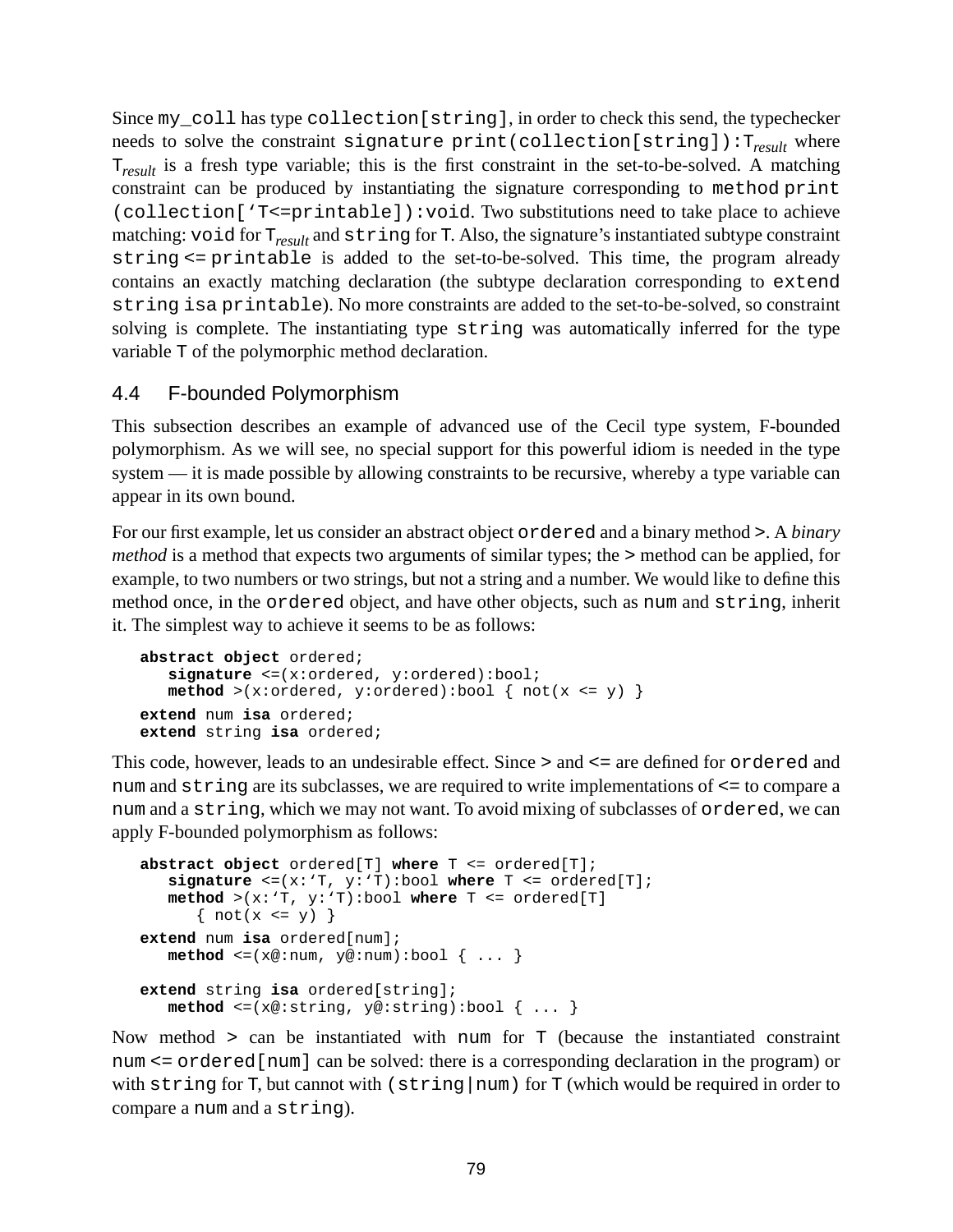Since `my_coll` has type `collection[string]`, in order to check this send, the typechecker needs to solve the constraint `signature print(collection[string]):`$T_{result}$ where $T_{result}$ is a fresh type variable; this is the first constraint in the set-to-be-solved. A matching constraint can be produced by instantiating the signature corresponding to `method print (collection['T<=printable]):void`. Two substitutions need to take place to achieve matching: `void` for $T_{result}$ and `string` for `T`. Also, the signature's instantiated subtype constraint `string <= printable` is added to the set-to-be-solved. This time, the program already contains an exactly matching declaration (the subtype declaration corresponding to `extend string isa printable`). No more constraints are added to the set-to-be-solved, so constraint solving is complete. The instantiating type `string` was automatically inferred for the type variable `T` of the polymorphic method declaration.

## 4.4 F-bounded Polymorphism

This subsection describes an example of advanced use of the Cecil type system, F-bounded polymorphism. As we will see, no special support for this powerful idiom is needed in the type system — it is made possible by allowing constraints to be recursive, whereby a type variable can appear in its own bound.

For our first example, let us consider an abstract object `ordered` and a binary method `>`. A *binary method* is a method that expects two arguments of similar types; the `>` method can be applied, for example, to two numbers or two strings, but not a string and a number. We would like to define this method once, in the `ordered` object, and have other objects, such as `num` and `string`, inherit it. The simplest way to achieve it seems to be as follows:

```
abstract object ordered;
   signature <=(x:ordered, y:ordered):bool;
   method >(x:ordered, y:ordered):bool { not(x <= y) }
extend num isa ordered;
extend string isa ordered;
```

This code, however, leads to an undesirable effect. Since `>` and `<=` are defined for `ordered` and `num` and `string` are its subclasses, we are required to write implementations of `<=` to compare a `num` and a `string`, which we may not want. To avoid mixing of subclasses of `ordered`, we can apply F-bounded polymorphism as follows:

```
abstract object ordered[T] where T <= ordered[T];
   signature <=(x:'T, y:'T):bool where T <= ordered[T];
   method >(x:'T, y:'T):bool where T <= ordered[T]
      { not(x <= y) }
extend num isa ordered[num];
   method <=(x@:num, y@:num):bool { ... }

extend string isa ordered[string];
   method <=(x@:string, y@:string):bool { ... }
```

Now method `>` can be instantiated with `num` for `T` (because the instantiated constraint `num <= ordered[num]` can be solved: there is a corresponding declaration in the program) or with `string` for `T`, but cannot with `(string|num)` for `T` (which would be required in order to compare a `num` and a `string`).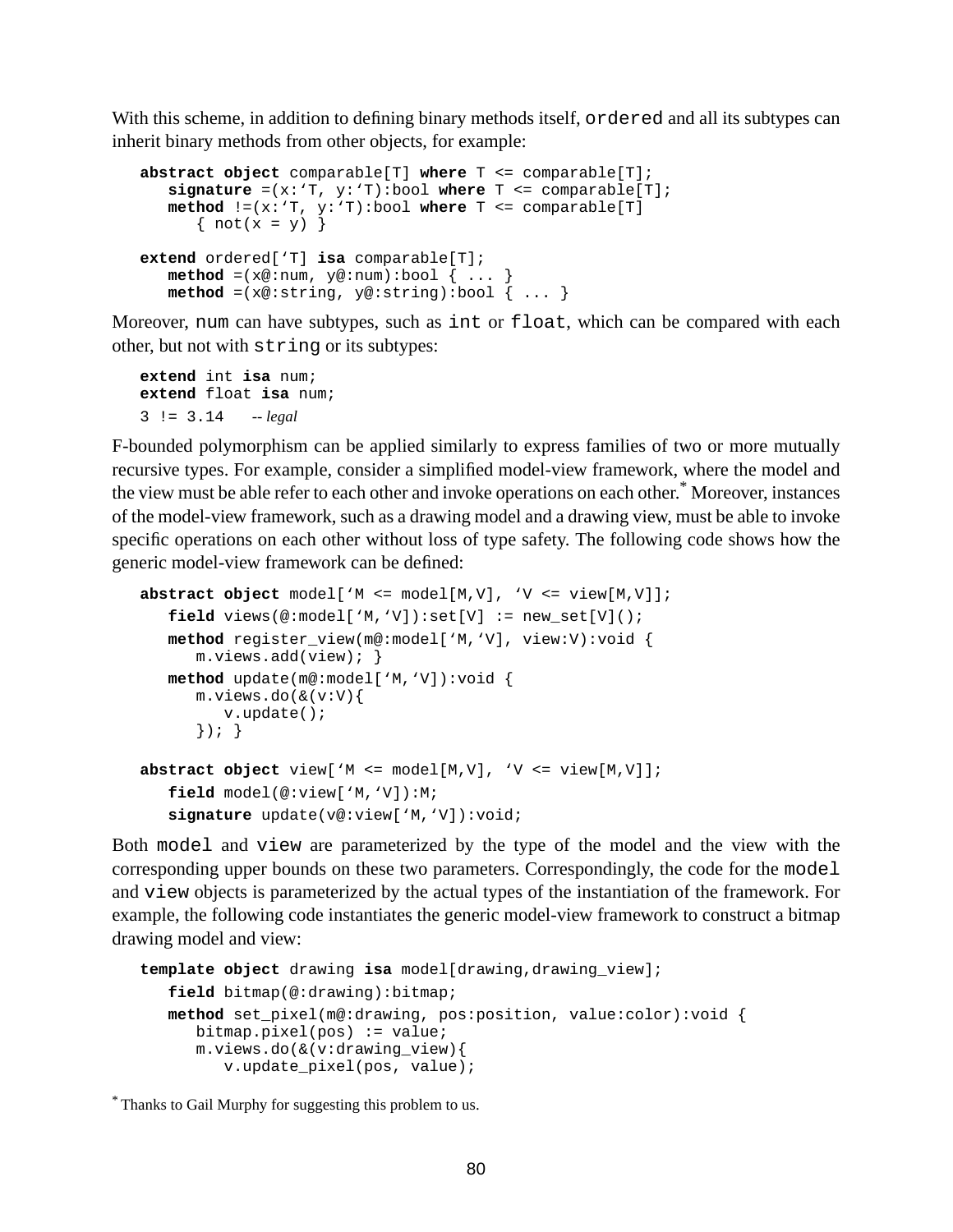With this scheme, in addition to defining binary methods itself, `ordered` and all its subtypes can inherit binary methods from other objects, for example:

```
abstract object comparable[T] where T <= comparable[T];
   signature =(x:‘T, y:‘T):bool where T <= comparable[T];
   method !=(x:‘T, y:‘T):bool where T <= comparable[T]
      { not(x = y) }

extend ordered[‘T] isa comparable[T];
   method =(x@:num, y@:num):bool { ... }
   method =(x@:string, y@:string):bool { ... }
```

Moreover, `num` can have subtypes, such as `int` or `float`, which can be compared with each other, but not with `string` or its subtypes:

```
extend int isa num;
extend float isa num;
3 != 3.14    -- legal
```

F-bounded polymorphism can be applied similarly to express families of two or more mutually recursive types. For example, consider a simplified model-view framework, where the model and the view must be able refer to each other and invoke operations on each other.* Moreover, instances of the model-view framework, such as a drawing model and a drawing view, must be able to invoke specific operations on each other without loss of type safety. The following code shows how the generic model-view framework can be defined:

```
abstract object model[‘M <= model[M,V], ‘V <= view[M,V]];
   field views(@:model[‘M,‘V]):set[V] := new_set[V]();
   method register_view(m@:model[‘M,‘V], view:V):void {
      m.views.add(view); }
   method update(m@:model[‘M,‘V]):void {
      m.views.do(&(v:V){
         v.update();
      }); }

abstract object view[‘M <= model[M,V], ‘V <= view[M,V]];
   field model(@:view[‘M,‘V]):M;
   signature update(v@:view[‘M,‘V]):void;
```

Both `model` and `view` are parameterized by the type of the model and the view with the corresponding upper bounds on these two parameters. Correspondingly, the code for the `model` and `view` objects is parameterized by the actual types of the instantiation of the framework. For example, the following code instantiates the generic model-view framework to construct a bitmap drawing model and view:

```
template object drawing isa model[drawing,drawing_view];
   field bitmap(@:drawing):bitmap;
   method set_pixel(m@:drawing, pos:position, value:color):void {
      bitmap.pixel(pos) := value;
      m.views.do(&(v:drawing_view){
         v.update_pixel(pos, value);
```

* Thanks to Gail Murphy for suggesting this problem to us.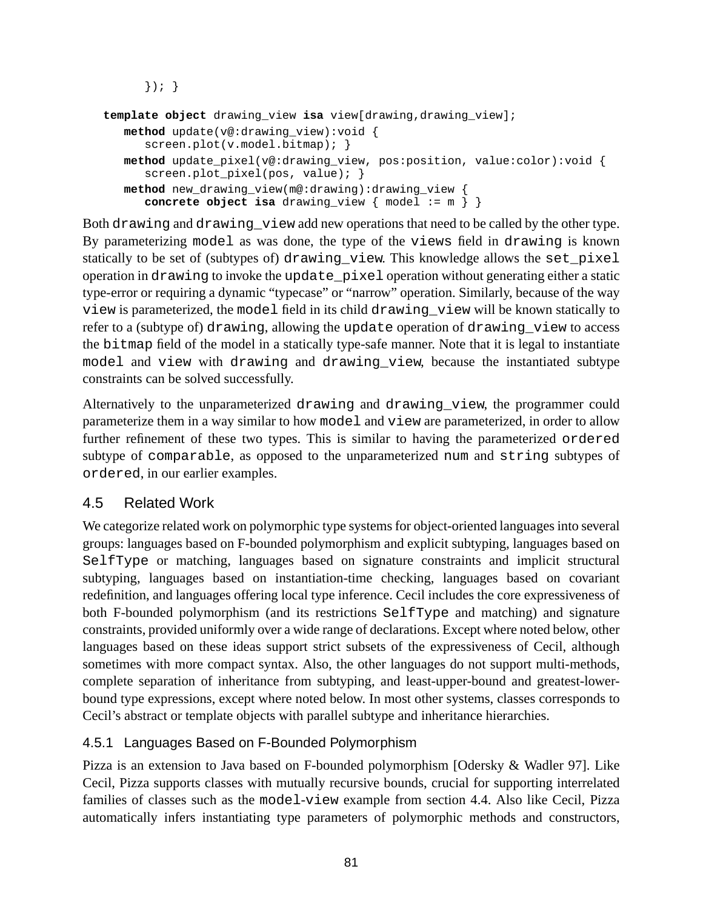```
        }); }

  template object drawing_view isa view[drawing,drawing_view];
     method update(v@:drawing_view):void {
        screen.plot(v.model.bitmap); }
     method update_pixel(v@:drawing_view, pos:position, value:color):void {
        screen.plot_pixel(pos, value); }
     method new_drawing_view(m@:drawing):drawing_view {
        concrete object isa drawing_view { model := m } }
```

Both `drawing` and `drawing_view` add new operations that need to be called by the other type. By parameterizing `model` as was done, the type of the `views` field in `drawing` is known statically to be set of (subtypes of) `drawing_view`. This knowledge allows the `set_pixel` operation in `drawing` to invoke the `update_pixel` operation without generating either a static type-error or requiring a dynamic "typecase" or "narrow" operation. Similarly, because of the way `view` is parameterized, the `model` field in its child `drawing_view` will be known statically to refer to a (subtype of) `drawing`, allowing the `update` operation of `drawing_view` to access the `bitmap` field of the model in a statically type-safe manner. Note that it is legal to instantiate `model` and `view` with `drawing` and `drawing_view`, because the instantiated subtype constraints can be solved successfully.

Alternatively to the unparameterized `drawing` and `drawing_view`, the programmer could parameterize them in a way similar to how `model` and `view` are parameterized, in order to allow further refinement of these two types. This is similar to having the parameterized `ordered` subtype of `comparable`, as opposed to the unparameterized `num` and `string` subtypes of `ordered`, in our earlier examples.

## 4.5 Related Work

We categorize related work on polymorphic type systems for object-oriented languages into several groups: languages based on F-bounded polymorphism and explicit subtyping, languages based on `SelfType` or matching, languages based on signature constraints and implicit structural subtyping, languages based on instantiation-time checking, languages based on covariant redefinition, and languages offering local type inference. Cecil includes the core expressiveness of both F-bounded polymorphism (and its restrictions `SelfType` and matching) and signature constraints, provided uniformly over a wide range of declarations. Except where noted below, other languages based on these ideas support strict subsets of the expressiveness of Cecil, although sometimes with more compact syntax. Also, the other languages do not support multi-methods, complete separation of inheritance from subtyping, and least-upper-bound and greatest-lower-bound type expressions, except where noted below. In most other systems, classes corresponds to Cecil's abstract or template objects with parallel subtype and inheritance hierarchies.

### 4.5.1 Languages Based on F-Bounded Polymorphism

Pizza is an extension to Java based on F-bounded polymorphism [Odersky & Wadler 97]. Like Cecil, Pizza supports classes with mutually recursive bounds, crucial for supporting interrelated families of classes such as the `model`-`view` example from section 4.4. Also like Cecil, Pizza automatically infers instantiating type parameters of polymorphic methods and constructors,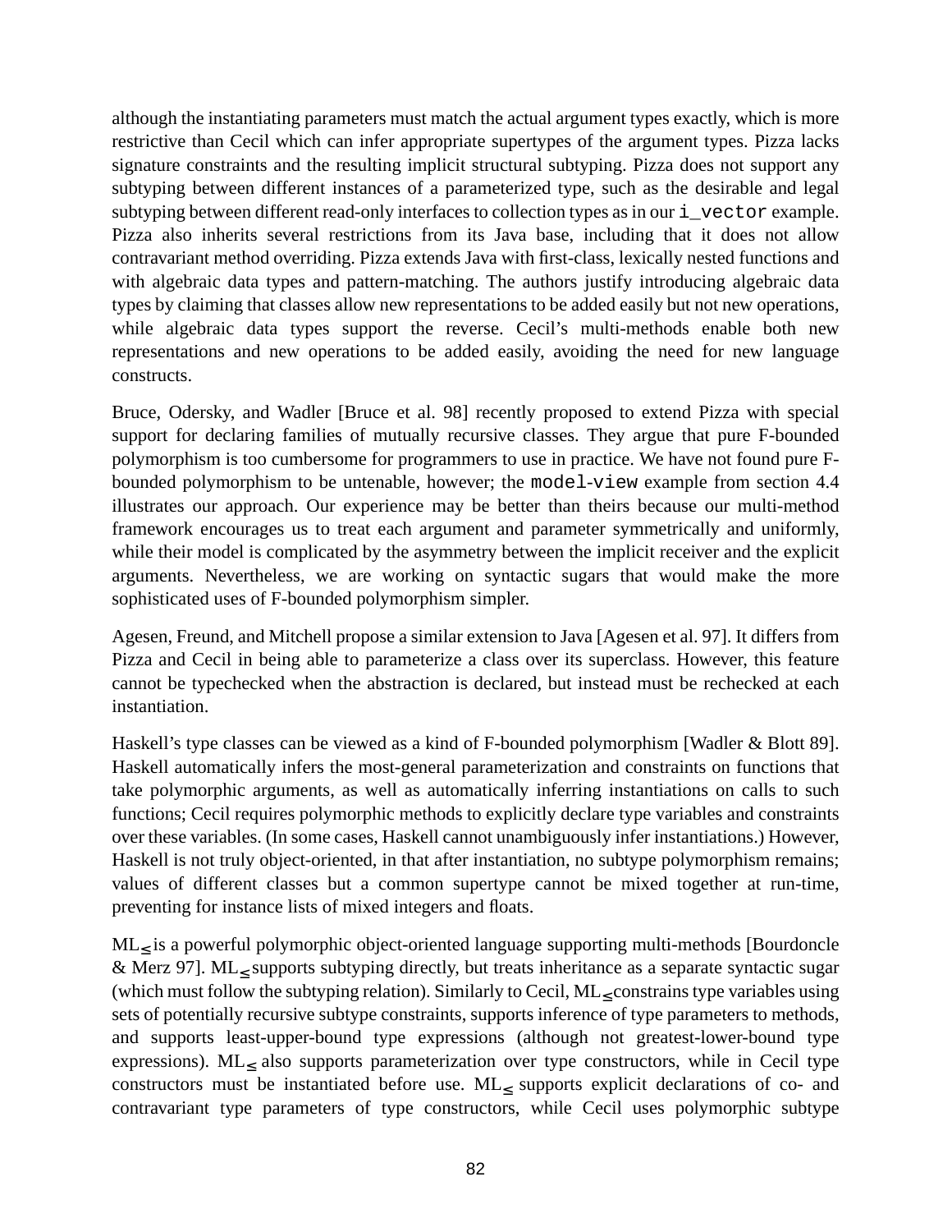although the instantiating parameters must match the actual argument types exactly, which is more restrictive than Cecil which can infer appropriate supertypes of the argument types. Pizza lacks signature constraints and the resulting implicit structural subtyping. Pizza does not support any subtyping between different instances of a parameterized type, such as the desirable and legal subtyping between different read-only interfaces to collection types as in our `i_vector` example. Pizza also inherits several restrictions from its Java base, including that it does not allow contravariant method overriding. Pizza extends Java with first-class, lexically nested functions and with algebraic data types and pattern-matching. The authors justify introducing algebraic data types by claiming that classes allow new representations to be added easily but not new operations, while algebraic data types support the reverse. Cecil's multi-methods enable both new representations and new operations to be added easily, avoiding the need for new language constructs.

Bruce, Odersky, and Wadler [Bruce et al. 98] recently proposed to extend Pizza with special support for declaring families of mutually recursive classes. They argue that pure F-bounded polymorphism is too cumbersome for programmers to use in practice. We have not found pure F-bounded polymorphism to be untenable, however; the `model-view` example from section 4.4 illustrates our approach. Our experience may be better than theirs because our multi-method framework encourages us to treat each argument and parameter symmetrically and uniformly, while their model is complicated by the asymmetry between the implicit receiver and the explicit arguments. Nevertheless, we are working on syntactic sugars that would make the more sophisticated uses of F-bounded polymorphism simpler.

Agesen, Freund, and Mitchell propose a similar extension to Java [Agesen et al. 97]. It differs from Pizza and Cecil in being able to parameterize a class over its superclass. However, this feature cannot be typechecked when the abstraction is declared, but instead must be rechecked at each instantiation.

Haskell's type classes can be viewed as a kind of F-bounded polymorphism [Wadler & Blott 89]. Haskell automatically infers the most-general parameterization and constraints on functions that take polymorphic arguments, as well as automatically inferring instantiations on calls to such functions; Cecil requires polymorphic methods to explicitly declare type variables and constraints over these variables. (In some cases, Haskell cannot unambiguously infer instantiations.) However, Haskell is not truly object-oriented, in that after instantiation, no subtype polymorphism remains; values of different classes but a common supertype cannot be mixed together at run-time, preventing for instance lists of mixed integers and floats.

$\text{ML}_{\leq}$ is a powerful polymorphic object-oriented language supporting multi-methods [Bourdoncle & Merz 97]. $\text{ML}_{\leq}$ supports subtyping directly, but treats inheritance as a separate syntactic sugar (which must follow the subtyping relation). Similarly to Cecil, $\text{ML}_{\leq}$ constrains type variables using sets of potentially recursive subtype constraints, supports inference of type parameters to methods, and supports least-upper-bound type expressions (although not greatest-lower-bound type expressions). $\text{ML}_{\leq}$ also supports parameterization over type constructors, while in Cecil type constructors must be instantiated before use. $\text{ML}_{\leq}$ supports explicit declarations of co- and contravariant type parameters of type constructors, while Cecil uses polymorphic subtype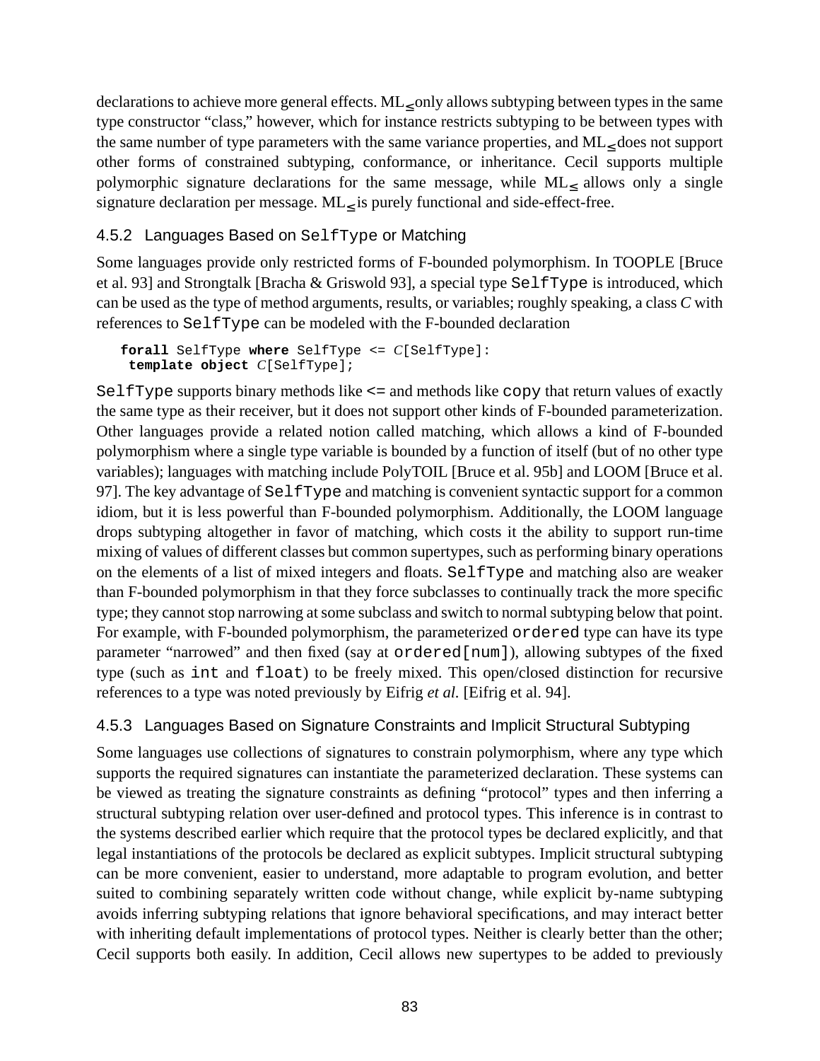declarations to achieve more general effects. $ML_{\leq}$ only allows subtyping between types in the same type constructor "class," however, which for instance restricts subtyping to be between types with the same number of type parameters with the same variance properties, and $ML_{\leq}$ does not support other forms of constrained subtyping, conformance, or inheritance. Cecil supports multiple polymorphic signature declarations for the same message, while $ML_{\leq}$ allows only a single signature declaration per message. $ML_{\leq}$ is purely functional and side-effect-free.

### 4.5.2 Languages Based on `SelfType` or Matching

Some languages provide only restricted forms of F-bounded polymorphism. In TOOPLE [Bruce et al. 93] and Strongtalk [Bracha & Griswold 93], a special type `SelfType` is introduced, which can be used as the type of method arguments, results, or variables; roughly speaking, a class *C* with references to `SelfType` can be modeled with the F-bounded declaration

```
forall SelfType where SelfType <= C[SelfType]:
 template object C[SelfType];
```

`SelfType` supports binary methods like `<=` and methods like `copy` that return values of exactly the same type as their receiver, but it does not support other kinds of F-bounded parameterization. Other languages provide a related notion called matching, which allows a kind of F-bounded polymorphism where a single type variable is bounded by a function of itself (but of no other type variables); languages with matching include PolyTOIL [Bruce et al. 95b] and LOOM [Bruce et al. 97]. The key advantage of `SelfType` and matching is convenient syntactic support for a common idiom, but it is less powerful than F-bounded polymorphism. Additionally, the LOOM language drops subtyping altogether in favor of matching, which costs it the ability to support run-time mixing of values of different classes but common supertypes, such as performing binary operations on the elements of a list of mixed integers and floats. `SelfType` and matching also are weaker than F-bounded polymorphism in that they force subclasses to continually track the more specific type; they cannot stop narrowing at some subclass and switch to normal subtyping below that point. For example, with F-bounded polymorphism, the parameterized `ordered` type can have its type parameter "narrowed" and then fixed (say at `ordered[num]`), allowing subtypes of the fixed type (such as `int` and `float`) to be freely mixed. This open/closed distinction for recursive references to a type was noted previously by Eifrig *et al.* [Eifrig et al. 94].

### 4.5.3 Languages Based on Signature Constraints and Implicit Structural Subtyping

Some languages use collections of signatures to constrain polymorphism, where any type which supports the required signatures can instantiate the parameterized declaration. These systems can be viewed as treating the signature constraints as defining "protocol" types and then inferring a structural subtyping relation over user-defined and protocol types. This inference is in contrast to the systems described earlier which require that the protocol types be declared explicitly, and that legal instantiations of the protocols be declared as explicit subtypes. Implicit structural subtyping can be more convenient, easier to understand, more adaptable to program evolution, and better suited to combining separately written code without change, while explicit by-name subtyping avoids inferring subtyping relations that ignore behavioral specifications, and may interact better with inheriting default implementations of protocol types. Neither is clearly better than the other; Cecil supports both easily. In addition, Cecil allows new supertypes to be added to previously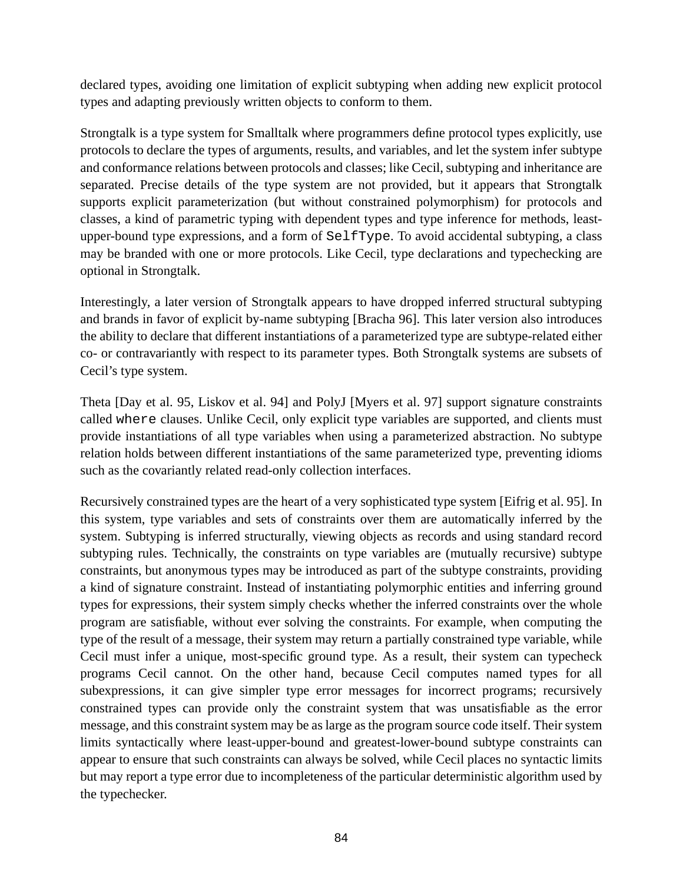declared types, avoiding one limitation of explicit subtyping when adding new explicit protocol types and adapting previously written objects to conform to them.

Strongtalk is a type system for Smalltalk where programmers define protocol types explicitly, use protocols to declare the types of arguments, results, and variables, and let the system infer subtype and conformance relations between protocols and classes; like Cecil, subtyping and inheritance are separated. Precise details of the type system are not provided, but it appears that Strongtalk supports explicit parameterization (but without constrained polymorphism) for protocols and classes, a kind of parametric typing with dependent types and type inference for methods, least-upper-bound type expressions, and a form of `SelfType`. To avoid accidental subtyping, a class may be branded with one or more protocols. Like Cecil, type declarations and typechecking are optional in Strongtalk.

Interestingly, a later version of Strongtalk appears to have dropped inferred structural subtyping and brands in favor of explicit by-name subtyping [Bracha 96]. This later version also introduces the ability to declare that different instantiations of a parameterized type are subtype-related either co- or contravariantly with respect to its parameter types. Both Strongtalk systems are subsets of Cecil's type system.

Theta [Day et al. 95, Liskov et al. 94] and PolyJ [Myers et al. 97] support signature constraints called `where` clauses. Unlike Cecil, only explicit type variables are supported, and clients must provide instantiations of all type variables when using a parameterized abstraction. No subtype relation holds between different instantiations of the same parameterized type, preventing idioms such as the covariantly related read-only collection interfaces.

Recursively constrained types are the heart of a very sophisticated type system [Eifrig et al. 95]. In this system, type variables and sets of constraints over them are automatically inferred by the system. Subtyping is inferred structurally, viewing objects as records and using standard record subtyping rules. Technically, the constraints on type variables are (mutually recursive) subtype constraints, but anonymous types may be introduced as part of the subtype constraints, providing a kind of signature constraint. Instead of instantiating polymorphic entities and inferring ground types for expressions, their system simply checks whether the inferred constraints over the whole program are satisfiable, without ever solving the constraints. For example, when computing the type of the result of a message, their system may return a partially constrained type variable, while Cecil must infer a unique, most-specific ground type. As a result, their system can typecheck programs Cecil cannot. On the other hand, because Cecil computes named types for all subexpressions, it can give simpler type error messages for incorrect programs; recursively constrained types can provide only the constraint system that was unsatisfiable as the error message, and this constraint system may be as large as the program source code itself. Their system limits syntactically where least-upper-bound and greatest-lower-bound subtype constraints can appear to ensure that such constraints can always be solved, while Cecil places no syntactic limits but may report a type error due to incompleteness of the particular deterministic algorithm used by the typechecker.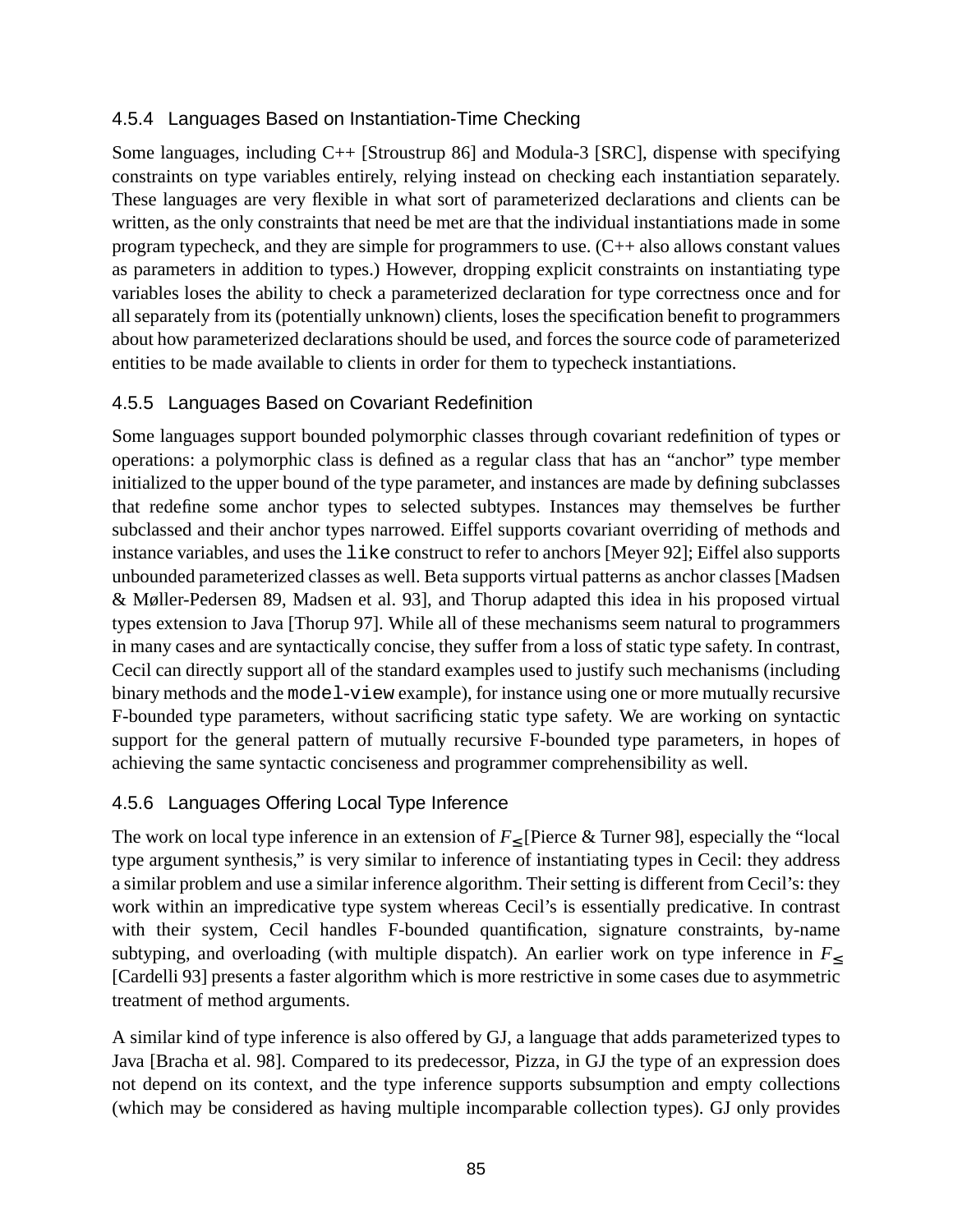### 4.5.4 Languages Based on Instantiation-Time Checking

Some languages, including C++ [Stroustrup 86] and Modula-3 [SRC], dispense with specifying constraints on type variables entirely, relying instead on checking each instantiation separately. These languages are very flexible in what sort of parameterized declarations and clients can be written, as the only constraints that need be met are that the individual instantiations made in some program typecheck, and they are simple for programmers to use. (C++ also allows constant values as parameters in addition to types.) However, dropping explicit constraints on instantiating type variables loses the ability to check a parameterized declaration for type correctness once and for all separately from its (potentially unknown) clients, loses the specification benefit to programmers about how parameterized declarations should be used, and forces the source code of parameterized entities to be made available to clients in order for them to typecheck instantiations.

### 4.5.5 Languages Based on Covariant Redefinition

Some languages support bounded polymorphic classes through covariant redefinition of types or operations: a polymorphic class is defined as a regular class that has an "anchor" type member initialized to the upper bound of the type parameter, and instances are made by defining subclasses that redefine some anchor types to selected subtypes. Instances may themselves be further subclassed and their anchor types narrowed. Eiffel supports covariant overriding of methods and instance variables, and uses the `like` construct to refer to anchors [Meyer 92]; Eiffel also supports unbounded parameterized classes as well. Beta supports virtual patterns as anchor classes [Madsen & Møller-Pedersen 89, Madsen et al. 93], and Thorup adapted this idea in his proposed virtual types extension to Java [Thorup 97]. While all of these mechanisms seem natural to programmers in many cases and are syntactically concise, they suffer from a loss of static type safety. In contrast, Cecil can directly support all of the standard examples used to justify such mechanisms (including binary methods and the `model`-`view` example), for instance using one or more mutually recursive F-bounded type parameters, without sacrificing static type safety. We are working on syntactic support for the general pattern of mutually recursive F-bounded type parameters, in hopes of achieving the same syntactic conciseness and programmer comprehensibility as well.

### 4.5.6 Languages Offering Local Type Inference

The work on local type inference in an extension of $F_{\leq}$ [Pierce & Turner 98], especially the "local type argument synthesis," is very similar to inference of instantiating types in Cecil: they address a similar problem and use a similar inference algorithm. Their setting is different from Cecil's: they work within an impredicative type system whereas Cecil's is essentially predicative. In contrast with their system, Cecil handles F-bounded quantification, signature constraints, by-name subtyping, and overloading (with multiple dispatch). An earlier work on type inference in $F_{\leq}$ [Cardelli 93] presents a faster algorithm which is more restrictive in some cases due to asymmetric treatment of method arguments.

A similar kind of type inference is also offered by GJ, a language that adds parameterized types to Java [Bracha et al. 98]. Compared to its predecessor, Pizza, in GJ the type of an expression does not depend on its context, and the type inference supports subsumption and empty collections (which may be considered as having multiple incomparable collection types). GJ only provides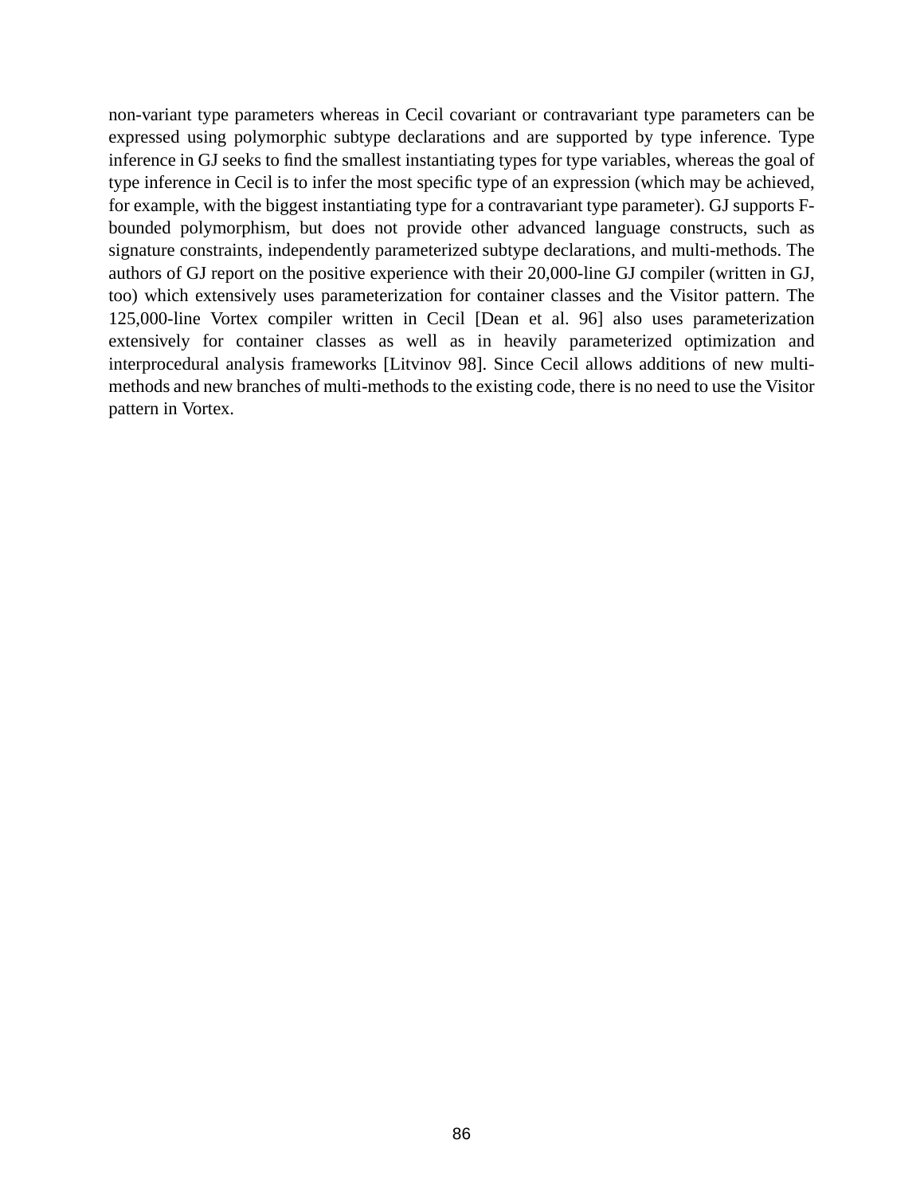non-variant type parameters whereas in Cecil covariant or contravariant type parameters can be expressed using polymorphic subtype declarations and are supported by type inference. Type inference in GJ seeks to find the smallest instantiating types for type variables, whereas the goal of type inference in Cecil is to infer the most specific type of an expression (which may be achieved, for example, with the biggest instantiating type for a contravariant type parameter). GJ supports F-bounded polymorphism, but does not provide other advanced language constructs, such as signature constraints, independently parameterized subtype declarations, and multi-methods. The authors of GJ report on the positive experience with their 20,000-line GJ compiler (written in GJ, too) which extensively uses parameterization for container classes and the Visitor pattern. The 125,000-line Vortex compiler written in Cecil [Dean et al. 96] also uses parameterization extensively for container classes as well as in heavily parameterized optimization and interprocedural analysis frameworks [Litvinov 98]. Since Cecil allows additions of new multi-methods and new branches of multi-methods to the existing code, there is no need to use the Visitor pattern in Vortex.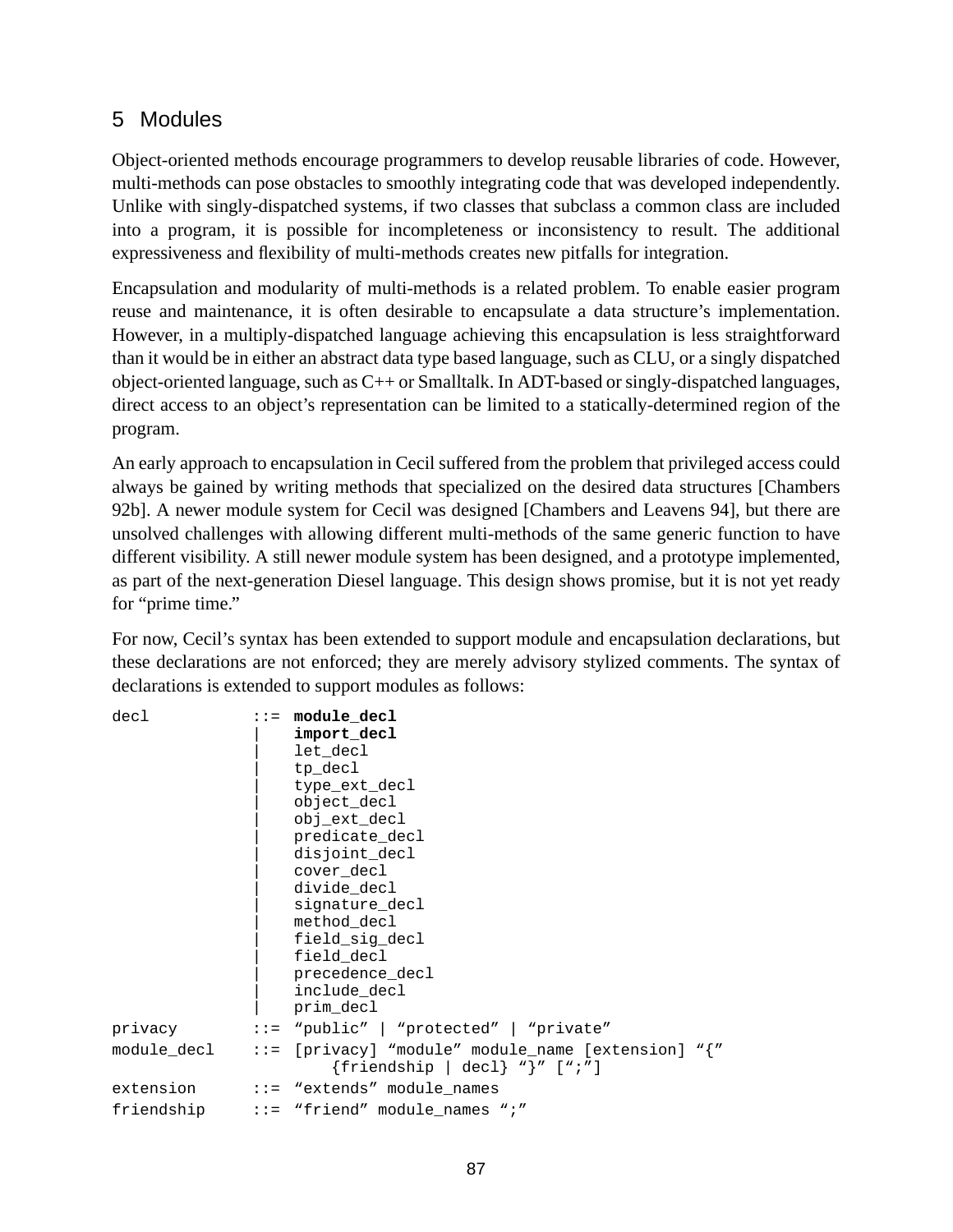## 5 Modules

Object-oriented methods encourage programmers to develop reusable libraries of code. However, multi-methods can pose obstacles to smoothly integrating code that was developed independently. Unlike with singly-dispatched systems, if two classes that subclass a common class are included into a program, it is possible for incompleteness or inconsistency to result. The additional expressiveness and flexibility of multi-methods creates new pitfalls for integration.

Encapsulation and modularity of multi-methods is a related problem. To enable easier program reuse and maintenance, it is often desirable to encapsulate a data structure's implementation. However, in a multiply-dispatched language achieving this encapsulation is less straightforward than it would be in either an abstract data type based language, such as CLU, or a singly dispatched object-oriented language, such as C++ or Smalltalk. In ADT-based or singly-dispatched languages, direct access to an object's representation can be limited to a statically-determined region of the program.

An early approach to encapsulation in Cecil suffered from the problem that privileged access could always be gained by writing methods that specialized on the desired data structures [Chambers 92b]. A newer module system for Cecil was designed [Chambers and Leavens 94], but there are unsolved challenges with allowing different multi-methods of the same generic function to have different visibility. A still newer module system has been designed, and a prototype implemented, as part of the next-generation Diesel language. This design shows promise, but it is not yet ready for "prime time."

For now, Cecil's syntax has been extended to support module and encapsulation declarations, but these declarations are not enforced; they are merely advisory stylized comments. The syntax of declarations is extended to support modules as follows:

```
decl          ::=  module_decl
               |   import_decl
               |   let_decl
               |   tp_decl
               |   type_ext_decl
               |   object_decl
               |   obj_ext_decl
               |   predicate_decl
               |   disjoint_decl
               |   cover_decl
               |   divide_decl
               |   signature_decl
               |   method_decl
               |   field_sig_decl
               |   field_decl
               |   precedence_decl
               |   include_decl
               |   prim_decl
privacy       ::=  "public" | "protected" | "private"
module_decl   ::=  [privacy] "module" module_name [extension] "{"
                       {friendship | decl} "}" [";"]
extension     ::=  "extends" module_names
friendship    ::=  "friend" module_names ";"
```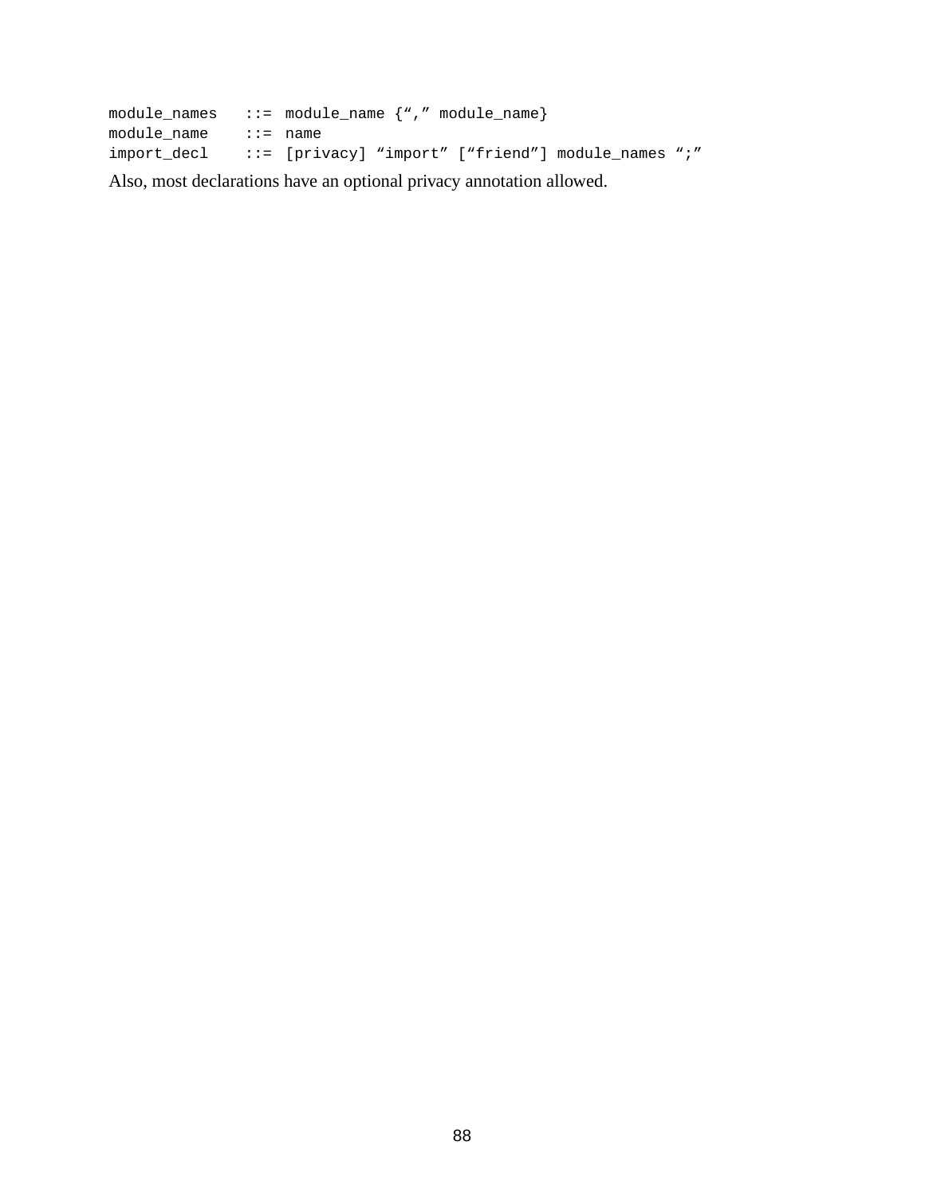```
module_names   ::= module_name {“,” module_name}
module_name    ::= name
import_decl    ::= [privacy] “import” [“friend”] module_names “;”
```

Also, most declarations have an optional privacy annotation allowed.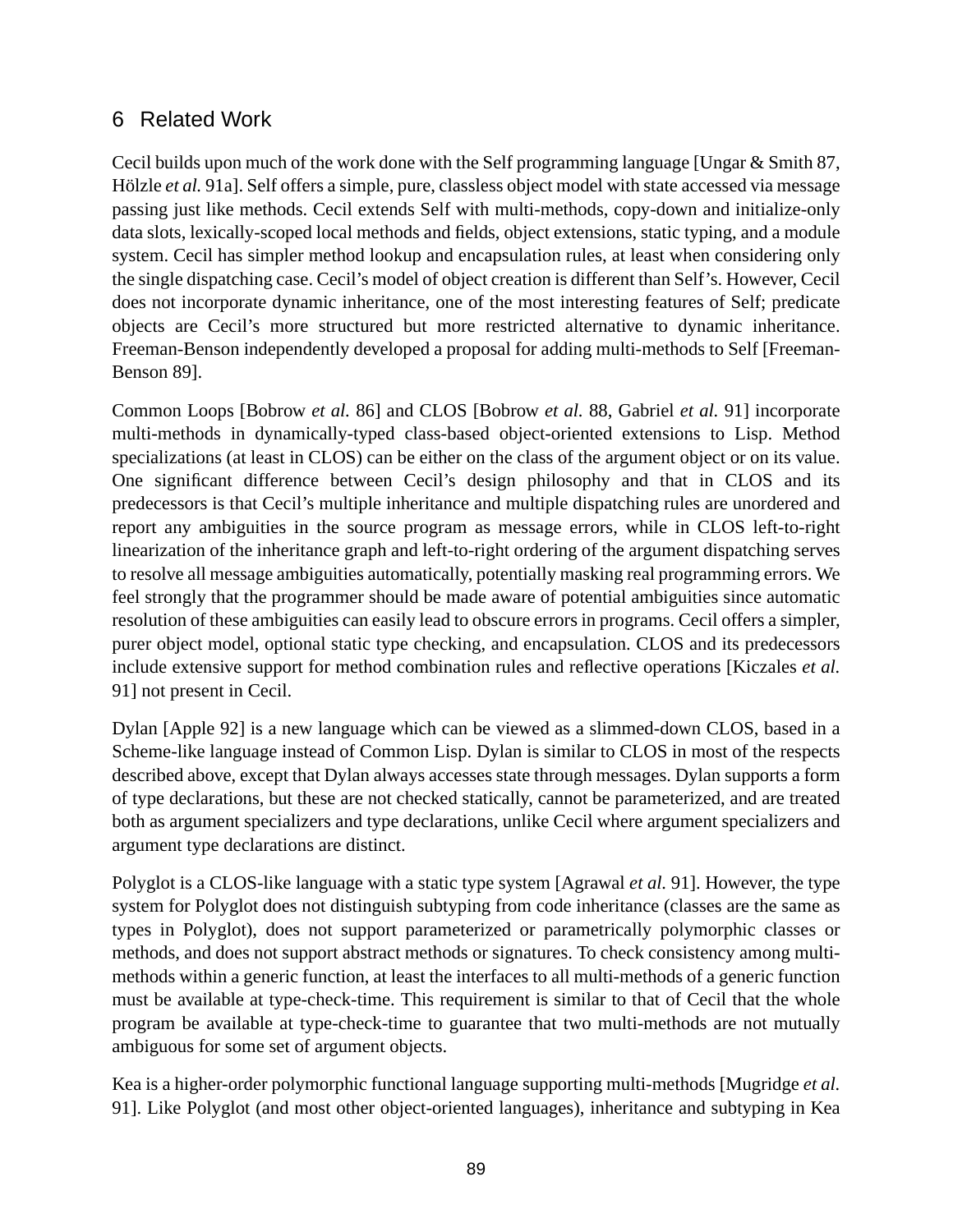## 6 Related Work

Cecil builds upon much of the work done with the Self programming language [Ungar & Smith 87, Hölzle *et al.* 91a]. Self offers a simple, pure, classless object model with state accessed via message passing just like methods. Cecil extends Self with multi-methods, copy-down and initialize-only data slots, lexically-scoped local methods and fields, object extensions, static typing, and a module system. Cecil has simpler method lookup and encapsulation rules, at least when considering only the single dispatching case. Cecil's model of object creation is different than Self's. However, Cecil does not incorporate dynamic inheritance, one of the most interesting features of Self; predicate objects are Cecil's more structured but more restricted alternative to dynamic inheritance. Freeman-Benson independently developed a proposal for adding multi-methods to Self [Freeman-Benson 89].

Common Loops [Bobrow *et al.* 86] and CLOS [Bobrow *et al.* 88, Gabriel *et al.* 91] incorporate multi-methods in dynamically-typed class-based object-oriented extensions to Lisp. Method specializations (at least in CLOS) can be either on the class of the argument object or on its value. One significant difference between Cecil's design philosophy and that in CLOS and its predecessors is that Cecil's multiple inheritance and multiple dispatching rules are unordered and report any ambiguities in the source program as message errors, while in CLOS left-to-right linearization of the inheritance graph and left-to-right ordering of the argument dispatching serves to resolve all message ambiguities automatically, potentially masking real programming errors. We feel strongly that the programmer should be made aware of potential ambiguities since automatic resolution of these ambiguities can easily lead to obscure errors in programs. Cecil offers a simpler, purer object model, optional static type checking, and encapsulation. CLOS and its predecessors include extensive support for method combination rules and reflective operations [Kiczales *et al.* 91] not present in Cecil.

Dylan [Apple 92] is a new language which can be viewed as a slimmed-down CLOS, based in a Scheme-like language instead of Common Lisp. Dylan is similar to CLOS in most of the respects described above, except that Dylan always accesses state through messages. Dylan supports a form of type declarations, but these are not checked statically, cannot be parameterized, and are treated both as argument specializers and type declarations, unlike Cecil where argument specializers and argument type declarations are distinct.

Polyglot is a CLOS-like language with a static type system [Agrawal *et al.* 91]. However, the type system for Polyglot does not distinguish subtyping from code inheritance (classes are the same as types in Polyglot), does not support parameterized or parametrically polymorphic classes or methods, and does not support abstract methods or signatures. To check consistency among multi-methods within a generic function, at least the interfaces to all multi-methods of a generic function must be available at type-check-time. This requirement is similar to that of Cecil that the whole program be available at type-check-time to guarantee that two multi-methods are not mutually ambiguous for some set of argument objects.

Kea is a higher-order polymorphic functional language supporting multi-methods [Mugridge *et al.* 91]. Like Polyglot (and most other object-oriented languages), inheritance and subtyping in Kea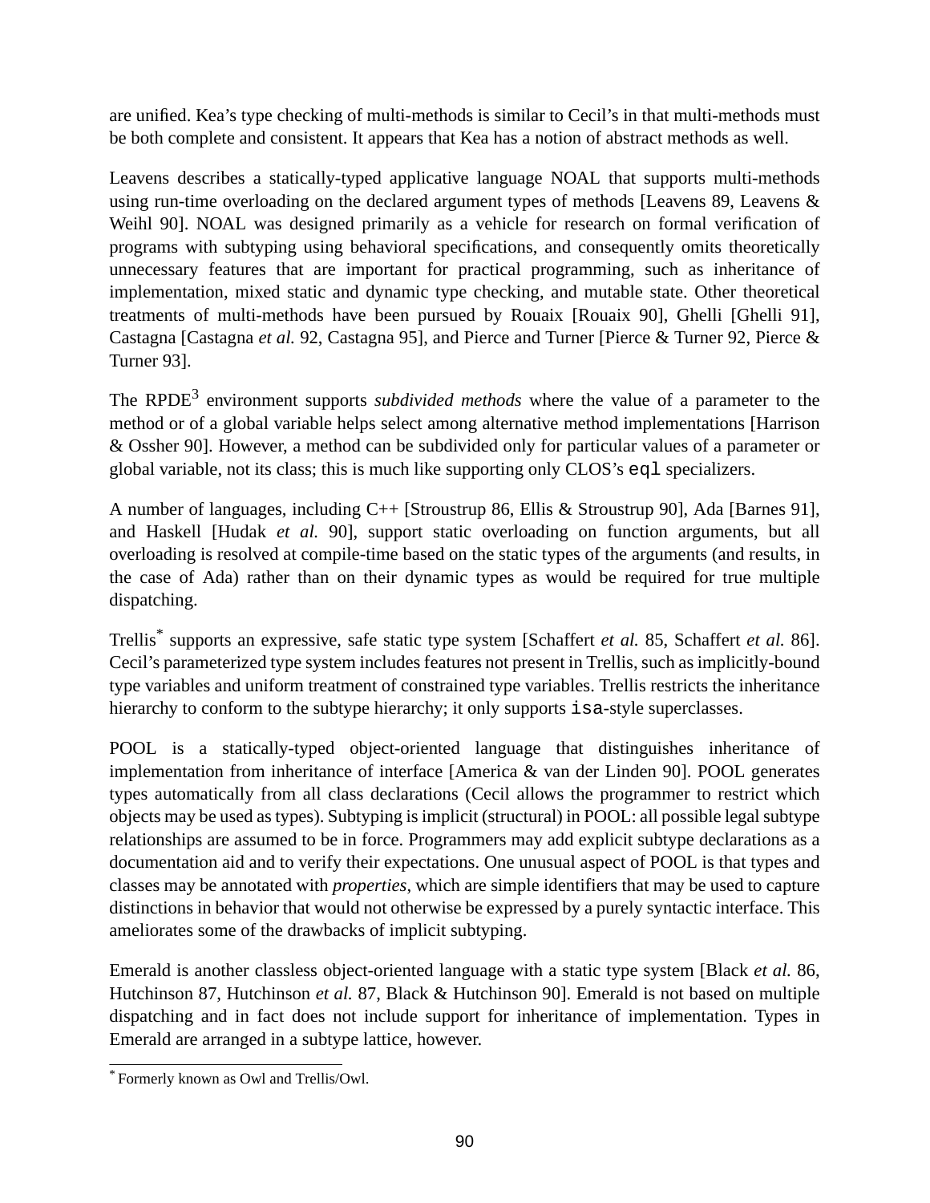are unified. Kea's type checking of multi-methods is similar to Cecil's in that multi-methods must be both complete and consistent. It appears that Kea has a notion of abstract methods as well.

Leavens describes a statically-typed applicative language NOAL that supports multi-methods using run-time overloading on the declared argument types of methods [Leavens 89, Leavens & Weihl 90]. NOAL was designed primarily as a vehicle for research on formal verification of programs with subtyping using behavioral specifications, and consequently omits theoretically unnecessary features that are important for practical programming, such as inheritance of implementation, mixed static and dynamic type checking, and mutable state. Other theoretical treatments of multi-methods have been pursued by Rouaix [Rouaix 90], Ghelli [Ghelli 91], Castagna [Castagna *et al.* 92, Castagna 95], and Pierce and Turner [Pierce & Turner 92, Pierce & Turner 93].

The RPDE[3] environment supports *subdivided methods* where the value of a parameter to the method or of a global variable helps select among alternative method implementations [Harrison & Ossher 90]. However, a method can be subdivided only for particular values of a parameter or global variable, not its class; this is much like supporting only CLOS's `eql` specializers.

A number of languages, including C++ [Stroustrup 86, Ellis & Stroustrup 90], Ada [Barnes 91], and Haskell [Hudak *et al.* 90], support static overloading on function arguments, but all overloading is resolved at compile-time based on the static types of the arguments (and results, in the case of Ada) rather than on their dynamic types as would be required for true multiple dispatching.

Trellis[*] supports an expressive, safe static type system [Schaffert *et al.* 85, Schaffert *et al.* 86]. Cecil's parameterized type system includes features not present in Trellis, such as implicitly-bound type variables and uniform treatment of constrained type variables. Trellis restricts the inheritance hierarchy to conform to the subtype hierarchy; it only supports `isa`-style superclasses.

POOL is a statically-typed object-oriented language that distinguishes inheritance of implementation from inheritance of interface [America & van der Linden 90]. POOL generates types automatically from all class declarations (Cecil allows the programmer to restrict which objects may be used as types). Subtyping is implicit (structural) in POOL: all possible legal subtype relationships are assumed to be in force. Programmers may add explicit subtype declarations as a documentation aid and to verify their expectations. One unusual aspect of POOL is that types and classes may be annotated with *properties*, which are simple identifiers that may be used to capture distinctions in behavior that would not otherwise be expressed by a purely syntactic interface. This ameliorates some of the drawbacks of implicit subtyping.

Emerald is another classless object-oriented language with a static type system [Black *et al.* 86, Hutchinson 87, Hutchinson *et al.* 87, Black & Hutchinson 90]. Emerald is not based on multiple dispatching and in fact does not include support for inheritance of implementation. Types in Emerald are arranged in a subtype lattice, however.

---

[*] Formerly known as Owl and Trellis/Owl.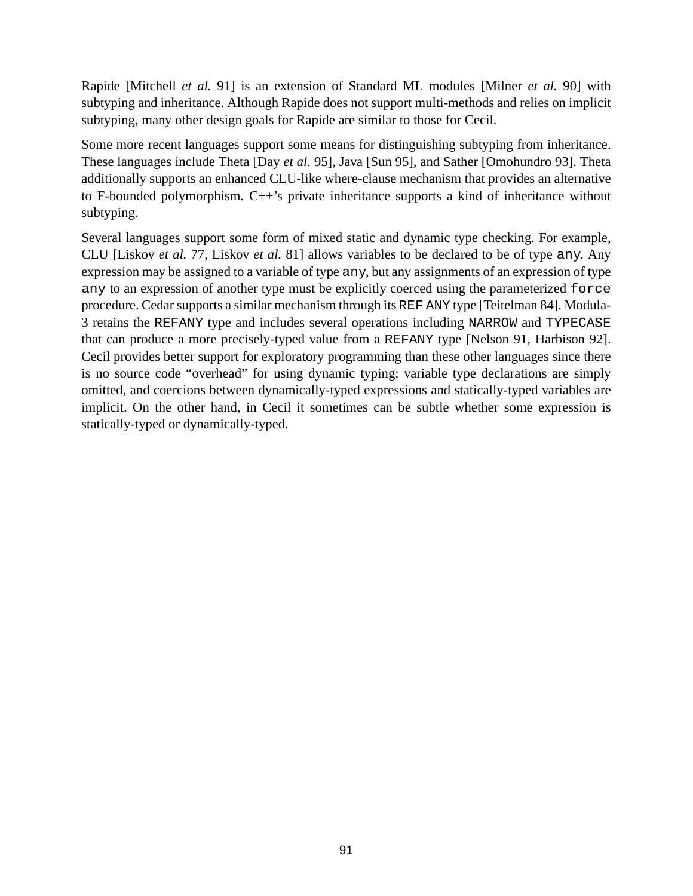Rapide [Mitchell *et al.* 91] is an extension of Standard ML modules [Milner *et al.* 90] with subtyping and inheritance. Although Rapide does not support multi-methods and relies on implicit subtyping, many other design goals for Rapide are similar to those for Cecil.

Some more recent languages support some means for distinguishing subtyping from inheritance. These languages include Theta [Day *et al.* 95], Java [Sun 95], and Sather [Omohundro 93]. Theta additionally supports an enhanced CLU-like where-clause mechanism that provides an alternative to F-bounded polymorphism. C++'s private inheritance supports a kind of inheritance without subtyping.

Several languages support some form of mixed static and dynamic type checking. For example, CLU [Liskov *et al.* 77, Liskov *et al.* 81] allows variables to be declared to be of type `any`. Any expression may be assigned to a variable of type `any`, but any assignments of an expression of type `any` to an expression of another type must be explicitly coerced using the parameterized `force` procedure. Cedar supports a similar mechanism through its `REF ANY` type [Teitelman 84]. Modula-3 retains the `REFANY` type and includes several operations including `NARROW` and `TYPECASE` that can produce a more precisely-typed value from a `REFANY` type [Nelson 91, Harbison 92]. Cecil provides better support for exploratory programming than these other languages since there is no source code "overhead" for using dynamic typing: variable type declarations are simply omitted, and coercions between dynamically-typed expressions and statically-typed variables are implicit. On the other hand, in Cecil it sometimes can be subtle whether some expression is statically-typed or dynamically-typed.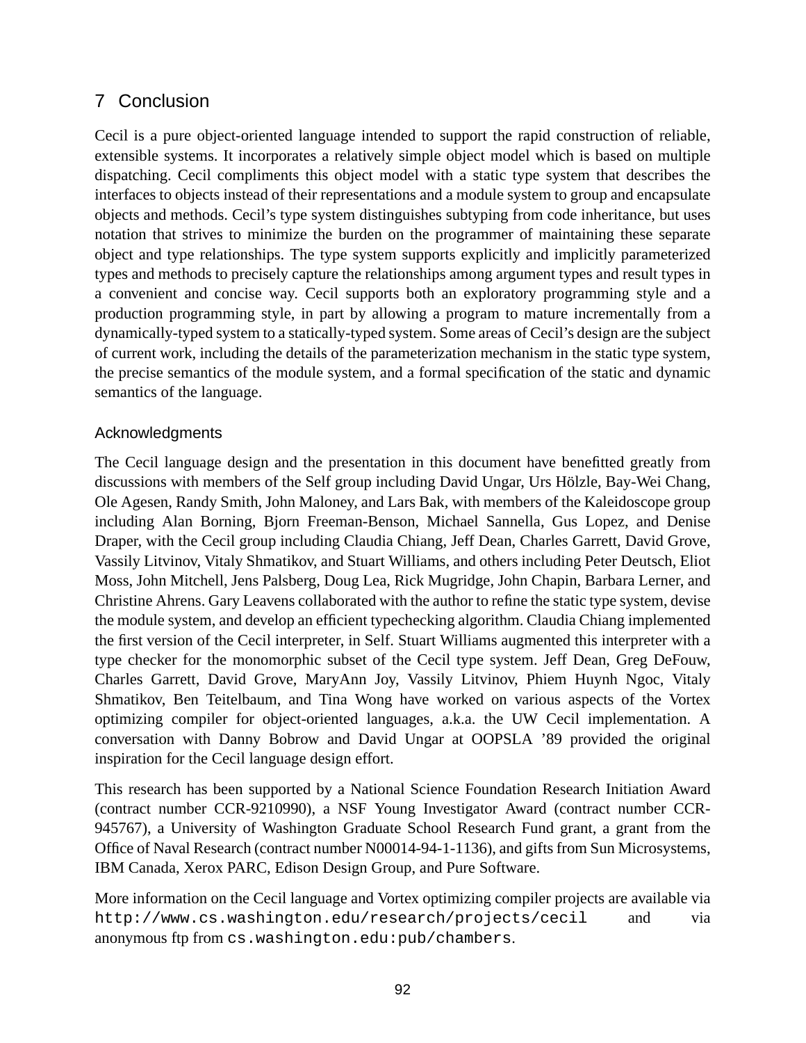# 7 Conclusion

Cecil is a pure object-oriented language intended to support the rapid construction of reliable, extensible systems. It incorporates a relatively simple object model which is based on multiple dispatching. Cecil compliments this object model with a static type system that describes the interfaces to objects instead of their representations and a module system to group and encapsulate objects and methods. Cecil's type system distinguishes subtyping from code inheritance, but uses notation that strives to minimize the burden on the programmer of maintaining these separate object and type relationships. The type system supports explicitly and implicitly parameterized types and methods to precisely capture the relationships among argument types and result types in a convenient and concise way. Cecil supports both an exploratory programming style and a production programming style, in part by allowing a program to mature incrementally from a dynamically-typed system to a statically-typed system. Some areas of Cecil's design are the subject of current work, including the details of the parameterization mechanism in the static type system, the precise semantics of the module system, and a formal specification of the static and dynamic semantics of the language.

## Acknowledgments

The Cecil language design and the presentation in this document have benefitted greatly from discussions with members of the Self group including David Ungar, Urs Hölzle, Bay-Wei Chang, Ole Agesen, Randy Smith, John Maloney, and Lars Bak, with members of the Kaleidoscope group including Alan Borning, Bjorn Freeman-Benson, Michael Sannella, Gus Lopez, and Denise Draper, with the Cecil group including Claudia Chiang, Jeff Dean, Charles Garrett, David Grove, Vassily Litvinov, Vitaly Shmatikov, and Stuart Williams, and others including Peter Deutsch, Eliot Moss, John Mitchell, Jens Palsberg, Doug Lea, Rick Mugridge, John Chapin, Barbara Lerner, and Christine Ahrens. Gary Leavens collaborated with the author to refine the static type system, devise the module system, and develop an efficient typechecking algorithm. Claudia Chiang implemented the first version of the Cecil interpreter, in Self. Stuart Williams augmented this interpreter with a type checker for the monomorphic subset of the Cecil type system. Jeff Dean, Greg DeFouw, Charles Garrett, David Grove, MaryAnn Joy, Vassily Litvinov, Phiem Huynh Ngoc, Vitaly Shmatikov, Ben Teitelbaum, and Tina Wong have worked on various aspects of the Vortex optimizing compiler for object-oriented languages, a.k.a. the UW Cecil implementation. A conversation with Danny Bobrow and David Ungar at OOPSLA '89 provided the original inspiration for the Cecil language design effort.

This research has been supported by a National Science Foundation Research Initiation Award (contract number CCR-9210990), a NSF Young Investigator Award (contract number CCR-945767), a University of Washington Graduate School Research Fund grant, a grant from the Office of Naval Research (contract number N00014-94-1-1136), and gifts from Sun Microsystems, IBM Canada, Xerox PARC, Edison Design Group, and Pure Software.

More information on the Cecil language and Vortex optimizing compiler projects are available via `http://www.cs.washington.edu/research/projects/cecil` and via anonymous ftp from `cs.washington.edu:pub/chambers`.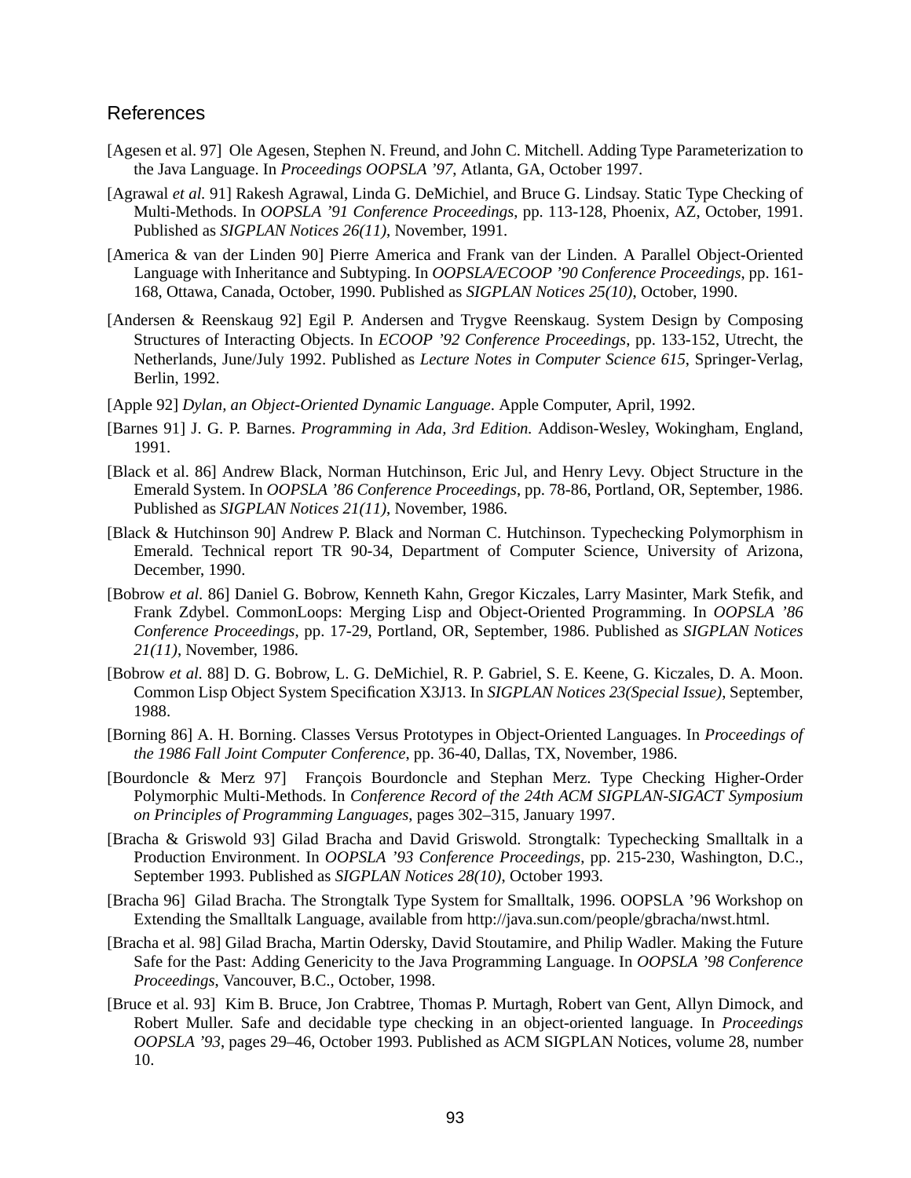## References

[Agesen et al. 97] Ole Agesen, Stephen N. Freund, and John C. Mitchell. Adding Type Parameterization to the Java Language. In *Proceedings OOPSLA '97*, Atlanta, GA, October 1997.

[Agrawal *et al.* 91] Rakesh Agrawal, Linda G. DeMichiel, and Bruce G. Lindsay. Static Type Checking of Multi-Methods. In *OOPSLA '91 Conference Proceedings*, pp. 113-128, Phoenix, AZ, October, 1991. Published as *SIGPLAN Notices 26(11)*, November, 1991.

[America & van der Linden 90] Pierre America and Frank van der Linden. A Parallel Object-Oriented Language with Inheritance and Subtyping. In *OOPSLA/ECOOP '90 Conference Proceedings*, pp. 161-168, Ottawa, Canada, October, 1990. Published as *SIGPLAN Notices 25(10)*, October, 1990.

[Andersen & Reenskaug 92] Egil P. Andersen and Trygve Reenskaug. System Design by Composing Structures of Interacting Objects. In *ECOOP '92 Conference Proceedings*, pp. 133-152, Utrecht, the Netherlands, June/July 1992. Published as *Lecture Notes in Computer Science 615*, Springer-Verlag, Berlin, 1992.

[Apple 92] *Dylan, an Object-Oriented Dynamic Language*. Apple Computer, April, 1992.

[Barnes 91] J. G. P. Barnes. *Programming in Ada, 3rd Edition.* Addison-Wesley, Wokingham, England, 1991.

[Black et al. 86] Andrew Black, Norman Hutchinson, Eric Jul, and Henry Levy. Object Structure in the Emerald System. In *OOPSLA '86 Conference Proceedings*, pp. 78-86, Portland, OR, September, 1986. Published as *SIGPLAN Notices 21(11)*, November, 1986.

[Black & Hutchinson 90] Andrew P. Black and Norman C. Hutchinson. Typechecking Polymorphism in Emerald. Technical report TR 90-34, Department of Computer Science, University of Arizona, December, 1990.

[Bobrow *et al.* 86] Daniel G. Bobrow, Kenneth Kahn, Gregor Kiczales, Larry Masinter, Mark Stefik, and Frank Zdybel. CommonLoops: Merging Lisp and Object-Oriented Programming. In *OOPSLA '86 Conference Proceedings*, pp. 17-29, Portland, OR, September, 1986. Published as *SIGPLAN Notices 21(11)*, November, 1986.

[Bobrow *et al.* 88] D. G. Bobrow, L. G. DeMichiel, R. P. Gabriel, S. E. Keene, G. Kiczales, D. A. Moon. Common Lisp Object System Specification X3J13. In *SIGPLAN Notices 23(Special Issue)*, September, 1988.

[Borning 86] A. H. Borning. Classes Versus Prototypes in Object-Oriented Languages. In *Proceedings of the 1986 Fall Joint Computer Conference*, pp. 36-40, Dallas, TX, November, 1986.

[Bourdoncle & Merz 97] François Bourdoncle and Stephan Merz. Type Checking Higher-Order Polymorphic Multi-Methods. In *Conference Record of the 24th ACM SIGPLAN-SIGACT Symposium on Principles of Programming Languages*, pages 302–315, January 1997.

[Bracha & Griswold 93] Gilad Bracha and David Griswold. Strongtalk: Typechecking Smalltalk in a Production Environment. In *OOPSLA '93 Conference Proceedings*, pp. 215-230, Washington, D.C., September 1993. Published as *SIGPLAN Notices 28(10)*, October 1993.

[Bracha 96] Gilad Bracha. The Strongtalk Type System for Smalltalk, 1996. OOPSLA '96 Workshop on Extending the Smalltalk Language, available from http://java.sun.com/people/gbracha/nwst.html.

[Bracha et al. 98] Gilad Bracha, Martin Odersky, David Stoutamire, and Philip Wadler. Making the Future Safe for the Past: Adding Genericity to the Java Programming Language. In *OOPSLA '98 Conference Proceedings*, Vancouver, B.C., October, 1998.

[Bruce et al. 93] Kim B. Bruce, Jon Crabtree, Thomas P. Murtagh, Robert van Gent, Allyn Dimock, and Robert Muller. Safe and decidable type checking in an object-oriented language. In *Proceedings OOPSLA '93*, pages 29–46, October 1993. Published as ACM SIGPLAN Notices, volume 28, number 10.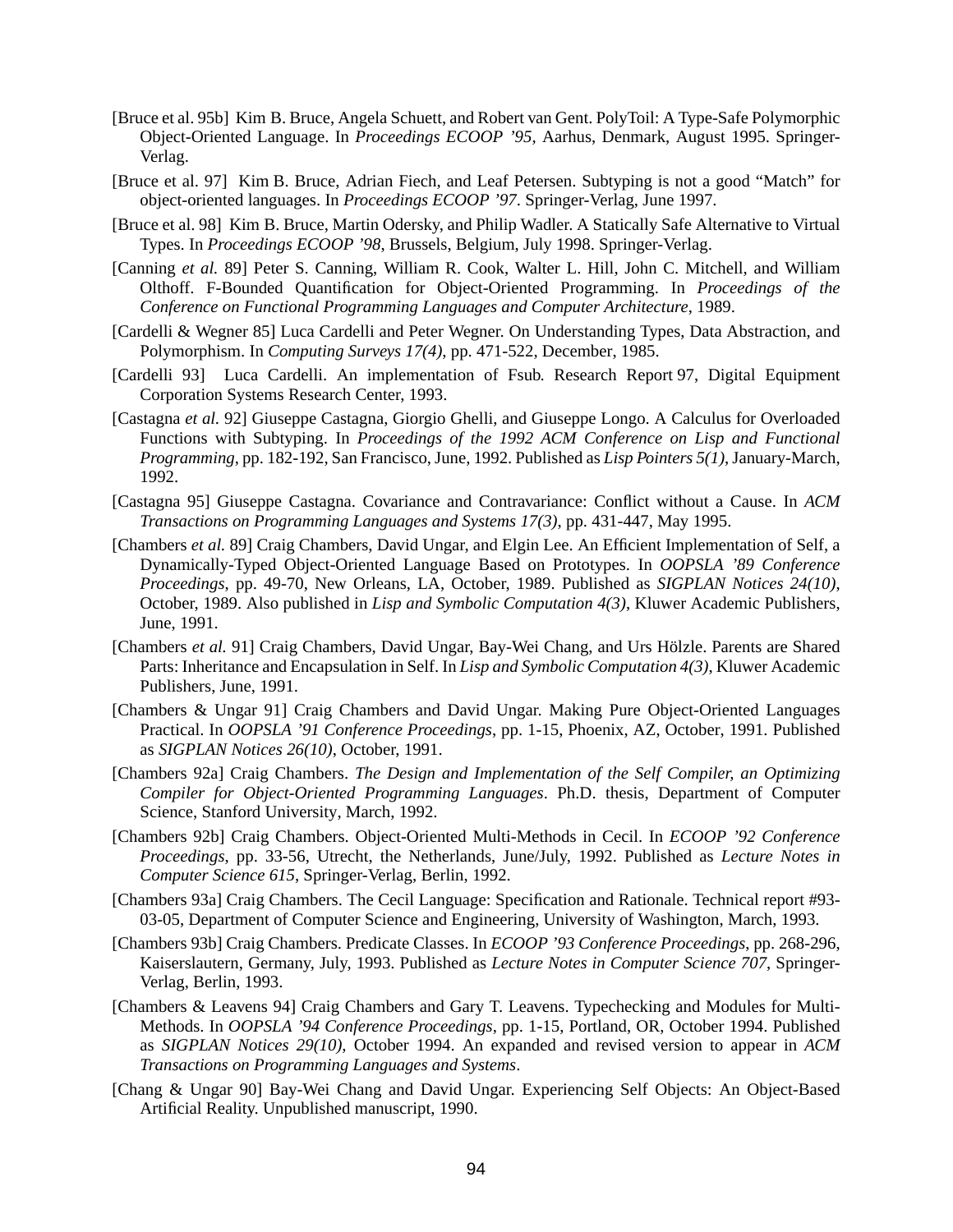[Bruce et al. 95b] Kim B. Bruce, Angela Schuett, and Robert van Gent. PolyToil: A Type-Safe Polymorphic Object-Oriented Language. In *Proceedings ECOOP '95*, Aarhus, Denmark, August 1995. Springer-Verlag.

[Bruce et al. 97] Kim B. Bruce, Adrian Fiech, and Leaf Petersen. Subtyping is not a good "Match" for object-oriented languages. In *Proceedings ECOOP '97*. Springer-Verlag, June 1997.

[Bruce et al. 98] Kim B. Bruce, Martin Odersky, and Philip Wadler. A Statically Safe Alternative to Virtual Types. In *Proceedings ECOOP '98*, Brussels, Belgium, July 1998. Springer-Verlag.

[Canning *et al.* 89] Peter S. Canning, William R. Cook, Walter L. Hill, John C. Mitchell, and William Olthoff. F-Bounded Quantification for Object-Oriented Programming. In *Proceedings of the Conference on Functional Programming Languages and Computer Architecture*, 1989.

[Cardelli & Wegner 85] Luca Cardelli and Peter Wegner. On Understanding Types, Data Abstraction, and Polymorphism. In *Computing Surveys 17(4)*, pp. 471-522, December, 1985.

[Cardelli 93] Luca Cardelli. An implementation of Fsub. Research Report 97, Digital Equipment Corporation Systems Research Center, 1993.

[Castagna *et al.* 92] Giuseppe Castagna, Giorgio Ghelli, and Giuseppe Longo. A Calculus for Overloaded Functions with Subtyping. In *Proceedings of the 1992 ACM Conference on Lisp and Functional Programming*, pp. 182-192, San Francisco, June, 1992. Published as *Lisp Pointers 5(1)*, January-March, 1992.

[Castagna 95] Giuseppe Castagna. Covariance and Contravariance: Conflict without a Cause. In *ACM Transactions on Programming Languages and Systems 17(3)*, pp. 431-447, May 1995.

[Chambers *et al.* 89] Craig Chambers, David Ungar, and Elgin Lee. An Efficient Implementation of Self, a Dynamically-Typed Object-Oriented Language Based on Prototypes. In *OOPSLA '89 Conference Proceedings*, pp. 49-70, New Orleans, LA, October, 1989. Published as *SIGPLAN Notices 24(10)*, October, 1989. Also published in *Lisp and Symbolic Computation 4(3)*, Kluwer Academic Publishers, June, 1991.

[Chambers *et al.* 91] Craig Chambers, David Ungar, Bay-Wei Chang, and Urs Hölzle. Parents are Shared Parts: Inheritance and Encapsulation in Self. In *Lisp and Symbolic Computation 4(3)*, Kluwer Academic Publishers, June, 1991.

[Chambers & Ungar 91] Craig Chambers and David Ungar. Making Pure Object-Oriented Languages Practical. In *OOPSLA '91 Conference Proceedings*, pp. 1-15, Phoenix, AZ, October, 1991. Published as *SIGPLAN Notices 26(10)*, October, 1991.

[Chambers 92a] Craig Chambers. *The Design and Implementation of the Self Compiler, an Optimizing Compiler for Object-Oriented Programming Languages*. Ph.D. thesis, Department of Computer Science, Stanford University, March, 1992.

[Chambers 92b] Craig Chambers. Object-Oriented Multi-Methods in Cecil. In *ECOOP '92 Conference Proceedings*, pp. 33-56, Utrecht, the Netherlands, June/July, 1992. Published as *Lecture Notes in Computer Science 615*, Springer-Verlag, Berlin, 1992.

[Chambers 93a] Craig Chambers. The Cecil Language: Specification and Rationale. Technical report #93-03-05, Department of Computer Science and Engineering, University of Washington, March, 1993.

[Chambers 93b] Craig Chambers. Predicate Classes. In *ECOOP '93 Conference Proceedings*, pp. 268-296, Kaiserslautern, Germany, July, 1993. Published as *Lecture Notes in Computer Science 707*, Springer-Verlag, Berlin, 1993.

[Chambers & Leavens 94] Craig Chambers and Gary T. Leavens. Typechecking and Modules for Multi-Methods. In *OOPSLA '94 Conference Proceedings*, pp. 1-15, Portland, OR, October 1994. Published as *SIGPLAN Notices 29(10)*, October 1994. An expanded and revised version to appear in *ACM Transactions on Programming Languages and Systems*.

[Chang & Ungar 90] Bay-Wei Chang and David Ungar. Experiencing Self Objects: An Object-Based Artificial Reality. Unpublished manuscript, 1990.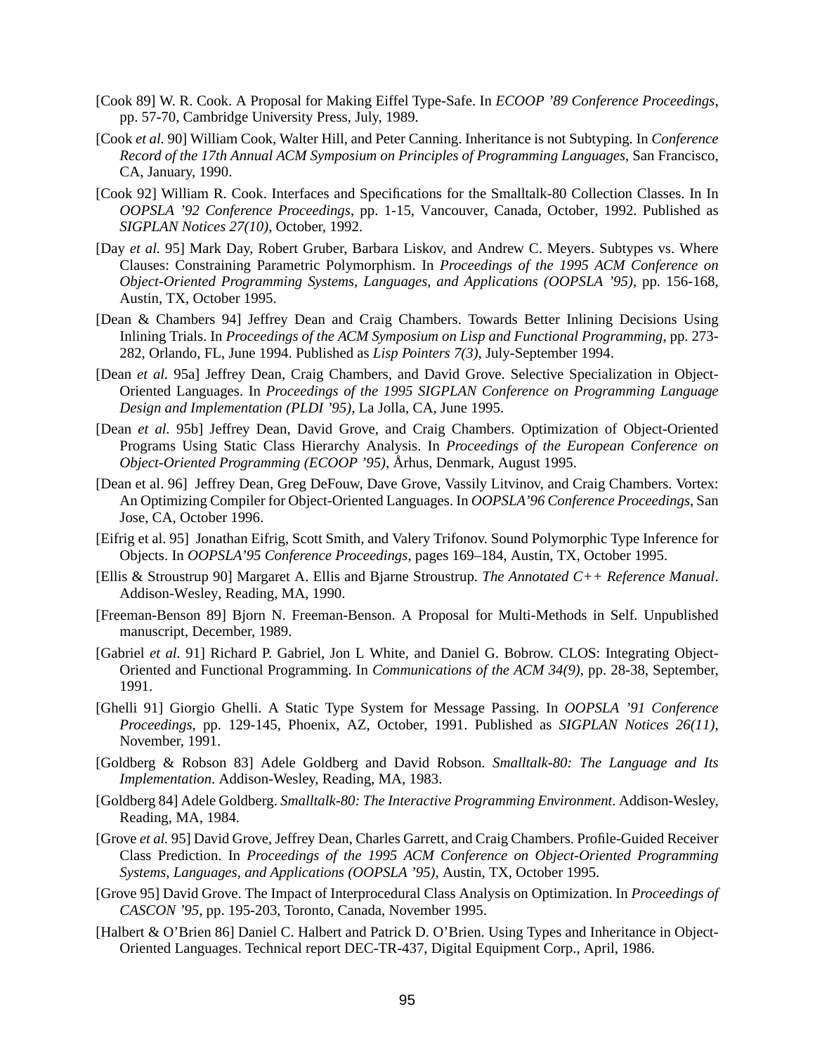[Cook 89] W. R. Cook. A Proposal for Making Eiffel Type-Safe. In *ECOOP '89 Conference Proceedings*, pp. 57-70, Cambridge University Press, July, 1989.

[Cook *et al.* 90] William Cook, Walter Hill, and Peter Canning. Inheritance is not Subtyping. In *Conference Record of the 17th Annual ACM Symposium on Principles of Programming Languages*, San Francisco, CA, January, 1990.

[Cook 92] William R. Cook. Interfaces and Specifications for the Smalltalk-80 Collection Classes. In In *OOPSLA '92 Conference Proceedings*, pp. 1-15, Vancouver, Canada, October, 1992. Published as *SIGPLAN Notices 27(10)*, October, 1992.

[Day *et al.* 95] Mark Day, Robert Gruber, Barbara Liskov, and Andrew C. Meyers. Subtypes vs. Where Clauses: Constraining Parametric Polymorphism. In *Proceedings of the 1995 ACM Conference on Object-Oriented Programming Systems, Languages, and Applications (OOPSLA '95)*, pp. 156-168, Austin, TX, October 1995.

[Dean & Chambers 94] Jeffrey Dean and Craig Chambers. Towards Better Inlining Decisions Using Inlining Trials. In *Proceedings of the ACM Symposium on Lisp and Functional Programming*, pp. 273-282, Orlando, FL, June 1994. Published as *Lisp Pointers 7(3)*, July-September 1994.

[Dean *et al.* 95a] Jeffrey Dean, Craig Chambers, and David Grove. Selective Specialization in Object-Oriented Languages. In *Proceedings of the 1995 SIGPLAN Conference on Programming Language Design and Implementation (PLDI '95)*, La Jolla, CA, June 1995.

[Dean *et al.* 95b] Jeffrey Dean, David Grove, and Craig Chambers. Optimization of Object-Oriented Programs Using Static Class Hierarchy Analysis. In *Proceedings of the European Conference on Object-Oriented Programming (ECOOP '95)*, Århus, Denmark, August 1995.

[Dean et al. 96] Jeffrey Dean, Greg DeFouw, Dave Grove, Vassily Litvinov, and Craig Chambers. Vortex: An Optimizing Compiler for Object-Oriented Languages. In *OOPSLA'96 Conference Proceedings*, San Jose, CA, October 1996.

[Eifrig et al. 95] Jonathan Eifrig, Scott Smith, and Valery Trifonov. Sound Polymorphic Type Inference for Objects. In *OOPSLA'95 Conference Proceedings*, pages 169–184, Austin, TX, October 1995.

[Ellis & Stroustrup 90] Margaret A. Ellis and Bjarne Stroustrup. *The Annotated C++ Reference Manual*. Addison-Wesley, Reading, MA, 1990.

[Freeman-Benson 89] Bjorn N. Freeman-Benson. A Proposal for Multi-Methods in Self. Unpublished manuscript, December, 1989.

[Gabriel *et al.* 91] Richard P. Gabriel, Jon L White, and Daniel G. Bobrow. CLOS: Integrating Object-Oriented and Functional Programming. In *Communications of the ACM 34(9)*, pp. 28-38, September, 1991.

[Ghelli 91] Giorgio Ghelli. A Static Type System for Message Passing. In *OOPSLA '91 Conference Proceedings*, pp. 129-145, Phoenix, AZ, October, 1991. Published as *SIGPLAN Notices 26(11)*, November, 1991.

[Goldberg & Robson 83] Adele Goldberg and David Robson. *Smalltalk-80: The Language and Its Implementation*. Addison-Wesley, Reading, MA, 1983.

[Goldberg 84] Adele Goldberg. *Smalltalk-80: The Interactive Programming Environment*. Addison-Wesley, Reading, MA, 1984.

[Grove *et al.* 95] David Grove, Jeffrey Dean, Charles Garrett, and Craig Chambers. Profile-Guided Receiver Class Prediction. In *Proceedings of the 1995 ACM Conference on Object-Oriented Programming Systems, Languages, and Applications (OOPSLA '95)*, Austin, TX, October 1995.

[Grove 95] David Grove. The Impact of Interprocedural Class Analysis on Optimization. In *Proceedings of CASCON '95*, pp. 195-203, Toronto, Canada, November 1995.

[Halbert & O'Brien 86] Daniel C. Halbert and Patrick D. O'Brien. Using Types and Inheritance in Object-Oriented Languages. Technical report DEC-TR-437, Digital Equipment Corp., April, 1986.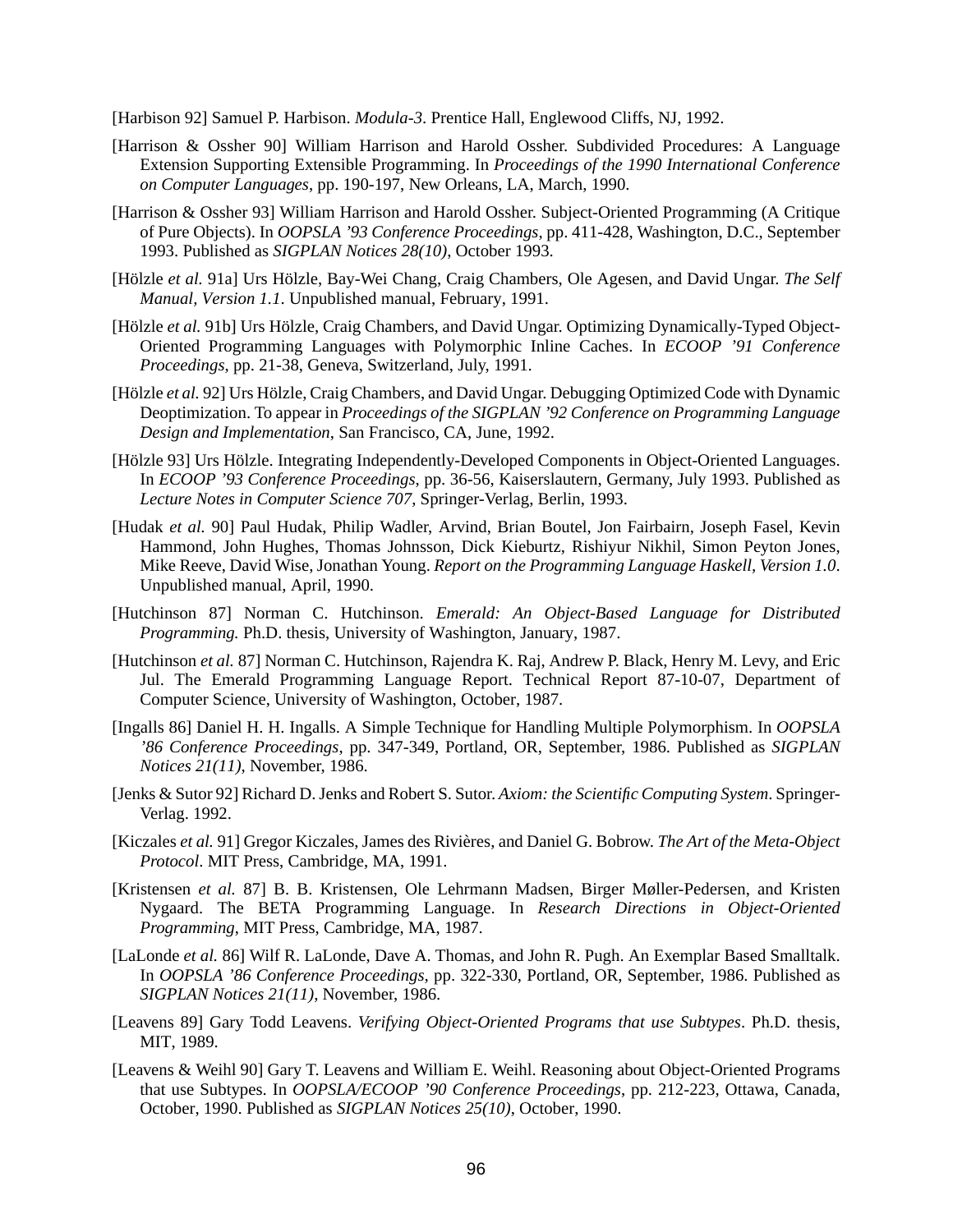[Harbison 92] Samuel P. Harbison. *Modula-3*. Prentice Hall, Englewood Cliffs, NJ, 1992.

[Harrison & Ossher 90] William Harrison and Harold Ossher. Subdivided Procedures: A Language Extension Supporting Extensible Programming. In *Proceedings of the 1990 International Conference on Computer Languages*, pp. 190-197, New Orleans, LA, March, 1990.

[Harrison & Ossher 93] William Harrison and Harold Ossher. Subject-Oriented Programming (A Critique of Pure Objects). In *OOPSLA '93 Conference Proceedings*, pp. 411-428, Washington, D.C., September 1993. Published as *SIGPLAN Notices 28(10)*, October 1993.

[Hölzle *et al.* 91a] Urs Hölzle, Bay-Wei Chang, Craig Chambers, Ole Agesen, and David Ungar. *The Self Manual, Version 1.1*. Unpublished manual, February, 1991.

[Hölzle *et al.* 91b] Urs Hölzle, Craig Chambers, and David Ungar. Optimizing Dynamically-Typed Object-Oriented Programming Languages with Polymorphic Inline Caches. In *ECOOP '91 Conference Proceedings*, pp. 21-38, Geneva, Switzerland, July, 1991.

[Hölzle *et al.* 92] Urs Hölzle, Craig Chambers, and David Ungar. Debugging Optimized Code with Dynamic Deoptimization. To appear in *Proceedings of the SIGPLAN '92 Conference on Programming Language Design and Implementation*, San Francisco, CA, June, 1992.

[Hölzle 93] Urs Hölzle. Integrating Independently-Developed Components in Object-Oriented Languages. In *ECOOP '93 Conference Proceedings*, pp. 36-56, Kaiserslautern, Germany, July 1993. Published as *Lecture Notes in Computer Science 707*, Springer-Verlag, Berlin, 1993.

[Hudak *et al.* 90] Paul Hudak, Philip Wadler, Arvind, Brian Boutel, Jon Fairbairn, Joseph Fasel, Kevin Hammond, John Hughes, Thomas Johnsson, Dick Kieburtz, Rishiyur Nikhil, Simon Peyton Jones, Mike Reeve, David Wise, Jonathan Young. *Report on the Programming Language Haskell, Version 1.0*. Unpublished manual, April, 1990.

[Hutchinson 87] Norman C. Hutchinson. *Emerald: An Object-Based Language for Distributed Programming.* Ph.D. thesis, University of Washington, January, 1987.

[Hutchinson *et al.* 87] Norman C. Hutchinson, Rajendra K. Raj, Andrew P. Black, Henry M. Levy, and Eric Jul. The Emerald Programming Language Report. Technical Report 87-10-07, Department of Computer Science, University of Washington, October, 1987.

[Ingalls 86] Daniel H. H. Ingalls. A Simple Technique for Handling Multiple Polymorphism. In *OOPSLA '86 Conference Proceedings*, pp. 347-349, Portland, OR, September, 1986. Published as *SIGPLAN Notices 21(11)*, November, 1986.

[Jenks & Sutor 92] Richard D. Jenks and Robert S. Sutor. *Axiom: the Scientific Computing System*. Springer-Verlag. 1992.

[Kiczales *et al.* 91] Gregor Kiczales, James des Rivières, and Daniel G. Bobrow. *The Art of the Meta-Object Protocol*. MIT Press, Cambridge, MA, 1991.

[Kristensen *et al.* 87] B. B. Kristensen, Ole Lehrmann Madsen, Birger Møller-Pedersen, and Kristen Nygaard. The BETA Programming Language. In *Research Directions in Object-Oriented Programming*, MIT Press, Cambridge, MA, 1987.

[LaLonde *et al.* 86] Wilf R. LaLonde, Dave A. Thomas, and John R. Pugh. An Exemplar Based Smalltalk. In *OOPSLA '86 Conference Proceedings*, pp. 322-330, Portland, OR, September, 1986. Published as *SIGPLAN Notices 21(11)*, November, 1986.

[Leavens 89] Gary Todd Leavens. *Verifying Object-Oriented Programs that use Subtypes*. Ph.D. thesis, MIT, 1989.

[Leavens & Weihl 90] Gary T. Leavens and William E. Weihl. Reasoning about Object-Oriented Programs that use Subtypes. In *OOPSLA/ECOOP '90 Conference Proceedings*, pp. 212-223, Ottawa, Canada, October, 1990. Published as *SIGPLAN Notices 25(10)*, October, 1990.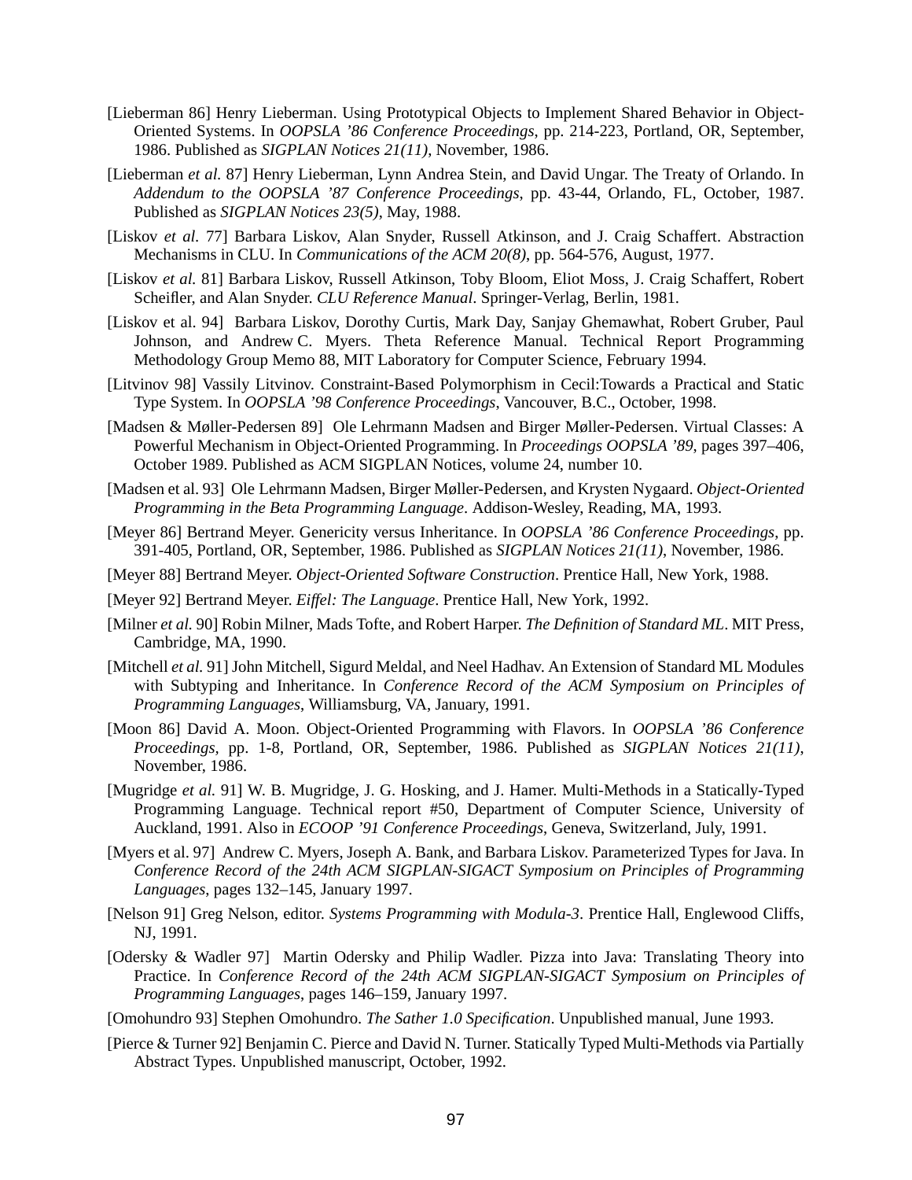[Lieberman 86] Henry Lieberman. Using Prototypical Objects to Implement Shared Behavior in Object-Oriented Systems. In *OOPSLA '86 Conference Proceedings*, pp. 214-223, Portland, OR, September, 1986. Published as *SIGPLAN Notices 21(11)*, November, 1986.

[Lieberman *et al.* 87] Henry Lieberman, Lynn Andrea Stein, and David Ungar. The Treaty of Orlando. In *Addendum to the OOPSLA '87 Conference Proceedings*, pp. 43-44, Orlando, FL, October, 1987. Published as *SIGPLAN Notices 23(5)*, May, 1988.

[Liskov *et al.* 77] Barbara Liskov, Alan Snyder, Russell Atkinson, and J. Craig Schaffert. Abstraction Mechanisms in CLU. In *Communications of the ACM 20(8)*, pp. 564-576, August, 1977.

[Liskov *et al.* 81] Barbara Liskov, Russell Atkinson, Toby Bloom, Eliot Moss, J. Craig Schaffert, Robert Scheifler, and Alan Snyder. *CLU Reference Manual*. Springer-Verlag, Berlin, 1981.

[Liskov et al. 94] Barbara Liskov, Dorothy Curtis, Mark Day, Sanjay Ghemawhat, Robert Gruber, Paul Johnson, and Andrew C. Myers. Theta Reference Manual. Technical Report Programming Methodology Group Memo 88, MIT Laboratory for Computer Science, February 1994.

[Litvinov 98] Vassily Litvinov. Constraint-Based Polymorphism in Cecil:Towards a Practical and Static Type System. In *OOPSLA '98 Conference Proceedings*, Vancouver, B.C., October, 1998.

[Madsen & Møller-Pedersen 89] Ole Lehrmann Madsen and Birger Møller-Pedersen. Virtual Classes: A Powerful Mechanism in Object-Oriented Programming. In *Proceedings OOPSLA '89*, pages 397–406, October 1989. Published as ACM SIGPLAN Notices, volume 24, number 10.

[Madsen et al. 93] Ole Lehrmann Madsen, Birger Møller-Pedersen, and Krysten Nygaard. *Object-Oriented Programming in the Beta Programming Language*. Addison-Wesley, Reading, MA, 1993.

[Meyer 86] Bertrand Meyer. Genericity versus Inheritance. In *OOPSLA '86 Conference Proceedings*, pp. 391-405, Portland, OR, September, 1986. Published as *SIGPLAN Notices 21(11)*, November, 1986.

[Meyer 88] Bertrand Meyer. *Object-Oriented Software Construction*. Prentice Hall, New York, 1988.

[Meyer 92] Bertrand Meyer. *Eiffel: The Language*. Prentice Hall, New York, 1992.

[Milner *et al.* 90] Robin Milner, Mads Tofte, and Robert Harper. *The Definition of Standard ML*. MIT Press, Cambridge, MA, 1990.

[Mitchell *et al.* 91] John Mitchell, Sigurd Meldal, and Neel Hadhav. An Extension of Standard ML Modules with Subtyping and Inheritance. In *Conference Record of the ACM Symposium on Principles of Programming Languages*, Williamsburg, VA, January, 1991.

[Moon 86] David A. Moon. Object-Oriented Programming with Flavors. In *OOPSLA '86 Conference Proceedings*, pp. 1-8, Portland, OR, September, 1986. Published as *SIGPLAN Notices 21(11)*, November, 1986.

[Mugridge *et al.* 91] W. B. Mugridge, J. G. Hosking, and J. Hamer. Multi-Methods in a Statically-Typed Programming Language. Technical report #50, Department of Computer Science, University of Auckland, 1991. Also in *ECOOP '91 Conference Proceedings*, Geneva, Switzerland, July, 1991.

[Myers et al. 97] Andrew C. Myers, Joseph A. Bank, and Barbara Liskov. Parameterized Types for Java. In *Conference Record of the 24th ACM SIGPLAN-SIGACT Symposium on Principles of Programming Languages*, pages 132–145, January 1997.

[Nelson 91] Greg Nelson, editor. *Systems Programming with Modula-3*. Prentice Hall, Englewood Cliffs, NJ, 1991.

[Odersky & Wadler 97] Martin Odersky and Philip Wadler. Pizza into Java: Translating Theory into Practice. In *Conference Record of the 24th ACM SIGPLAN-SIGACT Symposium on Principles of Programming Languages*, pages 146–159, January 1997.

[Omohundro 93] Stephen Omohundro. *The Sather 1.0 Specification*. Unpublished manual, June 1993.

[Pierce & Turner 92] Benjamin C. Pierce and David N. Turner. Statically Typed Multi-Methods via Partially Abstract Types. Unpublished manuscript, October, 1992.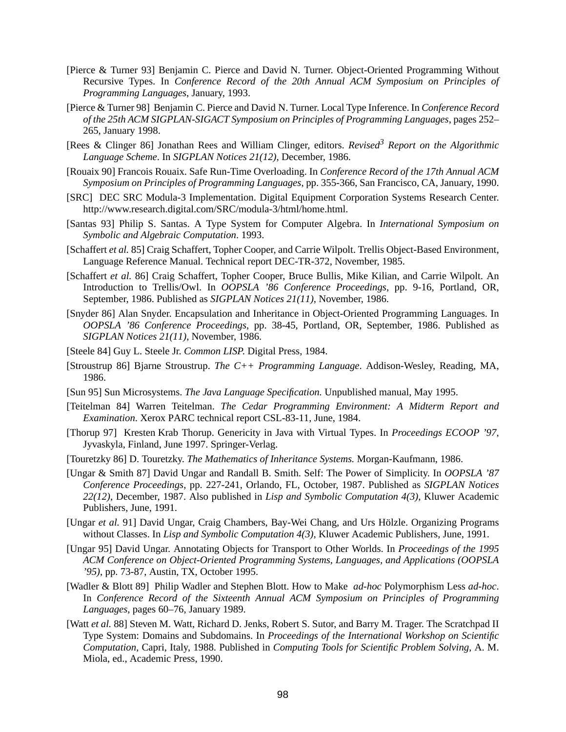[Pierce & Turner 93] Benjamin C. Pierce and David N. Turner. Object-Oriented Programming Without Recursive Types. In *Conference Record of the 20th Annual ACM Symposium on Principles of Programming Languages*, January, 1993.

[Pierce & Turner 98] Benjamin C. Pierce and David N. Turner. Local Type Inference. In *Conference Record of the 25th ACM SIGPLAN-SIGACT Symposium on Principles of Programming Languages*, pages 252–265, January 1998.

[Rees & Clinger 86] Jonathan Rees and William Clinger, editors. *Revised$^3$ Report on the Algorithmic Language Scheme*. In *SIGPLAN Notices 21(12)*, December, 1986.

[Rouaix 90] Francois Rouaix. Safe Run-Time Overloading. In *Conference Record of the 17th Annual ACM Symposium on Principles of Programming Languages*, pp. 355-366, San Francisco, CA, January, 1990.

[SRC] DEC SRC Modula-3 Implementation. Digital Equipment Corporation Systems Research Center. http://www.research.digital.com/SRC/modula-3/html/home.html.

[Santas 93] Philip S. Santas. A Type System for Computer Algebra. In *International Symposium on Symbolic and Algebraic Computation*. 1993.

[Schaffert *et al.* 85] Craig Schaffert, Topher Cooper, and Carrie Wilpolt. Trellis Object-Based Environment, Language Reference Manual. Technical report DEC-TR-372, November, 1985.

[Schaffert *et al.* 86] Craig Schaffert, Topher Cooper, Bruce Bullis, Mike Kilian, and Carrie Wilpolt. An Introduction to Trellis/Owl. In *OOPSLA '86 Conference Proceedings*, pp. 9-16, Portland, OR, September, 1986. Published as *SIGPLAN Notices 21(11)*, November, 1986.

[Snyder 86] Alan Snyder. Encapsulation and Inheritance in Object-Oriented Programming Languages. In *OOPSLA '86 Conference Proceedings*, pp. 38-45, Portland, OR, September, 1986. Published as *SIGPLAN Notices 21(11)*, November, 1986.

[Steele 84] Guy L. Steele Jr. *Common LISP.* Digital Press, 1984.

[Stroustrup 86] Bjarne Stroustrup. *The C++ Programming Language*. Addison-Wesley, Reading, MA, 1986.

[Sun 95] Sun Microsystems. *The Java Language Specification.* Unpublished manual, May 1995.

[Teitelman 84] Warren Teitelman. *The Cedar Programming Environment: A Midterm Report and Examination*. Xerox PARC technical report CSL-83-11, June, 1984.

[Thorup 97] Kresten Krab Thorup. Genericity in Java with Virtual Types. In *Proceedings ECOOP '97*, Jyvaskyla, Finland, June 1997. Springer-Verlag.

[Touretzky 86] D. Touretzky. *The Mathematics of Inheritance Systems.* Morgan-Kaufmann, 1986.

[Ungar & Smith 87] David Ungar and Randall B. Smith. Self: The Power of Simplicity. In *OOPSLA '87 Conference Proceedings*, pp. 227-241, Orlando, FL, October, 1987. Published as *SIGPLAN Notices 22(12)*, December, 1987. Also published in *Lisp and Symbolic Computation 4(3)*, Kluwer Academic Publishers, June, 1991.

[Ungar *et al.* 91] David Ungar, Craig Chambers, Bay-Wei Chang, and Urs Hölzle. Organizing Programs without Classes. In *Lisp and Symbolic Computation 4(3)*, Kluwer Academic Publishers, June, 1991.

[Ungar 95] David Ungar. Annotating Objects for Transport to Other Worlds. In *Proceedings of the 1995 ACM Conference on Object-Oriented Programming Systems, Languages, and Applications (OOPSLA '95)*, pp. 73-87, Austin, TX, October 1995.

[Wadler & Blott 89] Philip Wadler and Stephen Blott. How to Make *ad-hoc* Polymorphism Less *ad-hoc*. In *Conference Record of the Sixteenth Annual ACM Symposium on Principles of Programming Languages*, pages 60–76, January 1989.

[Watt *et al.* 88] Steven M. Watt, Richard D. Jenks, Robert S. Sutor, and Barry M. Trager. The Scratchpad II Type System: Domains and Subdomains. In *Proceedings of the International Workshop on Scientific Computation*, Capri, Italy, 1988. Published in *Computing Tools for Scientific Problem Solving*, A. M. Miola, ed., Academic Press, 1990.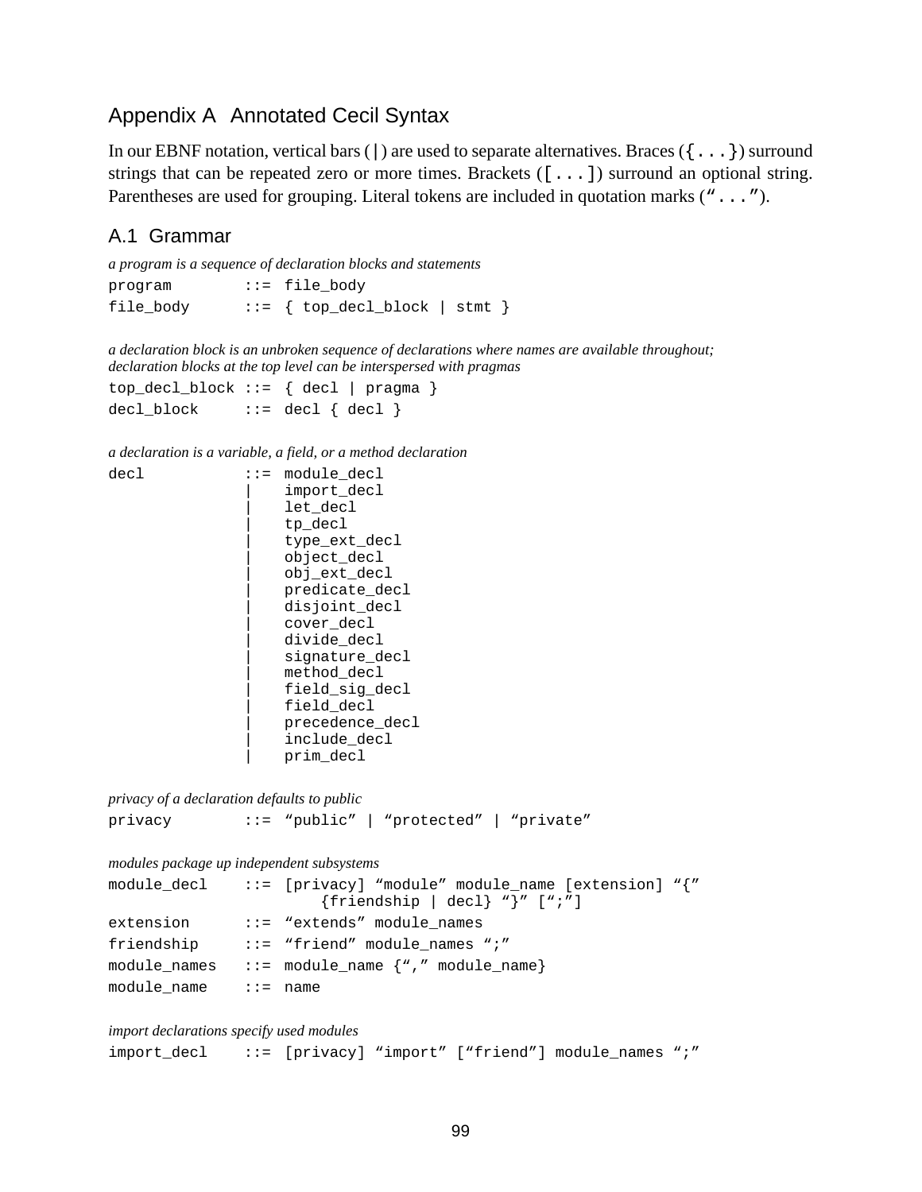# Appendix A Annotated Cecil Syntax

In our EBNF notation, vertical bars (`|`) are used to separate alternatives. Braces (`{...}`) surround strings that can be repeated zero or more times. Brackets (`[...]`) surround an optional string. Parentheses are used for grouping. Literal tokens are included in quotation marks (`“...”`).

## A.1 Grammar

*a program is a sequence of declaration blocks and statements*

```
program        ::= file_body
file_body      ::= { top_decl_block | stmt }
```

*a declaration block is an unbroken sequence of declarations where names are available throughout; declaration blocks at the top level can be interspersed with pragmas*

```
top_decl_block ::= { decl | pragma }
decl_block     ::= decl { decl }
```

*a declaration is a variable, a field, or a method declaration*

```
decl           ::= module_decl
               |   import_decl
               |   let_decl
               |   tp_decl
               |   type_ext_decl
               |   object_decl
               |   obj_ext_decl
               |   predicate_decl
               |   disjoint_decl
               |   cover_decl
               |   divide_decl
               |   signature_decl
               |   method_decl
               |   field_sig_decl
               |   field_decl
               |   precedence_decl
               |   include_decl
               |   prim_decl
```

*privacy of a declaration defaults to public*

```
privacy        ::= “public” | “protected” | “private”
```

*modules package up independent subsystems*

```
module_decl    ::= [privacy] “module” module_name [extension] “{”
                      {friendship | decl} “}” [“;”]
extension      ::= “extends” module_names
friendship     ::= “friend” module_names “;”
module_names   ::= module_name {“,” module_name}
module_name    ::= name
```

*import declarations specify used modules*

```
import_decl    ::= [privacy] “import” [“friend”] module_names “;”
```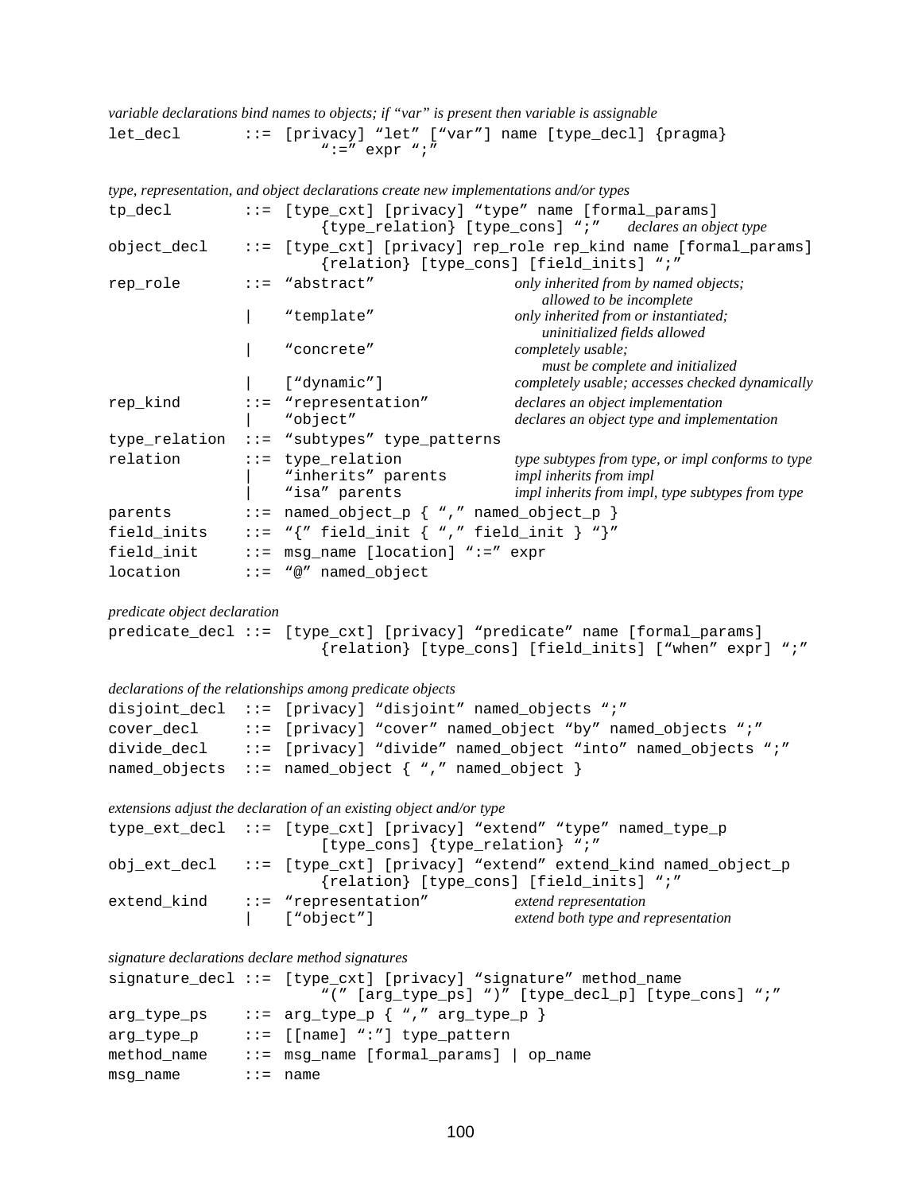*variable declarations bind names to objects; if "var" is present then variable is assignable*

```
let_decl       ::= [privacy] "let" ["var"] name [type_decl] {pragma}
                        ":=" expr ";"
```

*type, representation, and object declarations create new implementations and/or types*

```
tp_decl        ::= [type_cxt] [privacy] "type" name [formal_params]
                        {type_relation} [type_cons] ";"    declares an object type
object_decl    ::= [type_cxt] [privacy] rep_role rep_kind name [formal_params]
                        {relation} [type_cons] [field_inits] ";"
rep_role       ::= "abstract"                only inherited from by named objects;
                                                  allowed to be incomplete
                |  "template"                only inherited from or instantiated;
                                                  uninitialized fields allowed
                |  "concrete"                completely usable;
                                                  must be complete and initialized
                |  ["dynamic"]               completely usable; accesses checked dynamically
rep_kind       ::= "representation"          declares an object implementation
                |  "object"                  declares an object type and implementation
type_relation  ::= "subtypes" type_patterns
relation       ::= type_relation             type subtypes from type, or impl conforms to type
                |  "inherits" parents        impl inherits from impl
                |  "isa" parents             impl inherits from impl, type subtypes from type
parents        ::= named_object_p { "," named_object_p }
field_inits    ::= "{" field_init { "," field_init } "}"
field_init     ::= msg_name [location] ":=" expr
location       ::= "@" named_object
```

*predicate object declaration*

```
predicate_decl ::= [type_cxt] [privacy] "predicate" name [formal_params]
                        {relation} [type_cons] [field_inits] ["when" expr] ";"
```

*declarations of the relationships among predicate objects*

```
disjoint_decl  ::= [privacy] "disjoint" named_objects ";"
cover_decl     ::= [privacy] "cover" named_object "by" named_objects ";"
divide_decl    ::= [privacy] "divide" named_object "into" named_objects ";"
named_objects  ::= named_object { "," named_object }
```

*extensions adjust the declaration of an existing object and/or type*

```
type_ext_decl  ::= [type_cxt] [privacy] "extend" "type" named_type_p
                        [type_cons] {type_relation} ";"
obj_ext_decl   ::= [type_cxt] [privacy] "extend" extend_kind named_object_p
                        {relation} [type_cons] [field_inits] ";"
extend_kind    ::= "representation"          extend representation
                |  ["object"]                extend both type and representation
```

*signature declarations declare method signatures*

```
signature_decl ::= [type_cxt] [privacy] "signature" method_name
                        "(" [arg_type_ps] ")" [type_decl_p] [type_cons] ";"
arg_type_ps    ::= arg_type_p { "," arg_type_p }
arg_type_p     ::= [[name] ":"] type_pattern
method_name    ::= msg_name [formal_params] | op_name
msg_name       ::= name
```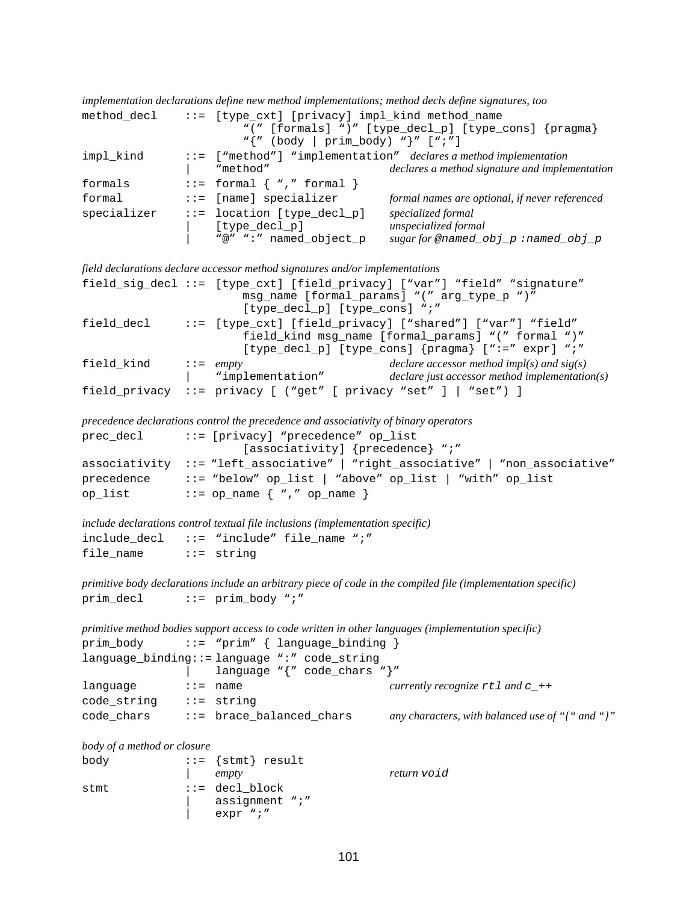*implementation declarations define new method implementations; method decls define signatures, too*

```
method_decl    ::=  [type_cxt] [privacy] impl_kind method_name
                        "(" [formals] ")" [type_decl_p] [type_cons] {pragma}
                        "{" (body | prim_body) "}" [";"]
impl_kind      ::=  ["method"] "implementation"   declares a method implementation
               |    "method"                     declares a method signature and implementation
formals        ::=  formal { "," formal }
formal         ::=  [name] specializer          formal names are optional, if never referenced
specializer    ::=  location [type_decl_p]      specialized formal
               |    [type_decl_p]               unspecialized formal
               |    "@" ":" named_object_p      sugar for @named_obj_p :named_obj_p
```

*field declarations declare accessor method signatures and/or implementations*

```
field_sig_decl ::=  [type_cxt] [field_privacy] ["var"] "field" "signature"
                        msg_name [formal_params] "(" arg_type_p ")"
                        [type_decl_p] [type_cons] ";"
field_decl     ::=  [type_cxt] [field_privacy] ["shared"] ["var"] "field"
                        field_kind msg_name [formal_params] "(" formal ")"
                        [type_decl_p] [type_cons] {pragma} [":=" expr] ";"
field_kind     ::=  empty                       declare accessor method impl(s) and sig(s)
               |    "implementation"            declare just accessor method implementation(s)
field_privacy  ::=  privacy [ ("get" [ privacy "set" ] | "set") ]
```

*precedence declarations control the precedence and associativity of binary operators*

```
prec_decl      ::= [privacy] "precedence" op_list
                        [associativity] {precedence} ";"
associativity  ::= "left_associative" | "right_associative" | "non_associative"
precedence     ::= "below" op_list | "above" op_list | "with" op_list
op_list        ::= op_name { "," op_name }
```

*include declarations control textual file inclusions (implementation specific)*

```
include_decl   ::=  "include" file_name ";"
file_name      ::=  string
```

*primitive body declarations include an arbitrary piece of code in the compiled file (implementation specific)*

```
prim_decl      ::=  prim_body ";"
```

*primitive method bodies support access to code written in other languages (implementation specific)*

```
prim_body      ::=  "prim" { language_binding }
language_binding::= language ":" code_string
               |    language "{" code_chars "}"
language       ::=  name                        currently recognize rtl and c_++
code_string    ::=  string
code_chars     ::=  brace_balanced_chars        any characters, with balanced use of "{" and "}"
```

*body of a method or closure*

```
body           ::=  {stmt} result
               |    empty                       return void
stmt           ::=  decl_block
               |    assignment ";"
               |    expr ";"
```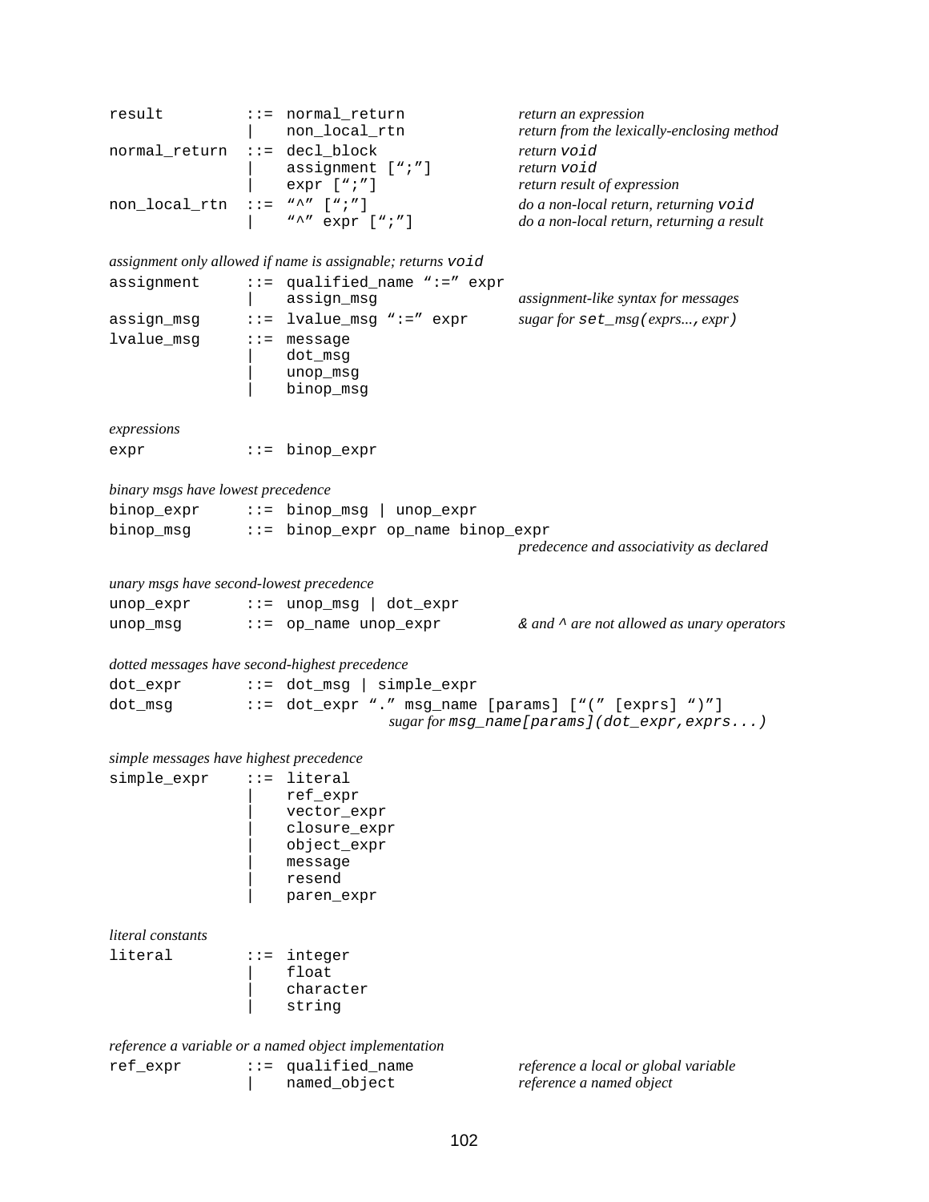```
result        ::= normal_return            return an expression
              |   non_local_rtn            return from the lexically-enclosing method
normal_return ::= decl_block               return void
              |   assignment [";"]         return void
              |   expr [";"]               return result of expression
non_local_rtn ::= "^" [";"]                do a non-local return, returning void
              |   "^" expr [";"]           do a non-local return, returning a result
```

*assignment only allowed if name is assignable; returns* `void`

```
assignment    ::= qualified_name ":=" expr
              |   assign_msg               assignment-like syntax for messages
assign_msg    ::= lvalue_msg ":=" expr     sugar for set_msg(exprs..., expr)
lvalue_msg    ::= message
              |   dot_msg
              |   unop_msg
              |   binop_msg
```

*expressions*

```
expr          ::= binop_expr
```

*binary msgs have lowest precedence*

```
binop_expr    ::= binop_msg | unop_expr
binop_msg     ::= binop_expr op_name binop_expr
                                           predecence and associativity as declared
```

*unary msgs have second-lowest precedence*

```
unop_expr     ::= unop_msg | dot_expr
unop_msg      ::= op_name unop_expr        & and ^ are not allowed as unary operators
```

*dotted messages have second-highest precedence*

```
dot_expr      ::= dot_msg | simple_expr
dot_msg       ::= dot_expr "." msg_name [params] ["(" [exprs] ")"]
                              sugar for msg_name[params](dot_expr,exprs...)
```

*simple messages have highest precedence*

```
simple_expr   ::= literal
              |   ref_expr
              |   vector_expr
              |   closure_expr
              |   object_expr
              |   message
              |   resend
              |   paren_expr
```

*literal constants*

```
literal       ::= integer
              |   float
              |   character
              |   string
```

*reference a variable or a named object implementation*

```
ref_expr      ::= qualified_name           reference a local or global variable
              |   named_object             reference a named object
```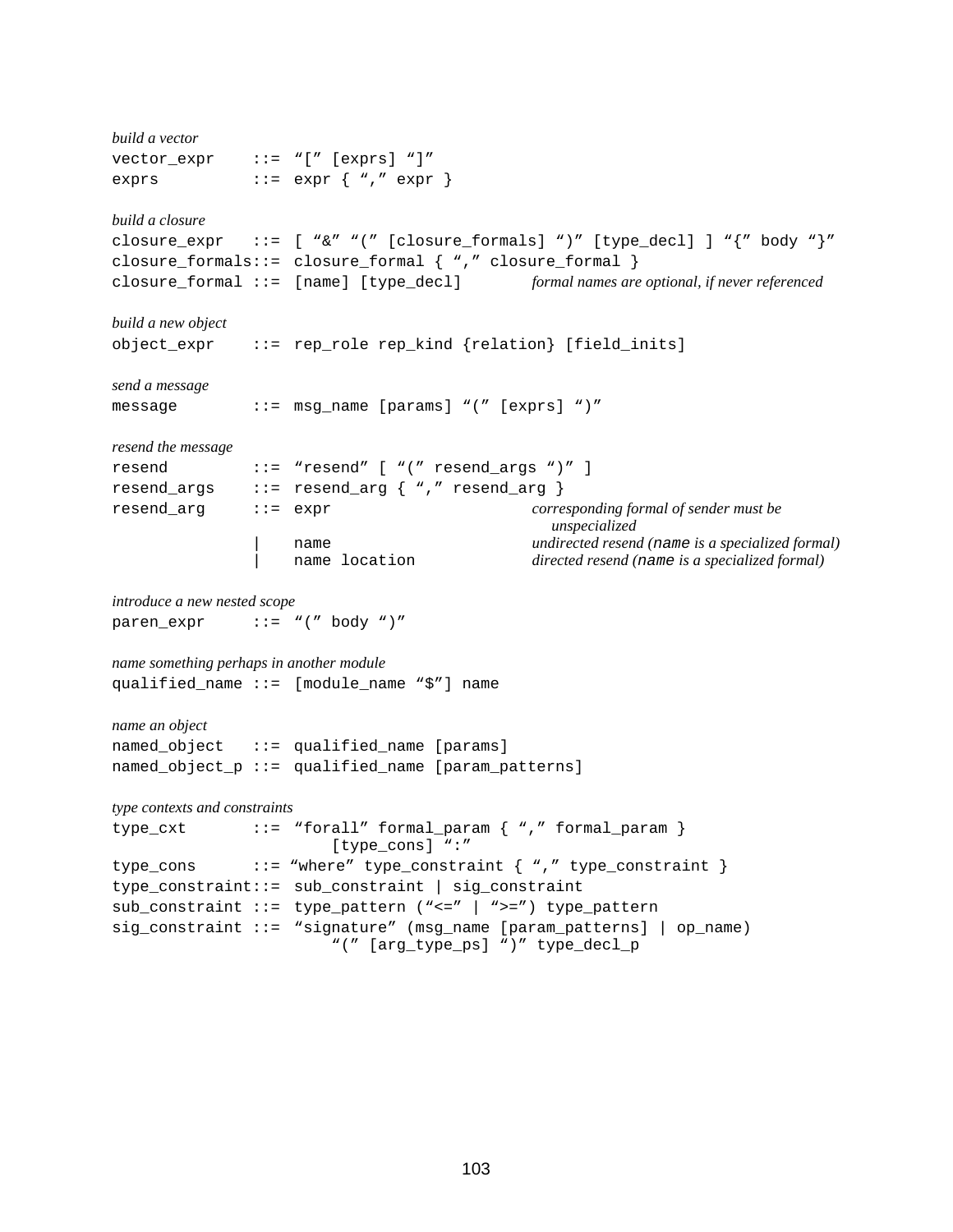*build a vector*

```
vector_expr    ::= "[" [exprs] "]"
exprs          ::= expr { "," expr }
```

*build a closure*

```
closure_expr   ::= [ "&" "(" [closure_formals] ")" [type_decl] ] "{" body "}"
closure_formals::= closure_formal { "," closure_formal }
closure_formal ::= [name] [type_decl]        formal names are optional, if never referenced
```

*build a new object*

```
object_expr    ::= rep_role rep_kind {relation} [field_inits]
```

*send a message*

```
message        ::= msg_name [params] "(" [exprs] ")"
```

*resend the message*

```
resend         ::= "resend" [ "(" resend_args ")" ]
resend_args    ::= resend_arg { "," resend_arg }
resend_arg     ::= expr                     corresponding formal of sender must be
                                                unspecialized
                |  name                     undirected resend (name is a specialized formal)
                |  name location            directed resend (name is a specialized formal)
```

*introduce a new nested scope*

```
paren_expr     ::= "(" body ")"
```

*name something perhaps in another module*

```
qualified_name ::= [module_name "$"] name
```

*name an object*

```
named_object   ::= qualified_name [params]
named_object_p ::= qualified_name [param_patterns]
```

*type contexts and constraints*

```
type_cxt       ::= "forall" formal_param { "," formal_param }
                       [type_cons] ":"
type_cons      ::= "where" type_constraint { "," type_constraint }
type_constraint::= sub_constraint | sig_constraint
sub_constraint ::= type_pattern ("<=" | ">=") type_pattern
sig_constraint ::= "signature" (msg_name [param_patterns] | op_name)
                       "(" [arg_type_ps] ")" type_decl_p
```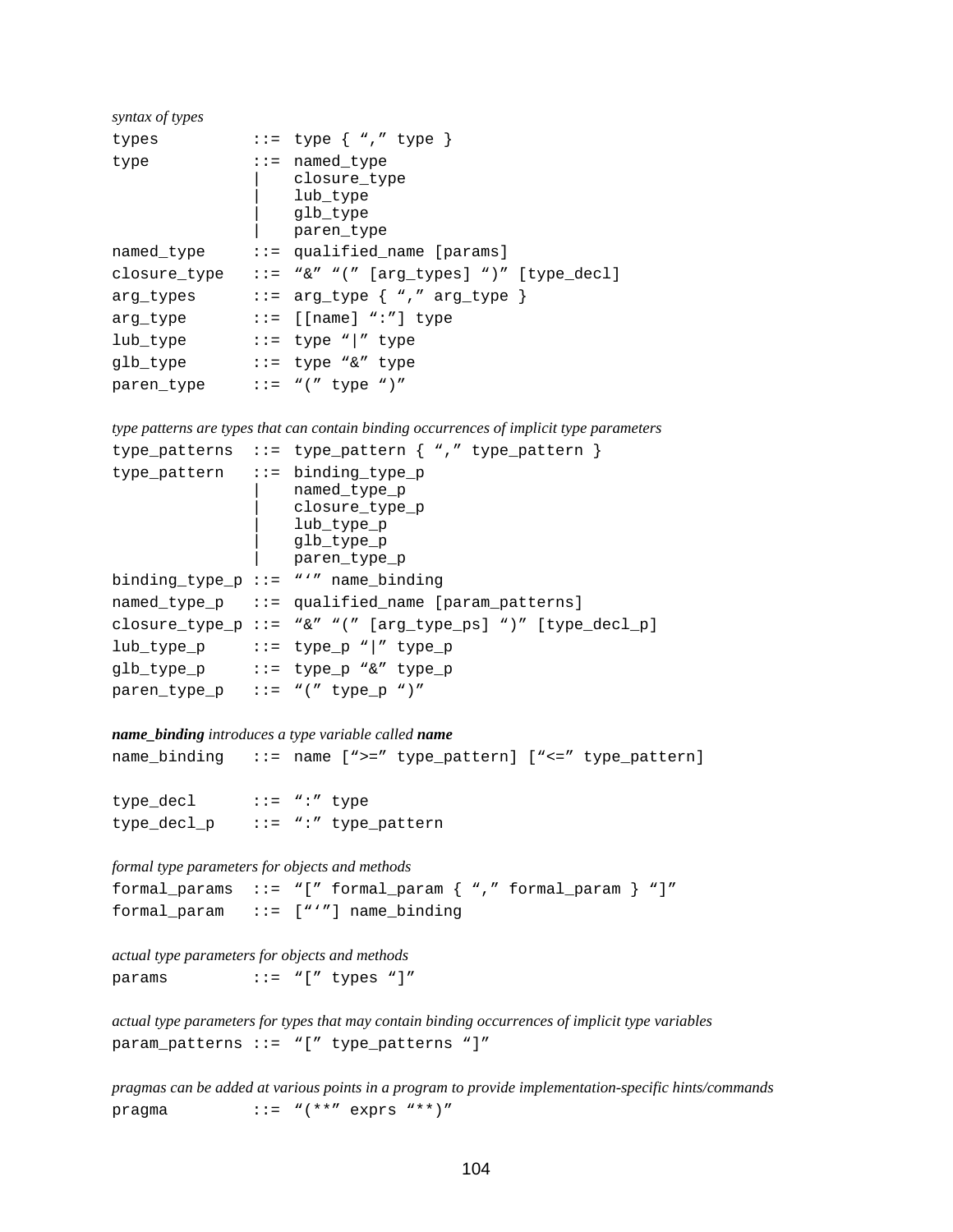*syntax of types*

```
types          ::=  type { "," type }
type           ::=  named_type
               |    closure_type
               |    lub_type
               |    glb_type
               |    paren_type
named_type     ::=  qualified_name [params]
closure_type   ::=  "&" "(" [arg_types] ")" [type_decl]
arg_types      ::=  arg_type { "," arg_type }
arg_type       ::=  [[name] ":"] type
lub_type       ::=  type "|" type
glb_type       ::=  type "&" type
paren_type     ::=  "(" type ")"
```

*type patterns are types that can contain binding occurrences of implicit type parameters*

```
type_patterns  ::=  type_pattern { "," type_pattern }
type_pattern   ::=  binding_type_p
               |    named_type_p
               |    closure_type_p
               |    lub_type_p
               |    glb_type_p
               |    paren_type_p
binding_type_p ::=  "'" name_binding
named_type_p   ::=  qualified_name [param_patterns]
closure_type_p ::=  "&" "(" [arg_type_ps] ")" [type_decl_p]
lub_type_p     ::=  type_p "|" type_p
glb_type_p     ::=  type_p "&" type_p
paren_type_p   ::=  "(" type_p ")"
```

***name_binding*** *introduces a type variable called* ***name***

```
name_binding   ::=  name [">=" type_pattern] ["<=" type_pattern]

type_decl      ::=  ":" type
type_decl_p    ::=  ":" type_pattern
```

*formal type parameters for objects and methods*

```
formal_params  ::=  "[" formal_param { "," formal_param } "]"
formal_param   ::=  ["'"] name_binding
```

*actual type parameters for objects and methods*

```
params         ::=  "[" types "]"
```

*actual type parameters for types that may contain binding occurrences of implicit type variables*

```
param_patterns ::=  "[" type_patterns "]"
```

*pragmas can be added at various points in a program to provide implementation-specific hints/commands*

```
pragma         ::=  "(**" exprs "**)"
```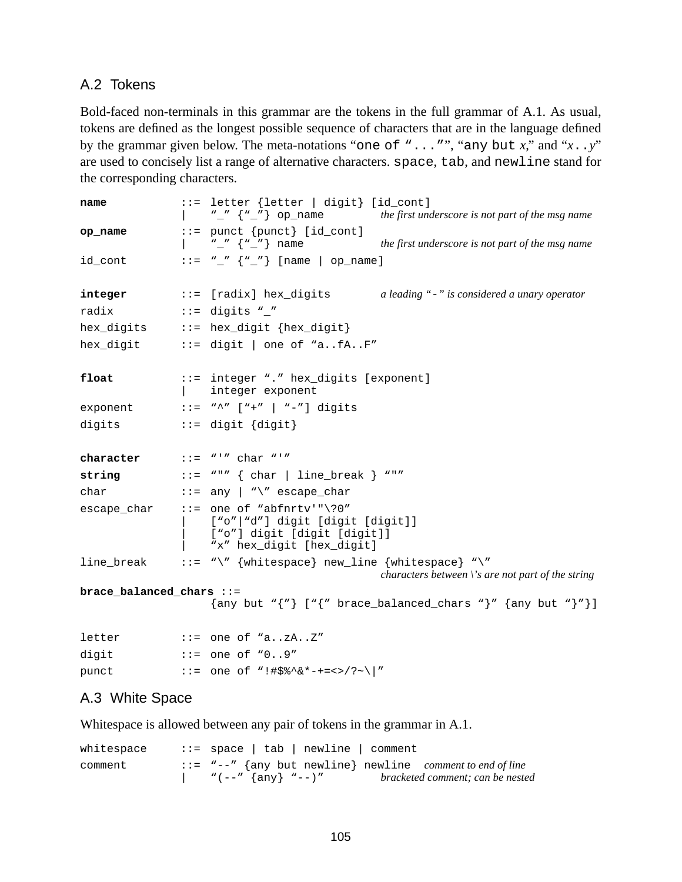## A.2 Tokens

Bold-faced non-terminals in this grammar are the tokens in the full grammar of A.1. As usual, tokens are defined as the longest possible sequence of characters that are in the language defined by the grammar given below. The meta-notations "`one of "..."`", "`any but` *x*," and "*x*`..`*y*" are used to concisely list a range of alternative characters. `space`, `tab`, and `newline` stand for the corresponding characters.

```
name          ::= letter {letter | digit} [id_cont]
              |   "_" {"_"} op_name        the first underscore is not part of the msg name
op_name       ::= punct {punct} [id_cont]
              |   "_" {"_"} name           the first underscore is not part of the msg name
id_cont       ::= "_" {"_"} [name | op_name]

integer       ::= [radix] hex_digits       a leading "-" is considered a unary operator
radix         ::= digits "_"
hex_digits    ::= hex_digit {hex_digit}
hex_digit     ::= digit | one of "a..fA..F"

float         ::= integer "." hex_digits [exponent]
              |   integer exponent
exponent      ::= "^" ["+" | "-"] digits
digits        ::= digit {digit}

character     ::= "'" char "'"
string        ::= """ { char | line_break } """
char          ::= any | "\" escape_char
escape_char   ::= one of "abfnrtv'"\?0"
              |   ["o"|"d"] digit [digit [digit]]
              |   ["o"] digit [digit [digit]]
              |   "x" hex_digit [hex_digit]
line_break    ::= "\" {whitespace} new_line {whitespace} "\"
                                           characters between \'s are not part of the string
brace_balanced_chars ::=
                  {any but "{"} ["{" brace_balanced_chars "}" {any but "}"}]

letter        ::= one of "a..zA..Z"
digit         ::= one of "0..9"
punct         ::= one of "!#$%^&*-+=<>/?~\|"
```

## A.3 White Space

Whitespace is allowed between any pair of tokens in the grammar in A.1.

```
whitespace    ::= space | tab | newline | comment
comment       ::= "--" {any but newline} newline   comment to end of line
              |   "(--" {any} "--)"         bracketed comment; can be nested
```